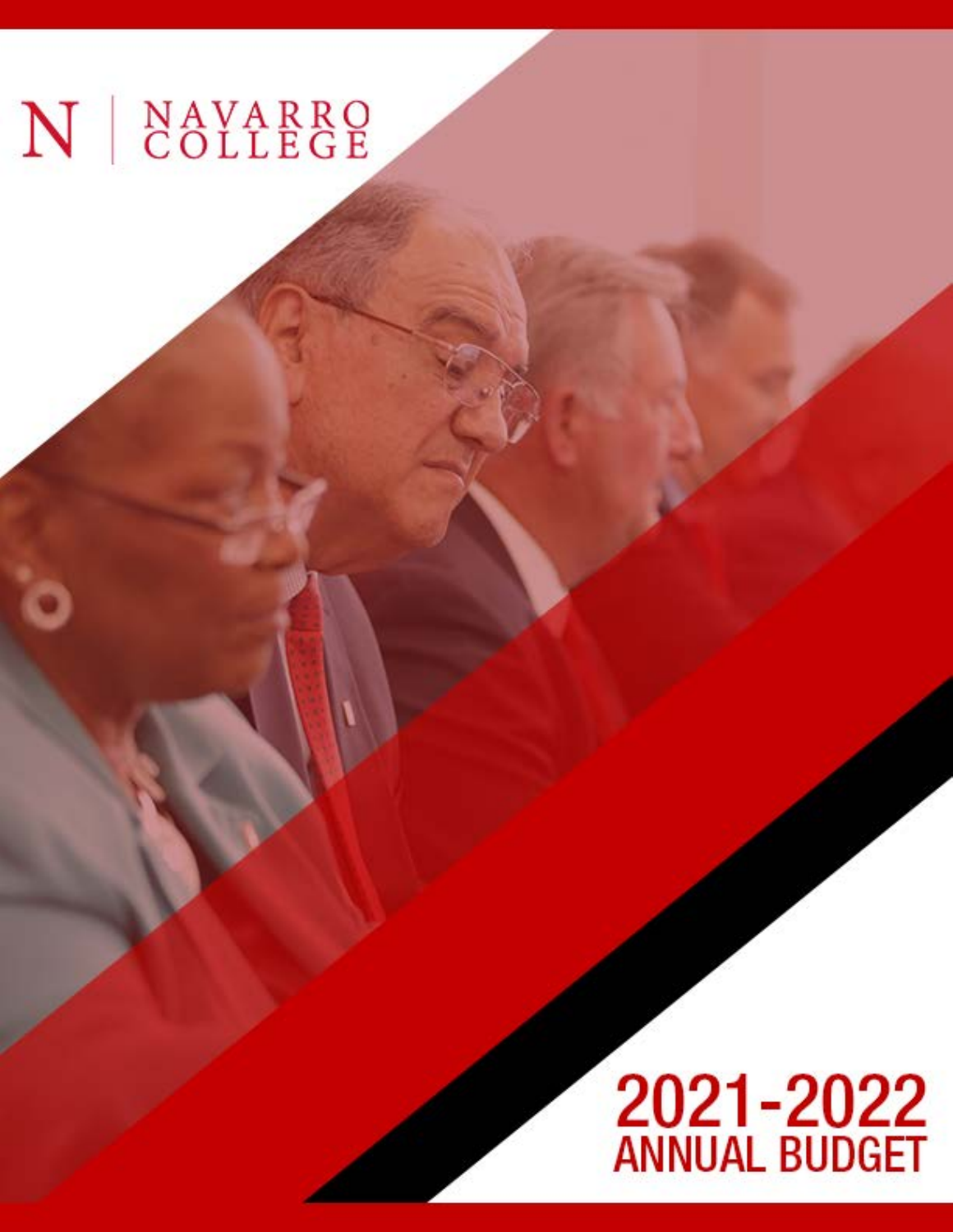N | NAVARRO COLLEGE

# 2021-2022 ANNUAL BUDGET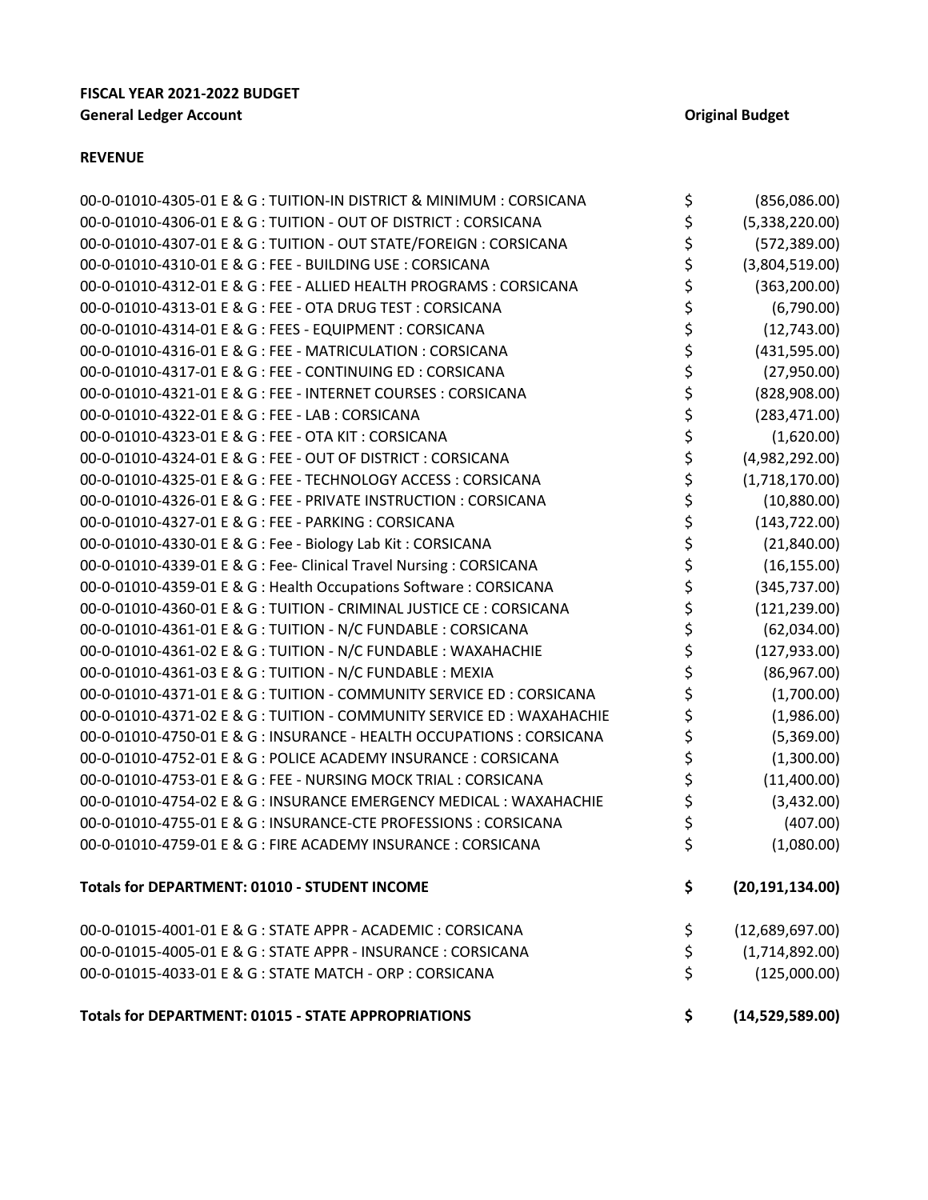**FISCAL YEAR 2021-2022 BUDGET**

| General Ledger Account | Original Budget |
|---|---|
| **REVENUE** | |
| 00-0-01010-4305-01 E & G : TUITION-IN DISTRICT & MINIMUM : CORSICANA | $ (856,086.00) |
| 00-0-01010-4306-01 E & G : TUITION - OUT OF DISTRICT : CORSICANA | $ (5,338,220.00) |
| 00-0-01010-4307-01 E & G : TUITION - OUT STATE/FOREIGN : CORSICANA | $ (572,389.00) |
| 00-0-01010-4310-01 E & G : FEE - BUILDING USE : CORSICANA | $ (3,804,519.00) |
| 00-0-01010-4312-01 E & G : FEE - ALLIED HEALTH PROGRAMS : CORSICANA | $ (363,200.00) |
| 00-0-01010-4313-01 E & G : FEE - OTA DRUG TEST : CORSICANA | $ (6,790.00) |
| 00-0-01010-4314-01 E & G : FEES - EQUIPMENT : CORSICANA | $ (12,743.00) |
| 00-0-01010-4316-01 E & G : FEE - MATRICULATION : CORSICANA | $ (431,595.00) |
| 00-0-01010-4317-01 E & G : FEE - CONTINUING ED : CORSICANA | $ (27,950.00) |
| 00-0-01010-4321-01 E & G : FEE - INTERNET COURSES : CORSICANA | $ (828,908.00) |
| 00-0-01010-4322-01 E & G : FEE - LAB : CORSICANA | $ (283,471.00) |
| 00-0-01010-4323-01 E & G : FEE - OTA KIT : CORSICANA | $ (1,620.00) |
| 00-0-01010-4324-01 E & G : FEE - OUT OF DISTRICT : CORSICANA | $ (4,982,292.00) |
| 00-0-01010-4325-01 E & G : FEE - TECHNOLOGY ACCESS : CORSICANA | $ (1,718,170.00) |
| 00-0-01010-4326-01 E & G : FEE - PRIVATE INSTRUCTION : CORSICANA | $ (10,880.00) |
| 00-0-01010-4327-01 E & G : FEE - PARKING : CORSICANA | $ (143,722.00) |
| 00-0-01010-4330-01 E & G : Fee - Biology Lab Kit : CORSICANA | $ (21,840.00) |
| 00-0-01010-4339-01 E & G : Fee- Clinical Travel Nursing : CORSICANA | $ (16,155.00) |
| 00-0-01010-4359-01 E & G : Health Occupations Software : CORSICANA | $ (345,737.00) |
| 00-0-01010-4360-01 E & G : TUITION - CRIMINAL JUSTICE CE : CORSICANA | $ (121,239.00) |
| 00-0-01010-4361-01 E & G : TUITION - N/C FUNDABLE : CORSICANA | $ (62,034.00) |
| 00-0-01010-4361-02 E & G : TUITION - N/C FUNDABLE : WAXAHACHIE | $ (127,933.00) |
| 00-0-01010-4361-03 E & G : TUITION - N/C FUNDABLE : MEXIA | $ (86,967.00) |
| 00-0-01010-4371-01 E & G : TUITION - COMMUNITY SERVICE ED : CORSICANA | $ (1,700.00) |
| 00-0-01010-4371-02 E & G : TUITION - COMMUNITY SERVICE ED : WAXAHACHIE | $ (1,986.00) |
| 00-0-01010-4750-01 E & G : INSURANCE - HEALTH OCCUPATIONS : CORSICANA | $ (5,369.00) |
| 00-0-01010-4752-01 E & G : POLICE ACADEMY INSURANCE : CORSICANA | $ (1,300.00) |
| 00-0-01010-4753-01 E & G : FEE - NURSING MOCK TRIAL : CORSICANA | $ (11,400.00) |
| 00-0-01010-4754-02 E & G : INSURANCE EMERGENCY MEDICAL : WAXAHACHIE | $ (3,432.00) |
| 00-0-01010-4755-01 E & G : INSURANCE-CTE PROFESSIONS : CORSICANA | $ (407.00) |
| 00-0-01010-4759-01 E & G : FIRE ACADEMY INSURANCE : CORSICANA | $ (1,080.00) |
| **Totals for DEPARTMENT: 01010 - STUDENT INCOME** | **$ (20,191,134.00)** |
| 00-0-01015-4001-01 E & G : STATE APPR - ACADEMIC : CORSICANA | $ (12,689,697.00) |
| 00-0-01015-4005-01 E & G : STATE APPR - INSURANCE : CORSICANA | $ (1,714,892.00) |
| 00-0-01015-4033-01 E & G : STATE MATCH - ORP : CORSICANA | $ (125,000.00) |
| **Totals for DEPARTMENT: 01015 - STATE APPROPRIATIONS** | **$ (14,529,589.00)** |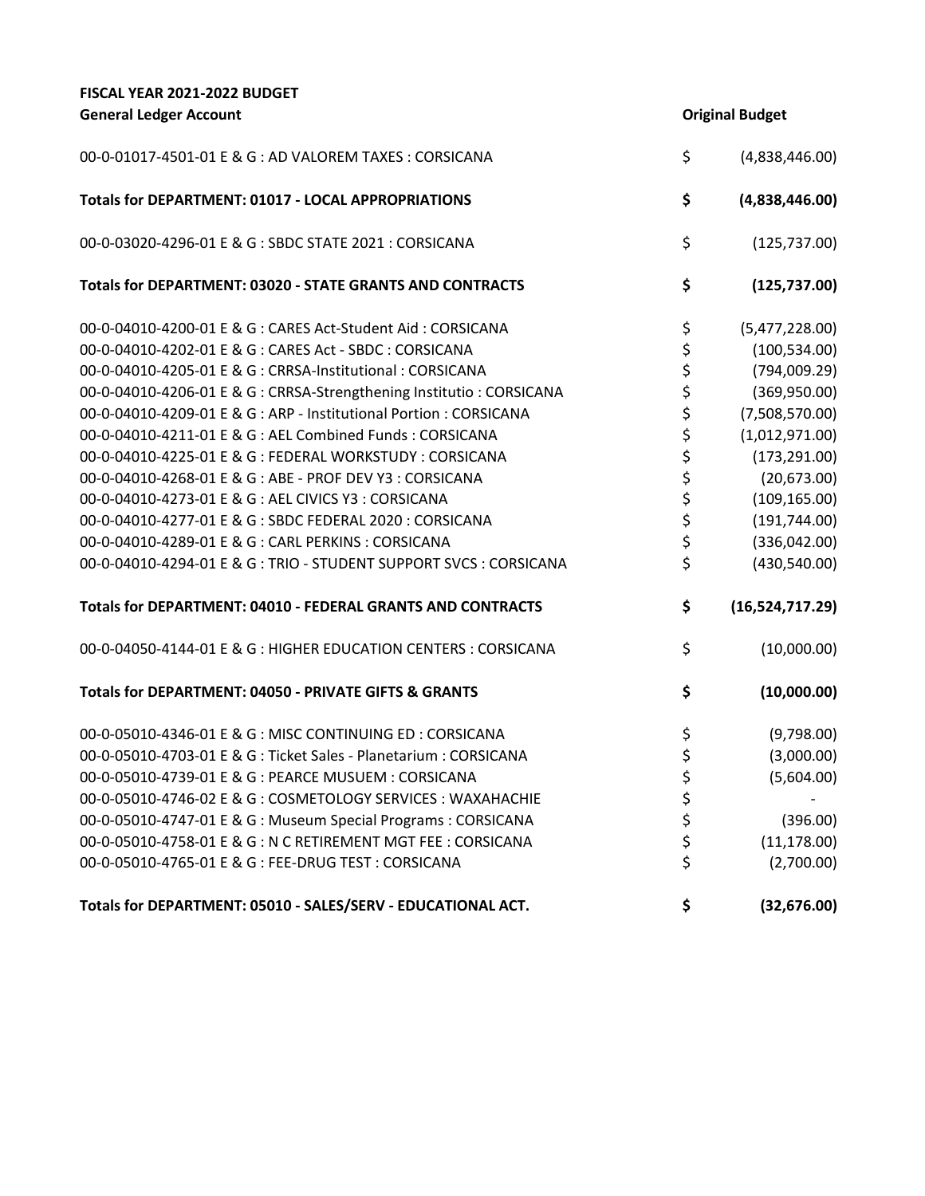**FISCAL YEAR 2021-2022 BUDGET**

| **General Ledger Account** | **Original Budget** |
|---|---|
| 00-0-01017-4501-01 E & G : AD VALOREM TAXES : CORSICANA | $ (4,838,446.00) |
| **Totals for DEPARTMENT: 01017 - LOCAL APPROPRIATIONS** | **$ (4,838,446.00)** |
| 00-0-03020-4296-01 E & G : SBDC STATE 2021 : CORSICANA | $ (125,737.00) |
| **Totals for DEPARTMENT: 03020 - STATE GRANTS AND CONTRACTS** | **$ (125,737.00)** |
| 00-0-04010-4200-01 E & G : CARES Act-Student Aid : CORSICANA | $ (5,477,228.00) |
| 00-0-04010-4202-01 E & G : CARES Act - SBDC : CORSICANA | $ (100,534.00) |
| 00-0-04010-4205-01 E & G : CRRSA-Institutional : CORSICANA | $ (794,009.29) |
| 00-0-04010-4206-01 E & G : CRRSA-Strengthening Institutio : CORSICANA | $ (369,950.00) |
| 00-0-04010-4209-01 E & G : ARP - Institutional Portion : CORSICANA | $ (7,508,570.00) |
| 00-0-04010-4211-01 E & G : AEL Combined Funds : CORSICANA | $ (1,012,971.00) |
| 00-0-04010-4225-01 E & G : FEDERAL WORKSTUDY : CORSICANA | $ (173,291.00) |
| 00-0-04010-4268-01 E & G : ABE - PROF DEV Y3 : CORSICANA | $ (20,673.00) |
| 00-0-04010-4273-01 E & G : AEL CIVICS Y3 : CORSICANA | $ (109,165.00) |
| 00-0-04010-4277-01 E & G : SBDC FEDERAL 2020 : CORSICANA | $ (191,744.00) |
| 00-0-04010-4289-01 E & G : CARL PERKINS : CORSICANA | $ (336,042.00) |
| 00-0-04010-4294-01 E & G : TRIO - STUDENT SUPPORT SVCS : CORSICANA | $ (430,540.00) |
| **Totals for DEPARTMENT: 04010 - FEDERAL GRANTS AND CONTRACTS** | **$ (16,524,717.29)** |
| 00-0-04050-4144-01 E & G : HIGHER EDUCATION CENTERS : CORSICANA | $ (10,000.00) |
| **Totals for DEPARTMENT: 04050 - PRIVATE GIFTS & GRANTS** | **$ (10,000.00)** |
| 00-0-05010-4346-01 E & G : MISC CONTINUING ED : CORSICANA | $ (9,798.00) |
| 00-0-05010-4703-01 E & G : Ticket Sales - Planetarium : CORSICANA | $ (3,000.00) |
| 00-0-05010-4739-01 E & G : PEARCE MUSUEM : CORSICANA | $ (5,604.00) |
| 00-0-05010-4746-02 E & G : COSMETOLOGY SERVICES : WAXAHACHIE | $ - |
| 00-0-05010-4747-01 E & G : Museum Special Programs : CORSICANA | $ (396.00) |
| 00-0-05010-4758-01 E & G : N C RETIREMENT MGT FEE : CORSICANA | $ (11,178.00) |
| 00-0-05010-4765-01 E & G : FEE-DRUG TEST : CORSICANA | $ (2,700.00) |
| **Totals for DEPARTMENT: 05010 - SALES/SERV - EDUCATIONAL ACT.** | **$ (32,676.00)** |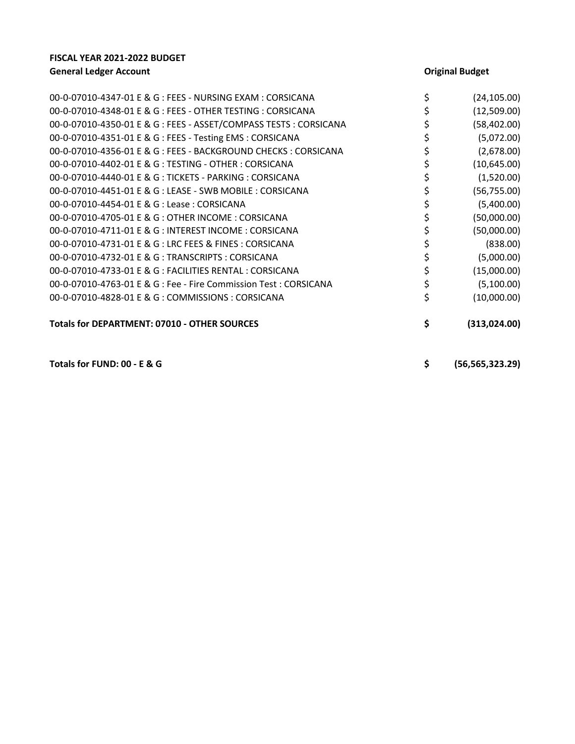**FISCAL YEAR 2021-2022 BUDGET**

| General Ledger Account | Original Budget |
|---|---|
| 00-0-07010-4347-01 E & G : FEES - NURSING EXAM : CORSICANA | $ (24,105.00) |
| 00-0-07010-4348-01 E & G : FEES - OTHER TESTING : CORSICANA | $ (12,509.00) |
| 00-0-07010-4350-01 E & G : FEES - ASSET/COMPASS TESTS : CORSICANA | $ (58,402.00) |
| 00-0-07010-4351-01 E & G : FEES - Testing EMS : CORSICANA | $ (5,072.00) |
| 00-0-07010-4356-01 E & G : FEES - BACKGROUND CHECKS : CORSICANA | $ (2,678.00) |
| 00-0-07010-4402-01 E & G : TESTING - OTHER : CORSICANA | $ (10,645.00) |
| 00-0-07010-4440-01 E & G : TICKETS - PARKING : CORSICANA | $ (1,520.00) |
| 00-0-07010-4451-01 E & G : LEASE - SWB MOBILE : CORSICANA | $ (56,755.00) |
| 00-0-07010-4454-01 E & G : Lease : CORSICANA | $ (5,400.00) |
| 00-0-07010-4705-01 E & G : OTHER INCOME : CORSICANA | $ (50,000.00) |
| 00-0-07010-4711-01 E & G : INTEREST INCOME : CORSICANA | $ (50,000.00) |
| 00-0-07010-4731-01 E & G : LRC FEES & FINES : CORSICANA | $ (838.00) |
| 00-0-07010-4732-01 E & G : TRANSCRIPTS : CORSICANA | $ (5,000.00) |
| 00-0-07010-4733-01 E & G : FACILITIES RENTAL : CORSICANA | $ (15,000.00) |
| 00-0-07010-4763-01 E & G : Fee - Fire Commission Test : CORSICANA | $ (5,100.00) |
| 00-0-07010-4828-01 E & G : COMMISSIONS : CORSICANA | $ (10,000.00) |
| **Totals for DEPARTMENT: 07010 - OTHER SOURCES** | **$ (313,024.00)** |
| **Totals for FUND: 00 - E & G** | **$ (56,565,323.29)** |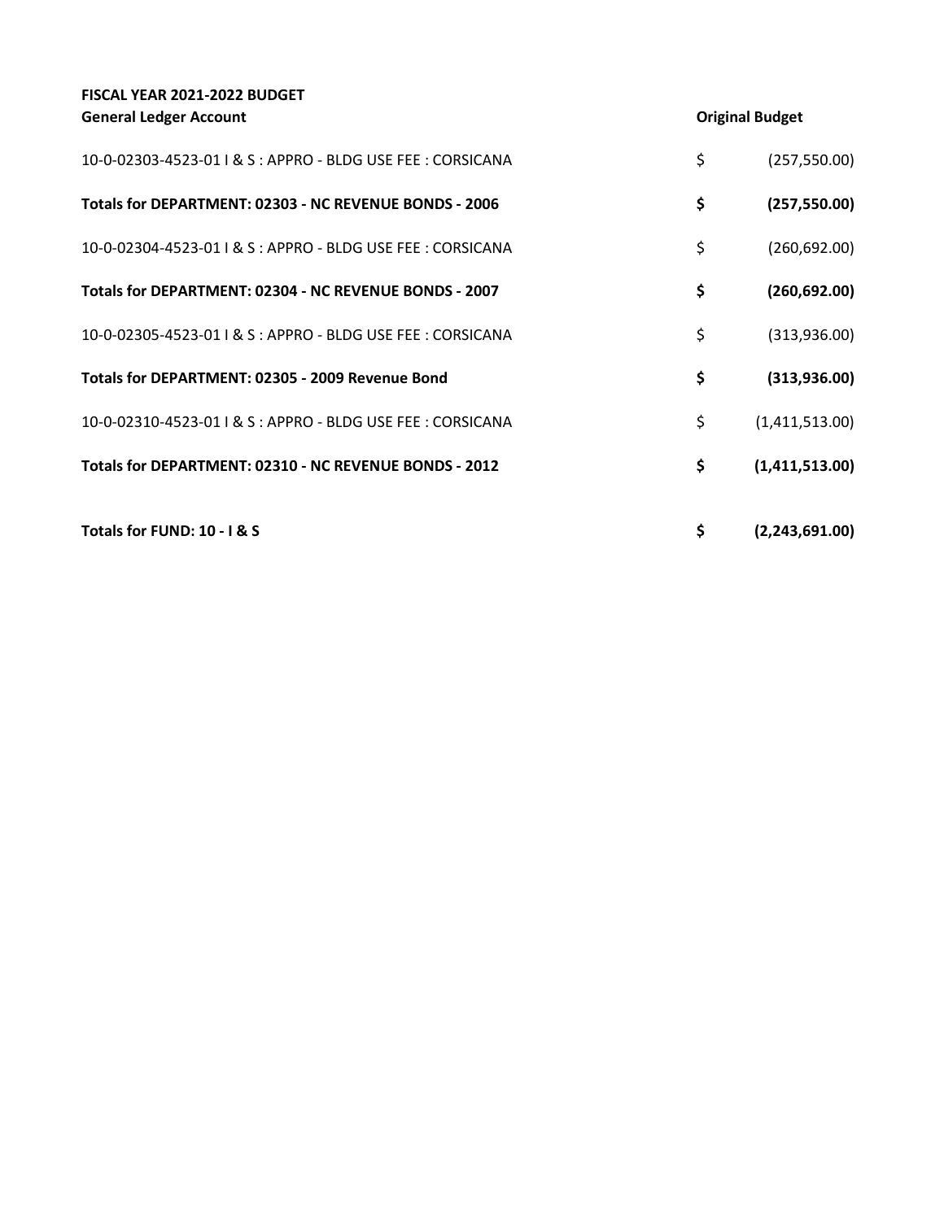**FISCAL YEAR 2021-2022 BUDGET**

| **General Ledger Account** | **Original Budget** |
| --- | --- |
| 10-0-02303-4523-01 I & S : APPRO - BLDG USE FEE : CORSICANA | $ (257,550.00) |
| **Totals for DEPARTMENT: 02303 - NC REVENUE BONDS - 2006** | **$ (257,550.00)** |
| 10-0-02304-4523-01 I & S : APPRO - BLDG USE FEE : CORSICANA | $ (260,692.00) |
| **Totals for DEPARTMENT: 02304 - NC REVENUE BONDS - 2007** | **$ (260,692.00)** |
| 10-0-02305-4523-01 I & S : APPRO - BLDG USE FEE : CORSICANA | $ (313,936.00) |
| **Totals for DEPARTMENT: 02305 - 2009 Revenue Bond** | **$ (313,936.00)** |
| 10-0-02310-4523-01 I & S : APPRO - BLDG USE FEE : CORSICANA | $ (1,411,513.00) |
| **Totals for DEPARTMENT: 02310 - NC REVENUE BONDS - 2012** | **$ (1,411,513.00)** |
| **Totals for FUND: 10 - I & S** | **$ (2,243,691.00)** |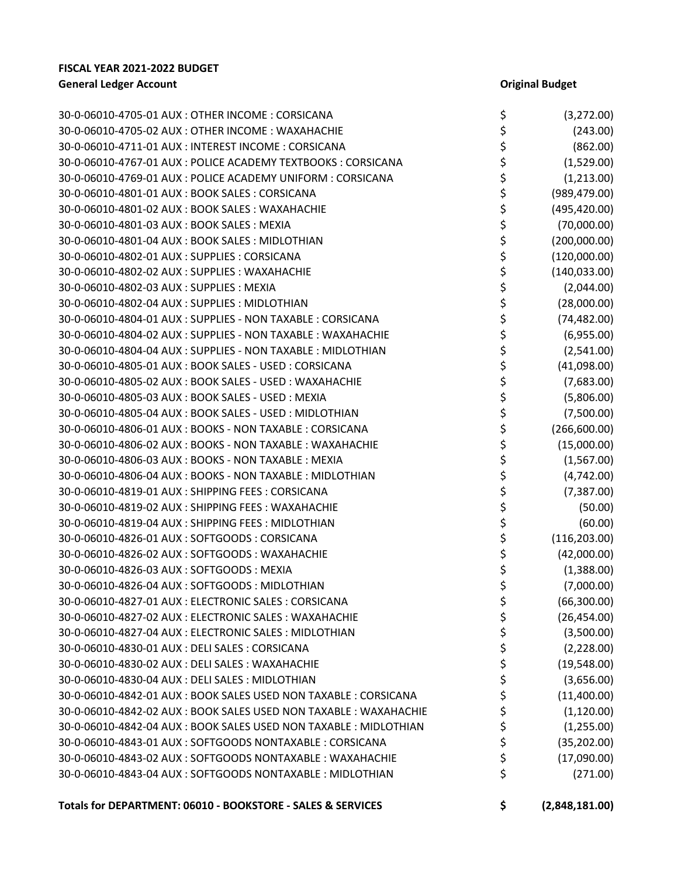**FISCAL YEAR 2021-2022 BUDGET**

| General Ledger Account | Original Budget |
| --- | --- |
| 30-0-06010-4705-01 AUX : OTHER INCOME : CORSICANA | $ (3,272.00) |
| 30-0-06010-4705-02 AUX : OTHER INCOME : WAXAHACHIE | $ (243.00) |
| 30-0-06010-4711-01 AUX : INTEREST INCOME : CORSICANA | $ (862.00) |
| 30-0-06010-4767-01 AUX : POLICE ACADEMY TEXTBOOKS : CORSICANA | $ (1,529.00) |
| 30-0-06010-4769-01 AUX : POLICE ACADEMY UNIFORM : CORSICANA | $ (1,213.00) |
| 30-0-06010-4801-01 AUX : BOOK SALES : CORSICANA | $ (989,479.00) |
| 30-0-06010-4801-02 AUX : BOOK SALES : WAXAHACHIE | $ (495,420.00) |
| 30-0-06010-4801-03 AUX : BOOK SALES : MEXIA | $ (70,000.00) |
| 30-0-06010-4801-04 AUX : BOOK SALES : MIDLOTHIAN | $ (200,000.00) |
| 30-0-06010-4802-01 AUX : SUPPLIES : CORSICANA | $ (120,000.00) |
| 30-0-06010-4802-02 AUX : SUPPLIES : WAXAHACHIE | $ (140,033.00) |
| 30-0-06010-4802-03 AUX : SUPPLIES : MEXIA | $ (2,044.00) |
| 30-0-06010-4802-04 AUX : SUPPLIES : MIDLOTHIAN | $ (28,000.00) |
| 30-0-06010-4804-01 AUX : SUPPLIES - NON TAXABLE : CORSICANA | $ (74,482.00) |
| 30-0-06010-4804-02 AUX : SUPPLIES - NON TAXABLE : WAXAHACHIE | $ (6,955.00) |
| 30-0-06010-4804-04 AUX : SUPPLIES - NON TAXABLE : MIDLOTHIAN | $ (2,541.00) |
| 30-0-06010-4805-01 AUX : BOOK SALES - USED : CORSICANA | $ (41,098.00) |
| 30-0-06010-4805-02 AUX : BOOK SALES - USED : WAXAHACHIE | $ (7,683.00) |
| 30-0-06010-4805-03 AUX : BOOK SALES - USED : MEXIA | $ (5,806.00) |
| 30-0-06010-4805-04 AUX : BOOK SALES - USED : MIDLOTHIAN | $ (7,500.00) |
| 30-0-06010-4806-01 AUX : BOOKS - NON TAXABLE : CORSICANA | $ (266,600.00) |
| 30-0-06010-4806-02 AUX : BOOKS - NON TAXABLE : WAXAHACHIE | $ (15,000.00) |
| 30-0-06010-4806-03 AUX : BOOKS - NON TAXABLE : MEXIA | $ (1,567.00) |
| 30-0-06010-4806-04 AUX : BOOKS - NON TAXABLE : MIDLOTHIAN | $ (4,742.00) |
| 30-0-06010-4819-01 AUX : SHIPPING FEES : CORSICANA | $ (7,387.00) |
| 30-0-06010-4819-02 AUX : SHIPPING FEES : WAXAHACHIE | $ (50.00) |
| 30-0-06010-4819-04 AUX : SHIPPING FEES : MIDLOTHIAN | $ (60.00) |
| 30-0-06010-4826-01 AUX : SOFTGOODS : CORSICANA | $ (116,203.00) |
| 30-0-06010-4826-02 AUX : SOFTGOODS : WAXAHACHIE | $ (42,000.00) |
| 30-0-06010-4826-03 AUX : SOFTGOODS : MEXIA | $ (1,388.00) |
| 30-0-06010-4826-04 AUX : SOFTGOODS : MIDLOTHIAN | $ (7,000.00) |
| 30-0-06010-4827-01 AUX : ELECTRONIC SALES : CORSICANA | $ (66,300.00) |
| 30-0-06010-4827-02 AUX : ELECTRONIC SALES : WAXAHACHIE | $ (26,454.00) |
| 30-0-06010-4827-04 AUX : ELECTRONIC SALES : MIDLOTHIAN | $ (3,500.00) |
| 30-0-06010-4830-01 AUX : DELI SALES : CORSICANA | $ (2,228.00) |
| 30-0-06010-4830-02 AUX : DELI SALES : WAXAHACHIE | $ (19,548.00) |
| 30-0-06010-4830-04 AUX : DELI SALES : MIDLOTHIAN | $ (3,656.00) |
| 30-0-06010-4842-01 AUX : BOOK SALES USED NON TAXABLE : CORSICANA | $ (11,400.00) |
| 30-0-06010-4842-02 AUX : BOOK SALES USED NON TAXABLE : WAXAHACHIE | $ (1,120.00) |
| 30-0-06010-4842-04 AUX : BOOK SALES USED NON TAXABLE : MIDLOTHIAN | $ (1,255.00) |
| 30-0-06010-4843-01 AUX : SOFTGOODS NONTAXABLE : CORSICANA | $ (35,202.00) |
| 30-0-06010-4843-02 AUX : SOFTGOODS NONTAXABLE : WAXAHACHIE | $ (17,090.00) |
| 30-0-06010-4843-04 AUX : SOFTGOODS NONTAXABLE : MIDLOTHIAN | $ (271.00) |
| **Totals for DEPARTMENT: 06010 - BOOKSTORE - SALES & SERVICES** | **$ (2,848,181.00)** |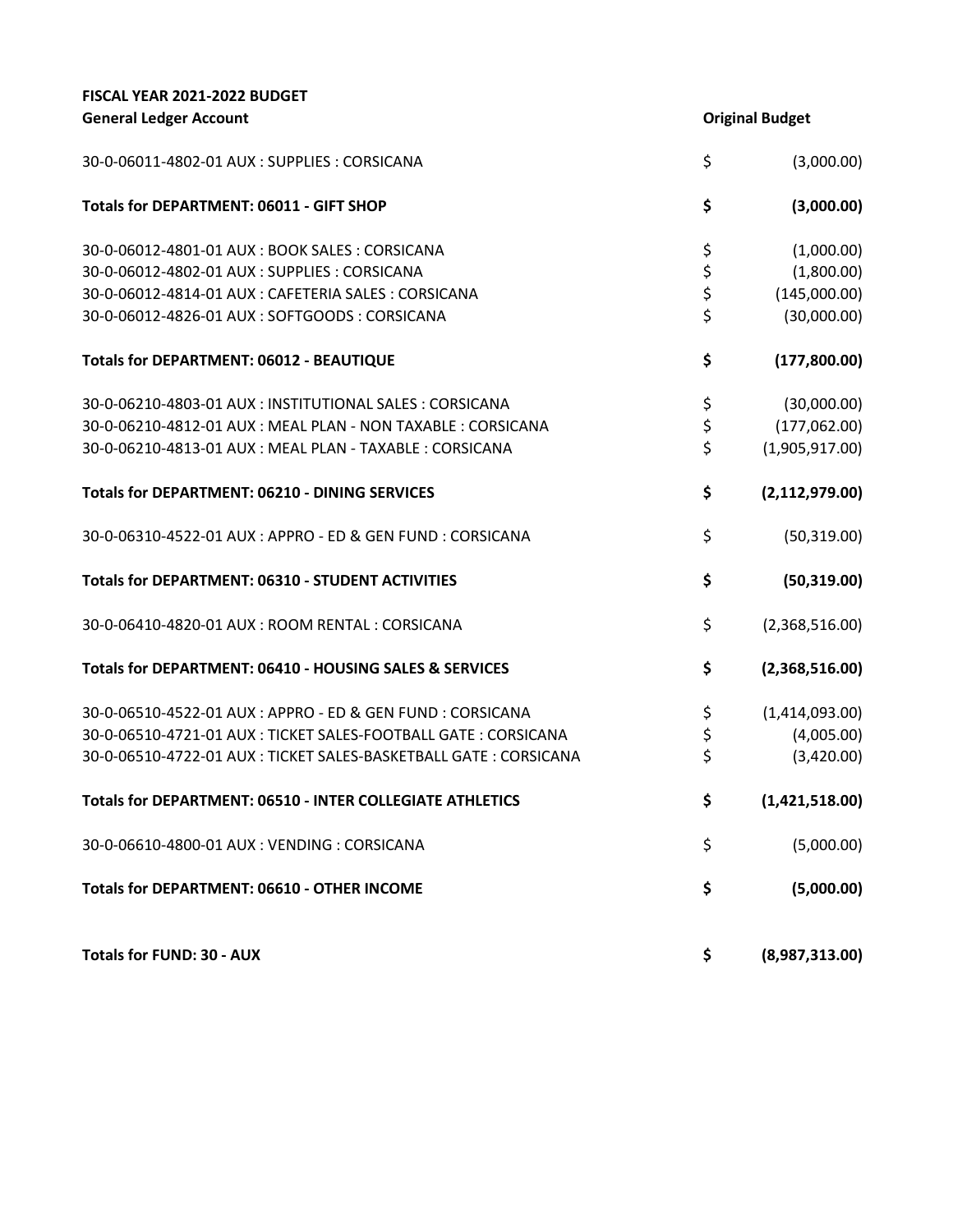**FISCAL YEAR 2021-2022 BUDGET**

| General Ledger Account | | Original Budget |
|---|---|---|
| 30-0-06011-4802-01 AUX : SUPPLIES : CORSICANA | $ | (3,000.00) |
| **Totals for DEPARTMENT: 06011 - GIFT SHOP** | **$** | **(3,000.00)** |
| 30-0-06012-4801-01 AUX : BOOK SALES : CORSICANA | $ | (1,000.00) |
| 30-0-06012-4802-01 AUX : SUPPLIES : CORSICANA | $ | (1,800.00) |
| 30-0-06012-4814-01 AUX : CAFETERIA SALES : CORSICANA | $ | (145,000.00) |
| 30-0-06012-4826-01 AUX : SOFTGOODS : CORSICANA | $ | (30,000.00) |
| **Totals for DEPARTMENT: 06012 - BEAUTIQUE** | **$** | **(177,800.00)** |
| 30-0-06210-4803-01 AUX : INSTITUTIONAL SALES : CORSICANA | $ | (30,000.00) |
| 30-0-06210-4812-01 AUX : MEAL PLAN - NON TAXABLE : CORSICANA | $ | (177,062.00) |
| 30-0-06210-4813-01 AUX : MEAL PLAN - TAXABLE : CORSICANA | $ | (1,905,917.00) |
| **Totals for DEPARTMENT: 06210 - DINING SERVICES** | **$** | **(2,112,979.00)** |
| 30-0-06310-4522-01 AUX : APPRO - ED & GEN FUND : CORSICANA | $ | (50,319.00) |
| **Totals for DEPARTMENT: 06310 - STUDENT ACTIVITIES** | **$** | **(50,319.00)** |
| 30-0-06410-4820-01 AUX : ROOM RENTAL : CORSICANA | $ | (2,368,516.00) |
| **Totals for DEPARTMENT: 06410 - HOUSING SALES & SERVICES** | **$** | **(2,368,516.00)** |
| 30-0-06510-4522-01 AUX : APPRO - ED & GEN FUND : CORSICANA | $ | (1,414,093.00) |
| 30-0-06510-4721-01 AUX : TICKET SALES-FOOTBALL GATE : CORSICANA | $ | (4,005.00) |
| 30-0-06510-4722-01 AUX : TICKET SALES-BASKETBALL GATE : CORSICANA | $ | (3,420.00) |
| **Totals for DEPARTMENT: 06510 - INTER COLLEGIATE ATHLETICS** | **$** | **(1,421,518.00)** |
| 30-0-06610-4800-01 AUX : VENDING : CORSICANA | $ | (5,000.00) |
| **Totals for DEPARTMENT: 06610 - OTHER INCOME** | **$** | **(5,000.00)** |
| **Totals for FUND: 30 - AUX** | **$** | **(8,987,313.00)** |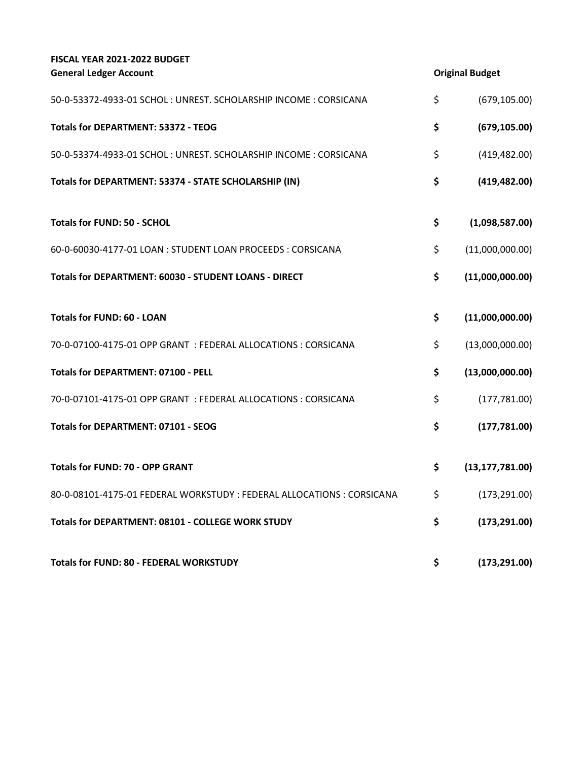**FISCAL YEAR 2021-2022 BUDGET**

| General Ledger Account | | Original Budget |
|---|---|---|
| 50-0-53372-4933-01 SCHOL : UNREST. SCHOLARSHIP INCOME : CORSICANA | $ | (679,105.00) |
| **Totals for DEPARTMENT: 53372 - TEOG** | **$** | **(679,105.00)** |
| 50-0-53374-4933-01 SCHOL : UNREST. SCHOLARSHIP INCOME : CORSICANA | $ | (419,482.00) |
| **Totals for DEPARTMENT: 53374 - STATE SCHOLARSHIP (IN)** | **$** | **(419,482.00)** |
| **Totals for FUND: 50 - SCHOL** | **$** | **(1,098,587.00)** |
| 60-0-60030-4177-01 LOAN : STUDENT LOAN PROCEEDS : CORSICANA | $ | (11,000,000.00) |
| **Totals for DEPARTMENT: 60030 - STUDENT LOANS - DIRECT** | **$** | **(11,000,000.00)** |
| **Totals for FUND: 60 - LOAN** | **$** | **(11,000,000.00)** |
| 70-0-07100-4175-01 OPP GRANT : FEDERAL ALLOCATIONS : CORSICANA | $ | (13,000,000.00) |
| **Totals for DEPARTMENT: 07100 - PELL** | **$** | **(13,000,000.00)** |
| 70-0-07101-4175-01 OPP GRANT : FEDERAL ALLOCATIONS : CORSICANA | $ | (177,781.00) |
| **Totals for DEPARTMENT: 07101 - SEOG** | **$** | **(177,781.00)** |
| **Totals for FUND: 70 - OPP GRANT** | **$** | **(13,177,781.00)** |
| 80-0-08101-4175-01 FEDERAL WORKSTUDY : FEDERAL ALLOCATIONS : CORSICANA | $ | (173,291.00) |
| **Totals for DEPARTMENT: 08101 - COLLEGE WORK STUDY** | **$** | **(173,291.00)** |
| **Totals for FUND: 80 - FEDERAL WORKSTUDY** | **$** | **(173,291.00)** |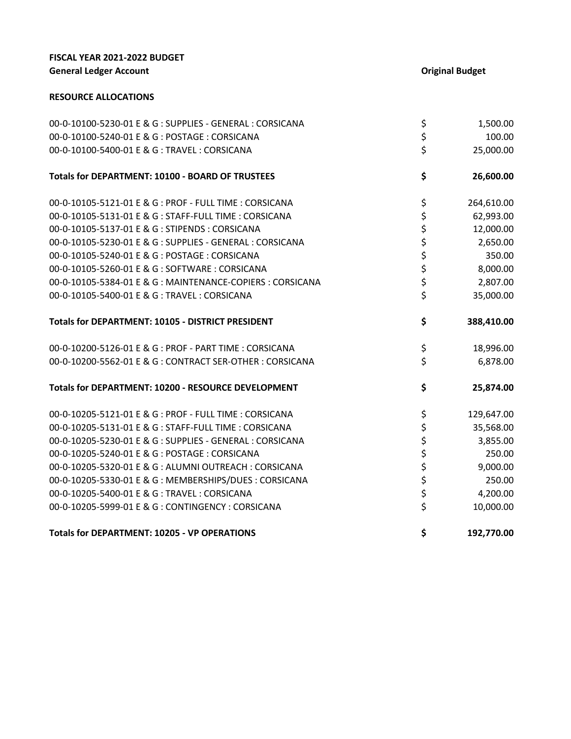**FISCAL YEAR 2021-2022 BUDGET**

| General Ledger Account | Original Budget |
|---|---|
| **RESOURCE ALLOCATIONS** | |
| 00-0-10100-5230-01 E & G : SUPPLIES - GENERAL : CORSICANA | $ 1,500.00 |
| 00-0-10100-5240-01 E & G : POSTAGE : CORSICANA | $ 100.00 |
| 00-0-10100-5400-01 E & G : TRAVEL : CORSICANA | $ 25,000.00 |
| **Totals for DEPARTMENT: 10100 - BOARD OF TRUSTEES** | **$ 26,600.00** |
| 00-0-10105-5121-01 E & G : PROF - FULL TIME : CORSICANA | $ 264,610.00 |
| 00-0-10105-5131-01 E & G : STAFF-FULL TIME : CORSICANA | $ 62,993.00 |
| 00-0-10105-5137-01 E & G : STIPENDS : CORSICANA | $ 12,000.00 |
| 00-0-10105-5230-01 E & G : SUPPLIES - GENERAL : CORSICANA | $ 2,650.00 |
| 00-0-10105-5240-01 E & G : POSTAGE : CORSICANA | $ 350.00 |
| 00-0-10105-5260-01 E & G : SOFTWARE : CORSICANA | $ 8,000.00 |
| 00-0-10105-5384-01 E & G : MAINTENANCE-COPIERS : CORSICANA | $ 2,807.00 |
| 00-0-10105-5400-01 E & G : TRAVEL : CORSICANA | $ 35,000.00 |
| **Totals for DEPARTMENT: 10105 - DISTRICT PRESIDENT** | **$ 388,410.00** |
| 00-0-10200-5126-01 E & G : PROF - PART TIME : CORSICANA | $ 18,996.00 |
| 00-0-10200-5562-01 E & G : CONTRACT SER-OTHER : CORSICANA | $ 6,878.00 |
| **Totals for DEPARTMENT: 10200 - RESOURCE DEVELOPMENT** | **$ 25,874.00** |
| 00-0-10205-5121-01 E & G : PROF - FULL TIME : CORSICANA | $ 129,647.00 |
| 00-0-10205-5131-01 E & G : STAFF-FULL TIME : CORSICANA | $ 35,568.00 |
| 00-0-10205-5230-01 E & G : SUPPLIES - GENERAL : CORSICANA | $ 3,855.00 |
| 00-0-10205-5240-01 E & G : POSTAGE : CORSICANA | $ 250.00 |
| 00-0-10205-5320-01 E & G : ALUMNI OUTREACH : CORSICANA | $ 9,000.00 |
| 00-0-10205-5330-01 E & G : MEMBERSHIPS/DUES : CORSICANA | $ 250.00 |
| 00-0-10205-5400-01 E & G : TRAVEL : CORSICANA | $ 4,200.00 |
| 00-0-10205-5999-01 E & G : CONTINGENCY : CORSICANA | $ 10,000.00 |
| **Totals for DEPARTMENT: 10205 - VP OPERATIONS** | **$ 192,770.00** |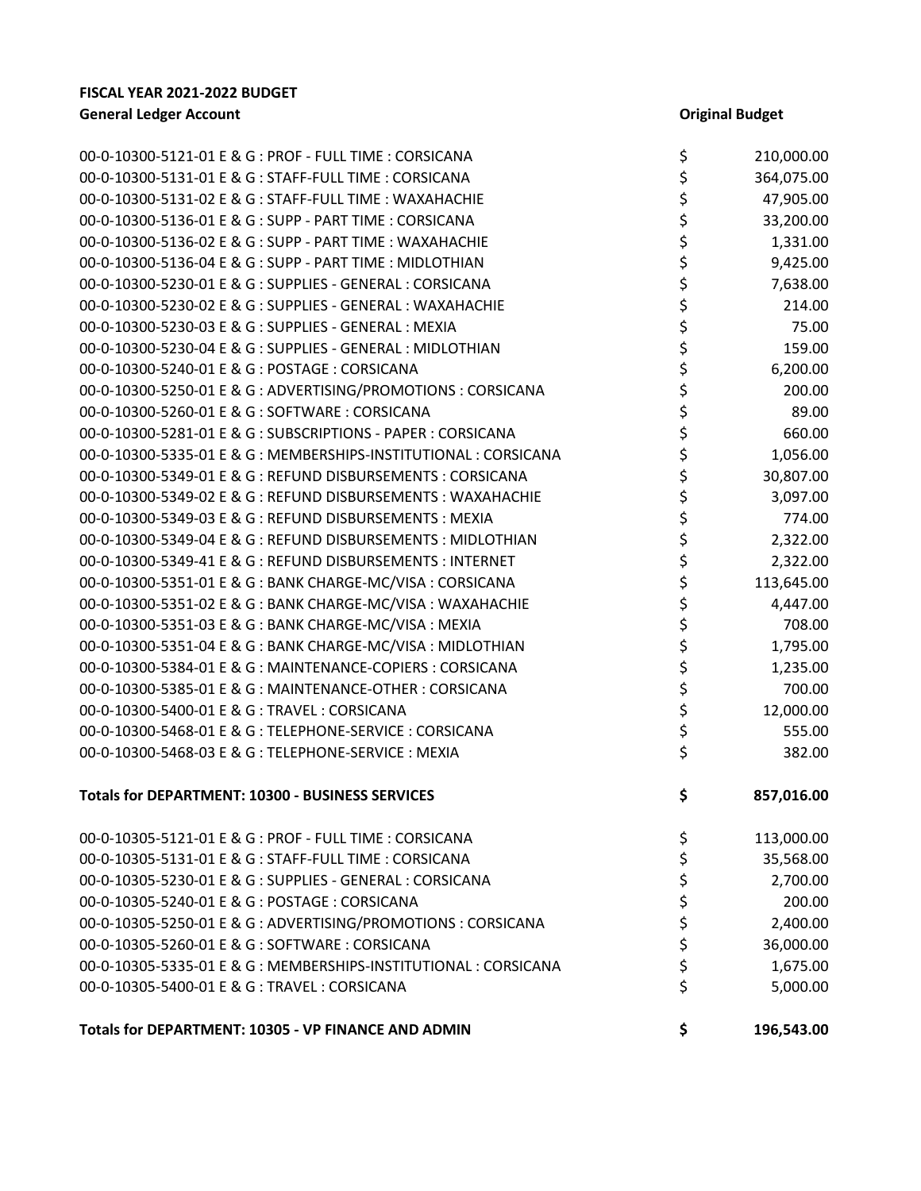**FISCAL YEAR 2021-2022 BUDGET**

| General Ledger Account | Original Budget |
|---|---|
| 00-0-10300-5121-01 E & G : PROF - FULL TIME : CORSICANA | $ 210,000.00 |
| 00-0-10300-5131-01 E & G : STAFF-FULL TIME : CORSICANA | $ 364,075.00 |
| 00-0-10300-5131-02 E & G : STAFF-FULL TIME : WAXAHACHIE | $ 47,905.00 |
| 00-0-10300-5136-01 E & G : SUPP - PART TIME : CORSICANA | $ 33,200.00 |
| 00-0-10300-5136-02 E & G : SUPP - PART TIME : WAXAHACHIE | $ 1,331.00 |
| 00-0-10300-5136-04 E & G : SUPP - PART TIME : MIDLOTHIAN | $ 9,425.00 |
| 00-0-10300-5230-01 E & G : SUPPLIES - GENERAL : CORSICANA | $ 7,638.00 |
| 00-0-10300-5230-02 E & G : SUPPLIES - GENERAL : WAXAHACHIE | $ 214.00 |
| 00-0-10300-5230-03 E & G : SUPPLIES - GENERAL : MEXIA | $ 75.00 |
| 00-0-10300-5230-04 E & G : SUPPLIES - GENERAL : MIDLOTHIAN | $ 159.00 |
| 00-0-10300-5240-01 E & G : POSTAGE : CORSICANA | $ 6,200.00 |
| 00-0-10300-5250-01 E & G : ADVERTISING/PROMOTIONS : CORSICANA | $ 200.00 |
| 00-0-10300-5260-01 E & G : SOFTWARE : CORSICANA | $ 89.00 |
| 00-0-10300-5281-01 E & G : SUBSCRIPTIONS - PAPER : CORSICANA | $ 660.00 |
| 00-0-10300-5335-01 E & G : MEMBERSHIPS-INSTITUTIONAL : CORSICANA | $ 1,056.00 |
| 00-0-10300-5349-01 E & G : REFUND DISBURSEMENTS : CORSICANA | $ 30,807.00 |
| 00-0-10300-5349-02 E & G : REFUND DISBURSEMENTS : WAXAHACHIE | $ 3,097.00 |
| 00-0-10300-5349-03 E & G : REFUND DISBURSEMENTS : MEXIA | $ 774.00 |
| 00-0-10300-5349-04 E & G : REFUND DISBURSEMENTS : MIDLOTHIAN | $ 2,322.00 |
| 00-0-10300-5349-41 E & G : REFUND DISBURSEMENTS : INTERNET | $ 2,322.00 |
| 00-0-10300-5351-01 E & G : BANK CHARGE-MC/VISA : CORSICANA | $ 113,645.00 |
| 00-0-10300-5351-02 E & G : BANK CHARGE-MC/VISA : WAXAHACHIE | $ 4,447.00 |
| 00-0-10300-5351-03 E & G : BANK CHARGE-MC/VISA : MEXIA | $ 708.00 |
| 00-0-10300-5351-04 E & G : BANK CHARGE-MC/VISA : MIDLOTHIAN | $ 1,795.00 |
| 00-0-10300-5384-01 E & G : MAINTENANCE-COPIERS : CORSICANA | $ 1,235.00 |
| 00-0-10300-5385-01 E & G : MAINTENANCE-OTHER : CORSICANA | $ 700.00 |
| 00-0-10300-5400-01 E & G : TRAVEL : CORSICANA | $ 12,000.00 |
| 00-0-10300-5468-01 E & G : TELEPHONE-SERVICE : CORSICANA | $ 555.00 |
| 00-0-10300-5468-03 E & G : TELEPHONE-SERVICE : MEXIA | $ 382.00 |
| **Totals for DEPARTMENT: 10300 - BUSINESS SERVICES** | **$ 857,016.00** |
| 00-0-10305-5121-01 E & G : PROF - FULL TIME : CORSICANA | $ 113,000.00 |
| 00-0-10305-5131-01 E & G : STAFF-FULL TIME : CORSICANA | $ 35,568.00 |
| 00-0-10305-5230-01 E & G : SUPPLIES - GENERAL : CORSICANA | $ 2,700.00 |
| 00-0-10305-5240-01 E & G : POSTAGE : CORSICANA | $ 200.00 |
| 00-0-10305-5250-01 E & G : ADVERTISING/PROMOTIONS : CORSICANA | $ 2,400.00 |
| 00-0-10305-5260-01 E & G : SOFTWARE : CORSICANA | $ 36,000.00 |
| 00-0-10305-5335-01 E & G : MEMBERSHIPS-INSTITUTIONAL : CORSICANA | $ 1,675.00 |
| 00-0-10305-5400-01 E & G : TRAVEL : CORSICANA | $ 5,000.00 |
| **Totals for DEPARTMENT: 10305 - VP FINANCE AND ADMIN** | **$ 196,543.00** |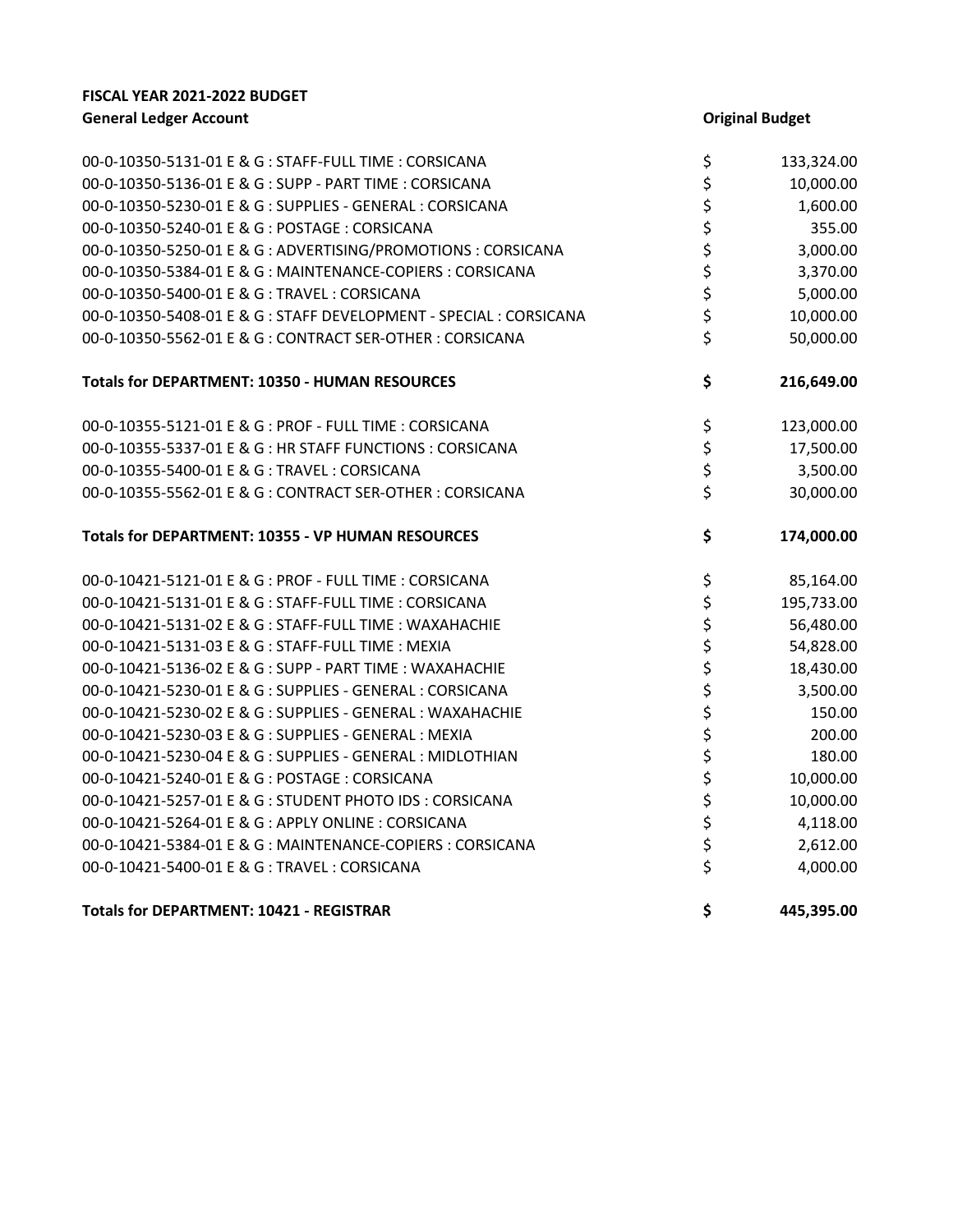**FISCAL YEAR 2021-2022 BUDGET**

| General Ledger Account | Original Budget |
|---|---|
| 00-0-10350-5131-01 E & G : STAFF-FULL TIME : CORSICANA | $ 133,324.00 |
| 00-0-10350-5136-01 E & G : SUPP - PART TIME : CORSICANA | $ 10,000.00 |
| 00-0-10350-5230-01 E & G : SUPPLIES - GENERAL : CORSICANA | $ 1,600.00 |
| 00-0-10350-5240-01 E & G : POSTAGE : CORSICANA | $ 355.00 |
| 00-0-10350-5250-01 E & G : ADVERTISING/PROMOTIONS : CORSICANA | $ 3,000.00 |
| 00-0-10350-5384-01 E & G : MAINTENANCE-COPIERS : CORSICANA | $ 3,370.00 |
| 00-0-10350-5400-01 E & G : TRAVEL : CORSICANA | $ 5,000.00 |
| 00-0-10350-5408-01 E & G : STAFF DEVELOPMENT - SPECIAL : CORSICANA | $ 10,000.00 |
| 00-0-10350-5562-01 E & G : CONTRACT SER-OTHER : CORSICANA | $ 50,000.00 |
| **Totals for DEPARTMENT: 10350 - HUMAN RESOURCES** | **$ 216,649.00** |
| 00-0-10355-5121-01 E & G : PROF - FULL TIME : CORSICANA | $ 123,000.00 |
| 00-0-10355-5337-01 E & G : HR STAFF FUNCTIONS : CORSICANA | $ 17,500.00 |
| 00-0-10355-5400-01 E & G : TRAVEL : CORSICANA | $ 3,500.00 |
| 00-0-10355-5562-01 E & G : CONTRACT SER-OTHER : CORSICANA | $ 30,000.00 |
| **Totals for DEPARTMENT: 10355 - VP HUMAN RESOURCES** | **$ 174,000.00** |
| 00-0-10421-5121-01 E & G : PROF - FULL TIME : CORSICANA | $ 85,164.00 |
| 00-0-10421-5131-01 E & G : STAFF-FULL TIME : CORSICANA | $ 195,733.00 |
| 00-0-10421-5131-02 E & G : STAFF-FULL TIME : WAXAHACHIE | $ 56,480.00 |
| 00-0-10421-5131-03 E & G : STAFF-FULL TIME : MEXIA | $ 54,828.00 |
| 00-0-10421-5136-02 E & G : SUPP - PART TIME : WAXAHACHIE | $ 18,430.00 |
| 00-0-10421-5230-01 E & G : SUPPLIES - GENERAL : CORSICANA | $ 3,500.00 |
| 00-0-10421-5230-02 E & G : SUPPLIES - GENERAL : WAXAHACHIE | $ 150.00 |
| 00-0-10421-5230-03 E & G : SUPPLIES - GENERAL : MEXIA | $ 200.00 |
| 00-0-10421-5230-04 E & G : SUPPLIES - GENERAL : MIDLOTHIAN | $ 180.00 |
| 00-0-10421-5240-01 E & G : POSTAGE : CORSICANA | $ 10,000.00 |
| 00-0-10421-5257-01 E & G : STUDENT PHOTO IDS : CORSICANA | $ 10,000.00 |
| 00-0-10421-5264-01 E & G : APPLY ONLINE : CORSICANA | $ 4,118.00 |
| 00-0-10421-5384-01 E & G : MAINTENANCE-COPIERS : CORSICANA | $ 2,612.00 |
| 00-0-10421-5400-01 E & G : TRAVEL : CORSICANA | $ 4,000.00 |
| **Totals for DEPARTMENT: 10421 - REGISTRAR** | **$ 445,395.00** |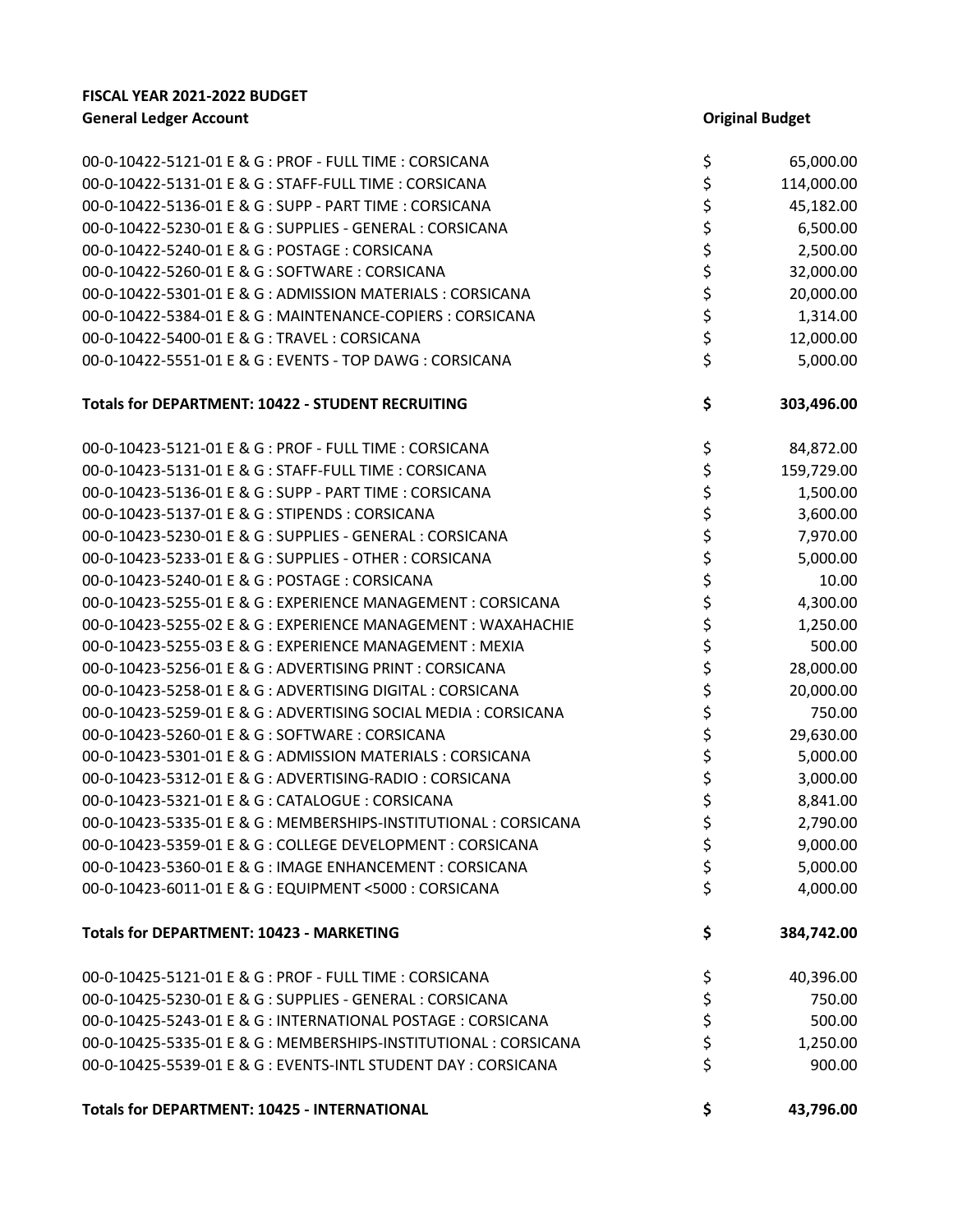**FISCAL YEAR 2021-2022 BUDGET**

| General Ledger Account | | Original Budget |
|---|---|---|
| 00-0-10422-5121-01 E & G : PROF - FULL TIME : CORSICANA | $ | 65,000.00 |
| 00-0-10422-5131-01 E & G : STAFF-FULL TIME : CORSICANA | $ | 114,000.00 |
| 00-0-10422-5136-01 E & G : SUPP - PART TIME : CORSICANA | $ | 45,182.00 |
| 00-0-10422-5230-01 E & G : SUPPLIES - GENERAL : CORSICANA | $ | 6,500.00 |
| 00-0-10422-5240-01 E & G : POSTAGE : CORSICANA | $ | 2,500.00 |
| 00-0-10422-5260-01 E & G : SOFTWARE : CORSICANA | $ | 32,000.00 |
| 00-0-10422-5301-01 E & G : ADMISSION MATERIALS : CORSICANA | $ | 20,000.00 |
| 00-0-10422-5384-01 E & G : MAINTENANCE-COPIERS : CORSICANA | $ | 1,314.00 |
| 00-0-10422-5400-01 E & G : TRAVEL : CORSICANA | $ | 12,000.00 |
| 00-0-10422-5551-01 E & G : EVENTS - TOP DAWG : CORSICANA | $ | 5,000.00 |
| **Totals for DEPARTMENT: 10422 - STUDENT RECRUITING** | **$** | **303,496.00** |
| 00-0-10423-5121-01 E & G : PROF - FULL TIME : CORSICANA | $ | 84,872.00 |
| 00-0-10423-5131-01 E & G : STAFF-FULL TIME : CORSICANA | $ | 159,729.00 |
| 00-0-10423-5136-01 E & G : SUPP - PART TIME : CORSICANA | $ | 1,500.00 |
| 00-0-10423-5137-01 E & G : STIPENDS : CORSICANA | $ | 3,600.00 |
| 00-0-10423-5230-01 E & G : SUPPLIES - GENERAL : CORSICANA | $ | 7,970.00 |
| 00-0-10423-5233-01 E & G : SUPPLIES - OTHER : CORSICANA | $ | 5,000.00 |
| 00-0-10423-5240-01 E & G : POSTAGE : CORSICANA | $ | 10.00 |
| 00-0-10423-5255-01 E & G : EXPERIENCE MANAGEMENT : CORSICANA | $ | 4,300.00 |
| 00-0-10423-5255-02 E & G : EXPERIENCE MANAGEMENT : WAXAHACHIE | $ | 1,250.00 |
| 00-0-10423-5255-03 E & G : EXPERIENCE MANAGEMENT : MEXIA | $ | 500.00 |
| 00-0-10423-5256-01 E & G : ADVERTISING PRINT : CORSICANA | $ | 28,000.00 |
| 00-0-10423-5258-01 E & G : ADVERTISING DIGITAL : CORSICANA | $ | 20,000.00 |
| 00-0-10423-5259-01 E & G : ADVERTISING SOCIAL MEDIA : CORSICANA | $ | 750.00 |
| 00-0-10423-5260-01 E & G : SOFTWARE : CORSICANA | $ | 29,630.00 |
| 00-0-10423-5301-01 E & G : ADMISSION MATERIALS : CORSICANA | $ | 5,000.00 |
| 00-0-10423-5312-01 E & G : ADVERTISING-RADIO : CORSICANA | $ | 3,000.00 |
| 00-0-10423-5321-01 E & G : CATALOGUE : CORSICANA | $ | 8,841.00 |
| 00-0-10423-5335-01 E & G : MEMBERSHIPS-INSTITUTIONAL : CORSICANA | $ | 2,790.00 |
| 00-0-10423-5359-01 E & G : COLLEGE DEVELOPMENT : CORSICANA | $ | 9,000.00 |
| 00-0-10423-5360-01 E & G : IMAGE ENHANCEMENT : CORSICANA | $ | 5,000.00 |
| 00-0-10423-6011-01 E & G : EQUIPMENT <5000 : CORSICANA | $ | 4,000.00 |
| **Totals for DEPARTMENT: 10423 - MARKETING** | **$** | **384,742.00** |
| 00-0-10425-5121-01 E & G : PROF - FULL TIME : CORSICANA | $ | 40,396.00 |
| 00-0-10425-5230-01 E & G : SUPPLIES - GENERAL : CORSICANA | $ | 750.00 |
| 00-0-10425-5243-01 E & G : INTERNATIONAL POSTAGE : CORSICANA | $ | 500.00 |
| 00-0-10425-5335-01 E & G : MEMBERSHIPS-INSTITUTIONAL : CORSICANA | $ | 1,250.00 |
| 00-0-10425-5539-01 E & G : EVENTS-INTL STUDENT DAY : CORSICANA | $ | 900.00 |
| **Totals for DEPARTMENT: 10425 - INTERNATIONAL** | **$** | **43,796.00** |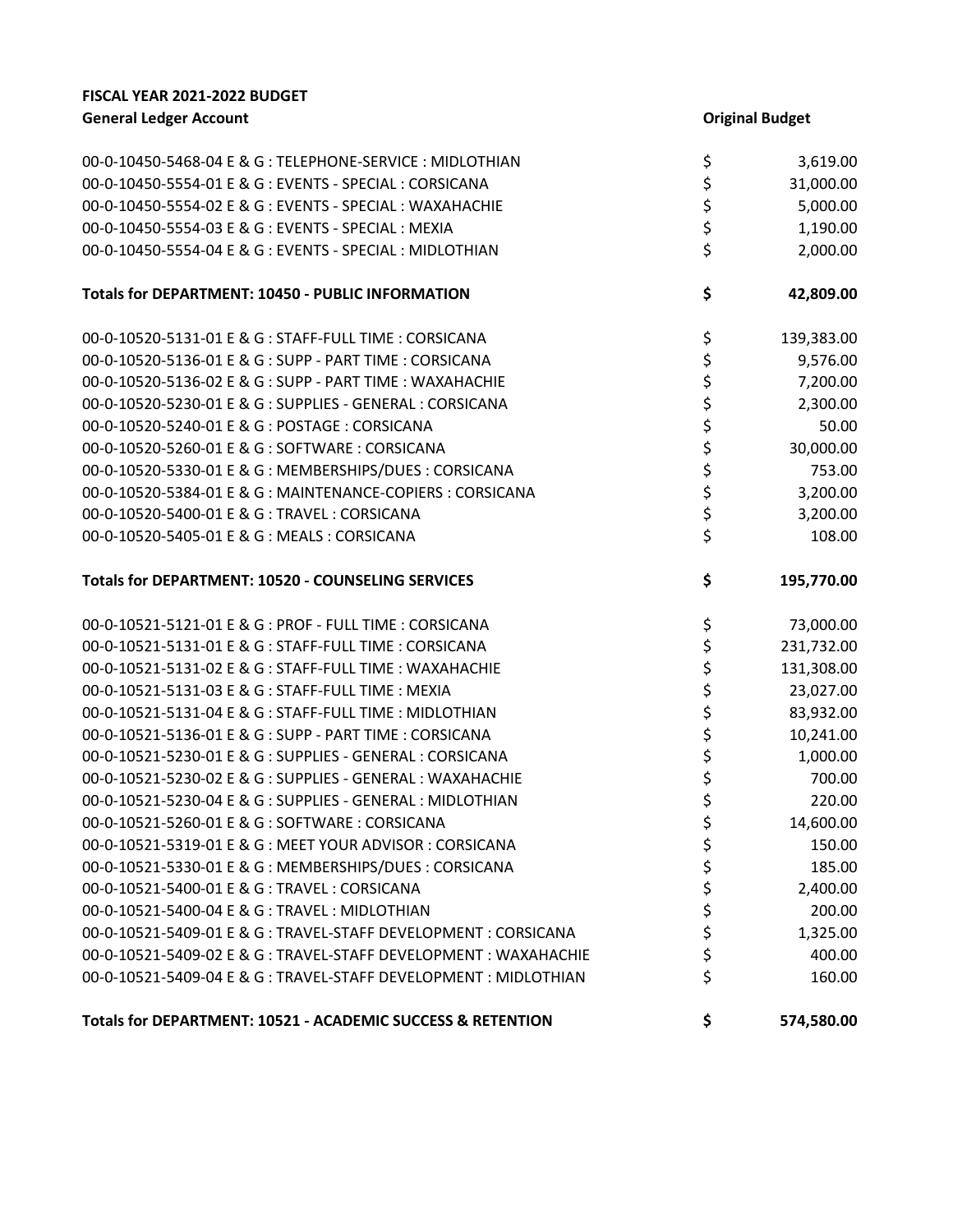**FISCAL YEAR 2021-2022 BUDGET**

| General Ledger Account | Original Budget |
|---|---|
| 00-0-10450-5468-04 E & G : TELEPHONE-SERVICE : MIDLOTHIAN | $ 3,619.00 |
| 00-0-10450-5554-01 E & G : EVENTS - SPECIAL : CORSICANA | $ 31,000.00 |
| 00-0-10450-5554-02 E & G : EVENTS - SPECIAL : WAXAHACHIE | $ 5,000.00 |
| 00-0-10450-5554-03 E & G : EVENTS - SPECIAL : MEXIA | $ 1,190.00 |
| 00-0-10450-5554-04 E & G : EVENTS - SPECIAL : MIDLOTHIAN | $ 2,000.00 |
| **Totals for DEPARTMENT: 10450 - PUBLIC INFORMATION** | **$ 42,809.00** |
| 00-0-10520-5131-01 E & G : STAFF-FULL TIME : CORSICANA | $ 139,383.00 |
| 00-0-10520-5136-01 E & G : SUPP - PART TIME : CORSICANA | $ 9,576.00 |
| 00-0-10520-5136-02 E & G : SUPP - PART TIME : WAXAHACHIE | $ 7,200.00 |
| 00-0-10520-5230-01 E & G : SUPPLIES - GENERAL : CORSICANA | $ 2,300.00 |
| 00-0-10520-5240-01 E & G : POSTAGE : CORSICANA | $ 50.00 |
| 00-0-10520-5260-01 E & G : SOFTWARE : CORSICANA | $ 30,000.00 |
| 00-0-10520-5330-01 E & G : MEMBERSHIPS/DUES : CORSICANA | $ 753.00 |
| 00-0-10520-5384-01 E & G : MAINTENANCE-COPIERS : CORSICANA | $ 3,200.00 |
| 00-0-10520-5400-01 E & G : TRAVEL : CORSICANA | $ 3,200.00 |
| 00-0-10520-5405-01 E & G : MEALS : CORSICANA | $ 108.00 |
| **Totals for DEPARTMENT: 10520 - COUNSELING SERVICES** | **$ 195,770.00** |
| 00-0-10521-5121-01 E & G : PROF - FULL TIME : CORSICANA | $ 73,000.00 |
| 00-0-10521-5131-01 E & G : STAFF-FULL TIME : CORSICANA | $ 231,732.00 |
| 00-0-10521-5131-02 E & G : STAFF-FULL TIME : WAXAHACHIE | $ 131,308.00 |
| 00-0-10521-5131-03 E & G : STAFF-FULL TIME : MEXIA | $ 23,027.00 |
| 00-0-10521-5131-04 E & G : STAFF-FULL TIME : MIDLOTHIAN | $ 83,932.00 |
| 00-0-10521-5136-01 E & G : SUPP - PART TIME : CORSICANA | $ 10,241.00 |
| 00-0-10521-5230-01 E & G : SUPPLIES - GENERAL : CORSICANA | $ 1,000.00 |
| 00-0-10521-5230-02 E & G : SUPPLIES - GENERAL : WAXAHACHIE | $ 700.00 |
| 00-0-10521-5230-04 E & G : SUPPLIES - GENERAL : MIDLOTHIAN | $ 220.00 |
| 00-0-10521-5260-01 E & G : SOFTWARE : CORSICANA | $ 14,600.00 |
| 00-0-10521-5319-01 E & G : MEET YOUR ADVISOR : CORSICANA | $ 150.00 |
| 00-0-10521-5330-01 E & G : MEMBERSHIPS/DUES : CORSICANA | $ 185.00 |
| 00-0-10521-5400-01 E & G : TRAVEL : CORSICANA | $ 2,400.00 |
| 00-0-10521-5400-04 E & G : TRAVEL : MIDLOTHIAN | $ 200.00 |
| 00-0-10521-5409-01 E & G : TRAVEL-STAFF DEVELOPMENT : CORSICANA | $ 1,325.00 |
| 00-0-10521-5409-02 E & G : TRAVEL-STAFF DEVELOPMENT : WAXAHACHIE | $ 400.00 |
| 00-0-10521-5409-04 E & G : TRAVEL-STAFF DEVELOPMENT : MIDLOTHIAN | $ 160.00 |
| **Totals for DEPARTMENT: 10521 - ACADEMIC SUCCESS & RETENTION** | **$ 574,580.00** |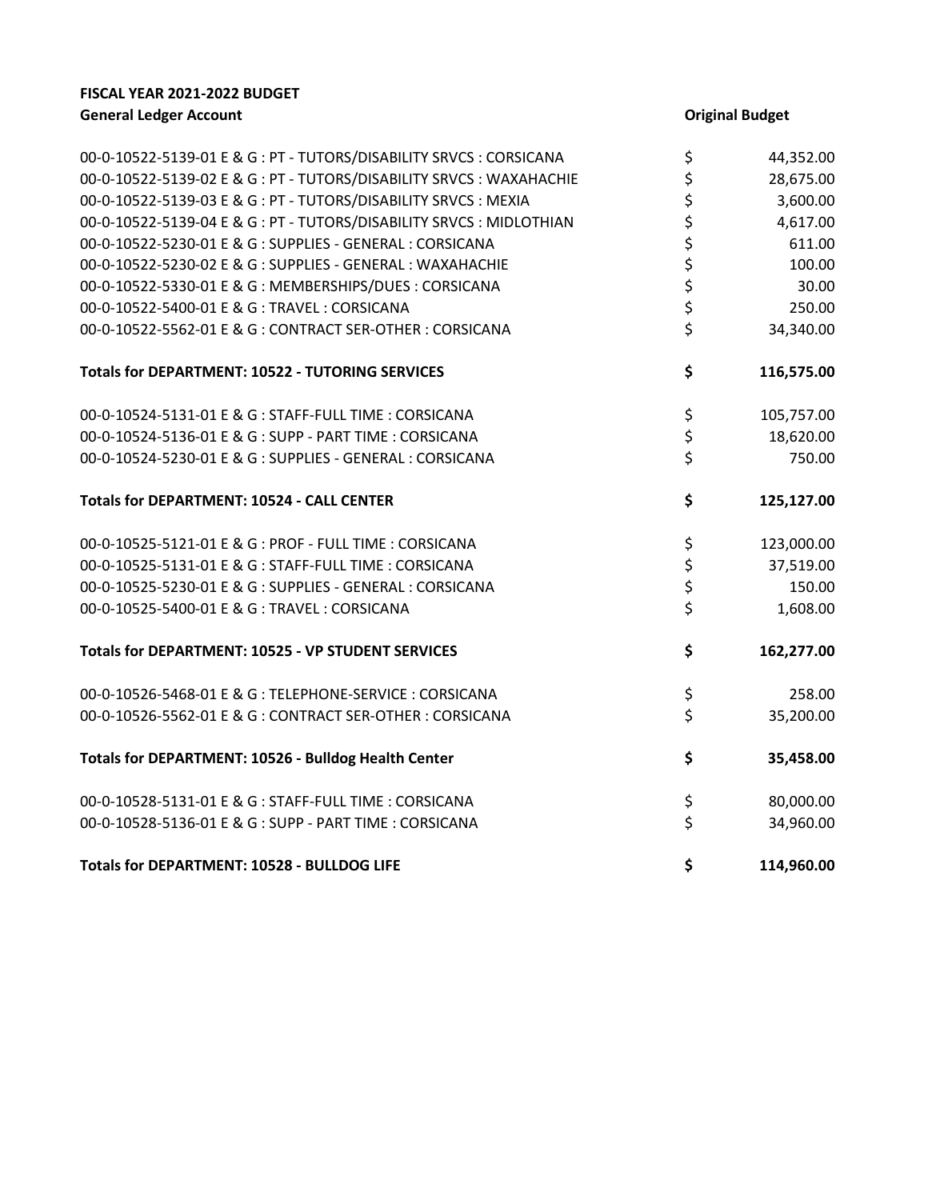**FISCAL YEAR 2021-2022 BUDGET**

| General Ledger Account | | Original Budget |
|---|---|---|
| 00-0-10522-5139-01 E & G : PT - TUTORS/DISABILITY SRVCS : CORSICANA | $ | 44,352.00 |
| 00-0-10522-5139-02 E & G : PT - TUTORS/DISABILITY SRVCS : WAXAHACHIE | $ | 28,675.00 |
| 00-0-10522-5139-03 E & G : PT - TUTORS/DISABILITY SRVCS : MEXIA | $ | 3,600.00 |
| 00-0-10522-5139-04 E & G : PT - TUTORS/DISABILITY SRVCS : MIDLOTHIAN | $ | 4,617.00 |
| 00-0-10522-5230-01 E & G : SUPPLIES - GENERAL : CORSICANA | $ | 611.00 |
| 00-0-10522-5230-02 E & G : SUPPLIES - GENERAL : WAXAHACHIE | $ | 100.00 |
| 00-0-10522-5330-01 E & G : MEMBERSHIPS/DUES : CORSICANA | $ | 30.00 |
| 00-0-10522-5400-01 E & G : TRAVEL : CORSICANA | $ | 250.00 |
| 00-0-10522-5562-01 E & G : CONTRACT SER-OTHER : CORSICANA | $ | 34,340.00 |
| **Totals for DEPARTMENT: 10522 - TUTORING SERVICES** | **$** | **116,575.00** |
| 00-0-10524-5131-01 E & G : STAFF-FULL TIME : CORSICANA | $ | 105,757.00 |
| 00-0-10524-5136-01 E & G : SUPP - PART TIME : CORSICANA | $ | 18,620.00 |
| 00-0-10524-5230-01 E & G : SUPPLIES - GENERAL : CORSICANA | $ | 750.00 |
| **Totals for DEPARTMENT: 10524 - CALL CENTER** | **$** | **125,127.00** |
| 00-0-10525-5121-01 E & G : PROF - FULL TIME : CORSICANA | $ | 123,000.00 |
| 00-0-10525-5131-01 E & G : STAFF-FULL TIME : CORSICANA | $ | 37,519.00 |
| 00-0-10525-5230-01 E & G : SUPPLIES - GENERAL : CORSICANA | $ | 150.00 |
| 00-0-10525-5400-01 E & G : TRAVEL : CORSICANA | $ | 1,608.00 |
| **Totals for DEPARTMENT: 10525 - VP STUDENT SERVICES** | **$** | **162,277.00** |
| 00-0-10526-5468-01 E & G : TELEPHONE-SERVICE : CORSICANA | $ | 258.00 |
| 00-0-10526-5562-01 E & G : CONTRACT SER-OTHER : CORSICANA | $ | 35,200.00 |
| **Totals for DEPARTMENT: 10526 - Bulldog Health Center** | **$** | **35,458.00** |
| 00-0-10528-5131-01 E & G : STAFF-FULL TIME : CORSICANA | $ | 80,000.00 |
| 00-0-10528-5136-01 E & G : SUPP - PART TIME : CORSICANA | $ | 34,960.00 |
| **Totals for DEPARTMENT: 10528 - BULLDOG LIFE** | **$** | **114,960.00** |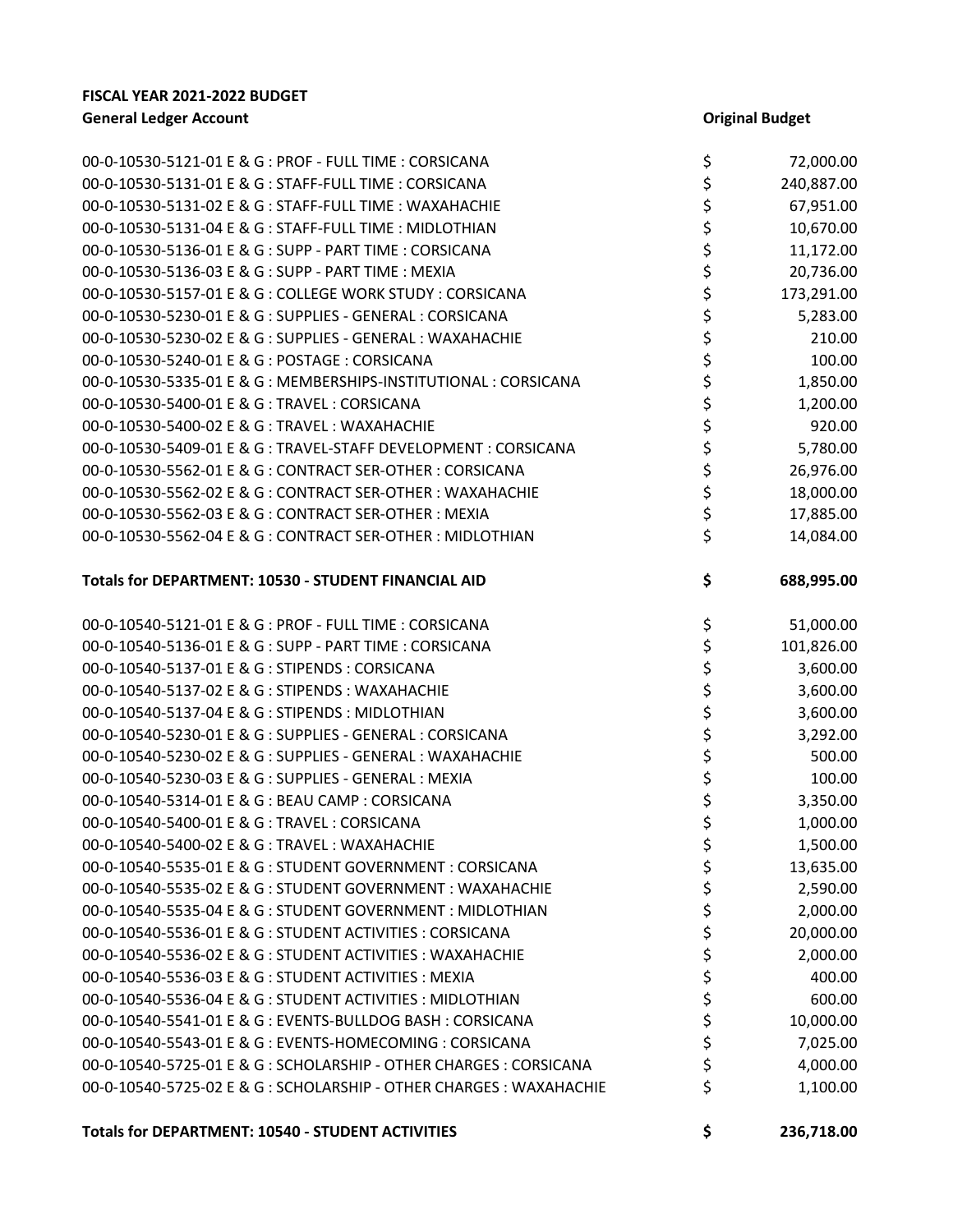**FISCAL YEAR 2021-2022 BUDGET**

| General Ledger Account | Original Budget |
|---|---|
| 00-0-10530-5121-01 E & G : PROF - FULL TIME : CORSICANA | $ 72,000.00 |
| 00-0-10530-5131-01 E & G : STAFF-FULL TIME : CORSICANA | $ 240,887.00 |
| 00-0-10530-5131-02 E & G : STAFF-FULL TIME : WAXAHACHIE | $ 67,951.00 |
| 00-0-10530-5131-04 E & G : STAFF-FULL TIME : MIDLOTHIAN | $ 10,670.00 |
| 00-0-10530-5136-01 E & G : SUPP - PART TIME : CORSICANA | $ 11,172.00 |
| 00-0-10530-5136-03 E & G : SUPP - PART TIME : MEXIA | $ 20,736.00 |
| 00-0-10530-5157-01 E & G : COLLEGE WORK STUDY : CORSICANA | $ 173,291.00 |
| 00-0-10530-5230-01 E & G : SUPPLIES - GENERAL : CORSICANA | $ 5,283.00 |
| 00-0-10530-5230-02 E & G : SUPPLIES - GENERAL : WAXAHACHIE | $ 210.00 |
| 00-0-10530-5240-01 E & G : POSTAGE : CORSICANA | $ 100.00 |
| 00-0-10530-5335-01 E & G : MEMBERSHIPS-INSTITUTIONAL : CORSICANA | $ 1,850.00 |
| 00-0-10530-5400-01 E & G : TRAVEL : CORSICANA | $ 1,200.00 |
| 00-0-10530-5400-02 E & G : TRAVEL : WAXAHACHIE | $ 920.00 |
| 00-0-10530-5409-01 E & G : TRAVEL-STAFF DEVELOPMENT : CORSICANA | $ 5,780.00 |
| 00-0-10530-5562-01 E & G : CONTRACT SER-OTHER : CORSICANA | $ 26,976.00 |
| 00-0-10530-5562-02 E & G : CONTRACT SER-OTHER : WAXAHACHIE | $ 18,000.00 |
| 00-0-10530-5562-03 E & G : CONTRACT SER-OTHER : MEXIA | $ 17,885.00 |
| 00-0-10530-5562-04 E & G : CONTRACT SER-OTHER : MIDLOTHIAN | $ 14,084.00 |
| **Totals for DEPARTMENT: 10530 - STUDENT FINANCIAL AID** | **$ 688,995.00** |
| 00-0-10540-5121-01 E & G : PROF - FULL TIME : CORSICANA | $ 51,000.00 |
| 00-0-10540-5136-01 E & G : SUPP - PART TIME : CORSICANA | $ 101,826.00 |
| 00-0-10540-5137-01 E & G : STIPENDS : CORSICANA | $ 3,600.00 |
| 00-0-10540-5137-02 E & G : STIPENDS : WAXAHACHIE | $ 3,600.00 |
| 00-0-10540-5137-04 E & G : STIPENDS : MIDLOTHIAN | $ 3,600.00 |
| 00-0-10540-5230-01 E & G : SUPPLIES - GENERAL : CORSICANA | $ 3,292.00 |
| 00-0-10540-5230-02 E & G : SUPPLIES - GENERAL : WAXAHACHIE | $ 500.00 |
| 00-0-10540-5230-03 E & G : SUPPLIES - GENERAL : MEXIA | $ 100.00 |
| 00-0-10540-5314-01 E & G : BEAU CAMP : CORSICANA | $ 3,350.00 |
| 00-0-10540-5400-01 E & G : TRAVEL : CORSICANA | $ 1,000.00 |
| 00-0-10540-5400-02 E & G : TRAVEL : WAXAHACHIE | $ 1,500.00 |
| 00-0-10540-5535-01 E & G : STUDENT GOVERNMENT : CORSICANA | $ 13,635.00 |
| 00-0-10540-5535-02 E & G : STUDENT GOVERNMENT : WAXAHACHIE | $ 2,590.00 |
| 00-0-10540-5535-04 E & G : STUDENT GOVERNMENT : MIDLOTHIAN | $ 2,000.00 |
| 00-0-10540-5536-01 E & G : STUDENT ACTIVITIES : CORSICANA | $ 20,000.00 |
| 00-0-10540-5536-02 E & G : STUDENT ACTIVITIES : WAXAHACHIE | $ 2,000.00 |
| 00-0-10540-5536-03 E & G : STUDENT ACTIVITIES : MEXIA | $ 400.00 |
| 00-0-10540-5536-04 E & G : STUDENT ACTIVITIES : MIDLOTHIAN | $ 600.00 |
| 00-0-10540-5541-01 E & G : EVENTS-BULLDOG BASH : CORSICANA | $ 10,000.00 |
| 00-0-10540-5543-01 E & G : EVENTS-HOMECOMING : CORSICANA | $ 7,025.00 |
| 00-0-10540-5725-01 E & G : SCHOLARSHIP - OTHER CHARGES : CORSICANA | $ 4,000.00 |
| 00-0-10540-5725-02 E & G : SCHOLARSHIP - OTHER CHARGES : WAXAHACHIE | $ 1,100.00 |
| **Totals for DEPARTMENT: 10540 - STUDENT ACTIVITIES** | **$ 236,718.00** |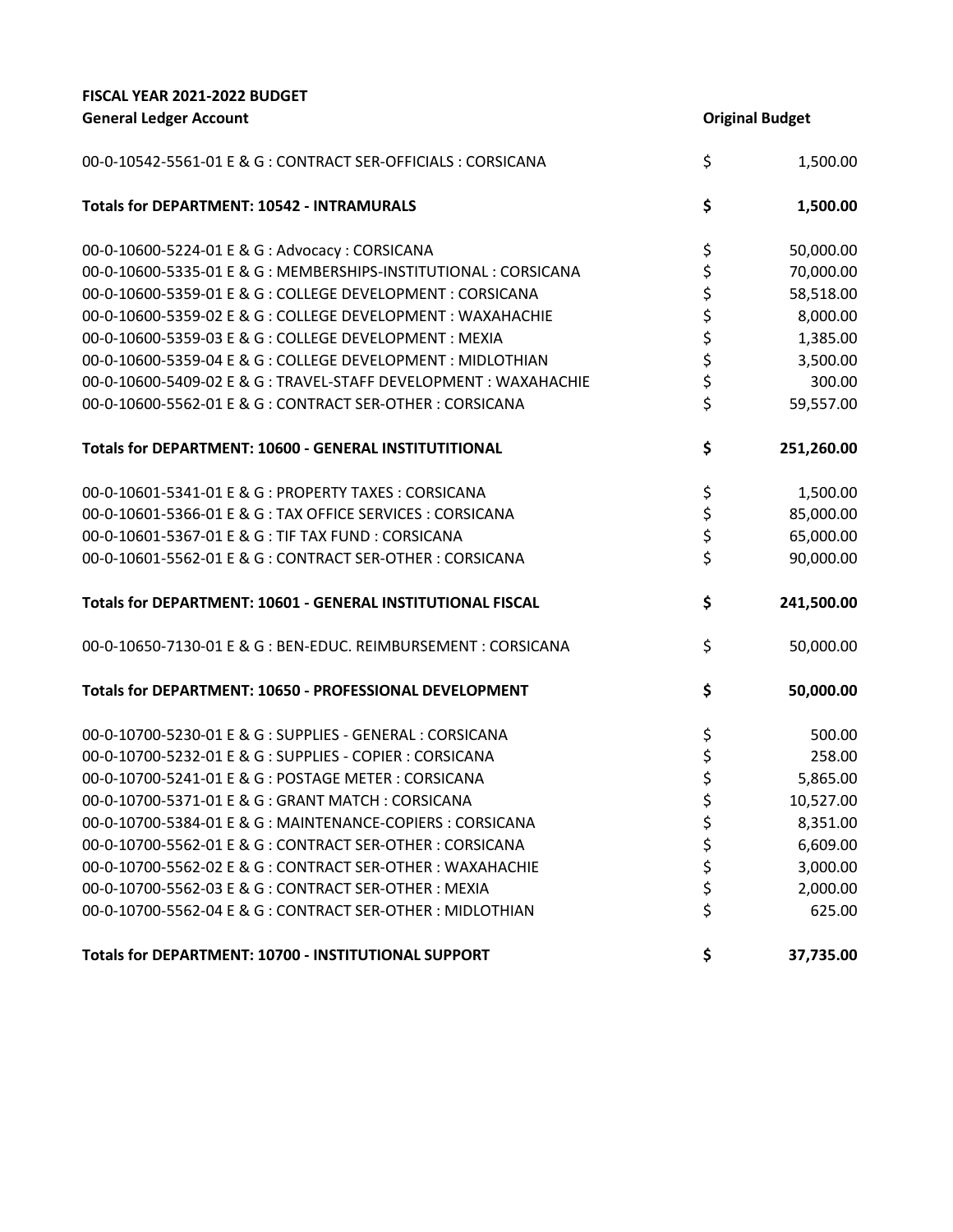**FISCAL YEAR 2021-2022 BUDGET**

| General Ledger Account | | Original Budget |
|---|---|---|
| 00-0-10542-5561-01 E & G : CONTRACT SER-OFFICIALS : CORSICANA | $ | 1,500.00 |
| **Totals for DEPARTMENT: 10542 - INTRAMURALS** | **$** | **1,500.00** |
| 00-0-10600-5224-01 E & G : Advocacy : CORSICANA | $ | 50,000.00 |
| 00-0-10600-5335-01 E & G : MEMBERSHIPS-INSTITUTIONAL : CORSICANA | $ | 70,000.00 |
| 00-0-10600-5359-01 E & G : COLLEGE DEVELOPMENT : CORSICANA | $ | 58,518.00 |
| 00-0-10600-5359-02 E & G : COLLEGE DEVELOPMENT : WAXAHACHIE | $ | 8,000.00 |
| 00-0-10600-5359-03 E & G : COLLEGE DEVELOPMENT : MEXIA | $ | 1,385.00 |
| 00-0-10600-5359-04 E & G : COLLEGE DEVELOPMENT : MIDLOTHIAN | $ | 3,500.00 |
| 00-0-10600-5409-02 E & G : TRAVEL-STAFF DEVELOPMENT : WAXAHACHIE | $ | 300.00 |
| 00-0-10600-5562-01 E & G : CONTRACT SER-OTHER : CORSICANA | $ | 59,557.00 |
| **Totals for DEPARTMENT: 10600 - GENERAL INSTITUTITIONAL** | **$** | **251,260.00** |
| 00-0-10601-5341-01 E & G : PROPERTY TAXES : CORSICANA | $ | 1,500.00 |
| 00-0-10601-5366-01 E & G : TAX OFFICE SERVICES : CORSICANA | $ | 85,000.00 |
| 00-0-10601-5367-01 E & G : TIF TAX FUND : CORSICANA | $ | 65,000.00 |
| 00-0-10601-5562-01 E & G : CONTRACT SER-OTHER : CORSICANA | $ | 90,000.00 |
| **Totals for DEPARTMENT: 10601 - GENERAL INSTITUTIONAL FISCAL** | **$** | **241,500.00** |
| 00-0-10650-7130-01 E & G : BEN-EDUC. REIMBURSEMENT : CORSICANA | $ | 50,000.00 |
| **Totals for DEPARTMENT: 10650 - PROFESSIONAL DEVELOPMENT** | **$** | **50,000.00** |
| 00-0-10700-5230-01 E & G : SUPPLIES - GENERAL : CORSICANA | $ | 500.00 |
| 00-0-10700-5232-01 E & G : SUPPLIES - COPIER : CORSICANA | $ | 258.00 |
| 00-0-10700-5241-01 E & G : POSTAGE METER : CORSICANA | $ | 5,865.00 |
| 00-0-10700-5371-01 E & G : GRANT MATCH : CORSICANA | $ | 10,527.00 |
| 00-0-10700-5384-01 E & G : MAINTENANCE-COPIERS : CORSICANA | $ | 8,351.00 |
| 00-0-10700-5562-01 E & G : CONTRACT SER-OTHER : CORSICANA | $ | 6,609.00 |
| 00-0-10700-5562-02 E & G : CONTRACT SER-OTHER : WAXAHACHIE | $ | 3,000.00 |
| 00-0-10700-5562-03 E & G : CONTRACT SER-OTHER : MEXIA | $ | 2,000.00 |
| 00-0-10700-5562-04 E & G : CONTRACT SER-OTHER : MIDLOTHIAN | $ | 625.00 |
| **Totals for DEPARTMENT: 10700 - INSTITUTIONAL SUPPORT** | **$** | **37,735.00** |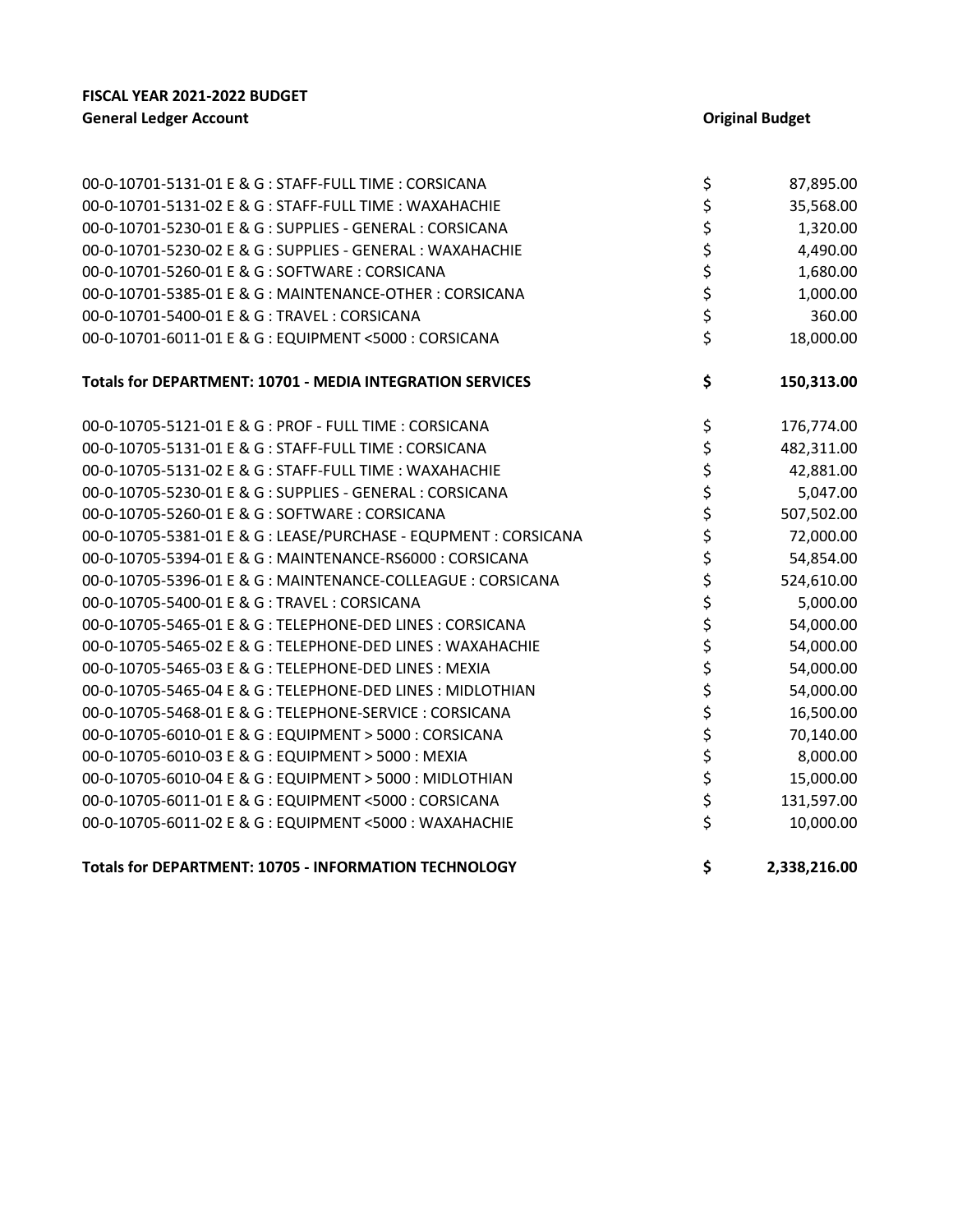**FISCAL YEAR 2021-2022 BUDGET**

| General Ledger Account | | Original Budget |
|---|---|---|
| 00-0-10701-5131-01 E & G : STAFF-FULL TIME : CORSICANA | $ | 87,895.00 |
| 00-0-10701-5131-02 E & G : STAFF-FULL TIME : WAXAHACHIE | $ | 35,568.00 |
| 00-0-10701-5230-01 E & G : SUPPLIES - GENERAL : CORSICANA | $ | 1,320.00 |
| 00-0-10701-5230-02 E & G : SUPPLIES - GENERAL : WAXAHACHIE | $ | 4,490.00 |
| 00-0-10701-5260-01 E & G : SOFTWARE : CORSICANA | $ | 1,680.00 |
| 00-0-10701-5385-01 E & G : MAINTENANCE-OTHER : CORSICANA | $ | 1,000.00 |
| 00-0-10701-5400-01 E & G : TRAVEL : CORSICANA | $ | 360.00 |
| 00-0-10701-6011-01 E & G : EQUIPMENT <5000 : CORSICANA | $ | 18,000.00 |
| **Totals for DEPARTMENT: 10701 - MEDIA INTEGRATION SERVICES** | **$** | **150,313.00** |
| 00-0-10705-5121-01 E & G : PROF - FULL TIME : CORSICANA | $ | 176,774.00 |
| 00-0-10705-5131-01 E & G : STAFF-FULL TIME : CORSICANA | $ | 482,311.00 |
| 00-0-10705-5131-02 E & G : STAFF-FULL TIME : WAXAHACHIE | $ | 42,881.00 |
| 00-0-10705-5230-01 E & G : SUPPLIES - GENERAL : CORSICANA | $ | 5,047.00 |
| 00-0-10705-5260-01 E & G : SOFTWARE : CORSICANA | $ | 507,502.00 |
| 00-0-10705-5381-01 E & G : LEASE/PURCHASE - EQUPMENT : CORSICANA | $ | 72,000.00 |
| 00-0-10705-5394-01 E & G : MAINTENANCE-RS6000 : CORSICANA | $ | 54,854.00 |
| 00-0-10705-5396-01 E & G : MAINTENANCE-COLLEAGUE : CORSICANA | $ | 524,610.00 |
| 00-0-10705-5400-01 E & G : TRAVEL : CORSICANA | $ | 5,000.00 |
| 00-0-10705-5465-01 E & G : TELEPHONE-DED LINES : CORSICANA | $ | 54,000.00 |
| 00-0-10705-5465-02 E & G : TELEPHONE-DED LINES : WAXAHACHIE | $ | 54,000.00 |
| 00-0-10705-5465-03 E & G : TELEPHONE-DED LINES : MEXIA | $ | 54,000.00 |
| 00-0-10705-5465-04 E & G : TELEPHONE-DED LINES : MIDLOTHIAN | $ | 54,000.00 |
| 00-0-10705-5468-01 E & G : TELEPHONE-SERVICE : CORSICANA | $ | 16,500.00 |
| 00-0-10705-6010-01 E & G : EQUIPMENT > 5000 : CORSICANA | $ | 70,140.00 |
| 00-0-10705-6010-03 E & G : EQUIPMENT > 5000 : MEXIA | $ | 8,000.00 |
| 00-0-10705-6010-04 E & G : EQUIPMENT > 5000 : MIDLOTHIAN | $ | 15,000.00 |
| 00-0-10705-6011-01 E & G : EQUIPMENT <5000 : CORSICANA | $ | 131,597.00 |
| 00-0-10705-6011-02 E & G : EQUIPMENT <5000 : WAXAHACHIE | $ | 10,000.00 |
| **Totals for DEPARTMENT: 10705 - INFORMATION TECHNOLOGY** | **$** | **2,338,216.00** |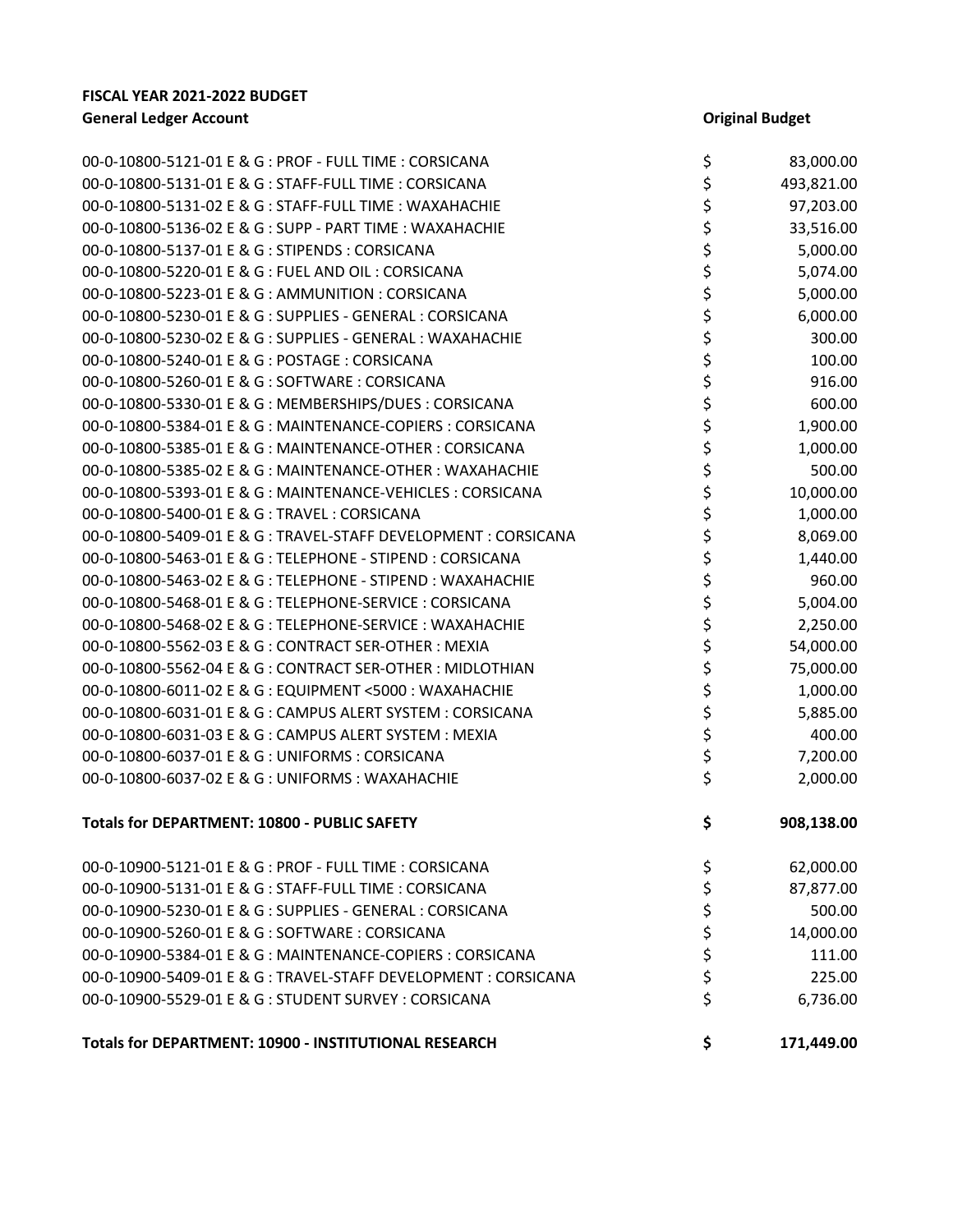**FISCAL YEAR 2021-2022 BUDGET**

| General Ledger Account | Original Budget |
|---|---|
| 00-0-10800-5121-01 E & G : PROF - FULL TIME : CORSICANA | $ 83,000.00 |
| 00-0-10800-5131-01 E & G : STAFF-FULL TIME : CORSICANA | $ 493,821.00 |
| 00-0-10800-5131-02 E & G : STAFF-FULL TIME : WAXAHACHIE | $ 97,203.00 |
| 00-0-10800-5136-02 E & G : SUPP - PART TIME : WAXAHACHIE | $ 33,516.00 |
| 00-0-10800-5137-01 E & G : STIPENDS : CORSICANA | $ 5,000.00 |
| 00-0-10800-5220-01 E & G : FUEL AND OIL : CORSICANA | $ 5,074.00 |
| 00-0-10800-5223-01 E & G : AMMUNITION : CORSICANA | $ 5,000.00 |
| 00-0-10800-5230-01 E & G : SUPPLIES - GENERAL : CORSICANA | $ 6,000.00 |
| 00-0-10800-5230-02 E & G : SUPPLIES - GENERAL : WAXAHACHIE | $ 300.00 |
| 00-0-10800-5240-01 E & G : POSTAGE : CORSICANA | $ 100.00 |
| 00-0-10800-5260-01 E & G : SOFTWARE : CORSICANA | $ 916.00 |
| 00-0-10800-5330-01 E & G : MEMBERSHIPS/DUES : CORSICANA | $ 600.00 |
| 00-0-10800-5384-01 E & G : MAINTENANCE-COPIERS : CORSICANA | $ 1,900.00 |
| 00-0-10800-5385-01 E & G : MAINTENANCE-OTHER : CORSICANA | $ 1,000.00 |
| 00-0-10800-5385-02 E & G : MAINTENANCE-OTHER : WAXAHACHIE | $ 500.00 |
| 00-0-10800-5393-01 E & G : MAINTENANCE-VEHICLES : CORSICANA | $ 10,000.00 |
| 00-0-10800-5400-01 E & G : TRAVEL : CORSICANA | $ 1,000.00 |
| 00-0-10800-5409-01 E & G : TRAVEL-STAFF DEVELOPMENT : CORSICANA | $ 8,069.00 |
| 00-0-10800-5463-01 E & G : TELEPHONE - STIPEND : CORSICANA | $ 1,440.00 |
| 00-0-10800-5463-02 E & G : TELEPHONE - STIPEND : WAXAHACHIE | $ 960.00 |
| 00-0-10800-5468-01 E & G : TELEPHONE-SERVICE : CORSICANA | $ 5,004.00 |
| 00-0-10800-5468-02 E & G : TELEPHONE-SERVICE : WAXAHACHIE | $ 2,250.00 |
| 00-0-10800-5562-03 E & G : CONTRACT SER-OTHER : MEXIA | $ 54,000.00 |
| 00-0-10800-5562-04 E & G : CONTRACT SER-OTHER : MIDLOTHIAN | $ 75,000.00 |
| 00-0-10800-6011-02 E & G : EQUIPMENT <5000 : WAXAHACHIE | $ 1,000.00 |
| 00-0-10800-6031-01 E & G : CAMPUS ALERT SYSTEM : CORSICANA | $ 5,885.00 |
| 00-0-10800-6031-03 E & G : CAMPUS ALERT SYSTEM : MEXIA | $ 400.00 |
| 00-0-10800-6037-01 E & G : UNIFORMS : CORSICANA | $ 7,200.00 |
| 00-0-10800-6037-02 E & G : UNIFORMS : WAXAHACHIE | $ 2,000.00 |
| **Totals for DEPARTMENT: 10800 - PUBLIC SAFETY** | **$ 908,138.00** |
| 00-0-10900-5121-01 E & G : PROF - FULL TIME : CORSICANA | $ 62,000.00 |
| 00-0-10900-5131-01 E & G : STAFF-FULL TIME : CORSICANA | $ 87,877.00 |
| 00-0-10900-5230-01 E & G : SUPPLIES - GENERAL : CORSICANA | $ 500.00 |
| 00-0-10900-5260-01 E & G : SOFTWARE : CORSICANA | $ 14,000.00 |
| 00-0-10900-5384-01 E & G : MAINTENANCE-COPIERS : CORSICANA | $ 111.00 |
| 00-0-10900-5409-01 E & G : TRAVEL-STAFF DEVELOPMENT : CORSICANA | $ 225.00 |
| 00-0-10900-5529-01 E & G : STUDENT SURVEY : CORSICANA | $ 6,736.00 |
| **Totals for DEPARTMENT: 10900 - INSTITUTIONAL RESEARCH** | **$ 171,449.00** |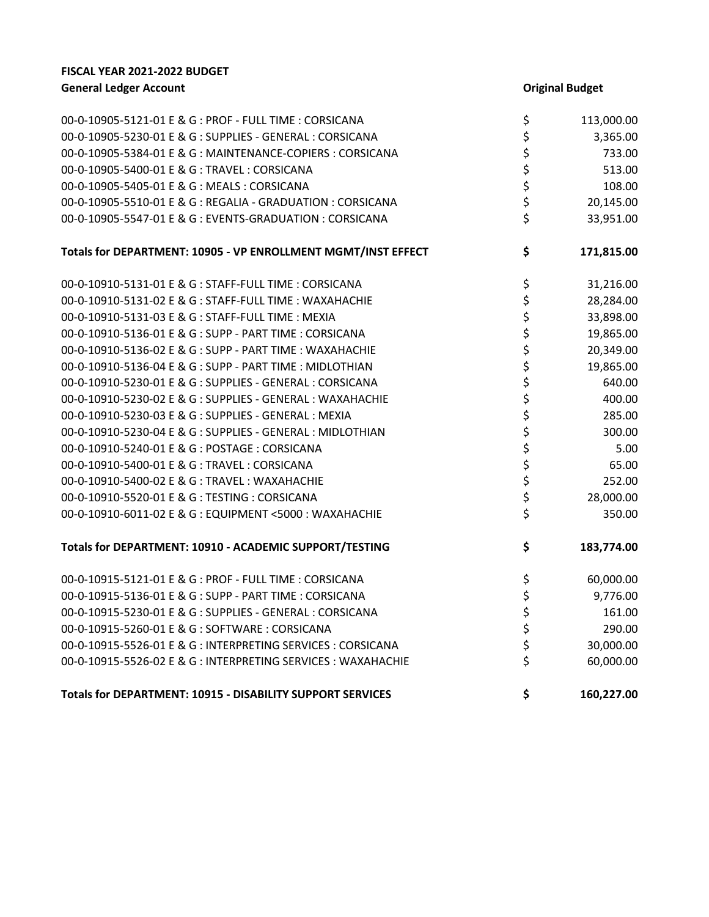**FISCAL YEAR 2021-2022 BUDGET**

| General Ledger Account | | Original Budget |
|---|---|---|
| 00-0-10905-5121-01 E & G : PROF - FULL TIME : CORSICANA | $ | 113,000.00 |
| 00-0-10905-5230-01 E & G : SUPPLIES - GENERAL : CORSICANA | $ | 3,365.00 |
| 00-0-10905-5384-01 E & G : MAINTENANCE-COPIERS : CORSICANA | $ | 733.00 |
| 00-0-10905-5400-01 E & G : TRAVEL : CORSICANA | $ | 513.00 |
| 00-0-10905-5405-01 E & G : MEALS : CORSICANA | $ | 108.00 |
| 00-0-10905-5510-01 E & G : REGALIA - GRADUATION : CORSICANA | $ | 20,145.00 |
| 00-0-10905-5547-01 E & G : EVENTS-GRADUATION : CORSICANA | $ | 33,951.00 |
| **Totals for DEPARTMENT: 10905 - VP ENROLLMENT MGMT/INST EFFECT** | **$** | **171,815.00** |
| 00-0-10910-5131-01 E & G : STAFF-FULL TIME : CORSICANA | $ | 31,216.00 |
| 00-0-10910-5131-02 E & G : STAFF-FULL TIME : WAXAHACHIE | $ | 28,284.00 |
| 00-0-10910-5131-03 E & G : STAFF-FULL TIME : MEXIA | $ | 33,898.00 |
| 00-0-10910-5136-01 E & G : SUPP - PART TIME : CORSICANA | $ | 19,865.00 |
| 00-0-10910-5136-02 E & G : SUPP - PART TIME : WAXAHACHIE | $ | 20,349.00 |
| 00-0-10910-5136-04 E & G : SUPP - PART TIME : MIDLOTHIAN | $ | 19,865.00 |
| 00-0-10910-5230-01 E & G : SUPPLIES - GENERAL : CORSICANA | $ | 640.00 |
| 00-0-10910-5230-02 E & G : SUPPLIES - GENERAL : WAXAHACHIE | $ | 400.00 |
| 00-0-10910-5230-03 E & G : SUPPLIES - GENERAL : MEXIA | $ | 285.00 |
| 00-0-10910-5230-04 E & G : SUPPLIES - GENERAL : MIDLOTHIAN | $ | 300.00 |
| 00-0-10910-5240-01 E & G : POSTAGE : CORSICANA | $ | 5.00 |
| 00-0-10910-5400-01 E & G : TRAVEL : CORSICANA | $ | 65.00 |
| 00-0-10910-5400-02 E & G : TRAVEL : WAXAHACHIE | $ | 252.00 |
| 00-0-10910-5520-01 E & G : TESTING : CORSICANA | $ | 28,000.00 |
| 00-0-10910-6011-02 E & G : EQUIPMENT <5000 : WAXAHACHIE | $ | 350.00 |
| **Totals for DEPARTMENT: 10910 - ACADEMIC SUPPORT/TESTING** | **$** | **183,774.00** |
| 00-0-10915-5121-01 E & G : PROF - FULL TIME : CORSICANA | $ | 60,000.00 |
| 00-0-10915-5136-01 E & G : SUPP - PART TIME : CORSICANA | $ | 9,776.00 |
| 00-0-10915-5230-01 E & G : SUPPLIES - GENERAL : CORSICANA | $ | 161.00 |
| 00-0-10915-5260-01 E & G : SOFTWARE : CORSICANA | $ | 290.00 |
| 00-0-10915-5526-01 E & G : INTERPRETING SERVICES : CORSICANA | $ | 30,000.00 |
| 00-0-10915-5526-02 E & G : INTERPRETING SERVICES : WAXAHACHIE | $ | 60,000.00 |
| **Totals for DEPARTMENT: 10915 - DISABILITY SUPPORT SERVICES** | **$** | **160,227.00** |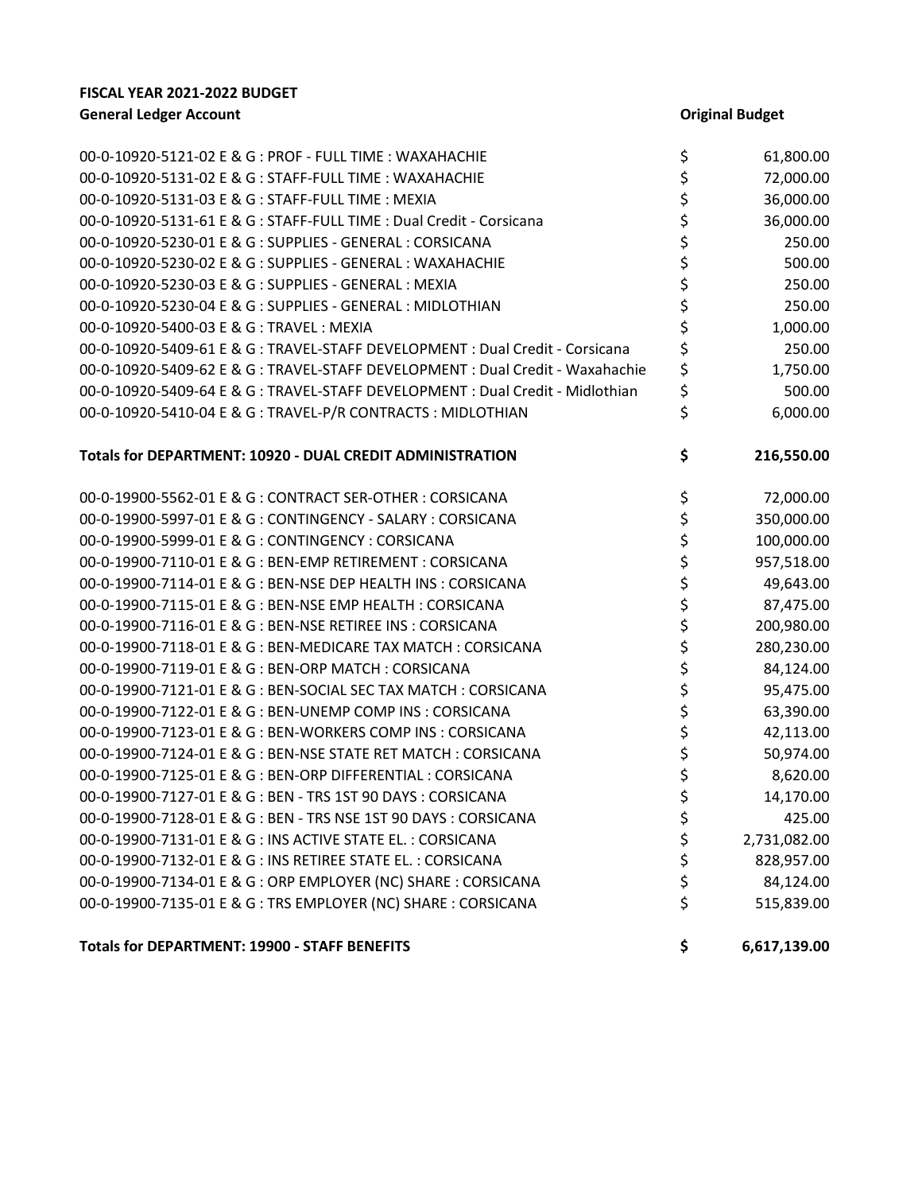**FISCAL YEAR 2021-2022 BUDGET**

| General Ledger Account | Original Budget |
|---|---|
| 00-0-10920-5121-02 E & G : PROF - FULL TIME : WAXAHACHIE | $ 61,800.00 |
| 00-0-10920-5131-02 E & G : STAFF-FULL TIME : WAXAHACHIE | $ 72,000.00 |
| 00-0-10920-5131-03 E & G : STAFF-FULL TIME : MEXIA | $ 36,000.00 |
| 00-0-10920-5131-61 E & G : STAFF-FULL TIME : Dual Credit - Corsicana | $ 36,000.00 |
| 00-0-10920-5230-01 E & G : SUPPLIES - GENERAL : CORSICANA | $ 250.00 |
| 00-0-10920-5230-02 E & G : SUPPLIES - GENERAL : WAXAHACHIE | $ 500.00 |
| 00-0-10920-5230-03 E & G : SUPPLIES - GENERAL : MEXIA | $ 250.00 |
| 00-0-10920-5230-04 E & G : SUPPLIES - GENERAL : MIDLOTHIAN | $ 250.00 |
| 00-0-10920-5400-03 E & G : TRAVEL : MEXIA | $ 1,000.00 |
| 00-0-10920-5409-61 E & G : TRAVEL-STAFF DEVELOPMENT : Dual Credit - Corsicana | $ 250.00 |
| 00-0-10920-5409-62 E & G : TRAVEL-STAFF DEVELOPMENT : Dual Credit - Waxahachie | $ 1,750.00 |
| 00-0-10920-5409-64 E & G : TRAVEL-STAFF DEVELOPMENT : Dual Credit - Midlothian | $ 500.00 |
| 00-0-10920-5410-04 E & G : TRAVEL-P/R CONTRACTS : MIDLOTHIAN | $ 6,000.00 |
| **Totals for DEPARTMENT: 10920 - DUAL CREDIT ADMINISTRATION** | **$ 216,550.00** |
| 00-0-19900-5562-01 E & G : CONTRACT SER-OTHER : CORSICANA | $ 72,000.00 |
| 00-0-19900-5997-01 E & G : CONTINGENCY - SALARY : CORSICANA | $ 350,000.00 |
| 00-0-19900-5999-01 E & G : CONTINGENCY : CORSICANA | $ 100,000.00 |
| 00-0-19900-7110-01 E & G : BEN-EMP RETIREMENT : CORSICANA | $ 957,518.00 |
| 00-0-19900-7114-01 E & G : BEN-NSE DEP HEALTH INS : CORSICANA | $ 49,643.00 |
| 00-0-19900-7115-01 E & G : BEN-NSE EMP HEALTH : CORSICANA | $ 87,475.00 |
| 00-0-19900-7116-01 E & G : BEN-NSE RETIREE INS : CORSICANA | $ 200,980.00 |
| 00-0-19900-7118-01 E & G : BEN-MEDICARE TAX MATCH : CORSICANA | $ 280,230.00 |
| 00-0-19900-7119-01 E & G : BEN-ORP MATCH : CORSICANA | $ 84,124.00 |
| 00-0-19900-7121-01 E & G : BEN-SOCIAL SEC TAX MATCH : CORSICANA | $ 95,475.00 |
| 00-0-19900-7122-01 E & G : BEN-UNEMP COMP INS : CORSICANA | $ 63,390.00 |
| 00-0-19900-7123-01 E & G : BEN-WORKERS COMP INS : CORSICANA | $ 42,113.00 |
| 00-0-19900-7124-01 E & G : BEN-NSE STATE RET MATCH : CORSICANA | $ 50,974.00 |
| 00-0-19900-7125-01 E & G : BEN-ORP DIFFERENTIAL : CORSICANA | $ 8,620.00 |
| 00-0-19900-7127-01 E & G : BEN - TRS 1ST 90 DAYS : CORSICANA | $ 14,170.00 |
| 00-0-19900-7128-01 E & G : BEN - TRS NSE 1ST 90 DAYS : CORSICANA | $ 425.00 |
| 00-0-19900-7131-01 E & G : INS ACTIVE STATE EL. : CORSICANA | $ 2,731,082.00 |
| 00-0-19900-7132-01 E & G : INS RETIREE STATE EL. : CORSICANA | $ 828,957.00 |
| 00-0-19900-7134-01 E & G : ORP EMPLOYER (NC) SHARE : CORSICANA | $ 84,124.00 |
| 00-0-19900-7135-01 E & G : TRS EMPLOYER (NC) SHARE : CORSICANA | $ 515,839.00 |
| **Totals for DEPARTMENT: 19900 - STAFF BENEFITS** | **$ 6,617,139.00** |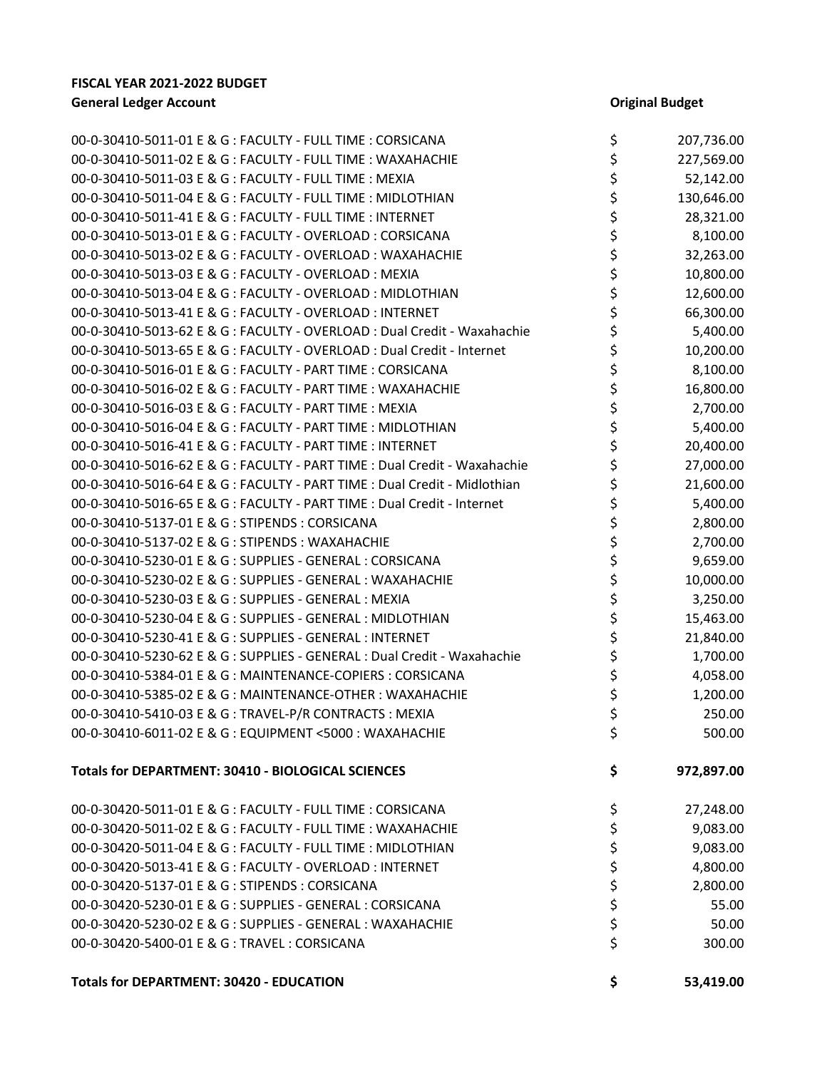**FISCAL YEAR 2021-2022 BUDGET**

| General Ledger Account | Original Budget |
|---|---|
| 00-0-30410-5011-01 E & G : FACULTY - FULL TIME : CORSICANA | $ 207,736.00 |
| 00-0-30410-5011-02 E & G : FACULTY - FULL TIME : WAXAHACHIE | $ 227,569.00 |
| 00-0-30410-5011-03 E & G : FACULTY - FULL TIME : MEXIA | $ 52,142.00 |
| 00-0-30410-5011-04 E & G : FACULTY - FULL TIME : MIDLOTHIAN | $ 130,646.00 |
| 00-0-30410-5011-41 E & G : FACULTY - FULL TIME : INTERNET | $ 28,321.00 |
| 00-0-30410-5013-01 E & G : FACULTY - OVERLOAD : CORSICANA | $ 8,100.00 |
| 00-0-30410-5013-02 E & G : FACULTY - OVERLOAD : WAXAHACHIE | $ 32,263.00 |
| 00-0-30410-5013-03 E & G : FACULTY - OVERLOAD : MEXIA | $ 10,800.00 |
| 00-0-30410-5013-04 E & G : FACULTY - OVERLOAD : MIDLOTHIAN | $ 12,600.00 |
| 00-0-30410-5013-41 E & G : FACULTY - OVERLOAD : INTERNET | $ 66,300.00 |
| 00-0-30410-5013-62 E & G : FACULTY - OVERLOAD : Dual Credit - Waxahachie | $ 5,400.00 |
| 00-0-30410-5013-65 E & G : FACULTY - OVERLOAD : Dual Credit - Internet | $ 10,200.00 |
| 00-0-30410-5016-01 E & G : FACULTY - PART TIME : CORSICANA | $ 8,100.00 |
| 00-0-30410-5016-02 E & G : FACULTY - PART TIME : WAXAHACHIE | $ 16,800.00 |
| 00-0-30410-5016-03 E & G : FACULTY - PART TIME : MEXIA | $ 2,700.00 |
| 00-0-30410-5016-04 E & G : FACULTY - PART TIME : MIDLOTHIAN | $ 5,400.00 |
| 00-0-30410-5016-41 E & G : FACULTY - PART TIME : INTERNET | $ 20,400.00 |
| 00-0-30410-5016-62 E & G : FACULTY - PART TIME : Dual Credit - Waxahachie | $ 27,000.00 |
| 00-0-30410-5016-64 E & G : FACULTY - PART TIME : Dual Credit - Midlothian | $ 21,600.00 |
| 00-0-30410-5016-65 E & G : FACULTY - PART TIME : Dual Credit - Internet | $ 5,400.00 |
| 00-0-30410-5137-01 E & G : STIPENDS : CORSICANA | $ 2,800.00 |
| 00-0-30410-5137-02 E & G : STIPENDS : WAXAHACHIE | $ 2,700.00 |
| 00-0-30410-5230-01 E & G : SUPPLIES - GENERAL : CORSICANA | $ 9,659.00 |
| 00-0-30410-5230-02 E & G : SUPPLIES - GENERAL : WAXAHACHIE | $ 10,000.00 |
| 00-0-30410-5230-03 E & G : SUPPLIES - GENERAL : MEXIA | $ 3,250.00 |
| 00-0-30410-5230-04 E & G : SUPPLIES - GENERAL : MIDLOTHIAN | $ 15,463.00 |
| 00-0-30410-5230-41 E & G : SUPPLIES - GENERAL : INTERNET | $ 21,840.00 |
| 00-0-30410-5230-62 E & G : SUPPLIES - GENERAL : Dual Credit - Waxahachie | $ 1,700.00 |
| 00-0-30410-5384-01 E & G : MAINTENANCE-COPIERS : CORSICANA | $ 4,058.00 |
| 00-0-30410-5385-02 E & G : MAINTENANCE-OTHER : WAXAHACHIE | $ 1,200.00 |
| 00-0-30410-5410-03 E & G : TRAVEL-P/R CONTRACTS : MEXIA | $ 250.00 |
| 00-0-30410-6011-02 E & G : EQUIPMENT <5000 : WAXAHACHIE | $ 500.00 |
| **Totals for DEPARTMENT: 30410 - BIOLOGICAL SCIENCES** | **$ 972,897.00** |
| 00-0-30420-5011-01 E & G : FACULTY - FULL TIME : CORSICANA | $ 27,248.00 |
| 00-0-30420-5011-02 E & G : FACULTY - FULL TIME : WAXAHACHIE | $ 9,083.00 |
| 00-0-30420-5011-04 E & G : FACULTY - FULL TIME : MIDLOTHIAN | $ 9,083.00 |
| 00-0-30420-5013-41 E & G : FACULTY - OVERLOAD : INTERNET | $ 4,800.00 |
| 00-0-30420-5137-01 E & G : STIPENDS : CORSICANA | $ 2,800.00 |
| 00-0-30420-5230-01 E & G : SUPPLIES - GENERAL : CORSICANA | $ 55.00 |
| 00-0-30420-5230-02 E & G : SUPPLIES - GENERAL : WAXAHACHIE | $ 50.00 |
| 00-0-30420-5400-01 E & G : TRAVEL : CORSICANA | $ 300.00 |
| **Totals for DEPARTMENT: 30420 - EDUCATION** | **$ 53,419.00** |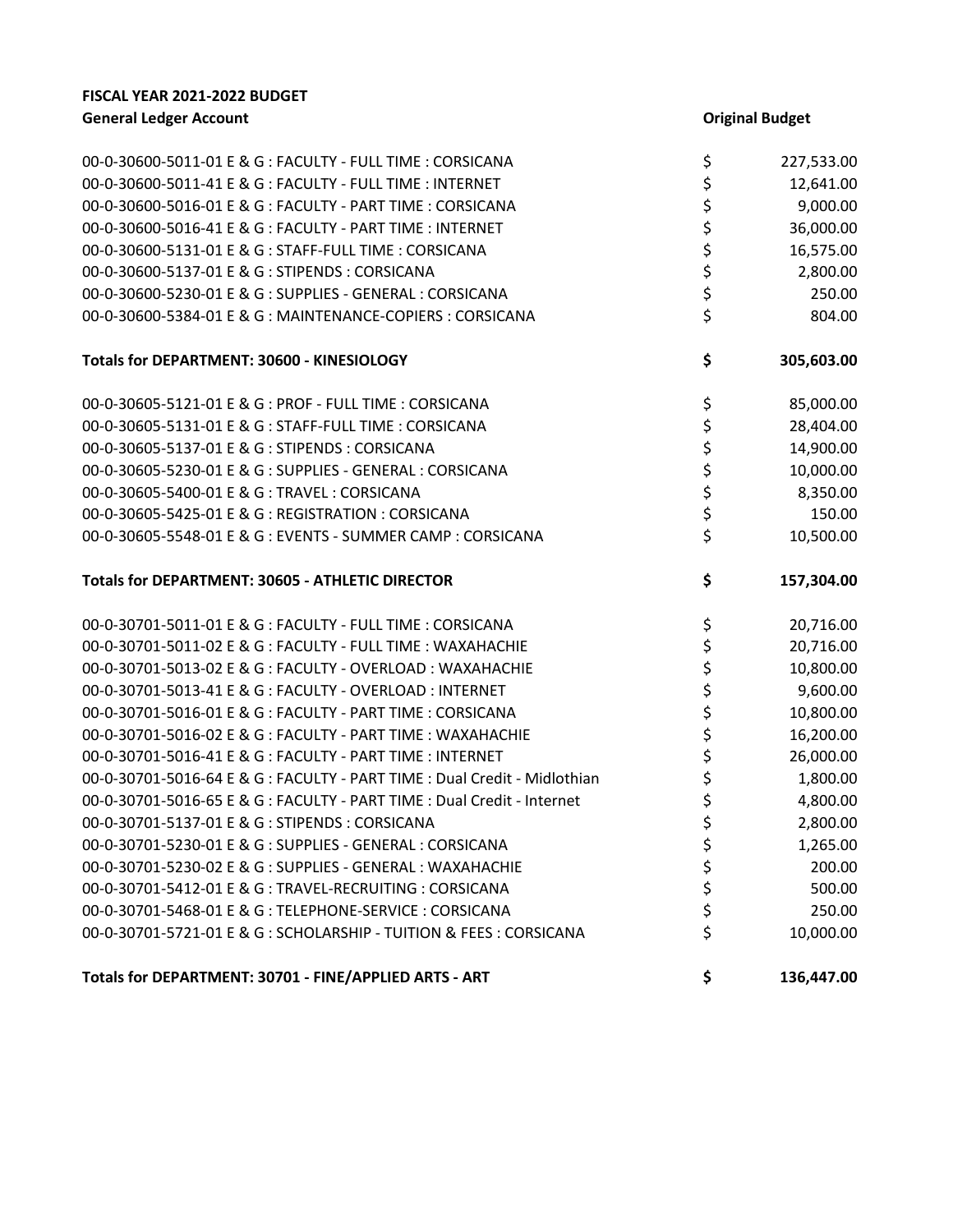**FISCAL YEAR 2021-2022 BUDGET**

| General Ledger Account | Original Budget |
|---|---|
| 00-0-30600-5011-01 E & G : FACULTY - FULL TIME : CORSICANA | $ 227,533.00 |
| 00-0-30600-5011-41 E & G : FACULTY - FULL TIME : INTERNET | $ 12,641.00 |
| 00-0-30600-5016-01 E & G : FACULTY - PART TIME : CORSICANA | $ 9,000.00 |
| 00-0-30600-5016-41 E & G : FACULTY - PART TIME : INTERNET | $ 36,000.00 |
| 00-0-30600-5131-01 E & G : STAFF-FULL TIME : CORSICANA | $ 16,575.00 |
| 00-0-30600-5137-01 E & G : STIPENDS : CORSICANA | $ 2,800.00 |
| 00-0-30600-5230-01 E & G : SUPPLIES - GENERAL : CORSICANA | $ 250.00 |
| 00-0-30600-5384-01 E & G : MAINTENANCE-COPIERS : CORSICANA | $ 804.00 |
| **Totals for DEPARTMENT: 30600 - KINESIOLOGY** | **$ 305,603.00** |
| 00-0-30605-5121-01 E & G : PROF - FULL TIME : CORSICANA | $ 85,000.00 |
| 00-0-30605-5131-01 E & G : STAFF-FULL TIME : CORSICANA | $ 28,404.00 |
| 00-0-30605-5137-01 E & G : STIPENDS : CORSICANA | $ 14,900.00 |
| 00-0-30605-5230-01 E & G : SUPPLIES - GENERAL : CORSICANA | $ 10,000.00 |
| 00-0-30605-5400-01 E & G : TRAVEL : CORSICANA | $ 8,350.00 |
| 00-0-30605-5425-01 E & G : REGISTRATION : CORSICANA | $ 150.00 |
| 00-0-30605-5548-01 E & G : EVENTS - SUMMER CAMP : CORSICANA | $ 10,500.00 |
| **Totals for DEPARTMENT: 30605 - ATHLETIC DIRECTOR** | **$ 157,304.00** |
| 00-0-30701-5011-01 E & G : FACULTY - FULL TIME : CORSICANA | $ 20,716.00 |
| 00-0-30701-5011-02 E & G : FACULTY - FULL TIME : WAXAHACHIE | $ 20,716.00 |
| 00-0-30701-5013-02 E & G : FACULTY - OVERLOAD : WAXAHACHIE | $ 10,800.00 |
| 00-0-30701-5013-41 E & G : FACULTY - OVERLOAD : INTERNET | $ 9,600.00 |
| 00-0-30701-5016-01 E & G : FACULTY - PART TIME : CORSICANA | $ 10,800.00 |
| 00-0-30701-5016-02 E & G : FACULTY - PART TIME : WAXAHACHIE | $ 16,200.00 |
| 00-0-30701-5016-41 E & G : FACULTY - PART TIME : INTERNET | $ 26,000.00 |
| 00-0-30701-5016-64 E & G : FACULTY - PART TIME : Dual Credit - Midlothian | $ 1,800.00 |
| 00-0-30701-5016-65 E & G : FACULTY - PART TIME : Dual Credit - Internet | $ 4,800.00 |
| 00-0-30701-5137-01 E & G : STIPENDS : CORSICANA | $ 2,800.00 |
| 00-0-30701-5230-01 E & G : SUPPLIES - GENERAL : CORSICANA | $ 1,265.00 |
| 00-0-30701-5230-02 E & G : SUPPLIES - GENERAL : WAXAHACHIE | $ 200.00 |
| 00-0-30701-5412-01 E & G : TRAVEL-RECRUITING : CORSICANA | $ 500.00 |
| 00-0-30701-5468-01 E & G : TELEPHONE-SERVICE : CORSICANA | $ 250.00 |
| 00-0-30701-5721-01 E & G : SCHOLARSHIP - TUITION & FEES : CORSICANA | $ 10,000.00 |
| **Totals for DEPARTMENT: 30701 - FINE/APPLIED ARTS - ART** | **$ 136,447.00** |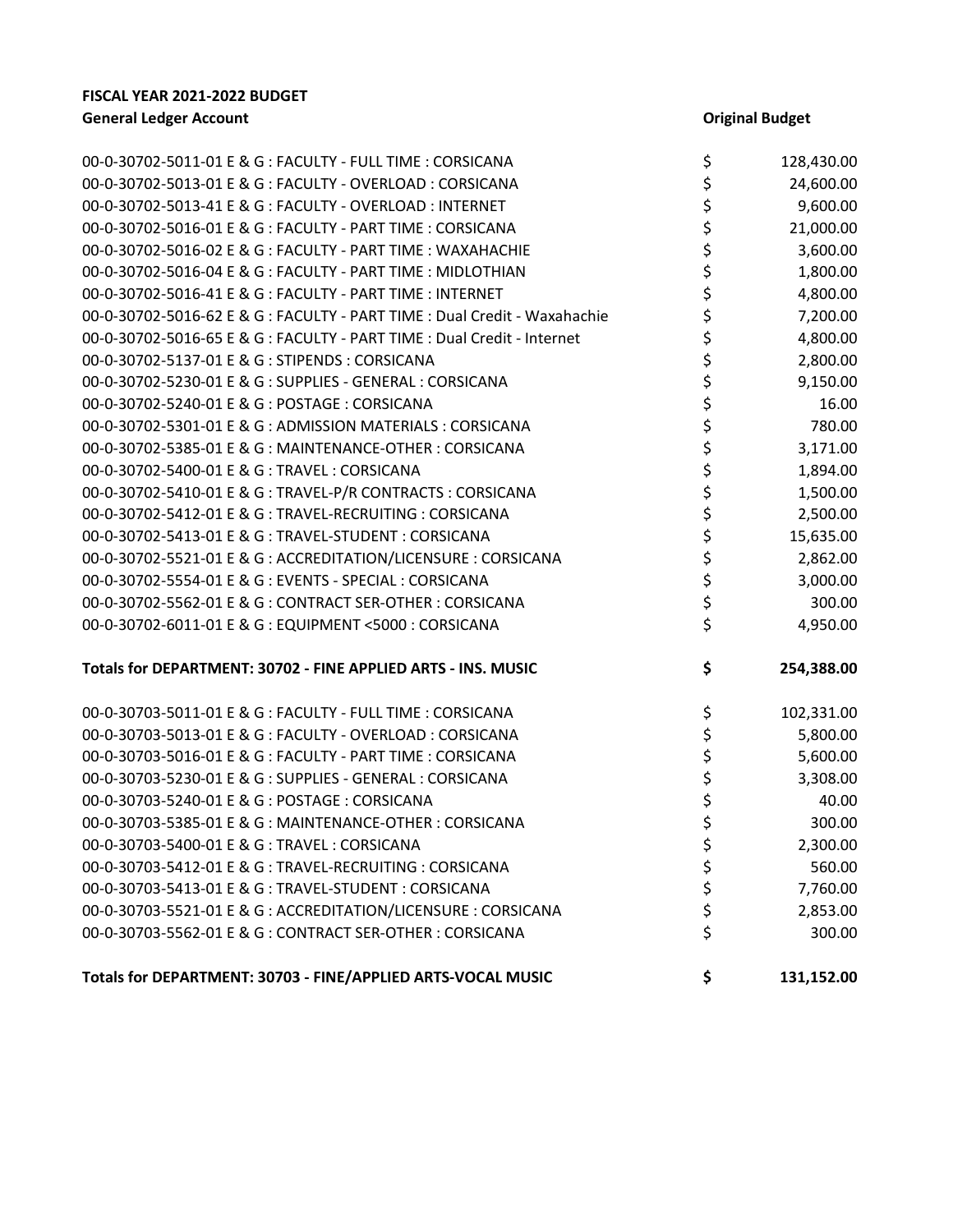**FISCAL YEAR 2021-2022 BUDGET**

| General Ledger Account | Original Budget |
|---|---|
| 00-0-30702-5011-01 E & G : FACULTY - FULL TIME : CORSICANA | $ 128,430.00 |
| 00-0-30702-5013-01 E & G : FACULTY - OVERLOAD : CORSICANA | $ 24,600.00 |
| 00-0-30702-5013-41 E & G : FACULTY - OVERLOAD : INTERNET | $ 9,600.00 |
| 00-0-30702-5016-01 E & G : FACULTY - PART TIME : CORSICANA | $ 21,000.00 |
| 00-0-30702-5016-02 E & G : FACULTY - PART TIME : WAXAHACHIE | $ 3,600.00 |
| 00-0-30702-5016-04 E & G : FACULTY - PART TIME : MIDLOTHIAN | $ 1,800.00 |
| 00-0-30702-5016-41 E & G : FACULTY - PART TIME : INTERNET | $ 4,800.00 |
| 00-0-30702-5016-62 E & G : FACULTY - PART TIME : Dual Credit - Waxahachie | $ 7,200.00 |
| 00-0-30702-5016-65 E & G : FACULTY - PART TIME : Dual Credit - Internet | $ 4,800.00 |
| 00-0-30702-5137-01 E & G : STIPENDS : CORSICANA | $ 2,800.00 |
| 00-0-30702-5230-01 E & G : SUPPLIES - GENERAL : CORSICANA | $ 9,150.00 |
| 00-0-30702-5240-01 E & G : POSTAGE : CORSICANA | $ 16.00 |
| 00-0-30702-5301-01 E & G : ADMISSION MATERIALS : CORSICANA | $ 780.00 |
| 00-0-30702-5385-01 E & G : MAINTENANCE-OTHER : CORSICANA | $ 3,171.00 |
| 00-0-30702-5400-01 E & G : TRAVEL : CORSICANA | $ 1,894.00 |
| 00-0-30702-5410-01 E & G : TRAVEL-P/R CONTRACTS : CORSICANA | $ 1,500.00 |
| 00-0-30702-5412-01 E & G : TRAVEL-RECRUITING : CORSICANA | $ 2,500.00 |
| 00-0-30702-5413-01 E & G : TRAVEL-STUDENT : CORSICANA | $ 15,635.00 |
| 00-0-30702-5521-01 E & G : ACCREDITATION/LICENSURE : CORSICANA | $ 2,862.00 |
| 00-0-30702-5554-01 E & G : EVENTS - SPECIAL : CORSICANA | $ 3,000.00 |
| 00-0-30702-5562-01 E & G : CONTRACT SER-OTHER : CORSICANA | $ 300.00 |
| 00-0-30702-6011-01 E & G : EQUIPMENT <5000 : CORSICANA | $ 4,950.00 |
| **Totals for DEPARTMENT: 30702 - FINE APPLIED ARTS - INS. MUSIC** | **$ 254,388.00** |
| 00-0-30703-5011-01 E & G : FACULTY - FULL TIME : CORSICANA | $ 102,331.00 |
| 00-0-30703-5013-01 E & G : FACULTY - OVERLOAD : CORSICANA | $ 5,800.00 |
| 00-0-30703-5016-01 E & G : FACULTY - PART TIME : CORSICANA | $ 5,600.00 |
| 00-0-30703-5230-01 E & G : SUPPLIES - GENERAL : CORSICANA | $ 3,308.00 |
| 00-0-30703-5240-01 E & G : POSTAGE : CORSICANA | $ 40.00 |
| 00-0-30703-5385-01 E & G : MAINTENANCE-OTHER : CORSICANA | $ 300.00 |
| 00-0-30703-5400-01 E & G : TRAVEL : CORSICANA | $ 2,300.00 |
| 00-0-30703-5412-01 E & G : TRAVEL-RECRUITING : CORSICANA | $ 560.00 |
| 00-0-30703-5413-01 E & G : TRAVEL-STUDENT : CORSICANA | $ 7,760.00 |
| 00-0-30703-5521-01 E & G : ACCREDITATION/LICENSURE : CORSICANA | $ 2,853.00 |
| 00-0-30703-5562-01 E & G : CONTRACT SER-OTHER : CORSICANA | $ 300.00 |
| **Totals for DEPARTMENT: 30703 - FINE/APPLIED ARTS-VOCAL MUSIC** | **$ 131,152.00** |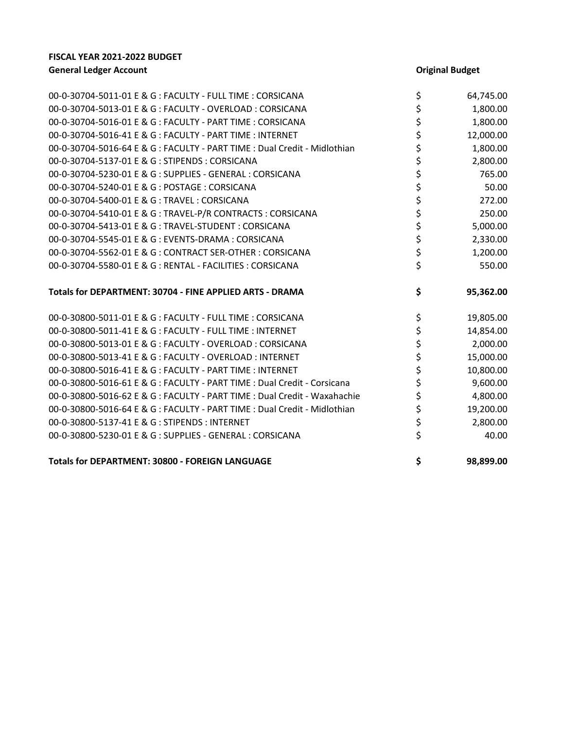**FISCAL YEAR 2021-2022 BUDGET**

| General Ledger Account | Original Budget |
|---|---|
| 00-0-30704-5011-01 E & G : FACULTY - FULL TIME : CORSICANA | $ 64,745.00 |
| 00-0-30704-5013-01 E & G : FACULTY - OVERLOAD : CORSICANA | $ 1,800.00 |
| 00-0-30704-5016-01 E & G : FACULTY - PART TIME : CORSICANA | $ 1,800.00 |
| 00-0-30704-5016-41 E & G : FACULTY - PART TIME : INTERNET | $ 12,000.00 |
| 00-0-30704-5016-64 E & G : FACULTY - PART TIME : Dual Credit - Midlothian | $ 1,800.00 |
| 00-0-30704-5137-01 E & G : STIPENDS : CORSICANA | $ 2,800.00 |
| 00-0-30704-5230-01 E & G : SUPPLIES - GENERAL : CORSICANA | $ 765.00 |
| 00-0-30704-5240-01 E & G : POSTAGE : CORSICANA | $ 50.00 |
| 00-0-30704-5400-01 E & G : TRAVEL : CORSICANA | $ 272.00 |
| 00-0-30704-5410-01 E & G : TRAVEL-P/R CONTRACTS : CORSICANA | $ 250.00 |
| 00-0-30704-5413-01 E & G : TRAVEL-STUDENT : CORSICANA | $ 5,000.00 |
| 00-0-30704-5545-01 E & G : EVENTS-DRAMA : CORSICANA | $ 2,330.00 |
| 00-0-30704-5562-01 E & G : CONTRACT SER-OTHER : CORSICANA | $ 1,200.00 |
| 00-0-30704-5580-01 E & G : RENTAL - FACILITIES : CORSICANA | $ 550.00 |
| **Totals for DEPARTMENT: 30704 - FINE APPLIED ARTS - DRAMA** | **$ 95,362.00** |
| 00-0-30800-5011-01 E & G : FACULTY - FULL TIME : CORSICANA | $ 19,805.00 |
| 00-0-30800-5011-41 E & G : FACULTY - FULL TIME : INTERNET | $ 14,854.00 |
| 00-0-30800-5013-01 E & G : FACULTY - OVERLOAD : CORSICANA | $ 2,000.00 |
| 00-0-30800-5013-41 E & G : FACULTY - OVERLOAD : INTERNET | $ 15,000.00 |
| 00-0-30800-5016-41 E & G : FACULTY - PART TIME : INTERNET | $ 10,800.00 |
| 00-0-30800-5016-61 E & G : FACULTY - PART TIME : Dual Credit - Corsicana | $ 9,600.00 |
| 00-0-30800-5016-62 E & G : FACULTY - PART TIME : Dual Credit - Waxahachie | $ 4,800.00 |
| 00-0-30800-5016-64 E & G : FACULTY - PART TIME : Dual Credit - Midlothian | $ 19,200.00 |
| 00-0-30800-5137-41 E & G : STIPENDS : INTERNET | $ 2,800.00 |
| 00-0-30800-5230-01 E & G : SUPPLIES - GENERAL : CORSICANA | $ 40.00 |
| **Totals for DEPARTMENT: 30800 - FOREIGN LANGUAGE** | **$ 98,899.00** |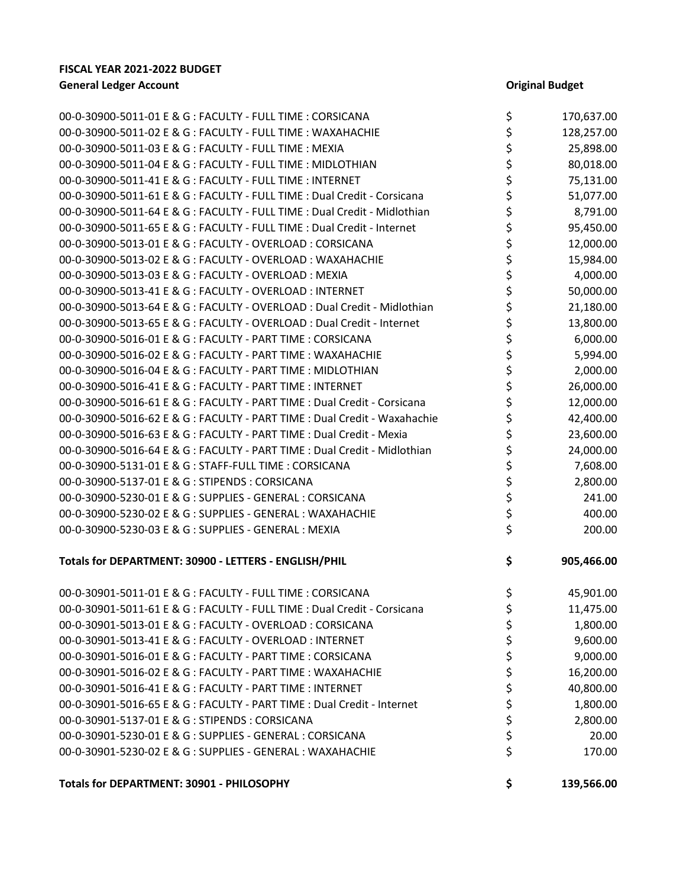**FISCAL YEAR 2021-2022 BUDGET**

| General Ledger Account | Original Budget |
|---|---|
| 00-0-30900-5011-01 E & G : FACULTY - FULL TIME : CORSICANA | $ 170,637.00 |
| 00-0-30900-5011-02 E & G : FACULTY - FULL TIME : WAXAHACHIE | $ 128,257.00 |
| 00-0-30900-5011-03 E & G : FACULTY - FULL TIME : MEXIA | $ 25,898.00 |
| 00-0-30900-5011-04 E & G : FACULTY - FULL TIME : MIDLOTHIAN | $ 80,018.00 |
| 00-0-30900-5011-41 E & G : FACULTY - FULL TIME : INTERNET | $ 75,131.00 |
| 00-0-30900-5011-61 E & G : FACULTY - FULL TIME : Dual Credit - Corsicana | $ 51,077.00 |
| 00-0-30900-5011-64 E & G : FACULTY - FULL TIME : Dual Credit - Midlothian | $ 8,791.00 |
| 00-0-30900-5011-65 E & G : FACULTY - FULL TIME : Dual Credit - Internet | $ 95,450.00 |
| 00-0-30900-5013-01 E & G : FACULTY - OVERLOAD : CORSICANA | $ 12,000.00 |
| 00-0-30900-5013-02 E & G : FACULTY - OVERLOAD : WAXAHACHIE | $ 15,984.00 |
| 00-0-30900-5013-03 E & G : FACULTY - OVERLOAD : MEXIA | $ 4,000.00 |
| 00-0-30900-5013-41 E & G : FACULTY - OVERLOAD : INTERNET | $ 50,000.00 |
| 00-0-30900-5013-64 E & G : FACULTY - OVERLOAD : Dual Credit - Midlothian | $ 21,180.00 |
| 00-0-30900-5013-65 E & G : FACULTY - OVERLOAD : Dual Credit - Internet | $ 13,800.00 |
| 00-0-30900-5016-01 E & G : FACULTY - PART TIME : CORSICANA | $ 6,000.00 |
| 00-0-30900-5016-02 E & G : FACULTY - PART TIME : WAXAHACHIE | $ 5,994.00 |
| 00-0-30900-5016-04 E & G : FACULTY - PART TIME : MIDLOTHIAN | $ 2,000.00 |
| 00-0-30900-5016-41 E & G : FACULTY - PART TIME : INTERNET | $ 26,000.00 |
| 00-0-30900-5016-61 E & G : FACULTY - PART TIME : Dual Credit - Corsicana | $ 12,000.00 |
| 00-0-30900-5016-62 E & G : FACULTY - PART TIME : Dual Credit - Waxahachie | $ 42,400.00 |
| 00-0-30900-5016-63 E & G : FACULTY - PART TIME : Dual Credit - Mexia | $ 23,600.00 |
| 00-0-30900-5016-64 E & G : FACULTY - PART TIME : Dual Credit - Midlothian | $ 24,000.00 |
| 00-0-30900-5131-01 E & G : STAFF-FULL TIME : CORSICANA | $ 7,608.00 |
| 00-0-30900-5137-01 E & G : STIPENDS : CORSICANA | $ 2,800.00 |
| 00-0-30900-5230-01 E & G : SUPPLIES - GENERAL : CORSICANA | $ 241.00 |
| 00-0-30900-5230-02 E & G : SUPPLIES - GENERAL : WAXAHACHIE | $ 400.00 |
| 00-0-30900-5230-03 E & G : SUPPLIES - GENERAL : MEXIA | $ 200.00 |
| **Totals for DEPARTMENT: 30900 - LETTERS - ENGLISH/PHIL** | **$ 905,466.00** |
| 00-0-30901-5011-01 E & G : FACULTY - FULL TIME : CORSICANA | $ 45,901.00 |
| 00-0-30901-5011-61 E & G : FACULTY - FULL TIME : Dual Credit - Corsicana | $ 11,475.00 |
| 00-0-30901-5013-01 E & G : FACULTY - OVERLOAD : CORSICANA | $ 1,800.00 |
| 00-0-30901-5013-41 E & G : FACULTY - OVERLOAD : INTERNET | $ 9,600.00 |
| 00-0-30901-5016-01 E & G : FACULTY - PART TIME : CORSICANA | $ 9,000.00 |
| 00-0-30901-5016-02 E & G : FACULTY - PART TIME : WAXAHACHIE | $ 16,200.00 |
| 00-0-30901-5016-41 E & G : FACULTY - PART TIME : INTERNET | $ 40,800.00 |
| 00-0-30901-5016-65 E & G : FACULTY - PART TIME : Dual Credit - Internet | $ 1,800.00 |
| 00-0-30901-5137-01 E & G : STIPENDS : CORSICANA | $ 2,800.00 |
| 00-0-30901-5230-01 E & G : SUPPLIES - GENERAL : CORSICANA | $ 20.00 |
| 00-0-30901-5230-02 E & G : SUPPLIES - GENERAL : WAXAHACHIE | $ 170.00 |
| **Totals for DEPARTMENT: 30901 - PHILOSOPHY** | **$ 139,566.00** |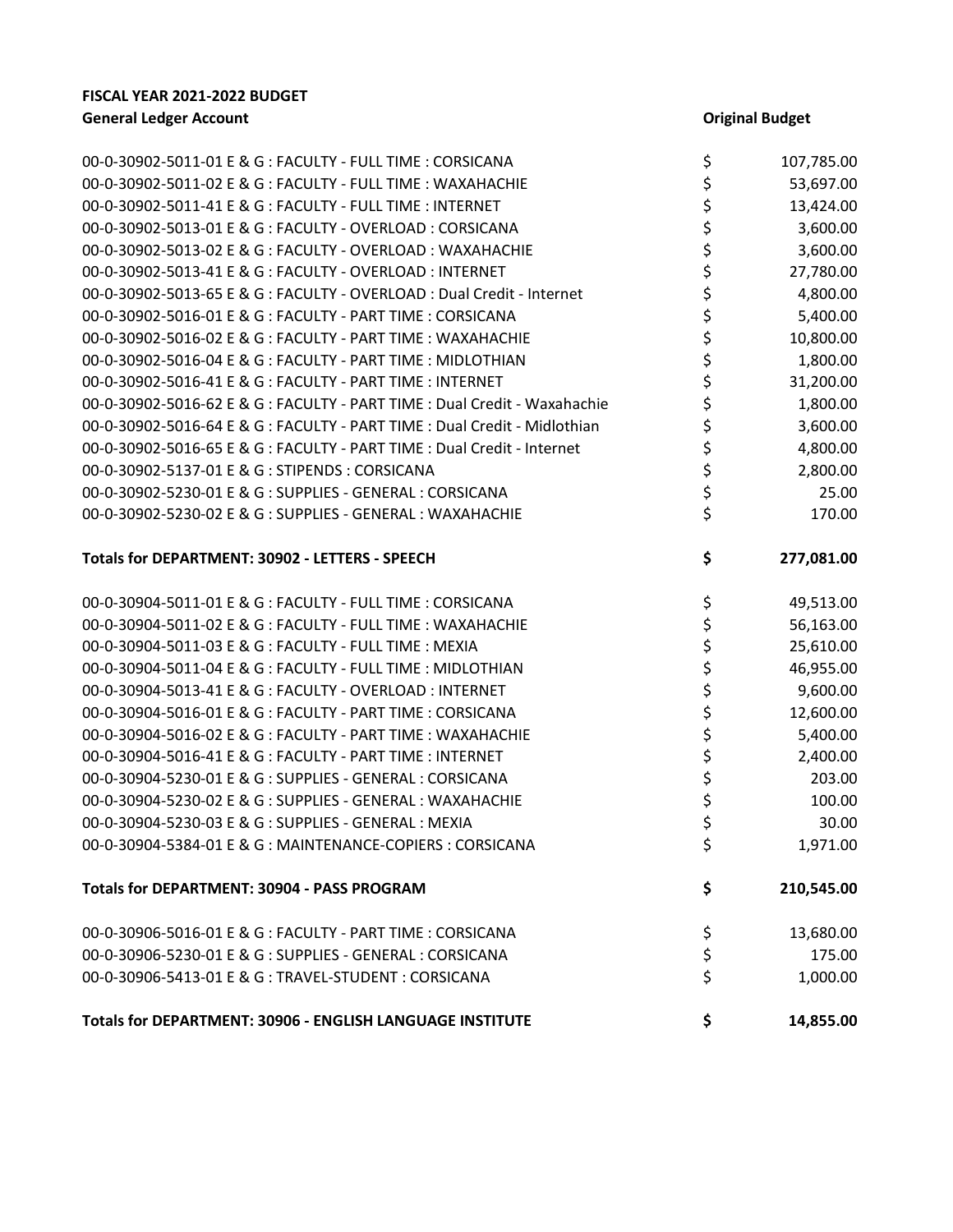**FISCAL YEAR 2021-2022 BUDGET**

| General Ledger Account | Original Budget |
|---|---|
| 00-0-30902-5011-01 E & G : FACULTY - FULL TIME : CORSICANA | $ 107,785.00 |
| 00-0-30902-5011-02 E & G : FACULTY - FULL TIME : WAXAHACHIE | $ 53,697.00 |
| 00-0-30902-5011-41 E & G : FACULTY - FULL TIME : INTERNET | $ 13,424.00 |
| 00-0-30902-5013-01 E & G : FACULTY - OVERLOAD : CORSICANA | $ 3,600.00 |
| 00-0-30902-5013-02 E & G : FACULTY - OVERLOAD : WAXAHACHIE | $ 3,600.00 |
| 00-0-30902-5013-41 E & G : FACULTY - OVERLOAD : INTERNET | $ 27,780.00 |
| 00-0-30902-5013-65 E & G : FACULTY - OVERLOAD : Dual Credit - Internet | $ 4,800.00 |
| 00-0-30902-5016-01 E & G : FACULTY - PART TIME : CORSICANA | $ 5,400.00 |
| 00-0-30902-5016-02 E & G : FACULTY - PART TIME : WAXAHACHIE | $ 10,800.00 |
| 00-0-30902-5016-04 E & G : FACULTY - PART TIME : MIDLOTHIAN | $ 1,800.00 |
| 00-0-30902-5016-41 E & G : FACULTY - PART TIME : INTERNET | $ 31,200.00 |
| 00-0-30902-5016-62 E & G : FACULTY - PART TIME : Dual Credit - Waxahachie | $ 1,800.00 |
| 00-0-30902-5016-64 E & G : FACULTY - PART TIME : Dual Credit - Midlothian | $ 3,600.00 |
| 00-0-30902-5016-65 E & G : FACULTY - PART TIME : Dual Credit - Internet | $ 4,800.00 |
| 00-0-30902-5137-01 E & G : STIPENDS : CORSICANA | $ 2,800.00 |
| 00-0-30902-5230-01 E & G : SUPPLIES - GENERAL : CORSICANA | $ 25.00 |
| 00-0-30902-5230-02 E & G : SUPPLIES - GENERAL : WAXAHACHIE | $ 170.00 |
| **Totals for DEPARTMENT: 30902 - LETTERS - SPEECH** | **$ 277,081.00** |
| 00-0-30904-5011-01 E & G : FACULTY - FULL TIME : CORSICANA | $ 49,513.00 |
| 00-0-30904-5011-02 E & G : FACULTY - FULL TIME : WAXAHACHIE | $ 56,163.00 |
| 00-0-30904-5011-03 E & G : FACULTY - FULL TIME : MEXIA | $ 25,610.00 |
| 00-0-30904-5011-04 E & G : FACULTY - FULL TIME : MIDLOTHIAN | $ 46,955.00 |
| 00-0-30904-5013-41 E & G : FACULTY - OVERLOAD : INTERNET | $ 9,600.00 |
| 00-0-30904-5016-01 E & G : FACULTY - PART TIME : CORSICANA | $ 12,600.00 |
| 00-0-30904-5016-02 E & G : FACULTY - PART TIME : WAXAHACHIE | $ 5,400.00 |
| 00-0-30904-5016-41 E & G : FACULTY - PART TIME : INTERNET | $ 2,400.00 |
| 00-0-30904-5230-01 E & G : SUPPLIES - GENERAL : CORSICANA | $ 203.00 |
| 00-0-30904-5230-02 E & G : SUPPLIES - GENERAL : WAXAHACHIE | $ 100.00 |
| 00-0-30904-5230-03 E & G : SUPPLIES - GENERAL : MEXIA | $ 30.00 |
| 00-0-30904-5384-01 E & G : MAINTENANCE-COPIERS : CORSICANA | $ 1,971.00 |
| **Totals for DEPARTMENT: 30904 - PASS PROGRAM** | **$ 210,545.00** |
| 00-0-30906-5016-01 E & G : FACULTY - PART TIME : CORSICANA | $ 13,680.00 |
| 00-0-30906-5230-01 E & G : SUPPLIES - GENERAL : CORSICANA | $ 175.00 |
| 00-0-30906-5413-01 E & G : TRAVEL-STUDENT : CORSICANA | $ 1,000.00 |
| **Totals for DEPARTMENT: 30906 - ENGLISH LANGUAGE INSTITUTE** | **$ 14,855.00** |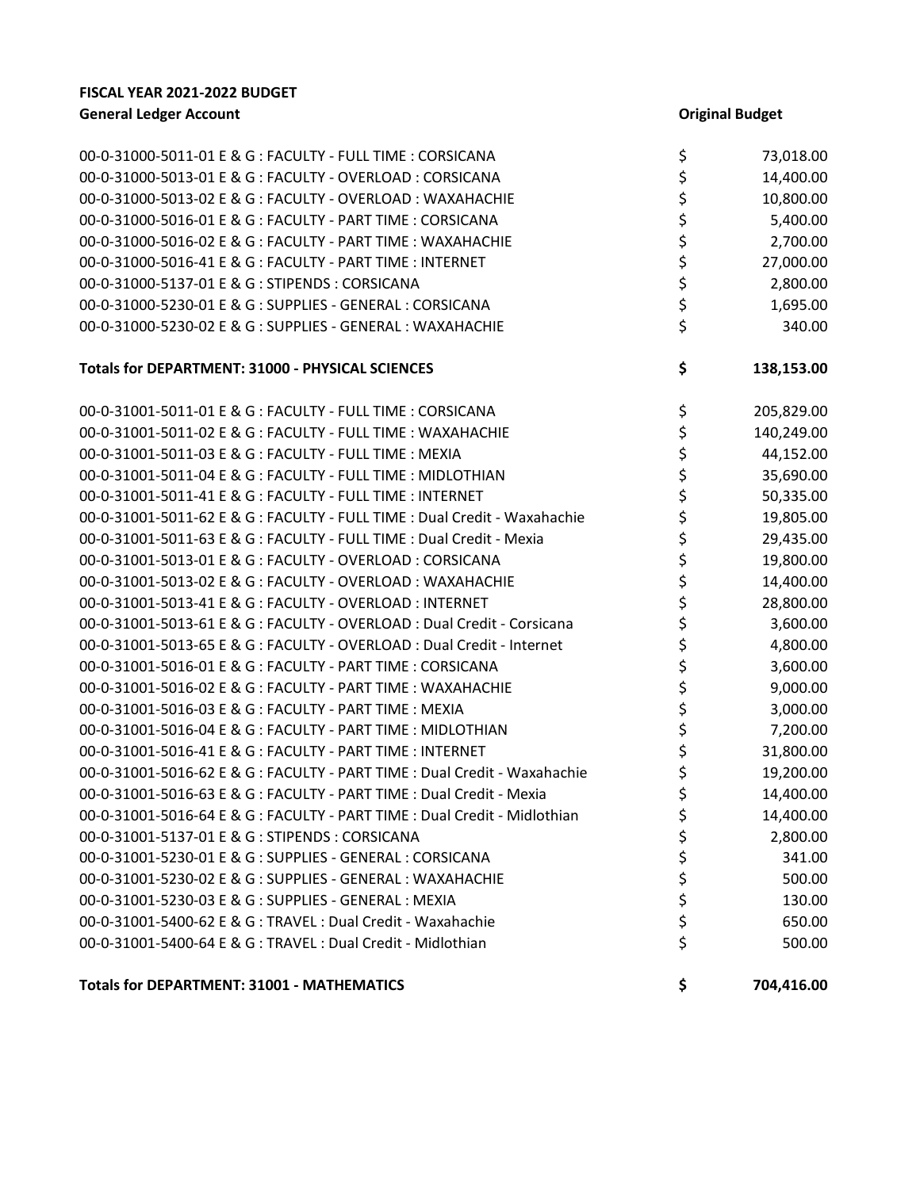**FISCAL YEAR 2021-2022 BUDGET**

| General Ledger Account | Original Budget |
|---|---|
| 00-0-31000-5011-01 E & G : FACULTY - FULL TIME : CORSICANA | $ 73,018.00 |
| 00-0-31000-5013-01 E & G : FACULTY - OVERLOAD : CORSICANA | $ 14,400.00 |
| 00-0-31000-5013-02 E & G : FACULTY - OVERLOAD : WAXAHACHIE | $ 10,800.00 |
| 00-0-31000-5016-01 E & G : FACULTY - PART TIME : CORSICANA | $ 5,400.00 |
| 00-0-31000-5016-02 E & G : FACULTY - PART TIME : WAXAHACHIE | $ 2,700.00 |
| 00-0-31000-5016-41 E & G : FACULTY - PART TIME : INTERNET | $ 27,000.00 |
| 00-0-31000-5137-01 E & G : STIPENDS : CORSICANA | $ 2,800.00 |
| 00-0-31000-5230-01 E & G : SUPPLIES - GENERAL : CORSICANA | $ 1,695.00 |
| 00-0-31000-5230-02 E & G : SUPPLIES - GENERAL : WAXAHACHIE | $ 340.00 |
| **Totals for DEPARTMENT: 31000 - PHYSICAL SCIENCES** | **$ 138,153.00** |
| 00-0-31001-5011-01 E & G : FACULTY - FULL TIME : CORSICANA | $ 205,829.00 |
| 00-0-31001-5011-02 E & G : FACULTY - FULL TIME : WAXAHACHIE | $ 140,249.00 |
| 00-0-31001-5011-03 E & G : FACULTY - FULL TIME : MEXIA | $ 44,152.00 |
| 00-0-31001-5011-04 E & G : FACULTY - FULL TIME : MIDLOTHIAN | $ 35,690.00 |
| 00-0-31001-5011-41 E & G : FACULTY - FULL TIME : INTERNET | $ 50,335.00 |
| 00-0-31001-5011-62 E & G : FACULTY - FULL TIME : Dual Credit - Waxahachie | $ 19,805.00 |
| 00-0-31001-5011-63 E & G : FACULTY - FULL TIME : Dual Credit - Mexia | $ 29,435.00 |
| 00-0-31001-5013-01 E & G : FACULTY - OVERLOAD : CORSICANA | $ 19,800.00 |
| 00-0-31001-5013-02 E & G : FACULTY - OVERLOAD : WAXAHACHIE | $ 14,400.00 |
| 00-0-31001-5013-41 E & G : FACULTY - OVERLOAD : INTERNET | $ 28,800.00 |
| 00-0-31001-5013-61 E & G : FACULTY - OVERLOAD : Dual Credit - Corsicana | $ 3,600.00 |
| 00-0-31001-5013-65 E & G : FACULTY - OVERLOAD : Dual Credit - Internet | $ 4,800.00 |
| 00-0-31001-5016-01 E & G : FACULTY - PART TIME : CORSICANA | $ 3,600.00 |
| 00-0-31001-5016-02 E & G : FACULTY - PART TIME : WAXAHACHIE | $ 9,000.00 |
| 00-0-31001-5016-03 E & G : FACULTY - PART TIME : MEXIA | $ 3,000.00 |
| 00-0-31001-5016-04 E & G : FACULTY - PART TIME : MIDLOTHIAN | $ 7,200.00 |
| 00-0-31001-5016-41 E & G : FACULTY - PART TIME : INTERNET | $ 31,800.00 |
| 00-0-31001-5016-62 E & G : FACULTY - PART TIME : Dual Credit - Waxahachie | $ 19,200.00 |
| 00-0-31001-5016-63 E & G : FACULTY - PART TIME : Dual Credit - Mexia | $ 14,400.00 |
| 00-0-31001-5016-64 E & G : FACULTY - PART TIME : Dual Credit - Midlothian | $ 14,400.00 |
| 00-0-31001-5137-01 E & G : STIPENDS : CORSICANA | $ 2,800.00 |
| 00-0-31001-5230-01 E & G : SUPPLIES - GENERAL : CORSICANA | $ 341.00 |
| 00-0-31001-5230-02 E & G : SUPPLIES - GENERAL : WAXAHACHIE | $ 500.00 |
| 00-0-31001-5230-03 E & G : SUPPLIES - GENERAL : MEXIA | $ 130.00 |
| 00-0-31001-5400-62 E & G : TRAVEL : Dual Credit - Waxahachie | $ 650.00 |
| 00-0-31001-5400-64 E & G : TRAVEL : Dual Credit - Midlothian | $ 500.00 |
| **Totals for DEPARTMENT: 31001 - MATHEMATICS** | **$ 704,416.00** |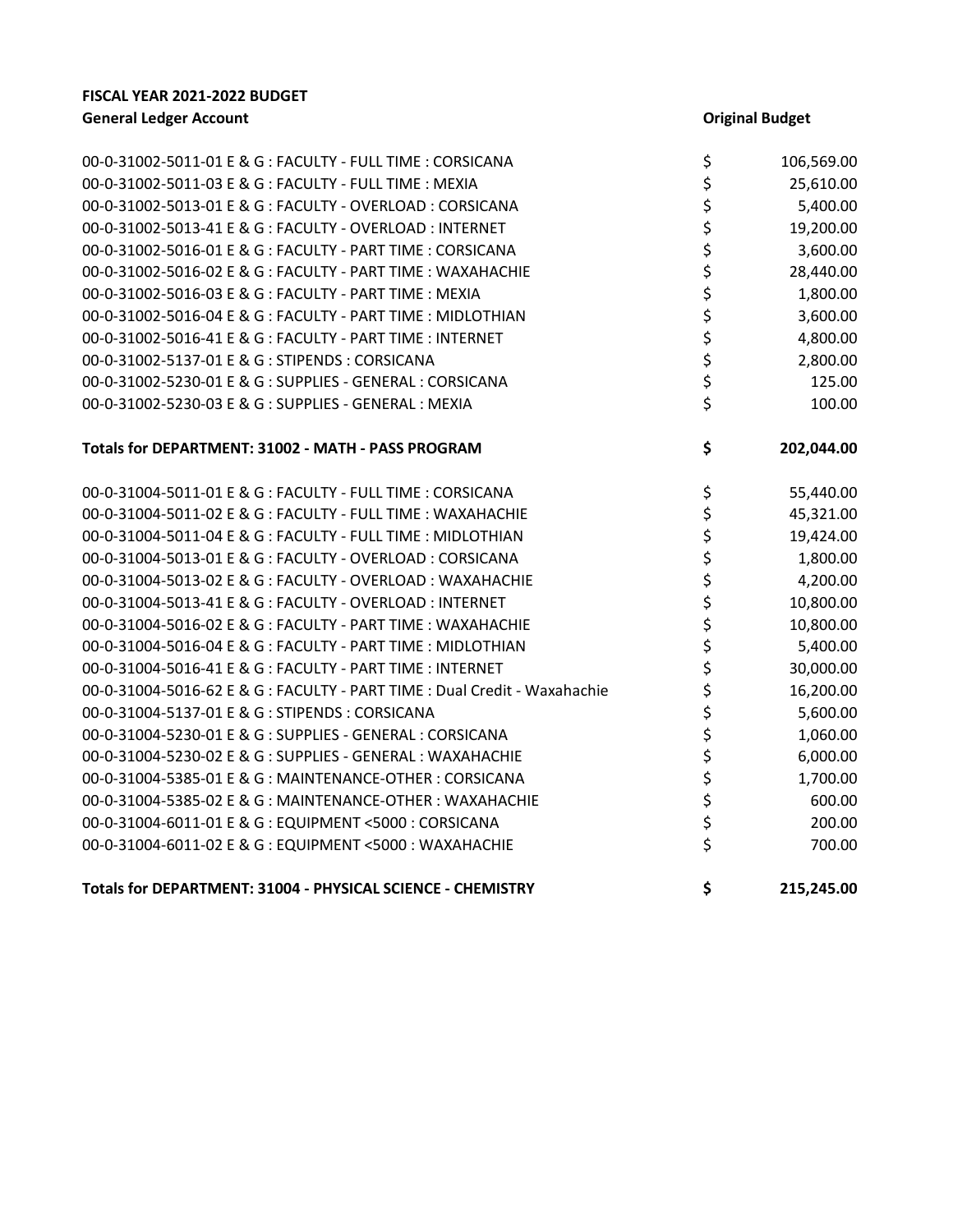**FISCAL YEAR 2021-2022 BUDGET**

| General Ledger Account | | Original Budget |
|---|---|---|
| 00-0-31002-5011-01 E & G : FACULTY - FULL TIME : CORSICANA | $ | 106,569.00 |
| 00-0-31002-5011-03 E & G : FACULTY - FULL TIME : MEXIA | $ | 25,610.00 |
| 00-0-31002-5013-01 E & G : FACULTY - OVERLOAD : CORSICANA | $ | 5,400.00 |
| 00-0-31002-5013-41 E & G : FACULTY - OVERLOAD : INTERNET | $ | 19,200.00 |
| 00-0-31002-5016-01 E & G : FACULTY - PART TIME : CORSICANA | $ | 3,600.00 |
| 00-0-31002-5016-02 E & G : FACULTY - PART TIME : WAXAHACHIE | $ | 28,440.00 |
| 00-0-31002-5016-03 E & G : FACULTY - PART TIME : MEXIA | $ | 1,800.00 |
| 00-0-31002-5016-04 E & G : FACULTY - PART TIME : MIDLOTHIAN | $ | 3,600.00 |
| 00-0-31002-5016-41 E & G : FACULTY - PART TIME : INTERNET | $ | 4,800.00 |
| 00-0-31002-5137-01 E & G : STIPENDS : CORSICANA | $ | 2,800.00 |
| 00-0-31002-5230-01 E & G : SUPPLIES - GENERAL : CORSICANA | $ | 125.00 |
| 00-0-31002-5230-03 E & G : SUPPLIES - GENERAL : MEXIA | $ | 100.00 |
| **Totals for DEPARTMENT: 31002 - MATH - PASS PROGRAM** | **$** | **202,044.00** |
| 00-0-31004-5011-01 E & G : FACULTY - FULL TIME : CORSICANA | $ | 55,440.00 |
| 00-0-31004-5011-02 E & G : FACULTY - FULL TIME : WAXAHACHIE | $ | 45,321.00 |
| 00-0-31004-5011-04 E & G : FACULTY - FULL TIME : MIDLOTHIAN | $ | 19,424.00 |
| 00-0-31004-5013-01 E & G : FACULTY - OVERLOAD : CORSICANA | $ | 1,800.00 |
| 00-0-31004-5013-02 E & G : FACULTY - OVERLOAD : WAXAHACHIE | $ | 4,200.00 |
| 00-0-31004-5013-41 E & G : FACULTY - OVERLOAD : INTERNET | $ | 10,800.00 |
| 00-0-31004-5016-02 E & G : FACULTY - PART TIME : WAXAHACHIE | $ | 10,800.00 |
| 00-0-31004-5016-04 E & G : FACULTY - PART TIME : MIDLOTHIAN | $ | 5,400.00 |
| 00-0-31004-5016-41 E & G : FACULTY - PART TIME : INTERNET | $ | 30,000.00 |
| 00-0-31004-5016-62 E & G : FACULTY - PART TIME : Dual Credit - Waxahachie | $ | 16,200.00 |
| 00-0-31004-5137-01 E & G : STIPENDS : CORSICANA | $ | 5,600.00 |
| 00-0-31004-5230-01 E & G : SUPPLIES - GENERAL : CORSICANA | $ | 1,060.00 |
| 00-0-31004-5230-02 E & G : SUPPLIES - GENERAL : WAXAHACHIE | $ | 6,000.00 |
| 00-0-31004-5385-01 E & G : MAINTENANCE-OTHER : CORSICANA | $ | 1,700.00 |
| 00-0-31004-5385-02 E & G : MAINTENANCE-OTHER : WAXAHACHIE | $ | 600.00 |
| 00-0-31004-6011-01 E & G : EQUIPMENT <5000 : CORSICANA | $ | 200.00 |
| 00-0-31004-6011-02 E & G : EQUIPMENT <5000 : WAXAHACHIE | $ | 700.00 |
| **Totals for DEPARTMENT: 31004 - PHYSICAL SCIENCE - CHEMISTRY** | **$** | **215,245.00** |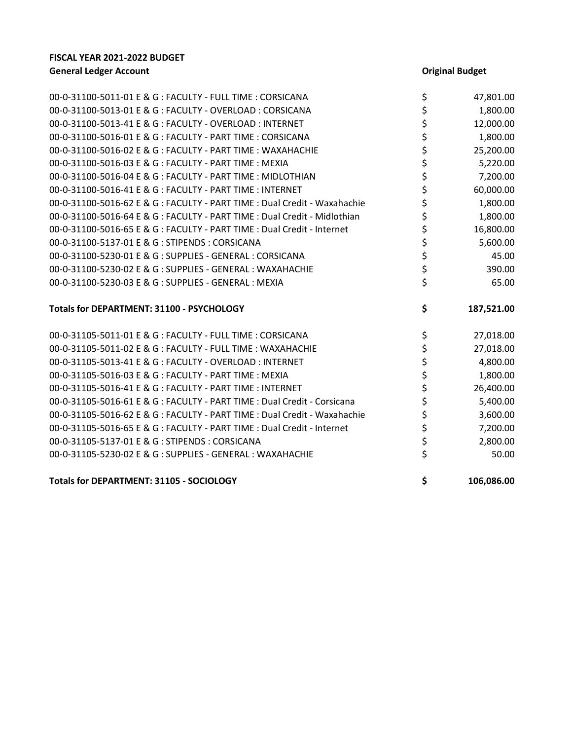**FISCAL YEAR 2021-2022 BUDGET**

| General Ledger Account | Original Budget |
|---|---|
| 00-0-31100-5011-01 E & G : FACULTY - FULL TIME : CORSICANA | $ 47,801.00 |
| 00-0-31100-5013-01 E & G : FACULTY - OVERLOAD : CORSICANA | $ 1,800.00 |
| 00-0-31100-5013-41 E & G : FACULTY - OVERLOAD : INTERNET | $ 12,000.00 |
| 00-0-31100-5016-01 E & G : FACULTY - PART TIME : CORSICANA | $ 1,800.00 |
| 00-0-31100-5016-02 E & G : FACULTY - PART TIME : WAXAHACHIE | $ 25,200.00 |
| 00-0-31100-5016-03 E & G : FACULTY - PART TIME : MEXIA | $ 5,220.00 |
| 00-0-31100-5016-04 E & G : FACULTY - PART TIME : MIDLOTHIAN | $ 7,200.00 |
| 00-0-31100-5016-41 E & G : FACULTY - PART TIME : INTERNET | $ 60,000.00 |
| 00-0-31100-5016-62 E & G : FACULTY - PART TIME : Dual Credit - Waxahachie | $ 1,800.00 |
| 00-0-31100-5016-64 E & G : FACULTY - PART TIME : Dual Credit - Midlothian | $ 1,800.00 |
| 00-0-31100-5016-65 E & G : FACULTY - PART TIME : Dual Credit - Internet | $ 16,800.00 |
| 00-0-31100-5137-01 E & G : STIPENDS : CORSICANA | $ 5,600.00 |
| 00-0-31100-5230-01 E & G : SUPPLIES - GENERAL : CORSICANA | $ 45.00 |
| 00-0-31100-5230-02 E & G : SUPPLIES - GENERAL : WAXAHACHIE | $ 390.00 |
| 00-0-31100-5230-03 E & G : SUPPLIES - GENERAL : MEXIA | $ 65.00 |
| **Totals for DEPARTMENT: 31100 - PSYCHOLOGY** | **$ 187,521.00** |
| 00-0-31105-5011-01 E & G : FACULTY - FULL TIME : CORSICANA | $ 27,018.00 |
| 00-0-31105-5011-02 E & G : FACULTY - FULL TIME : WAXAHACHIE | $ 27,018.00 |
| 00-0-31105-5013-41 E & G : FACULTY - OVERLOAD : INTERNET | $ 4,800.00 |
| 00-0-31105-5016-03 E & G : FACULTY - PART TIME : MEXIA | $ 1,800.00 |
| 00-0-31105-5016-41 E & G : FACULTY - PART TIME : INTERNET | $ 26,400.00 |
| 00-0-31105-5016-61 E & G : FACULTY - PART TIME : Dual Credit - Corsicana | $ 5,400.00 |
| 00-0-31105-5016-62 E & G : FACULTY - PART TIME : Dual Credit - Waxahachie | $ 3,600.00 |
| 00-0-31105-5016-65 E & G : FACULTY - PART TIME : Dual Credit - Internet | $ 7,200.00 |
| 00-0-31105-5137-01 E & G : STIPENDS : CORSICANA | $ 2,800.00 |
| 00-0-31105-5230-02 E & G : SUPPLIES - GENERAL : WAXAHACHIE | $ 50.00 |
| **Totals for DEPARTMENT: 31105 - SOCIOLOGY** | **$ 106,086.00** |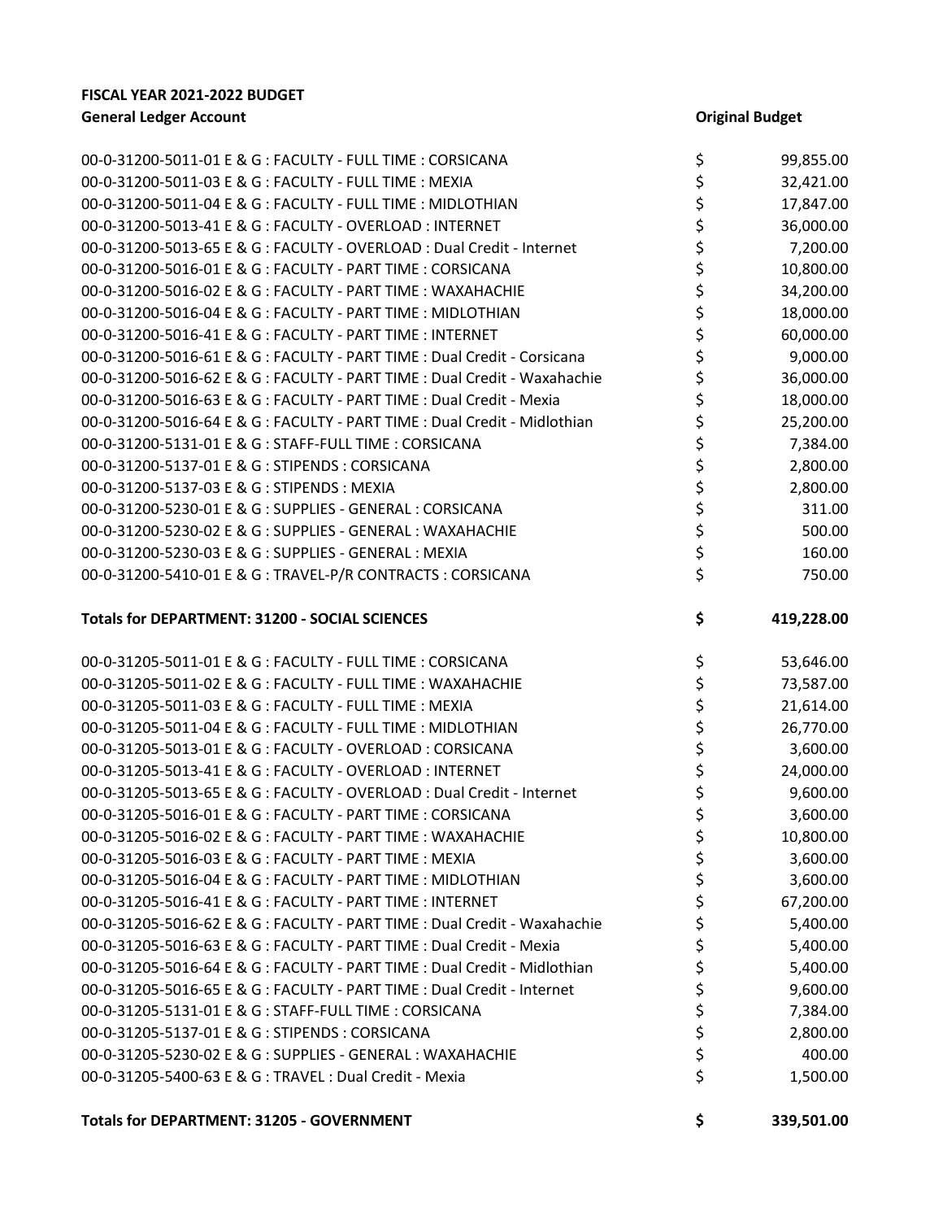**FISCAL YEAR 2021-2022 BUDGET**

| General Ledger Account | Original Budget |
|---|---|
| 00-0-31200-5011-01 E & G : FACULTY - FULL TIME : CORSICANA | $ 99,855.00 |
| 00-0-31200-5011-03 E & G : FACULTY - FULL TIME : MEXIA | $ 32,421.00 |
| 00-0-31200-5011-04 E & G : FACULTY - FULL TIME : MIDLOTHIAN | $ 17,847.00 |
| 00-0-31200-5013-41 E & G : FACULTY - OVERLOAD : INTERNET | $ 36,000.00 |
| 00-0-31200-5013-65 E & G : FACULTY - OVERLOAD : Dual Credit - Internet | $ 7,200.00 |
| 00-0-31200-5016-01 E & G : FACULTY - PART TIME : CORSICANA | $ 10,800.00 |
| 00-0-31200-5016-02 E & G : FACULTY - PART TIME : WAXAHACHIE | $ 34,200.00 |
| 00-0-31200-5016-04 E & G : FACULTY - PART TIME : MIDLOTHIAN | $ 18,000.00 |
| 00-0-31200-5016-41 E & G : FACULTY - PART TIME : INTERNET | $ 60,000.00 |
| 00-0-31200-5016-61 E & G : FACULTY - PART TIME : Dual Credit - Corsicana | $ 9,000.00 |
| 00-0-31200-5016-62 E & G : FACULTY - PART TIME : Dual Credit - Waxahachie | $ 36,000.00 |
| 00-0-31200-5016-63 E & G : FACULTY - PART TIME : Dual Credit - Mexia | $ 18,000.00 |
| 00-0-31200-5016-64 E & G : FACULTY - PART TIME : Dual Credit - Midlothian | $ 25,200.00 |
| 00-0-31200-5131-01 E & G : STAFF-FULL TIME : CORSICANA | $ 7,384.00 |
| 00-0-31200-5137-01 E & G : STIPENDS : CORSICANA | $ 2,800.00 |
| 00-0-31200-5137-03 E & G : STIPENDS : MEXIA | $ 2,800.00 |
| 00-0-31200-5230-01 E & G : SUPPLIES - GENERAL : CORSICANA | $ 311.00 |
| 00-0-31200-5230-02 E & G : SUPPLIES - GENERAL : WAXAHACHIE | $ 500.00 |
| 00-0-31200-5230-03 E & G : SUPPLIES - GENERAL : MEXIA | $ 160.00 |
| 00-0-31200-5410-01 E & G : TRAVEL-P/R CONTRACTS : CORSICANA | $ 750.00 |
| **Totals for DEPARTMENT: 31200 - SOCIAL SCIENCES** | **$ 419,228.00** |
| 00-0-31205-5011-01 E & G : FACULTY - FULL TIME : CORSICANA | $ 53,646.00 |
| 00-0-31205-5011-02 E & G : FACULTY - FULL TIME : WAXAHACHIE | $ 73,587.00 |
| 00-0-31205-5011-03 E & G : FACULTY - FULL TIME : MEXIA | $ 21,614.00 |
| 00-0-31205-5011-04 E & G : FACULTY - FULL TIME : MIDLOTHIAN | $ 26,770.00 |
| 00-0-31205-5013-01 E & G : FACULTY - OVERLOAD : CORSICANA | $ 3,600.00 |
| 00-0-31205-5013-41 E & G : FACULTY - OVERLOAD : INTERNET | $ 24,000.00 |
| 00-0-31205-5013-65 E & G : FACULTY - OVERLOAD : Dual Credit - Internet | $ 9,600.00 |
| 00-0-31205-5016-01 E & G : FACULTY - PART TIME : CORSICANA | $ 3,600.00 |
| 00-0-31205-5016-02 E & G : FACULTY - PART TIME : WAXAHACHIE | $ 10,800.00 |
| 00-0-31205-5016-03 E & G : FACULTY - PART TIME : MEXIA | $ 3,600.00 |
| 00-0-31205-5016-04 E & G : FACULTY - PART TIME : MIDLOTHIAN | $ 3,600.00 |
| 00-0-31205-5016-41 E & G : FACULTY - PART TIME : INTERNET | $ 67,200.00 |
| 00-0-31205-5016-62 E & G : FACULTY - PART TIME : Dual Credit - Waxahachie | $ 5,400.00 |
| 00-0-31205-5016-63 E & G : FACULTY - PART TIME : Dual Credit - Mexia | $ 5,400.00 |
| 00-0-31205-5016-64 E & G : FACULTY - PART TIME : Dual Credit - Midlothian | $ 5,400.00 |
| 00-0-31205-5016-65 E & G : FACULTY - PART TIME : Dual Credit - Internet | $ 9,600.00 |
| 00-0-31205-5131-01 E & G : STAFF-FULL TIME : CORSICANA | $ 7,384.00 |
| 00-0-31205-5137-01 E & G : STIPENDS : CORSICANA | $ 2,800.00 |
| 00-0-31205-5230-02 E & G : SUPPLIES - GENERAL : WAXAHACHIE | $ 400.00 |
| 00-0-31205-5400-63 E & G : TRAVEL : Dual Credit - Mexia | $ 1,500.00 |
| **Totals for DEPARTMENT: 31205 - GOVERNMENT** | **$ 339,501.00** |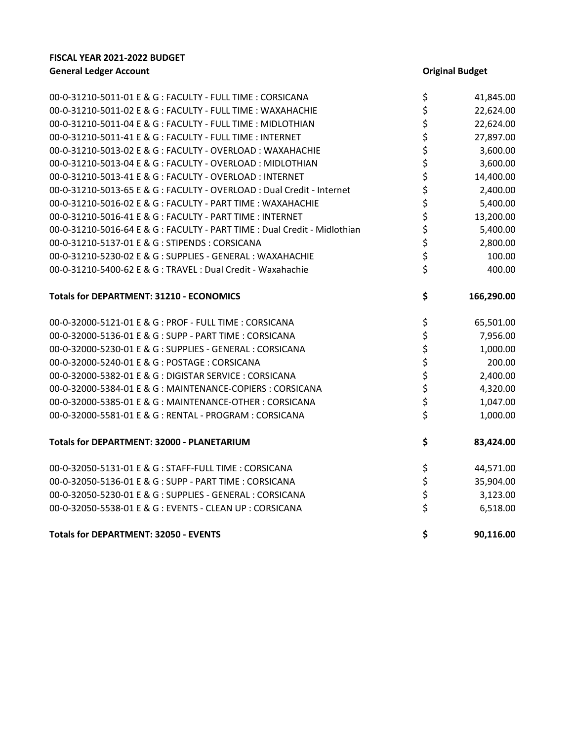**FISCAL YEAR 2021-2022 BUDGET**

| General Ledger Account | Original Budget |
|---|---|
| 00-0-31210-5011-01 E & G : FACULTY - FULL TIME : CORSICANA | $ 41,845.00 |
| 00-0-31210-5011-02 E & G : FACULTY - FULL TIME : WAXAHACHIE | $ 22,624.00 |
| 00-0-31210-5011-04 E & G : FACULTY - FULL TIME : MIDLOTHIAN | $ 22,624.00 |
| 00-0-31210-5011-41 E & G : FACULTY - FULL TIME : INTERNET | $ 27,897.00 |
| 00-0-31210-5013-02 E & G : FACULTY - OVERLOAD : WAXAHACHIE | $ 3,600.00 |
| 00-0-31210-5013-04 E & G : FACULTY - OVERLOAD : MIDLOTHIAN | $ 3,600.00 |
| 00-0-31210-5013-41 E & G : FACULTY - OVERLOAD : INTERNET | $ 14,400.00 |
| 00-0-31210-5013-65 E & G : FACULTY - OVERLOAD : Dual Credit - Internet | $ 2,400.00 |
| 00-0-31210-5016-02 E & G : FACULTY - PART TIME : WAXAHACHIE | $ 5,400.00 |
| 00-0-31210-5016-41 E & G : FACULTY - PART TIME : INTERNET | $ 13,200.00 |
| 00-0-31210-5016-64 E & G : FACULTY - PART TIME : Dual Credit - Midlothian | $ 5,400.00 |
| 00-0-31210-5137-01 E & G : STIPENDS : CORSICANA | $ 2,800.00 |
| 00-0-31210-5230-02 E & G : SUPPLIES - GENERAL : WAXAHACHIE | $ 100.00 |
| 00-0-31210-5400-62 E & G : TRAVEL : Dual Credit - Waxahachie | $ 400.00 |
| **Totals for DEPARTMENT: 31210 - ECONOMICS** | **$ 166,290.00** |
| 00-0-32000-5121-01 E & G : PROF - FULL TIME : CORSICANA | $ 65,501.00 |
| 00-0-32000-5136-01 E & G : SUPP - PART TIME : CORSICANA | $ 7,956.00 |
| 00-0-32000-5230-01 E & G : SUPPLIES - GENERAL : CORSICANA | $ 1,000.00 |
| 00-0-32000-5240-01 E & G : POSTAGE : CORSICANA | $ 200.00 |
| 00-0-32000-5382-01 E & G : DIGISTAR SERVICE : CORSICANA | $ 2,400.00 |
| 00-0-32000-5384-01 E & G : MAINTENANCE-COPIERS : CORSICANA | $ 4,320.00 |
| 00-0-32000-5385-01 E & G : MAINTENANCE-OTHER : CORSICANA | $ 1,047.00 |
| 00-0-32000-5581-01 E & G : RENTAL - PROGRAM : CORSICANA | $ 1,000.00 |
| **Totals for DEPARTMENT: 32000 - PLANETARIUM** | **$ 83,424.00** |
| 00-0-32050-5131-01 E & G : STAFF-FULL TIME : CORSICANA | $ 44,571.00 |
| 00-0-32050-5136-01 E & G : SUPP - PART TIME : CORSICANA | $ 35,904.00 |
| 00-0-32050-5230-01 E & G : SUPPLIES - GENERAL : CORSICANA | $ 3,123.00 |
| 00-0-32050-5538-01 E & G : EVENTS - CLEAN UP : CORSICANA | $ 6,518.00 |
| **Totals for DEPARTMENT: 32050 - EVENTS** | **$ 90,116.00** |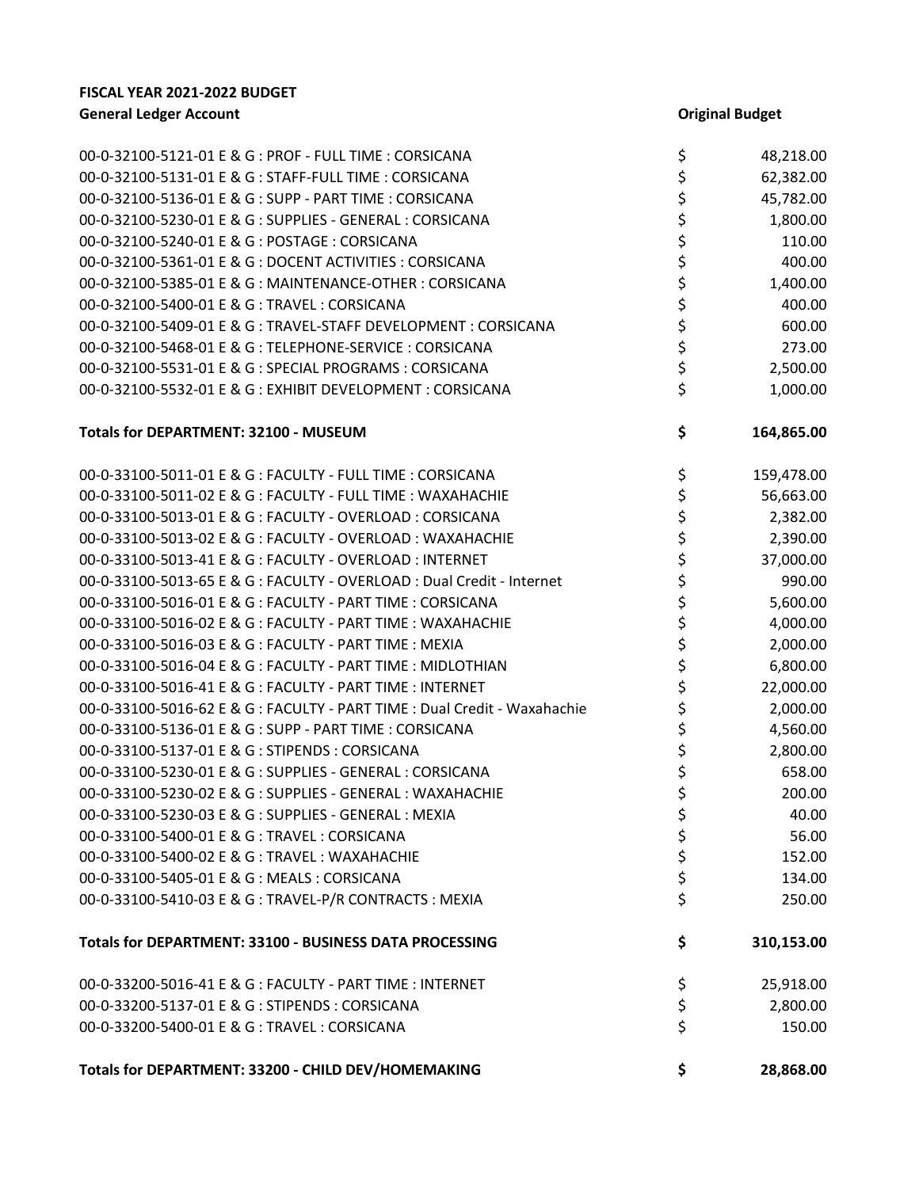**FISCAL YEAR 2021-2022 BUDGET**

| General Ledger Account | | Original Budget |
|---|---|---|
| 00-0-32100-5121-01 E & G : PROF - FULL TIME : CORSICANA | $ | 48,218.00 |
| 00-0-32100-5131-01 E & G : STAFF-FULL TIME : CORSICANA | $ | 62,382.00 |
| 00-0-32100-5136-01 E & G : SUPP - PART TIME : CORSICANA | $ | 45,782.00 |
| 00-0-32100-5230-01 E & G : SUPPLIES - GENERAL : CORSICANA | $ | 1,800.00 |
| 00-0-32100-5240-01 E & G : POSTAGE : CORSICANA | $ | 110.00 |
| 00-0-32100-5361-01 E & G : DOCENT ACTIVITIES : CORSICANA | $ | 400.00 |
| 00-0-32100-5385-01 E & G : MAINTENANCE-OTHER : CORSICANA | $ | 1,400.00 |
| 00-0-32100-5400-01 E & G : TRAVEL : CORSICANA | $ | 400.00 |
| 00-0-32100-5409-01 E & G : TRAVEL-STAFF DEVELOPMENT : CORSICANA | $ | 600.00 |
| 00-0-32100-5468-01 E & G : TELEPHONE-SERVICE : CORSICANA | $ | 273.00 |
| 00-0-32100-5531-01 E & G : SPECIAL PROGRAMS : CORSICANA | $ | 2,500.00 |
| 00-0-32100-5532-01 E & G : EXHIBIT DEVELOPMENT : CORSICANA | $ | 1,000.00 |
| **Totals for DEPARTMENT: 32100 - MUSEUM** | **$** | **164,865.00** |
| 00-0-33100-5011-01 E & G : FACULTY - FULL TIME : CORSICANA | $ | 159,478.00 |
| 00-0-33100-5011-02 E & G : FACULTY - FULL TIME : WAXAHACHIE | $ | 56,663.00 |
| 00-0-33100-5013-01 E & G : FACULTY - OVERLOAD : CORSICANA | $ | 2,382.00 |
| 00-0-33100-5013-02 E & G : FACULTY - OVERLOAD : WAXAHACHIE | $ | 2,390.00 |
| 00-0-33100-5013-41 E & G : FACULTY - OVERLOAD : INTERNET | $ | 37,000.00 |
| 00-0-33100-5013-65 E & G : FACULTY - OVERLOAD : Dual Credit - Internet | $ | 990.00 |
| 00-0-33100-5016-01 E & G : FACULTY - PART TIME : CORSICANA | $ | 5,600.00 |
| 00-0-33100-5016-02 E & G : FACULTY - PART TIME : WAXAHACHIE | $ | 4,000.00 |
| 00-0-33100-5016-03 E & G : FACULTY - PART TIME : MEXIA | $ | 2,000.00 |
| 00-0-33100-5016-04 E & G : FACULTY - PART TIME : MIDLOTHIAN | $ | 6,800.00 |
| 00-0-33100-5016-41 E & G : FACULTY - PART TIME : INTERNET | $ | 22,000.00 |
| 00-0-33100-5016-62 E & G : FACULTY - PART TIME : Dual Credit - Waxahachie | $ | 2,000.00 |
| 00-0-33100-5136-01 E & G : SUPP - PART TIME : CORSICANA | $ | 4,560.00 |
| 00-0-33100-5137-01 E & G : STIPENDS : CORSICANA | $ | 2,800.00 |
| 00-0-33100-5230-01 E & G : SUPPLIES - GENERAL : CORSICANA | $ | 658.00 |
| 00-0-33100-5230-02 E & G : SUPPLIES - GENERAL : WAXAHACHIE | $ | 200.00 |
| 00-0-33100-5230-03 E & G : SUPPLIES - GENERAL : MEXIA | $ | 40.00 |
| 00-0-33100-5400-01 E & G : TRAVEL : CORSICANA | $ | 56.00 |
| 00-0-33100-5400-02 E & G : TRAVEL : WAXAHACHIE | $ | 152.00 |
| 00-0-33100-5405-01 E & G : MEALS : CORSICANA | $ | 134.00 |
| 00-0-33100-5410-03 E & G : TRAVEL-P/R CONTRACTS : MEXIA | $ | 250.00 |
| **Totals for DEPARTMENT: 33100 - BUSINESS DATA PROCESSING** | **$** | **310,153.00** |
| 00-0-33200-5016-41 E & G : FACULTY - PART TIME : INTERNET | $ | 25,918.00 |
| 00-0-33200-5137-01 E & G : STIPENDS : CORSICANA | $ | 2,800.00 |
| 00-0-33200-5400-01 E & G : TRAVEL : CORSICANA | $ | 150.00 |
| **Totals for DEPARTMENT: 33200 - CHILD DEV/HOMEMAKING** | **$** | **28,868.00** |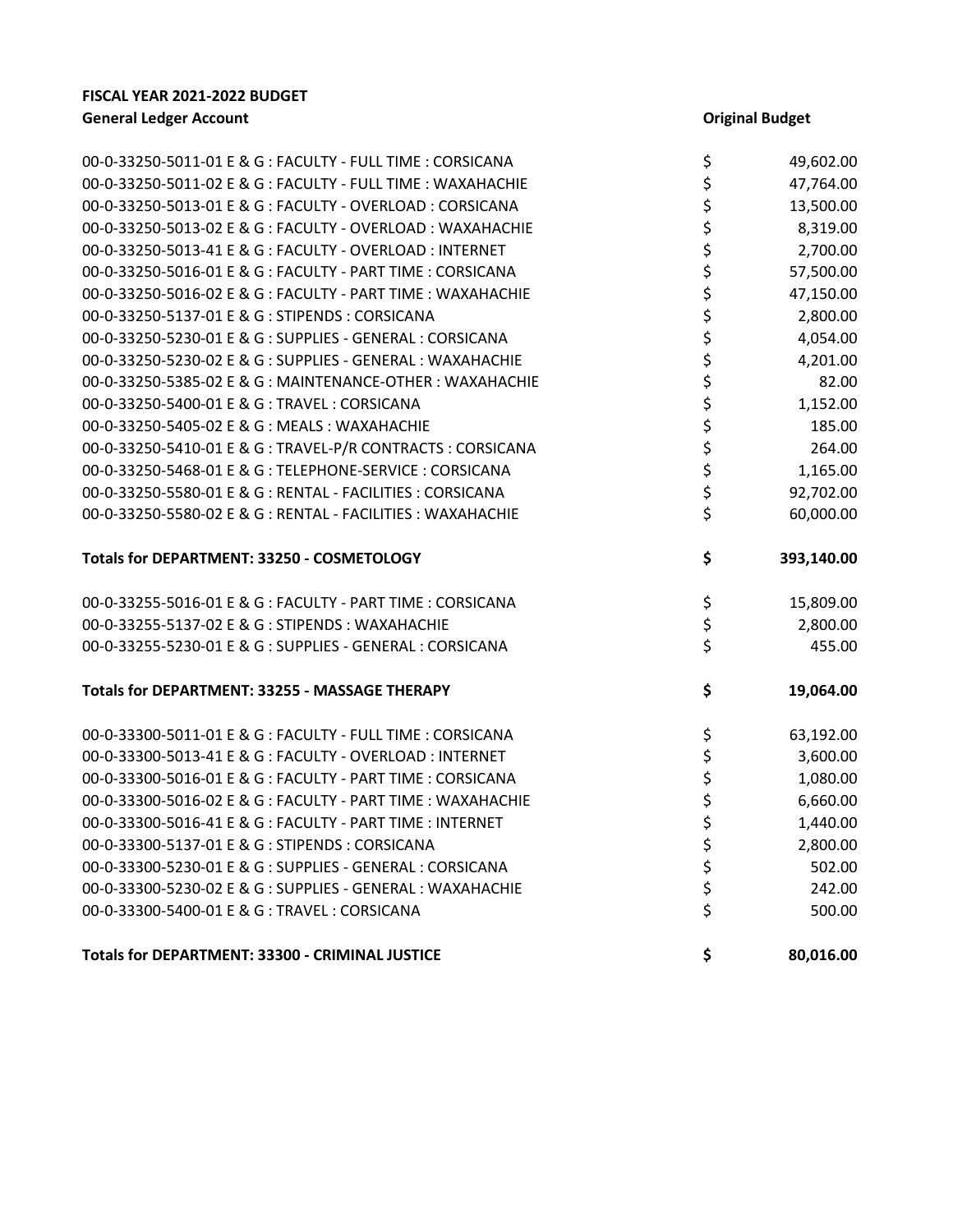**FISCAL YEAR 2021-2022 BUDGET**

| General Ledger Account | Original Budget |
|---|---|
| 00-0-33250-5011-01 E & G : FACULTY - FULL TIME : CORSICANA | $ 49,602.00 |
| 00-0-33250-5011-02 E & G : FACULTY - FULL TIME : WAXAHACHIE | $ 47,764.00 |
| 00-0-33250-5013-01 E & G : FACULTY - OVERLOAD : CORSICANA | $ 13,500.00 |
| 00-0-33250-5013-02 E & G : FACULTY - OVERLOAD : WAXAHACHIE | $ 8,319.00 |
| 00-0-33250-5013-41 E & G : FACULTY - OVERLOAD : INTERNET | $ 2,700.00 |
| 00-0-33250-5016-01 E & G : FACULTY - PART TIME : CORSICANA | $ 57,500.00 |
| 00-0-33250-5016-02 E & G : FACULTY - PART TIME : WAXAHACHIE | $ 47,150.00 |
| 00-0-33250-5137-01 E & G : STIPENDS : CORSICANA | $ 2,800.00 |
| 00-0-33250-5230-01 E & G : SUPPLIES - GENERAL : CORSICANA | $ 4,054.00 |
| 00-0-33250-5230-02 E & G : SUPPLIES - GENERAL : WAXAHACHIE | $ 4,201.00 |
| 00-0-33250-5385-02 E & G : MAINTENANCE-OTHER : WAXAHACHIE | $ 82.00 |
| 00-0-33250-5400-01 E & G : TRAVEL : CORSICANA | $ 1,152.00 |
| 00-0-33250-5405-02 E & G : MEALS : WAXAHACHIE | $ 185.00 |
| 00-0-33250-5410-01 E & G : TRAVEL-P/R CONTRACTS : CORSICANA | $ 264.00 |
| 00-0-33250-5468-01 E & G : TELEPHONE-SERVICE : CORSICANA | $ 1,165.00 |
| 00-0-33250-5580-01 E & G : RENTAL - FACILITIES : CORSICANA | $ 92,702.00 |
| 00-0-33250-5580-02 E & G : RENTAL - FACILITIES : WAXAHACHIE | $ 60,000.00 |
| **Totals for DEPARTMENT: 33250 - COSMETOLOGY** | **$ 393,140.00** |
| 00-0-33255-5016-01 E & G : FACULTY - PART TIME : CORSICANA | $ 15,809.00 |
| 00-0-33255-5137-02 E & G : STIPENDS : WAXAHACHIE | $ 2,800.00 |
| 00-0-33255-5230-01 E & G : SUPPLIES - GENERAL : CORSICANA | $ 455.00 |
| **Totals for DEPARTMENT: 33255 - MASSAGE THERAPY** | **$ 19,064.00** |
| 00-0-33300-5011-01 E & G : FACULTY - FULL TIME : CORSICANA | $ 63,192.00 |
| 00-0-33300-5013-41 E & G : FACULTY - OVERLOAD : INTERNET | $ 3,600.00 |
| 00-0-33300-5016-01 E & G : FACULTY - PART TIME : CORSICANA | $ 1,080.00 |
| 00-0-33300-5016-02 E & G : FACULTY - PART TIME : WAXAHACHIE | $ 6,660.00 |
| 00-0-33300-5016-41 E & G : FACULTY - PART TIME : INTERNET | $ 1,440.00 |
| 00-0-33300-5137-01 E & G : STIPENDS : CORSICANA | $ 2,800.00 |
| 00-0-33300-5230-01 E & G : SUPPLIES - GENERAL : CORSICANA | $ 502.00 |
| 00-0-33300-5230-02 E & G : SUPPLIES - GENERAL : WAXAHACHIE | $ 242.00 |
| 00-0-33300-5400-01 E & G : TRAVEL : CORSICANA | $ 500.00 |
| **Totals for DEPARTMENT: 33300 - CRIMINAL JUSTICE** | **$ 80,016.00** |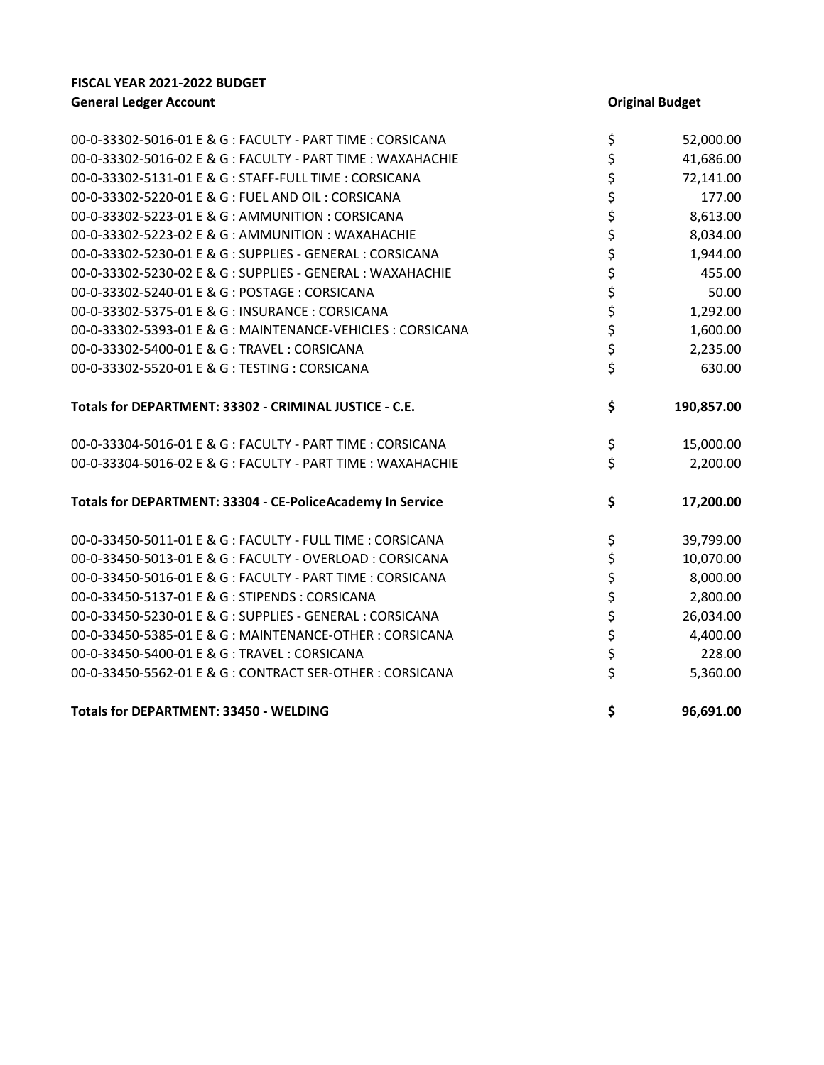**FISCAL YEAR 2021-2022 BUDGET**

| General Ledger Account | Original Budget |
|---|---|
| 00-0-33302-5016-01 E & G : FACULTY - PART TIME : CORSICANA | $ 52,000.00 |
| 00-0-33302-5016-02 E & G : FACULTY - PART TIME : WAXAHACHIE | $ 41,686.00 |
| 00-0-33302-5131-01 E & G : STAFF-FULL TIME : CORSICANA | $ 72,141.00 |
| 00-0-33302-5220-01 E & G : FUEL AND OIL : CORSICANA | $ 177.00 |
| 00-0-33302-5223-01 E & G : AMMUNITION : CORSICANA | $ 8,613.00 |
| 00-0-33302-5223-02 E & G : AMMUNITION : WAXAHACHIE | $ 8,034.00 |
| 00-0-33302-5230-01 E & G : SUPPLIES - GENERAL : CORSICANA | $ 1,944.00 |
| 00-0-33302-5230-02 E & G : SUPPLIES - GENERAL : WAXAHACHIE | $ 455.00 |
| 00-0-33302-5240-01 E & G : POSTAGE : CORSICANA | $ 50.00 |
| 00-0-33302-5375-01 E & G : INSURANCE : CORSICANA | $ 1,292.00 |
| 00-0-33302-5393-01 E & G : MAINTENANCE-VEHICLES : CORSICANA | $ 1,600.00 |
| 00-0-33302-5400-01 E & G : TRAVEL : CORSICANA | $ 2,235.00 |
| 00-0-33302-5520-01 E & G : TESTING : CORSICANA | $ 630.00 |
| **Totals for DEPARTMENT: 33302 - CRIMINAL JUSTICE - C.E.** | **$ 190,857.00** |
| 00-0-33304-5016-01 E & G : FACULTY - PART TIME : CORSICANA | $ 15,000.00 |
| 00-0-33304-5016-02 E & G : FACULTY - PART TIME : WAXAHACHIE | $ 2,200.00 |
| **Totals for DEPARTMENT: 33304 - CE-PoliceAcademy In Service** | **$ 17,200.00** |
| 00-0-33450-5011-01 E & G : FACULTY - FULL TIME : CORSICANA | $ 39,799.00 |
| 00-0-33450-5013-01 E & G : FACULTY - OVERLOAD : CORSICANA | $ 10,070.00 |
| 00-0-33450-5016-01 E & G : FACULTY - PART TIME : CORSICANA | $ 8,000.00 |
| 00-0-33450-5137-01 E & G : STIPENDS : CORSICANA | $ 2,800.00 |
| 00-0-33450-5230-01 E & G : SUPPLIES - GENERAL : CORSICANA | $ 26,034.00 |
| 00-0-33450-5385-01 E & G : MAINTENANCE-OTHER : CORSICANA | $ 4,400.00 |
| 00-0-33450-5400-01 E & G : TRAVEL : CORSICANA | $ 228.00 |
| 00-0-33450-5562-01 E & G : CONTRACT SER-OTHER : CORSICANA | $ 5,360.00 |
| **Totals for DEPARTMENT: 33450 - WELDING** | **$ 96,691.00** |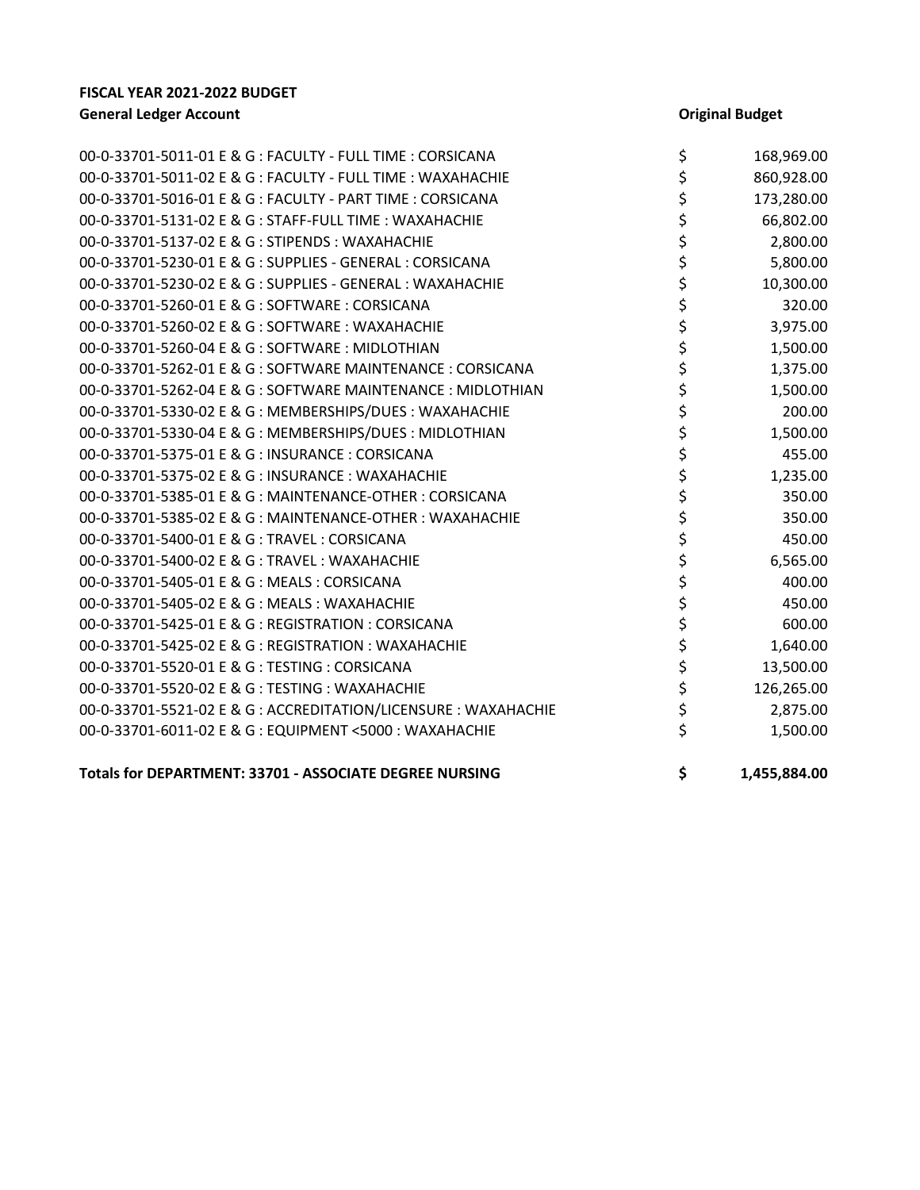**FISCAL YEAR 2021-2022 BUDGET**

| General Ledger Account | | Original Budget |
|---|---|---|
| 00-0-33701-5011-01 E & G : FACULTY - FULL TIME : CORSICANA | $ | 168,969.00 |
| 00-0-33701-5011-02 E & G : FACULTY - FULL TIME : WAXAHACHIE | $ | 860,928.00 |
| 00-0-33701-5016-01 E & G : FACULTY - PART TIME : CORSICANA | $ | 173,280.00 |
| 00-0-33701-5131-02 E & G : STAFF-FULL TIME : WAXAHACHIE | $ | 66,802.00 |
| 00-0-33701-5137-02 E & G : STIPENDS : WAXAHACHIE | $ | 2,800.00 |
| 00-0-33701-5230-01 E & G : SUPPLIES - GENERAL : CORSICANA | $ | 5,800.00 |
| 00-0-33701-5230-02 E & G : SUPPLIES - GENERAL : WAXAHACHIE | $ | 10,300.00 |
| 00-0-33701-5260-01 E & G : SOFTWARE : CORSICANA | $ | 320.00 |
| 00-0-33701-5260-02 E & G : SOFTWARE : WAXAHACHIE | $ | 3,975.00 |
| 00-0-33701-5260-04 E & G : SOFTWARE : MIDLOTHIAN | $ | 1,500.00 |
| 00-0-33701-5262-01 E & G : SOFTWARE MAINTENANCE : CORSICANA | $ | 1,375.00 |
| 00-0-33701-5262-04 E & G : SOFTWARE MAINTENANCE : MIDLOTHIAN | $ | 1,500.00 |
| 00-0-33701-5330-02 E & G : MEMBERSHIPS/DUES : WAXAHACHIE | $ | 200.00 |
| 00-0-33701-5330-04 E & G : MEMBERSHIPS/DUES : MIDLOTHIAN | $ | 1,500.00 |
| 00-0-33701-5375-01 E & G : INSURANCE : CORSICANA | $ | 455.00 |
| 00-0-33701-5375-02 E & G : INSURANCE : WAXAHACHIE | $ | 1,235.00 |
| 00-0-33701-5385-01 E & G : MAINTENANCE-OTHER : CORSICANA | $ | 350.00 |
| 00-0-33701-5385-02 E & G : MAINTENANCE-OTHER : WAXAHACHIE | $ | 350.00 |
| 00-0-33701-5400-01 E & G : TRAVEL : CORSICANA | $ | 450.00 |
| 00-0-33701-5400-02 E & G : TRAVEL : WAXAHACHIE | $ | 6,565.00 |
| 00-0-33701-5405-01 E & G : MEALS : CORSICANA | $ | 400.00 |
| 00-0-33701-5405-02 E & G : MEALS : WAXAHACHIE | $ | 450.00 |
| 00-0-33701-5425-01 E & G : REGISTRATION : CORSICANA | $ | 600.00 |
| 00-0-33701-5425-02 E & G : REGISTRATION : WAXAHACHIE | $ | 1,640.00 |
| 00-0-33701-5520-01 E & G : TESTING : CORSICANA | $ | 13,500.00 |
| 00-0-33701-5520-02 E & G : TESTING : WAXAHACHIE | $ | 126,265.00 |
| 00-0-33701-5521-02 E & G : ACCREDITATION/LICENSURE : WAXAHACHIE | $ | 2,875.00 |
| 00-0-33701-6011-02 E & G : EQUIPMENT <5000 : WAXAHACHIE | $ | 1,500.00 |
| **Totals for DEPARTMENT: 33701 - ASSOCIATE DEGREE NURSING** | **$** | **1,455,884.00** |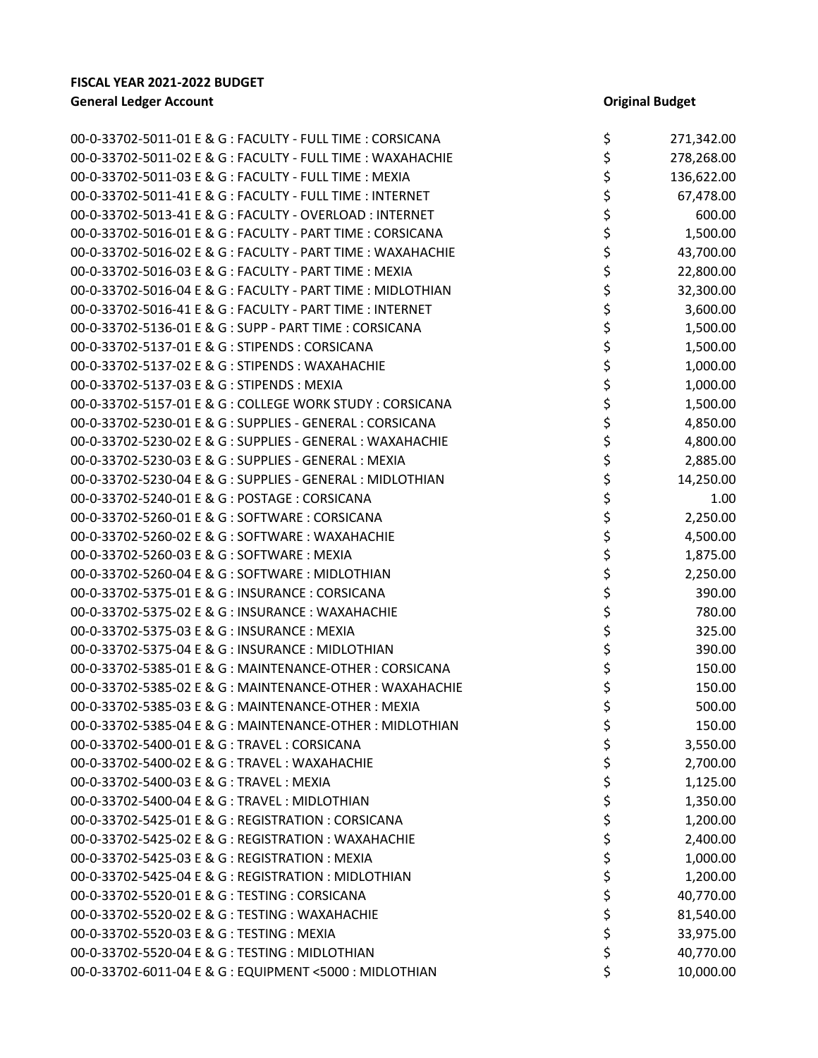**FISCAL YEAR 2021-2022 BUDGET**

| General Ledger Account | Original Budget |
|---|---|
| 00-0-33702-5011-01 E & G : FACULTY - FULL TIME : CORSICANA | $ 271,342.00 |
| 00-0-33702-5011-02 E & G : FACULTY - FULL TIME : WAXAHACHIE | $ 278,268.00 |
| 00-0-33702-5011-03 E & G : FACULTY - FULL TIME : MEXIA | $ 136,622.00 |
| 00-0-33702-5011-41 E & G : FACULTY - FULL TIME : INTERNET | $ 67,478.00 |
| 00-0-33702-5013-41 E & G : FACULTY - OVERLOAD : INTERNET | $ 600.00 |
| 00-0-33702-5016-01 E & G : FACULTY - PART TIME : CORSICANA | $ 1,500.00 |
| 00-0-33702-5016-02 E & G : FACULTY - PART TIME : WAXAHACHIE | $ 43,700.00 |
| 00-0-33702-5016-03 E & G : FACULTY - PART TIME : MEXIA | $ 22,800.00 |
| 00-0-33702-5016-04 E & G : FACULTY - PART TIME : MIDLOTHIAN | $ 32,300.00 |
| 00-0-33702-5016-41 E & G : FACULTY - PART TIME : INTERNET | $ 3,600.00 |
| 00-0-33702-5136-01 E & G : SUPP - PART TIME : CORSICANA | $ 1,500.00 |
| 00-0-33702-5137-01 E & G : STIPENDS : CORSICANA | $ 1,500.00 |
| 00-0-33702-5137-02 E & G : STIPENDS : WAXAHACHIE | $ 1,000.00 |
| 00-0-33702-5137-03 E & G : STIPENDS : MEXIA | $ 1,000.00 |
| 00-0-33702-5157-01 E & G : COLLEGE WORK STUDY : CORSICANA | $ 1,500.00 |
| 00-0-33702-5230-01 E & G : SUPPLIES - GENERAL : CORSICANA | $ 4,850.00 |
| 00-0-33702-5230-02 E & G : SUPPLIES - GENERAL : WAXAHACHIE | $ 4,800.00 |
| 00-0-33702-5230-03 E & G : SUPPLIES - GENERAL : MEXIA | $ 2,885.00 |
| 00-0-33702-5230-04 E & G : SUPPLIES - GENERAL : MIDLOTHIAN | $ 14,250.00 |
| 00-0-33702-5240-01 E & G : POSTAGE : CORSICANA | $ 1.00 |
| 00-0-33702-5260-01 E & G : SOFTWARE : CORSICANA | $ 2,250.00 |
| 00-0-33702-5260-02 E & G : SOFTWARE : WAXAHACHIE | $ 4,500.00 |
| 00-0-33702-5260-03 E & G : SOFTWARE : MEXIA | $ 1,875.00 |
| 00-0-33702-5260-04 E & G : SOFTWARE : MIDLOTHIAN | $ 2,250.00 |
| 00-0-33702-5375-01 E & G : INSURANCE : CORSICANA | $ 390.00 |
| 00-0-33702-5375-02 E & G : INSURANCE : WAXAHACHIE | $ 780.00 |
| 00-0-33702-5375-03 E & G : INSURANCE : MEXIA | $ 325.00 |
| 00-0-33702-5375-04 E & G : INSURANCE : MIDLOTHIAN | $ 390.00 |
| 00-0-33702-5385-01 E & G : MAINTENANCE-OTHER : CORSICANA | $ 150.00 |
| 00-0-33702-5385-02 E & G : MAINTENANCE-OTHER : WAXAHACHIE | $ 150.00 |
| 00-0-33702-5385-03 E & G : MAINTENANCE-OTHER : MEXIA | $ 500.00 |
| 00-0-33702-5385-04 E & G : MAINTENANCE-OTHER : MIDLOTHIAN | $ 150.00 |
| 00-0-33702-5400-01 E & G : TRAVEL : CORSICANA | $ 3,550.00 |
| 00-0-33702-5400-02 E & G : TRAVEL : WAXAHACHIE | $ 2,700.00 |
| 00-0-33702-5400-03 E & G : TRAVEL : MEXIA | $ 1,125.00 |
| 00-0-33702-5400-04 E & G : TRAVEL : MIDLOTHIAN | $ 1,350.00 |
| 00-0-33702-5425-01 E & G : REGISTRATION : CORSICANA | $ 1,200.00 |
| 00-0-33702-5425-02 E & G : REGISTRATION : WAXAHACHIE | $ 2,400.00 |
| 00-0-33702-5425-03 E & G : REGISTRATION : MEXIA | $ 1,000.00 |
| 00-0-33702-5425-04 E & G : REGISTRATION : MIDLOTHIAN | $ 1,200.00 |
| 00-0-33702-5520-01 E & G : TESTING : CORSICANA | $ 40,770.00 |
| 00-0-33702-5520-02 E & G : TESTING : WAXAHACHIE | $ 81,540.00 |
| 00-0-33702-5520-03 E & G : TESTING : MEXIA | $ 33,975.00 |
| 00-0-33702-5520-04 E & G : TESTING : MIDLOTHIAN | $ 40,770.00 |
| 00-0-33702-6011-04 E & G : EQUIPMENT <5000 : MIDLOTHIAN | $ 10,000.00 |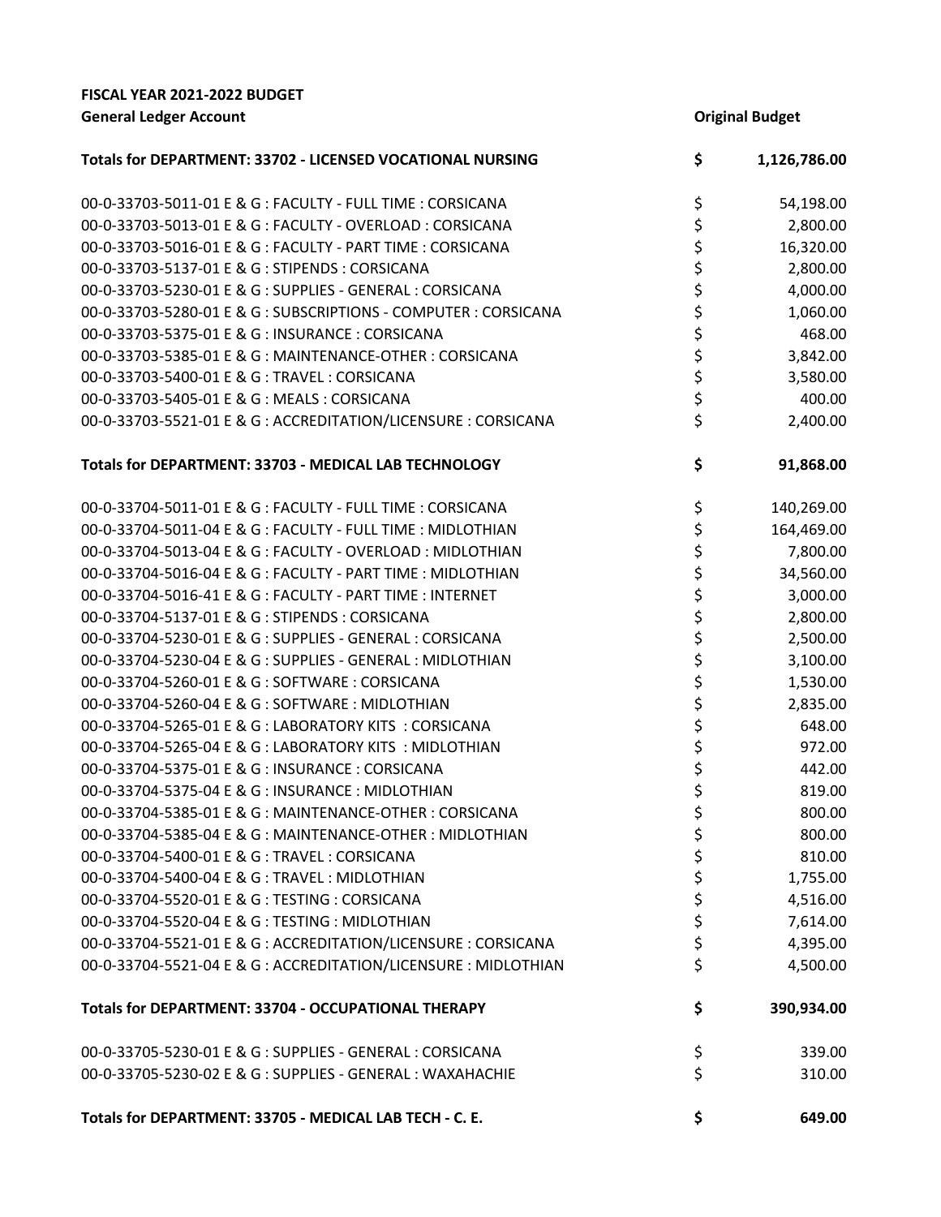**FISCAL YEAR 2021-2022 BUDGET**

| General Ledger Account | Original Budget |
|---|---|
| **Totals for DEPARTMENT: 33702 - LICENSED VOCATIONAL NURSING** | **$ 1,126,786.00** |
| 00-0-33703-5011-01 E & G : FACULTY - FULL TIME : CORSICANA | $ 54,198.00 |
| 00-0-33703-5013-01 E & G : FACULTY - OVERLOAD : CORSICANA | $ 2,800.00 |
| 00-0-33703-5016-01 E & G : FACULTY - PART TIME : CORSICANA | $ 16,320.00 |
| 00-0-33703-5137-01 E & G : STIPENDS : CORSICANA | $ 2,800.00 |
| 00-0-33703-5230-01 E & G : SUPPLIES - GENERAL : CORSICANA | $ 4,000.00 |
| 00-0-33703-5280-01 E & G : SUBSCRIPTIONS - COMPUTER : CORSICANA | $ 1,060.00 |
| 00-0-33703-5375-01 E & G : INSURANCE : CORSICANA | $ 468.00 |
| 00-0-33703-5385-01 E & G : MAINTENANCE-OTHER : CORSICANA | $ 3,842.00 |
| 00-0-33703-5400-01 E & G : TRAVEL : CORSICANA | $ 3,580.00 |
| 00-0-33703-5405-01 E & G : MEALS : CORSICANA | $ 400.00 |
| 00-0-33703-5521-01 E & G : ACCREDITATION/LICENSURE : CORSICANA | $ 2,400.00 |
| **Totals for DEPARTMENT: 33703 - MEDICAL LAB TECHNOLOGY** | **$ 91,868.00** |
| 00-0-33704-5011-01 E & G : FACULTY - FULL TIME : CORSICANA | $ 140,269.00 |
| 00-0-33704-5011-04 E & G : FACULTY - FULL TIME : MIDLOTHIAN | $ 164,469.00 |
| 00-0-33704-5013-04 E & G : FACULTY - OVERLOAD : MIDLOTHIAN | $ 7,800.00 |
| 00-0-33704-5016-04 E & G : FACULTY - PART TIME : MIDLOTHIAN | $ 34,560.00 |
| 00-0-33704-5016-41 E & G : FACULTY - PART TIME : INTERNET | $ 3,000.00 |
| 00-0-33704-5137-01 E & G : STIPENDS : CORSICANA | $ 2,800.00 |
| 00-0-33704-5230-01 E & G : SUPPLIES - GENERAL : CORSICANA | $ 2,500.00 |
| 00-0-33704-5230-04 E & G : SUPPLIES - GENERAL : MIDLOTHIAN | $ 3,100.00 |
| 00-0-33704-5260-01 E & G : SOFTWARE : CORSICANA | $ 1,530.00 |
| 00-0-33704-5260-04 E & G : SOFTWARE : MIDLOTHIAN | $ 2,835.00 |
| 00-0-33704-5265-01 E & G : LABORATORY KITS : CORSICANA | $ 648.00 |
| 00-0-33704-5265-04 E & G : LABORATORY KITS : MIDLOTHIAN | $ 972.00 |
| 00-0-33704-5375-01 E & G : INSURANCE : CORSICANA | $ 442.00 |
| 00-0-33704-5375-04 E & G : INSURANCE : MIDLOTHIAN | $ 819.00 |
| 00-0-33704-5385-01 E & G : MAINTENANCE-OTHER : CORSICANA | $ 800.00 |
| 00-0-33704-5385-04 E & G : MAINTENANCE-OTHER : MIDLOTHIAN | $ 800.00 |
| 00-0-33704-5400-01 E & G : TRAVEL : CORSICANA | $ 810.00 |
| 00-0-33704-5400-04 E & G : TRAVEL : MIDLOTHIAN | $ 1,755.00 |
| 00-0-33704-5520-01 E & G : TESTING : CORSICANA | $ 4,516.00 |
| 00-0-33704-5520-04 E & G : TESTING : MIDLOTHIAN | $ 7,614.00 |
| 00-0-33704-5521-01 E & G : ACCREDITATION/LICENSURE : CORSICANA | $ 4,395.00 |
| 00-0-33704-5521-04 E & G : ACCREDITATION/LICENSURE : MIDLOTHIAN | $ 4,500.00 |
| **Totals for DEPARTMENT: 33704 - OCCUPATIONAL THERAPY** | **$ 390,934.00** |
| 00-0-33705-5230-01 E & G : SUPPLIES - GENERAL : CORSICANA | $ 339.00 |
| 00-0-33705-5230-02 E & G : SUPPLIES - GENERAL : WAXAHACHIE | $ 310.00 |
| **Totals for DEPARTMENT: 33705 - MEDICAL LAB TECH - C. E.** | **$ 649.00** |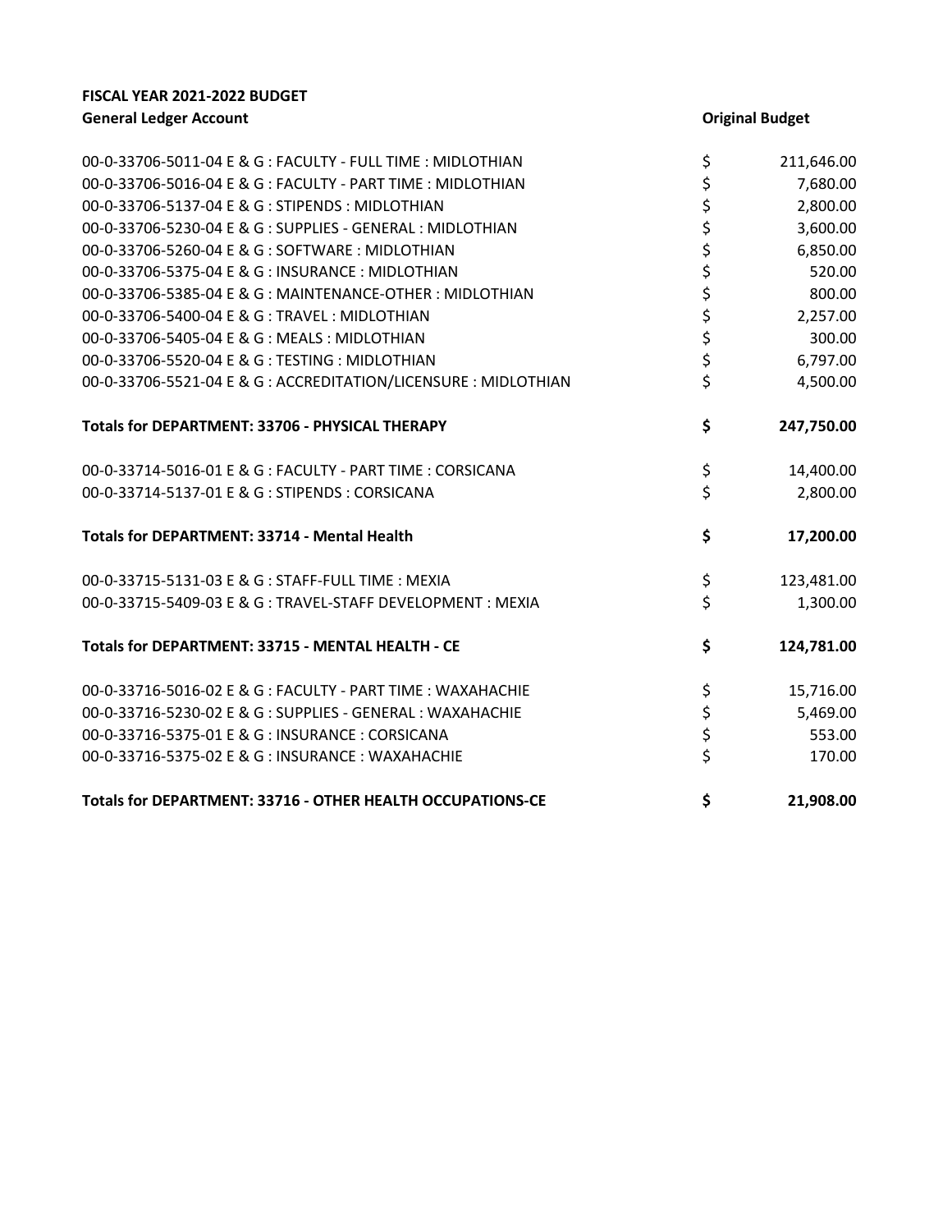**FISCAL YEAR 2021-2022 BUDGET**

| General Ledger Account | Original Budget |
|---|---|
| 00-0-33706-5011-04 E & G : FACULTY - FULL TIME : MIDLOTHIAN | $ 211,646.00 |
| 00-0-33706-5016-04 E & G : FACULTY - PART TIME : MIDLOTHIAN | $ 7,680.00 |
| 00-0-33706-5137-04 E & G : STIPENDS : MIDLOTHIAN | $ 2,800.00 |
| 00-0-33706-5230-04 E & G : SUPPLIES - GENERAL : MIDLOTHIAN | $ 3,600.00 |
| 00-0-33706-5260-04 E & G : SOFTWARE : MIDLOTHIAN | $ 6,850.00 |
| 00-0-33706-5375-04 E & G : INSURANCE : MIDLOTHIAN | $ 520.00 |
| 00-0-33706-5385-04 E & G : MAINTENANCE-OTHER : MIDLOTHIAN | $ 800.00 |
| 00-0-33706-5400-04 E & G : TRAVEL : MIDLOTHIAN | $ 2,257.00 |
| 00-0-33706-5405-04 E & G : MEALS : MIDLOTHIAN | $ 300.00 |
| 00-0-33706-5520-04 E & G : TESTING : MIDLOTHIAN | $ 6,797.00 |
| 00-0-33706-5521-04 E & G : ACCREDITATION/LICENSURE : MIDLOTHIAN | $ 4,500.00 |
| **Totals for DEPARTMENT: 33706 - PHYSICAL THERAPY** | **$ 247,750.00** |
| 00-0-33714-5016-01 E & G : FACULTY - PART TIME : CORSICANA | $ 14,400.00 |
| 00-0-33714-5137-01 E & G : STIPENDS : CORSICANA | $ 2,800.00 |
| **Totals for DEPARTMENT: 33714 - Mental Health** | **$ 17,200.00** |
| 00-0-33715-5131-03 E & G : STAFF-FULL TIME : MEXIA | $ 123,481.00 |
| 00-0-33715-5409-03 E & G : TRAVEL-STAFF DEVELOPMENT : MEXIA | $ 1,300.00 |
| **Totals for DEPARTMENT: 33715 - MENTAL HEALTH - CE** | **$ 124,781.00** |
| 00-0-33716-5016-02 E & G : FACULTY - PART TIME : WAXAHACHIE | $ 15,716.00 |
| 00-0-33716-5230-02 E & G : SUPPLIES - GENERAL : WAXAHACHIE | $ 5,469.00 |
| 00-0-33716-5375-01 E & G : INSURANCE : CORSICANA | $ 553.00 |
| 00-0-33716-5375-02 E & G : INSURANCE : WAXAHACHIE | $ 170.00 |
| **Totals for DEPARTMENT: 33716 - OTHER HEALTH OCCUPATIONS-CE** | **$ 21,908.00** |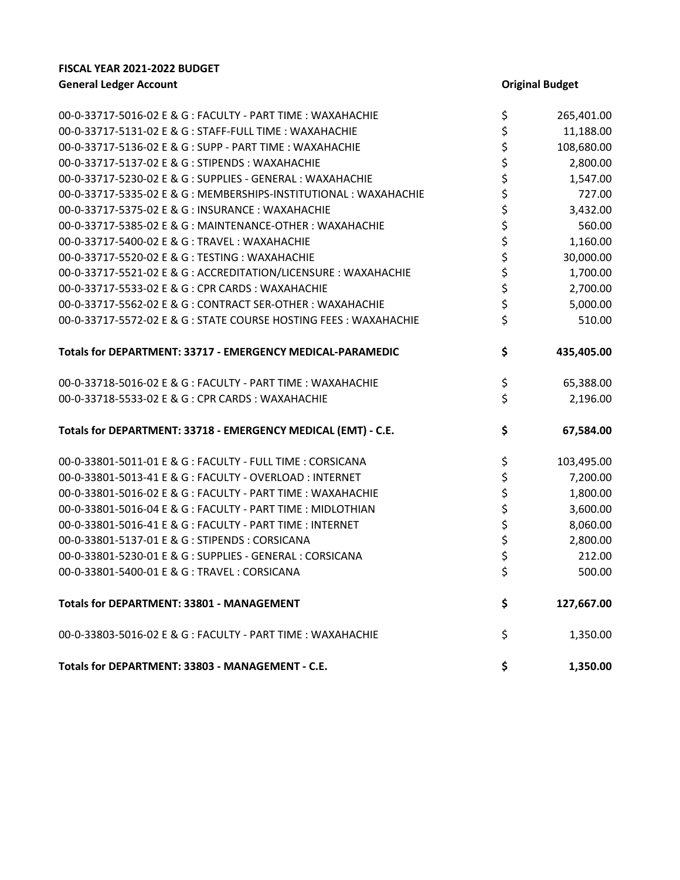**FISCAL YEAR 2021-2022 BUDGET**

| General Ledger Account | Original Budget |
|---|---|
| 00-0-33717-5016-02 E & G : FACULTY - PART TIME : WAXAHACHIE | $ 265,401.00 |
| 00-0-33717-5131-02 E & G : STAFF-FULL TIME : WAXAHACHIE | $ 11,188.00 |
| 00-0-33717-5136-02 E & G : SUPP - PART TIME : WAXAHACHIE | $ 108,680.00 |
| 00-0-33717-5137-02 E & G : STIPENDS : WAXAHACHIE | $ 2,800.00 |
| 00-0-33717-5230-02 E & G : SUPPLIES - GENERAL : WAXAHACHIE | $ 1,547.00 |
| 00-0-33717-5335-02 E & G : MEMBERSHIPS-INSTITUTIONAL : WAXAHACHIE | $ 727.00 |
| 00-0-33717-5375-02 E & G : INSURANCE : WAXAHACHIE | $ 3,432.00 |
| 00-0-33717-5385-02 E & G : MAINTENANCE-OTHER : WAXAHACHIE | $ 560.00 |
| 00-0-33717-5400-02 E & G : TRAVEL : WAXAHACHIE | $ 1,160.00 |
| 00-0-33717-5520-02 E & G : TESTING : WAXAHACHIE | $ 30,000.00 |
| 00-0-33717-5521-02 E & G : ACCREDITATION/LICENSURE : WAXAHACHIE | $ 1,700.00 |
| 00-0-33717-5533-02 E & G : CPR CARDS : WAXAHACHIE | $ 2,700.00 |
| 00-0-33717-5562-02 E & G : CONTRACT SER-OTHER : WAXAHACHIE | $ 5,000.00 |
| 00-0-33717-5572-02 E & G : STATE COURSE HOSTING FEES : WAXAHACHIE | $ 510.00 |
| **Totals for DEPARTMENT: 33717 - EMERGENCY MEDICAL-PARAMEDIC** | **$ 435,405.00** |
| 00-0-33718-5016-02 E & G : FACULTY - PART TIME : WAXAHACHIE | $ 65,388.00 |
| 00-0-33718-5533-02 E & G : CPR CARDS : WAXAHACHIE | $ 2,196.00 |
| **Totals for DEPARTMENT: 33718 - EMERGENCY MEDICAL (EMT) - C.E.** | **$ 67,584.00** |
| 00-0-33801-5011-01 E & G : FACULTY - FULL TIME : CORSICANA | $ 103,495.00 |
| 00-0-33801-5013-41 E & G : FACULTY - OVERLOAD : INTERNET | $ 7,200.00 |
| 00-0-33801-5016-02 E & G : FACULTY - PART TIME : WAXAHACHIE | $ 1,800.00 |
| 00-0-33801-5016-04 E & G : FACULTY - PART TIME : MIDLOTHIAN | $ 3,600.00 |
| 00-0-33801-5016-41 E & G : FACULTY - PART TIME : INTERNET | $ 8,060.00 |
| 00-0-33801-5137-01 E & G : STIPENDS : CORSICANA | $ 2,800.00 |
| 00-0-33801-5230-01 E & G : SUPPLIES - GENERAL : CORSICANA | $ 212.00 |
| 00-0-33801-5400-01 E & G : TRAVEL : CORSICANA | $ 500.00 |
| **Totals for DEPARTMENT: 33801 - MANAGEMENT** | **$ 127,667.00** |
| 00-0-33803-5016-02 E & G : FACULTY - PART TIME : WAXAHACHIE | $ 1,350.00 |
| **Totals for DEPARTMENT: 33803 - MANAGEMENT - C.E.** | **$ 1,350.00** |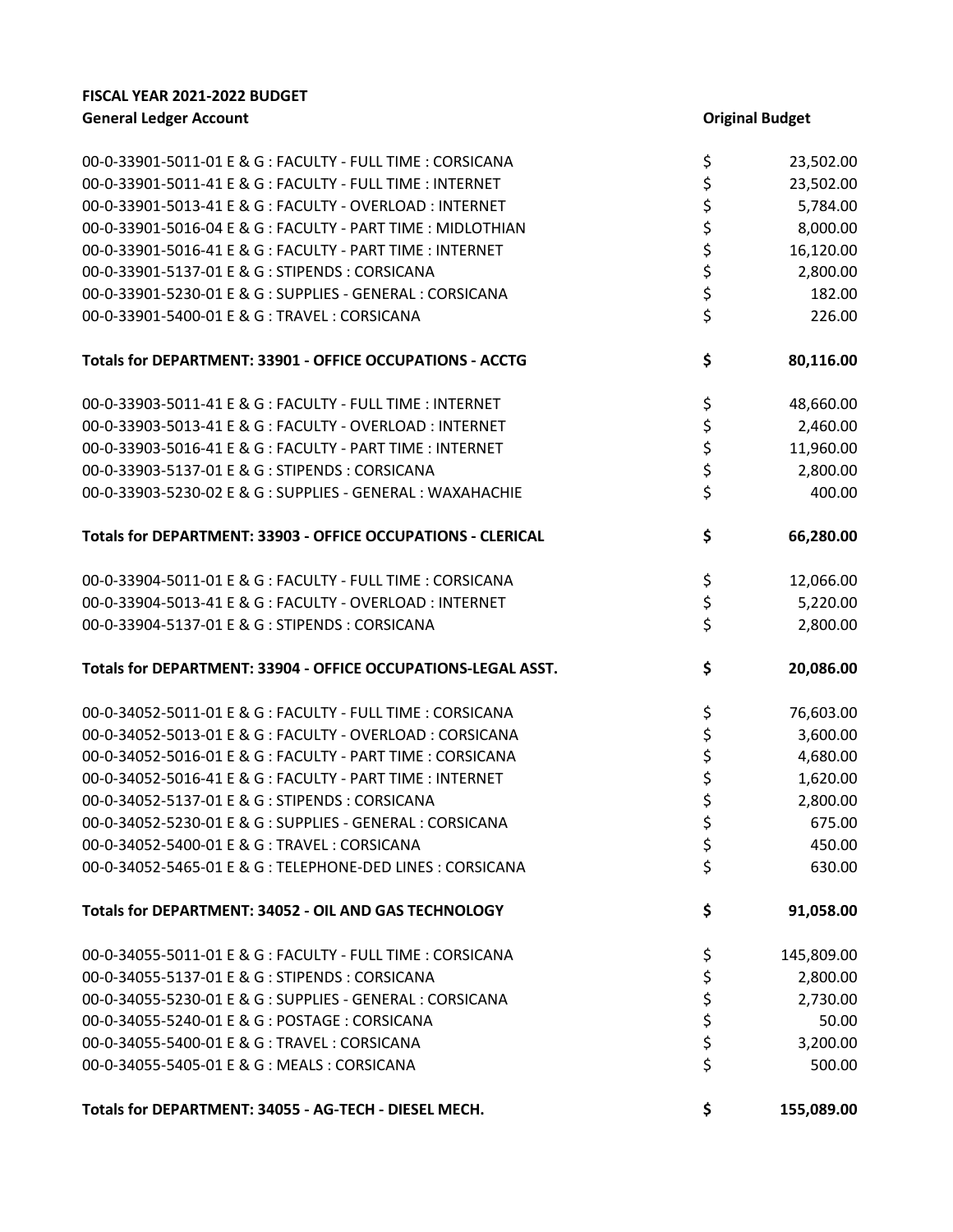**FISCAL YEAR 2021-2022 BUDGET**

| General Ledger Account | Original Budget |
|---|---|
| 00-0-33901-5011-01 E & G : FACULTY - FULL TIME : CORSICANA | $ 23,502.00 |
| 00-0-33901-5011-41 E & G : FACULTY - FULL TIME : INTERNET | $ 23,502.00 |
| 00-0-33901-5013-41 E & G : FACULTY - OVERLOAD : INTERNET | $ 5,784.00 |
| 00-0-33901-5016-04 E & G : FACULTY - PART TIME : MIDLOTHIAN | $ 8,000.00 |
| 00-0-33901-5016-41 E & G : FACULTY - PART TIME : INTERNET | $ 16,120.00 |
| 00-0-33901-5137-01 E & G : STIPENDS : CORSICANA | $ 2,800.00 |
| 00-0-33901-5230-01 E & G : SUPPLIES - GENERAL : CORSICANA | $ 182.00 |
| 00-0-33901-5400-01 E & G : TRAVEL : CORSICANA | $ 226.00 |
| **Totals for DEPARTMENT: 33901 - OFFICE OCCUPATIONS - ACCTG** | **$ 80,116.00** |
| 00-0-33903-5011-41 E & G : FACULTY - FULL TIME : INTERNET | $ 48,660.00 |
| 00-0-33903-5013-41 E & G : FACULTY - OVERLOAD : INTERNET | $ 2,460.00 |
| 00-0-33903-5016-41 E & G : FACULTY - PART TIME : INTERNET | $ 11,960.00 |
| 00-0-33903-5137-01 E & G : STIPENDS : CORSICANA | $ 2,800.00 |
| 00-0-33903-5230-02 E & G : SUPPLIES - GENERAL : WAXAHACHIE | $ 400.00 |
| **Totals for DEPARTMENT: 33903 - OFFICE OCCUPATIONS - CLERICAL** | **$ 66,280.00** |
| 00-0-33904-5011-01 E & G : FACULTY - FULL TIME : CORSICANA | $ 12,066.00 |
| 00-0-33904-5013-41 E & G : FACULTY - OVERLOAD : INTERNET | $ 5,220.00 |
| 00-0-33904-5137-01 E & G : STIPENDS : CORSICANA | $ 2,800.00 |
| **Totals for DEPARTMENT: 33904 - OFFICE OCCUPATIONS-LEGAL ASST.** | **$ 20,086.00** |
| 00-0-34052-5011-01 E & G : FACULTY - FULL TIME : CORSICANA | $ 76,603.00 |
| 00-0-34052-5013-01 E & G : FACULTY - OVERLOAD : CORSICANA | $ 3,600.00 |
| 00-0-34052-5016-01 E & G : FACULTY - PART TIME : CORSICANA | $ 4,680.00 |
| 00-0-34052-5016-41 E & G : FACULTY - PART TIME : INTERNET | $ 1,620.00 |
| 00-0-34052-5137-01 E & G : STIPENDS : CORSICANA | $ 2,800.00 |
| 00-0-34052-5230-01 E & G : SUPPLIES - GENERAL : CORSICANA | $ 675.00 |
| 00-0-34052-5400-01 E & G : TRAVEL : CORSICANA | $ 450.00 |
| 00-0-34052-5465-01 E & G : TELEPHONE-DED LINES : CORSICANA | $ 630.00 |
| **Totals for DEPARTMENT: 34052 - OIL AND GAS TECHNOLOGY** | **$ 91,058.00** |
| 00-0-34055-5011-01 E & G : FACULTY - FULL TIME : CORSICANA | $ 145,809.00 |
| 00-0-34055-5137-01 E & G : STIPENDS : CORSICANA | $ 2,800.00 |
| 00-0-34055-5230-01 E & G : SUPPLIES - GENERAL : CORSICANA | $ 2,730.00 |
| 00-0-34055-5240-01 E & G : POSTAGE : CORSICANA | $ 50.00 |
| 00-0-34055-5400-01 E & G : TRAVEL : CORSICANA | $ 3,200.00 |
| 00-0-34055-5405-01 E & G : MEALS : CORSICANA | $ 500.00 |
| **Totals for DEPARTMENT: 34055 - AG-TECH - DIESEL MECH.** | **$ 155,089.00** |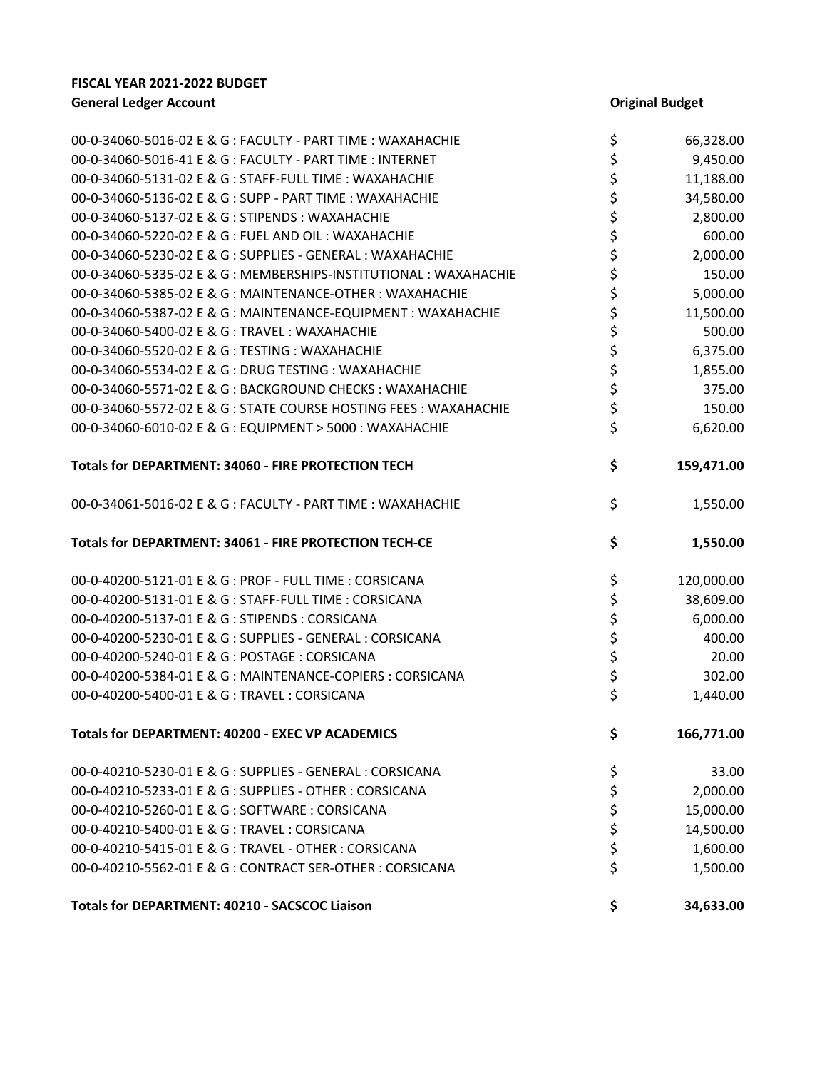**FISCAL YEAR 2021-2022 BUDGET**

| General Ledger Account | Original Budget |
|---|---|
| 00-0-34060-5016-02 E & G : FACULTY - PART TIME : WAXAHACHIE | $ 66,328.00 |
| 00-0-34060-5016-41 E & G : FACULTY - PART TIME : INTERNET | $ 9,450.00 |
| 00-0-34060-5131-02 E & G : STAFF-FULL TIME : WAXAHACHIE | $ 11,188.00 |
| 00-0-34060-5136-02 E & G : SUPP - PART TIME : WAXAHACHIE | $ 34,580.00 |
| 00-0-34060-5137-02 E & G : STIPENDS : WAXAHACHIE | $ 2,800.00 |
| 00-0-34060-5220-02 E & G : FUEL AND OIL : WAXAHACHIE | $ 600.00 |
| 00-0-34060-5230-02 E & G : SUPPLIES - GENERAL : WAXAHACHIE | $ 2,000.00 |
| 00-0-34060-5335-02 E & G : MEMBERSHIPS-INSTITUTIONAL : WAXAHACHIE | $ 150.00 |
| 00-0-34060-5385-02 E & G : MAINTENANCE-OTHER : WAXAHACHIE | $ 5,000.00 |
| 00-0-34060-5387-02 E & G : MAINTENANCE-EQUIPMENT : WAXAHACHIE | $ 11,500.00 |
| 00-0-34060-5400-02 E & G : TRAVEL : WAXAHACHIE | $ 500.00 |
| 00-0-34060-5520-02 E & G : TESTING : WAXAHACHIE | $ 6,375.00 |
| 00-0-34060-5534-02 E & G : DRUG TESTING : WAXAHACHIE | $ 1,855.00 |
| 00-0-34060-5571-02 E & G : BACKGROUND CHECKS : WAXAHACHIE | $ 375.00 |
| 00-0-34060-5572-02 E & G : STATE COURSE HOSTING FEES : WAXAHACHIE | $ 150.00 |
| 00-0-34060-6010-02 E & G : EQUIPMENT > 5000 : WAXAHACHIE | $ 6,620.00 |
| **Totals for DEPARTMENT: 34060 - FIRE PROTECTION TECH** | **$ 159,471.00** |
| 00-0-34061-5016-02 E & G : FACULTY - PART TIME : WAXAHACHIE | $ 1,550.00 |
| **Totals for DEPARTMENT: 34061 - FIRE PROTECTION TECH-CE** | **$ 1,550.00** |
| 00-0-40200-5121-01 E & G : PROF - FULL TIME : CORSICANA | $ 120,000.00 |
| 00-0-40200-5131-01 E & G : STAFF-FULL TIME : CORSICANA | $ 38,609.00 |
| 00-0-40200-5137-01 E & G : STIPENDS : CORSICANA | $ 6,000.00 |
| 00-0-40200-5230-01 E & G : SUPPLIES - GENERAL : CORSICANA | $ 400.00 |
| 00-0-40200-5240-01 E & G : POSTAGE : CORSICANA | $ 20.00 |
| 00-0-40200-5384-01 E & G : MAINTENANCE-COPIERS : CORSICANA | $ 302.00 |
| 00-0-40200-5400-01 E & G : TRAVEL : CORSICANA | $ 1,440.00 |
| **Totals for DEPARTMENT: 40200 - EXEC VP ACADEMICS** | **$ 166,771.00** |
| 00-0-40210-5230-01 E & G : SUPPLIES - GENERAL : CORSICANA | $ 33.00 |
| 00-0-40210-5233-01 E & G : SUPPLIES - OTHER : CORSICANA | $ 2,000.00 |
| 00-0-40210-5260-01 E & G : SOFTWARE : CORSICANA | $ 15,000.00 |
| 00-0-40210-5400-01 E & G : TRAVEL : CORSICANA | $ 14,500.00 |
| 00-0-40210-5415-01 E & G : TRAVEL - OTHER : CORSICANA | $ 1,600.00 |
| 00-0-40210-5562-01 E & G : CONTRACT SER-OTHER : CORSICANA | $ 1,500.00 |
| **Totals for DEPARTMENT: 40210 - SACSCOC Liaison** | **$ 34,633.00** |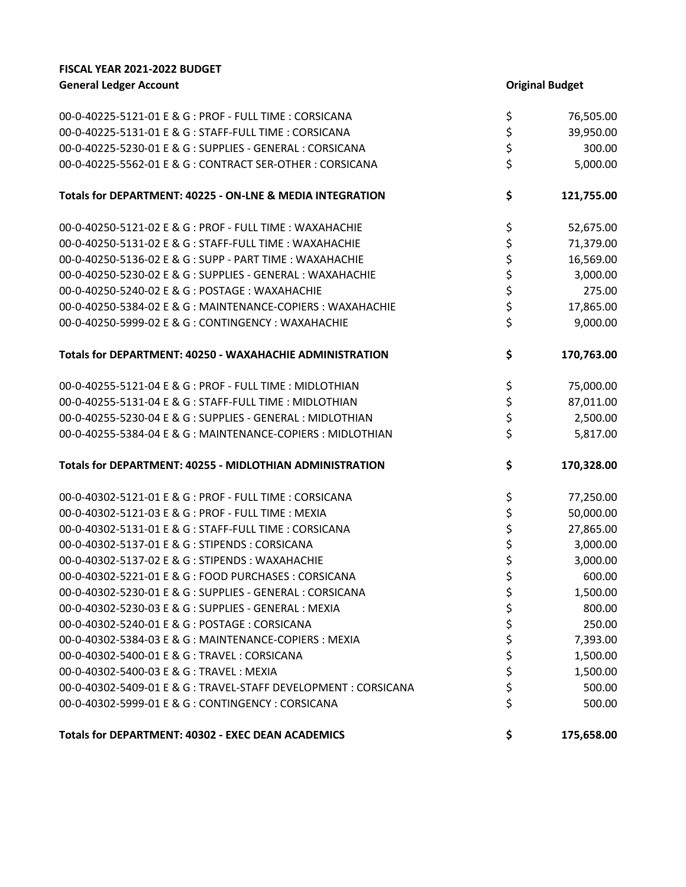**FISCAL YEAR 2021-2022 BUDGET**

| General Ledger Account | Original Budget |
|---|---|
| 00-0-40225-5121-01 E & G : PROF - FULL TIME : CORSICANA | $ 76,505.00 |
| 00-0-40225-5131-01 E & G : STAFF-FULL TIME : CORSICANA | $ 39,950.00 |
| 00-0-40225-5230-01 E & G : SUPPLIES - GENERAL : CORSICANA | $ 300.00 |
| 00-0-40225-5562-01 E & G : CONTRACT SER-OTHER : CORSICANA | $ 5,000.00 |
| **Totals for DEPARTMENT: 40225 - ON-LNE & MEDIA INTEGRATION** | **$ 121,755.00** |
| 00-0-40250-5121-02 E & G : PROF - FULL TIME : WAXAHACHIE | $ 52,675.00 |
| 00-0-40250-5131-02 E & G : STAFF-FULL TIME : WAXAHACHIE | $ 71,379.00 |
| 00-0-40250-5136-02 E & G : SUPP - PART TIME : WAXAHACHIE | $ 16,569.00 |
| 00-0-40250-5230-02 E & G : SUPPLIES - GENERAL : WAXAHACHIE | $ 3,000.00 |
| 00-0-40250-5240-02 E & G : POSTAGE : WAXAHACHIE | $ 275.00 |
| 00-0-40250-5384-02 E & G : MAINTENANCE-COPIERS : WAXAHACHIE | $ 17,865.00 |
| 00-0-40250-5999-02 E & G : CONTINGENCY : WAXAHACHIE | $ 9,000.00 |
| **Totals for DEPARTMENT: 40250 - WAXAHACHIE ADMINISTRATION** | **$ 170,763.00** |
| 00-0-40255-5121-04 E & G : PROF - FULL TIME : MIDLOTHIAN | $ 75,000.00 |
| 00-0-40255-5131-04 E & G : STAFF-FULL TIME : MIDLOTHIAN | $ 87,011.00 |
| 00-0-40255-5230-04 E & G : SUPPLIES - GENERAL : MIDLOTHIAN | $ 2,500.00 |
| 00-0-40255-5384-04 E & G : MAINTENANCE-COPIERS : MIDLOTHIAN | $ 5,817.00 |
| **Totals for DEPARTMENT: 40255 - MIDLOTHIAN ADMINISTRATION** | **$ 170,328.00** |
| 00-0-40302-5121-01 E & G : PROF - FULL TIME : CORSICANA | $ 77,250.00 |
| 00-0-40302-5121-03 E & G : PROF - FULL TIME : MEXIA | $ 50,000.00 |
| 00-0-40302-5131-01 E & G : STAFF-FULL TIME : CORSICANA | $ 27,865.00 |
| 00-0-40302-5137-01 E & G : STIPENDS : CORSICANA | $ 3,000.00 |
| 00-0-40302-5137-02 E & G : STIPENDS : WAXAHACHIE | $ 3,000.00 |
| 00-0-40302-5221-01 E & G : FOOD PURCHASES : CORSICANA | $ 600.00 |
| 00-0-40302-5230-01 E & G : SUPPLIES - GENERAL : CORSICANA | $ 1,500.00 |
| 00-0-40302-5230-03 E & G : SUPPLIES - GENERAL : MEXIA | $ 800.00 |
| 00-0-40302-5240-01 E & G : POSTAGE : CORSICANA | $ 250.00 |
| 00-0-40302-5384-03 E & G : MAINTENANCE-COPIERS : MEXIA | $ 7,393.00 |
| 00-0-40302-5400-01 E & G : TRAVEL : CORSICANA | $ 1,500.00 |
| 00-0-40302-5400-03 E & G : TRAVEL : MEXIA | $ 1,500.00 |
| 00-0-40302-5409-01 E & G : TRAVEL-STAFF DEVELOPMENT : CORSICANA | $ 500.00 |
| 00-0-40302-5999-01 E & G : CONTINGENCY : CORSICANA | $ 500.00 |
| **Totals for DEPARTMENT: 40302 - EXEC DEAN ACADEMICS** | **$ 175,658.00** |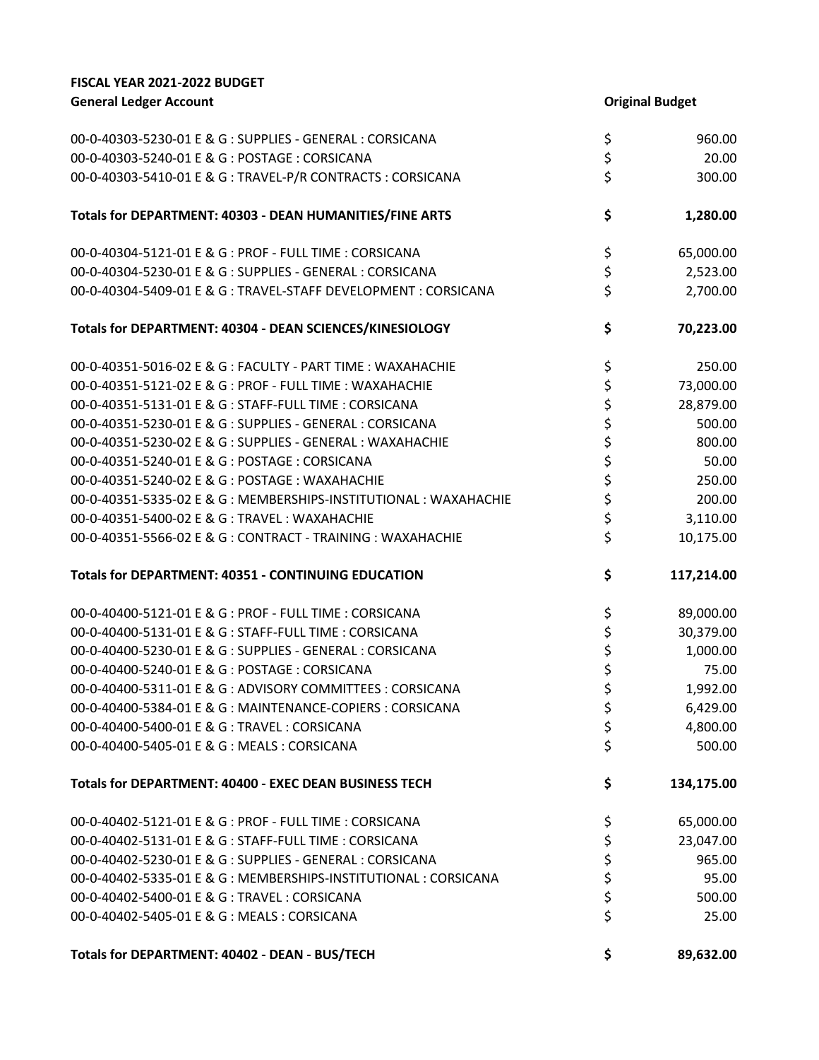**FISCAL YEAR 2021-2022 BUDGET**

| General Ledger Account | Original Budget |
|---|---|
| 00-0-40303-5230-01 E & G : SUPPLIES - GENERAL : CORSICANA | $ 960.00 |
| 00-0-40303-5240-01 E & G : POSTAGE : CORSICANA | $ 20.00 |
| 00-0-40303-5410-01 E & G : TRAVEL-P/R CONTRACTS : CORSICANA | $ 300.00 |
| **Totals for DEPARTMENT: 40303 - DEAN HUMANITIES/FINE ARTS** | **$ 1,280.00** |
| 00-0-40304-5121-01 E & G : PROF - FULL TIME : CORSICANA | $ 65,000.00 |
| 00-0-40304-5230-01 E & G : SUPPLIES - GENERAL : CORSICANA | $ 2,523.00 |
| 00-0-40304-5409-01 E & G : TRAVEL-STAFF DEVELOPMENT : CORSICANA | $ 2,700.00 |
| **Totals for DEPARTMENT: 40304 - DEAN SCIENCES/KINESIOLOGY** | **$ 70,223.00** |
| 00-0-40351-5016-02 E & G : FACULTY - PART TIME : WAXAHACHIE | $ 250.00 |
| 00-0-40351-5121-02 E & G : PROF - FULL TIME : WAXAHACHIE | $ 73,000.00 |
| 00-0-40351-5131-01 E & G : STAFF-FULL TIME : CORSICANA | $ 28,879.00 |
| 00-0-40351-5230-01 E & G : SUPPLIES - GENERAL : CORSICANA | $ 500.00 |
| 00-0-40351-5230-02 E & G : SUPPLIES - GENERAL : WAXAHACHIE | $ 800.00 |
| 00-0-40351-5240-01 E & G : POSTAGE : CORSICANA | $ 50.00 |
| 00-0-40351-5240-02 E & G : POSTAGE : WAXAHACHIE | $ 250.00 |
| 00-0-40351-5335-02 E & G : MEMBERSHIPS-INSTITUTIONAL : WAXAHACHIE | $ 200.00 |
| 00-0-40351-5400-02 E & G : TRAVEL : WAXAHACHIE | $ 3,110.00 |
| 00-0-40351-5566-02 E & G : CONTRACT - TRAINING : WAXAHACHIE | $ 10,175.00 |
| **Totals for DEPARTMENT: 40351 - CONTINUING EDUCATION** | **$ 117,214.00** |
| 00-0-40400-5121-01 E & G : PROF - FULL TIME : CORSICANA | $ 89,000.00 |
| 00-0-40400-5131-01 E & G : STAFF-FULL TIME : CORSICANA | $ 30,379.00 |
| 00-0-40400-5230-01 E & G : SUPPLIES - GENERAL : CORSICANA | $ 1,000.00 |
| 00-0-40400-5240-01 E & G : POSTAGE : CORSICANA | $ 75.00 |
| 00-0-40400-5311-01 E & G : ADVISORY COMMITTEES : CORSICANA | $ 1,992.00 |
| 00-0-40400-5384-01 E & G : MAINTENANCE-COPIERS : CORSICANA | $ 6,429.00 |
| 00-0-40400-5400-01 E & G : TRAVEL : CORSICANA | $ 4,800.00 |
| 00-0-40400-5405-01 E & G : MEALS : CORSICANA | $ 500.00 |
| **Totals for DEPARTMENT: 40400 - EXEC DEAN BUSINESS TECH** | **$ 134,175.00** |
| 00-0-40402-5121-01 E & G : PROF - FULL TIME : CORSICANA | $ 65,000.00 |
| 00-0-40402-5131-01 E & G : STAFF-FULL TIME : CORSICANA | $ 23,047.00 |
| 00-0-40402-5230-01 E & G : SUPPLIES - GENERAL : CORSICANA | $ 965.00 |
| 00-0-40402-5335-01 E & G : MEMBERSHIPS-INSTITUTIONAL : CORSICANA | $ 95.00 |
| 00-0-40402-5400-01 E & G : TRAVEL : CORSICANA | $ 500.00 |
| 00-0-40402-5405-01 E & G : MEALS : CORSICANA | $ 25.00 |
| **Totals for DEPARTMENT: 40402 - DEAN - BUS/TECH** | **$ 89,632.00** |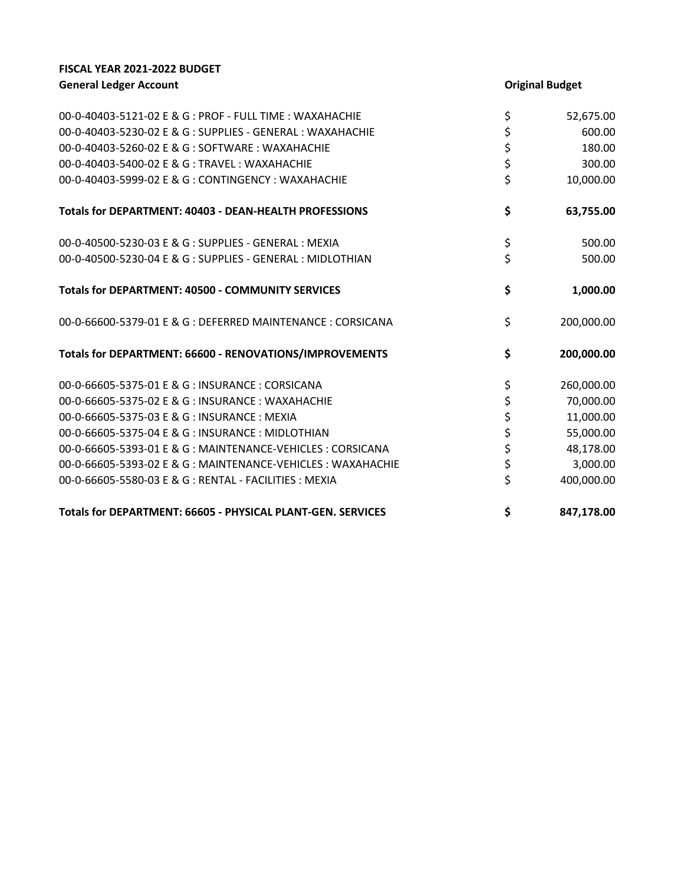**FISCAL YEAR 2021-2022 BUDGET**

| General Ledger Account | Original Budget |
|---|---|
| 00-0-40403-5121-02 E & G : PROF - FULL TIME : WAXAHACHIE | $ 52,675.00 |
| 00-0-40403-5230-02 E & G : SUPPLIES - GENERAL : WAXAHACHIE | $ 600.00 |
| 00-0-40403-5260-02 E & G : SOFTWARE : WAXAHACHIE | $ 180.00 |
| 00-0-40403-5400-02 E & G : TRAVEL : WAXAHACHIE | $ 300.00 |
| 00-0-40403-5999-02 E & G : CONTINGENCY : WAXAHACHIE | $ 10,000.00 |
| **Totals for DEPARTMENT: 40403 - DEAN-HEALTH PROFESSIONS** | **$ 63,755.00** |
| 00-0-40500-5230-03 E & G : SUPPLIES - GENERAL : MEXIA | $ 500.00 |
| 00-0-40500-5230-04 E & G : SUPPLIES - GENERAL : MIDLOTHIAN | $ 500.00 |
| **Totals for DEPARTMENT: 40500 - COMMUNITY SERVICES** | **$ 1,000.00** |
| 00-0-66600-5379-01 E & G : DEFERRED MAINTENANCE : CORSICANA | $ 200,000.00 |
| **Totals for DEPARTMENT: 66600 - RENOVATIONS/IMPROVEMENTS** | **$ 200,000.00** |
| 00-0-66605-5375-01 E & G : INSURANCE : CORSICANA | $ 260,000.00 |
| 00-0-66605-5375-02 E & G : INSURANCE : WAXAHACHIE | $ 70,000.00 |
| 00-0-66605-5375-03 E & G : INSURANCE : MEXIA | $ 11,000.00 |
| 00-0-66605-5375-04 E & G : INSURANCE : MIDLOTHIAN | $ 55,000.00 |
| 00-0-66605-5393-01 E & G : MAINTENANCE-VEHICLES : CORSICANA | $ 48,178.00 |
| 00-0-66605-5393-02 E & G : MAINTENANCE-VEHICLES : WAXAHACHIE | $ 3,000.00 |
| 00-0-66605-5580-03 E & G : RENTAL - FACILITIES : MEXIA | $ 400,000.00 |
| **Totals for DEPARTMENT: 66605 - PHYSICAL PLANT-GEN. SERVICES** | **$ 847,178.00** |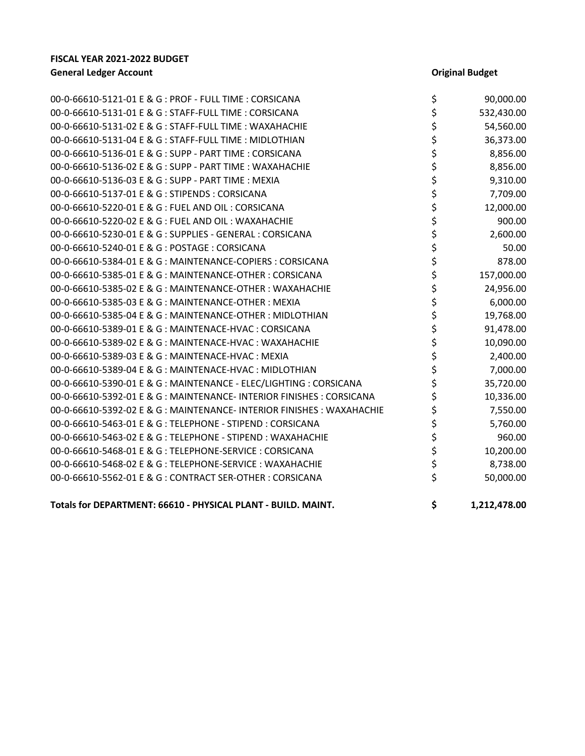**FISCAL YEAR 2021-2022 BUDGET**

| General Ledger Account | Original Budget |
|---|---|
| 00-0-66610-5121-01 E & G : PROF - FULL TIME : CORSICANA | $ 90,000.00 |
| 00-0-66610-5131-01 E & G : STAFF-FULL TIME : CORSICANA | $ 532,430.00 |
| 00-0-66610-5131-02 E & G : STAFF-FULL TIME : WAXAHACHIE | $ 54,560.00 |
| 00-0-66610-5131-04 E & G : STAFF-FULL TIME : MIDLOTHIAN | $ 36,373.00 |
| 00-0-66610-5136-01 E & G : SUPP - PART TIME : CORSICANA | $ 8,856.00 |
| 00-0-66610-5136-02 E & G : SUPP - PART TIME : WAXAHACHIE | $ 8,856.00 |
| 00-0-66610-5136-03 E & G : SUPP - PART TIME : MEXIA | $ 9,310.00 |
| 00-0-66610-5137-01 E & G : STIPENDS : CORSICANA | $ 7,709.00 |
| 00-0-66610-5220-01 E & G : FUEL AND OIL : CORSICANA | $ 12,000.00 |
| 00-0-66610-5220-02 E & G : FUEL AND OIL : WAXAHACHIE | $ 900.00 |
| 00-0-66610-5230-01 E & G : SUPPLIES - GENERAL : CORSICANA | $ 2,600.00 |
| 00-0-66610-5240-01 E & G : POSTAGE : CORSICANA | $ 50.00 |
| 00-0-66610-5384-01 E & G : MAINTENANCE-COPIERS : CORSICANA | $ 878.00 |
| 00-0-66610-5385-01 E & G : MAINTENANCE-OTHER : CORSICANA | $ 157,000.00 |
| 00-0-66610-5385-02 E & G : MAINTENANCE-OTHER : WAXAHACHIE | $ 24,956.00 |
| 00-0-66610-5385-03 E & G : MAINTENANCE-OTHER : MEXIA | $ 6,000.00 |
| 00-0-66610-5385-04 E & G : MAINTENANCE-OTHER : MIDLOTHIAN | $ 19,768.00 |
| 00-0-66610-5389-01 E & G : MAINTENACE-HVAC : CORSICANA | $ 91,478.00 |
| 00-0-66610-5389-02 E & G : MAINTENACE-HVAC : WAXAHACHIE | $ 10,090.00 |
| 00-0-66610-5389-03 E & G : MAINTENACE-HVAC : MEXIA | $ 2,400.00 |
| 00-0-66610-5389-04 E & G : MAINTENACE-HVAC : MIDLOTHIAN | $ 7,000.00 |
| 00-0-66610-5390-01 E & G : MAINTENANCE - ELEC/LIGHTING : CORSICANA | $ 35,720.00 |
| 00-0-66610-5392-01 E & G : MAINTENANCE- INTERIOR FINISHES : CORSICANA | $ 10,336.00 |
| 00-0-66610-5392-02 E & G : MAINTENANCE- INTERIOR FINISHES : WAXAHACHIE | $ 7,550.00 |
| 00-0-66610-5463-01 E & G : TELEPHONE - STIPEND : CORSICANA | $ 5,760.00 |
| 00-0-66610-5463-02 E & G : TELEPHONE - STIPEND : WAXAHACHIE | $ 960.00 |
| 00-0-66610-5468-01 E & G : TELEPHONE-SERVICE : CORSICANA | $ 10,200.00 |
| 00-0-66610-5468-02 E & G : TELEPHONE-SERVICE : WAXAHACHIE | $ 8,738.00 |
| 00-0-66610-5562-01 E & G : CONTRACT SER-OTHER : CORSICANA | $ 50,000.00 |
| **Totals for DEPARTMENT: 66610 - PHYSICAL PLANT - BUILD. MAINT.** | **$ 1,212,478.00** |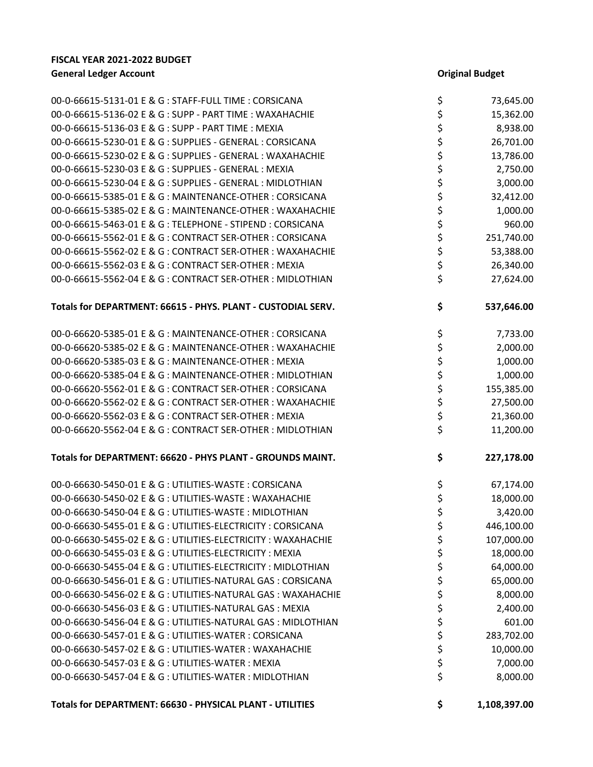**FISCAL YEAR 2021-2022 BUDGET**

| General Ledger Account | | Original Budget |
|---|---|---|
| 00-0-66615-5131-01 E & G : STAFF-FULL TIME : CORSICANA | $ | 73,645.00 |
| 00-0-66615-5136-02 E & G : SUPP - PART TIME : WAXAHACHIE | $ | 15,362.00 |
| 00-0-66615-5136-03 E & G : SUPP - PART TIME : MEXIA | $ | 8,938.00 |
| 00-0-66615-5230-01 E & G : SUPPLIES - GENERAL : CORSICANA | $ | 26,701.00 |
| 00-0-66615-5230-02 E & G : SUPPLIES - GENERAL : WAXAHACHIE | $ | 13,786.00 |
| 00-0-66615-5230-03 E & G : SUPPLIES - GENERAL : MEXIA | $ | 2,750.00 |
| 00-0-66615-5230-04 E & G : SUPPLIES - GENERAL : MIDLOTHIAN | $ | 3,000.00 |
| 00-0-66615-5385-01 E & G : MAINTENANCE-OTHER : CORSICANA | $ | 32,412.00 |
| 00-0-66615-5385-02 E & G : MAINTENANCE-OTHER : WAXAHACHIE | $ | 1,000.00 |
| 00-0-66615-5463-01 E & G : TELEPHONE - STIPEND : CORSICANA | $ | 960.00 |
| 00-0-66615-5562-01 E & G : CONTRACT SER-OTHER : CORSICANA | $ | 251,740.00 |
| 00-0-66615-5562-02 E & G : CONTRACT SER-OTHER : WAXAHACHIE | $ | 53,388.00 |
| 00-0-66615-5562-03 E & G : CONTRACT SER-OTHER : MEXIA | $ | 26,340.00 |
| 00-0-66615-5562-04 E & G : CONTRACT SER-OTHER : MIDLOTHIAN | $ | 27,624.00 |
| **Totals for DEPARTMENT: 66615 - PHYS. PLANT - CUSTODIAL SERV.** | **$** | **537,646.00** |
| 00-0-66620-5385-01 E & G : MAINTENANCE-OTHER : CORSICANA | $ | 7,733.00 |
| 00-0-66620-5385-02 E & G : MAINTENANCE-OTHER : WAXAHACHIE | $ | 2,000.00 |
| 00-0-66620-5385-03 E & G : MAINTENANCE-OTHER : MEXIA | $ | 1,000.00 |
| 00-0-66620-5385-04 E & G : MAINTENANCE-OTHER : MIDLOTHIAN | $ | 1,000.00 |
| 00-0-66620-5562-01 E & G : CONTRACT SER-OTHER : CORSICANA | $ | 155,385.00 |
| 00-0-66620-5562-02 E & G : CONTRACT SER-OTHER : WAXAHACHIE | $ | 27,500.00 |
| 00-0-66620-5562-03 E & G : CONTRACT SER-OTHER : MEXIA | $ | 21,360.00 |
| 00-0-66620-5562-04 E & G : CONTRACT SER-OTHER : MIDLOTHIAN | $ | 11,200.00 |
| **Totals for DEPARTMENT: 66620 - PHYS PLANT - GROUNDS MAINT.** | **$** | **227,178.00** |
| 00-0-66630-5450-01 E & G : UTILITIES-WASTE : CORSICANA | $ | 67,174.00 |
| 00-0-66630-5450-02 E & G : UTILITIES-WASTE : WAXAHACHIE | $ | 18,000.00 |
| 00-0-66630-5450-04 E & G : UTILITIES-WASTE : MIDLOTHIAN | $ | 3,420.00 |
| 00-0-66630-5455-01 E & G : UTILITIES-ELECTRICITY : CORSICANA | $ | 446,100.00 |
| 00-0-66630-5455-02 E & G : UTILITIES-ELECTRICITY : WAXAHACHIE | $ | 107,000.00 |
| 00-0-66630-5455-03 E & G : UTILITIES-ELECTRICITY : MEXIA | $ | 18,000.00 |
| 00-0-66630-5455-04 E & G : UTILITIES-ELECTRICITY : MIDLOTHIAN | $ | 64,000.00 |
| 00-0-66630-5456-01 E & G : UTILITIES-NATURAL GAS : CORSICANA | $ | 65,000.00 |
| 00-0-66630-5456-02 E & G : UTILITIES-NATURAL GAS : WAXAHACHIE | $ | 8,000.00 |
| 00-0-66630-5456-03 E & G : UTILITIES-NATURAL GAS : MEXIA | $ | 2,400.00 |
| 00-0-66630-5456-04 E & G : UTILITIES-NATURAL GAS : MIDLOTHIAN | $ | 601.00 |
| 00-0-66630-5457-01 E & G : UTILITIES-WATER : CORSICANA | $ | 283,702.00 |
| 00-0-66630-5457-02 E & G : UTILITIES-WATER : WAXAHACHIE | $ | 10,000.00 |
| 00-0-66630-5457-03 E & G : UTILITIES-WATER : MEXIA | $ | 7,000.00 |
| 00-0-66630-5457-04 E & G : UTILITIES-WATER : MIDLOTHIAN | $ | 8,000.00 |
| **Totals for DEPARTMENT: 66630 - PHYSICAL PLANT - UTILITIES** | **$** | **1,108,397.00** |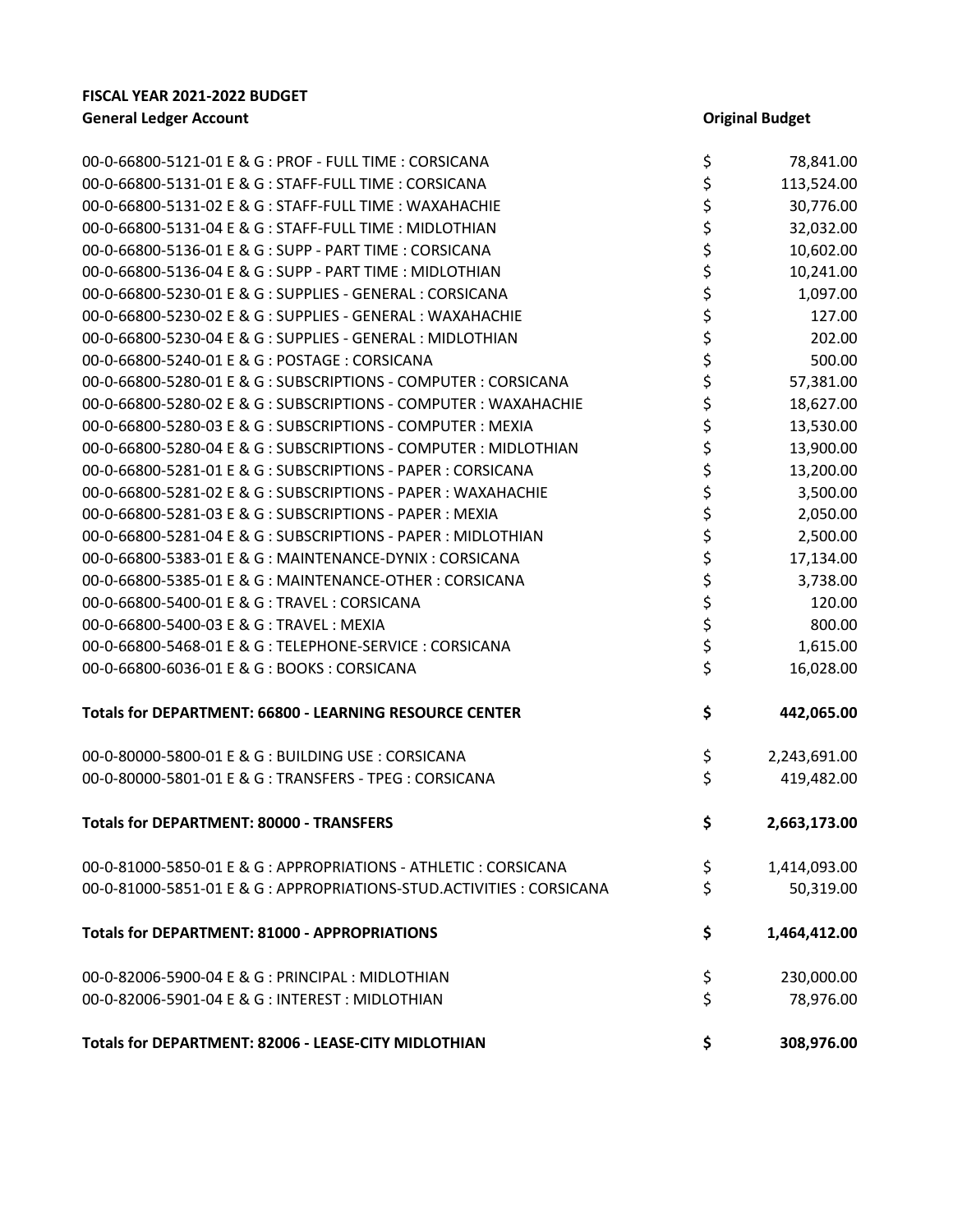**FISCAL YEAR 2021-2022 BUDGET**

| General Ledger Account | Original Budget |
|---|---|
| 00-0-66800-5121-01 E & G : PROF - FULL TIME : CORSICANA | $ 78,841.00 |
| 00-0-66800-5131-01 E & G : STAFF-FULL TIME : CORSICANA | $ 113,524.00 |
| 00-0-66800-5131-02 E & G : STAFF-FULL TIME : WAXAHACHIE | $ 30,776.00 |
| 00-0-66800-5131-04 E & G : STAFF-FULL TIME : MIDLOTHIAN | $ 32,032.00 |
| 00-0-66800-5136-01 E & G : SUPP - PART TIME : CORSICANA | $ 10,602.00 |
| 00-0-66800-5136-04 E & G : SUPP - PART TIME : MIDLOTHIAN | $ 10,241.00 |
| 00-0-66800-5230-01 E & G : SUPPLIES - GENERAL : CORSICANA | $ 1,097.00 |
| 00-0-66800-5230-02 E & G : SUPPLIES - GENERAL : WAXAHACHIE | $ 127.00 |
| 00-0-66800-5230-04 E & G : SUPPLIES - GENERAL : MIDLOTHIAN | $ 202.00 |
| 00-0-66800-5240-01 E & G : POSTAGE : CORSICANA | $ 500.00 |
| 00-0-66800-5280-01 E & G : SUBSCRIPTIONS - COMPUTER : CORSICANA | $ 57,381.00 |
| 00-0-66800-5280-02 E & G : SUBSCRIPTIONS - COMPUTER : WAXAHACHIE | $ 18,627.00 |
| 00-0-66800-5280-03 E & G : SUBSCRIPTIONS - COMPUTER : MEXIA | $ 13,530.00 |
| 00-0-66800-5280-04 E & G : SUBSCRIPTIONS - COMPUTER : MIDLOTHIAN | $ 13,900.00 |
| 00-0-66800-5281-01 E & G : SUBSCRIPTIONS - PAPER : CORSICANA | $ 13,200.00 |
| 00-0-66800-5281-02 E & G : SUBSCRIPTIONS - PAPER : WAXAHACHIE | $ 3,500.00 |
| 00-0-66800-5281-03 E & G : SUBSCRIPTIONS - PAPER : MEXIA | $ 2,050.00 |
| 00-0-66800-5281-04 E & G : SUBSCRIPTIONS - PAPER : MIDLOTHIAN | $ 2,500.00 |
| 00-0-66800-5383-01 E & G : MAINTENANCE-DYNIX : CORSICANA | $ 17,134.00 |
| 00-0-66800-5385-01 E & G : MAINTENANCE-OTHER : CORSICANA | $ 3,738.00 |
| 00-0-66800-5400-01 E & G : TRAVEL : CORSICANA | $ 120.00 |
| 00-0-66800-5400-03 E & G : TRAVEL : MEXIA | $ 800.00 |
| 00-0-66800-5468-01 E & G : TELEPHONE-SERVICE : CORSICANA | $ 1,615.00 |
| 00-0-66800-6036-01 E & G : BOOKS : CORSICANA | $ 16,028.00 |
| **Totals for DEPARTMENT: 66800 - LEARNING RESOURCE CENTER** | **$ 442,065.00** |
| 00-0-80000-5800-01 E & G : BUILDING USE : CORSICANA | $ 2,243,691.00 |
| 00-0-80000-5801-01 E & G : TRANSFERS - TPEG : CORSICANA | $ 419,482.00 |
| **Totals for DEPARTMENT: 80000 - TRANSFERS** | **$ 2,663,173.00** |
| 00-0-81000-5850-01 E & G : APPROPRIATIONS - ATHLETIC : CORSICANA | $ 1,414,093.00 |
| 00-0-81000-5851-01 E & G : APPROPRIATIONS-STUD.ACTIVITIES : CORSICANA | $ 50,319.00 |
| **Totals for DEPARTMENT: 81000 - APPROPRIATIONS** | **$ 1,464,412.00** |
| 00-0-82006-5900-04 E & G : PRINCIPAL : MIDLOTHIAN | $ 230,000.00 |
| 00-0-82006-5901-04 E & G : INTEREST : MIDLOTHIAN | $ 78,976.00 |
| **Totals for DEPARTMENT: 82006 - LEASE-CITY MIDLOTHIAN** | **$ 308,976.00** |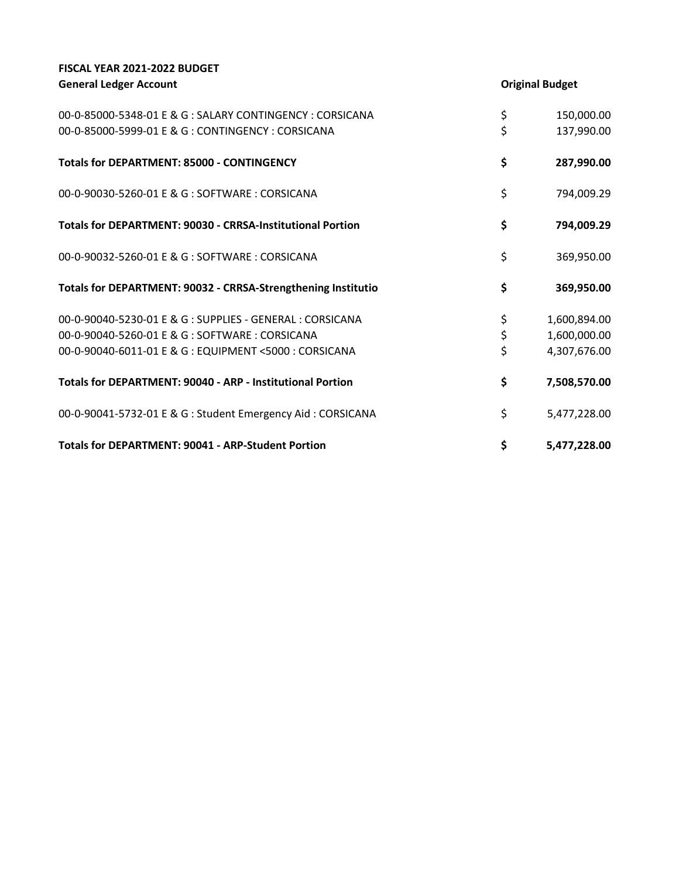**FISCAL YEAR 2021-2022 BUDGET**

| **General Ledger Account** | | **Original Budget** |
|---|---|---|
| 00-0-85000-5348-01 E & G : SALARY CONTINGENCY : CORSICANA | $ | 150,000.00 |
| 00-0-85000-5999-01 E & G : CONTINGENCY : CORSICANA | $ | 137,990.00 |
| **Totals for DEPARTMENT: 85000 - CONTINGENCY** | **$** | **287,990.00** |
| 00-0-90030-5260-01 E & G : SOFTWARE : CORSICANA | $ | 794,009.29 |
| **Totals for DEPARTMENT: 90030 - CRRSA-Institutional Portion** | **$** | **794,009.29** |
| 00-0-90032-5260-01 E & G : SOFTWARE : CORSICANA | $ | 369,950.00 |
| **Totals for DEPARTMENT: 90032 - CRRSA-Strengthening Institutio** | **$** | **369,950.00** |
| 00-0-90040-5230-01 E & G : SUPPLIES - GENERAL : CORSICANA | $ | 1,600,894.00 |
| 00-0-90040-5260-01 E & G : SOFTWARE : CORSICANA | $ | 1,600,000.00 |
| 00-0-90040-6011-01 E & G : EQUIPMENT <5000 : CORSICANA | $ | 4,307,676.00 |
| **Totals for DEPARTMENT: 90040 - ARP - Institutional Portion** | **$** | **7,508,570.00** |
| 00-0-90041-5732-01 E & G : Student Emergency Aid : CORSICANA | $ | 5,477,228.00 |
| **Totals for DEPARTMENT: 90041 - ARP-Student Portion** | **$** | **5,477,228.00** |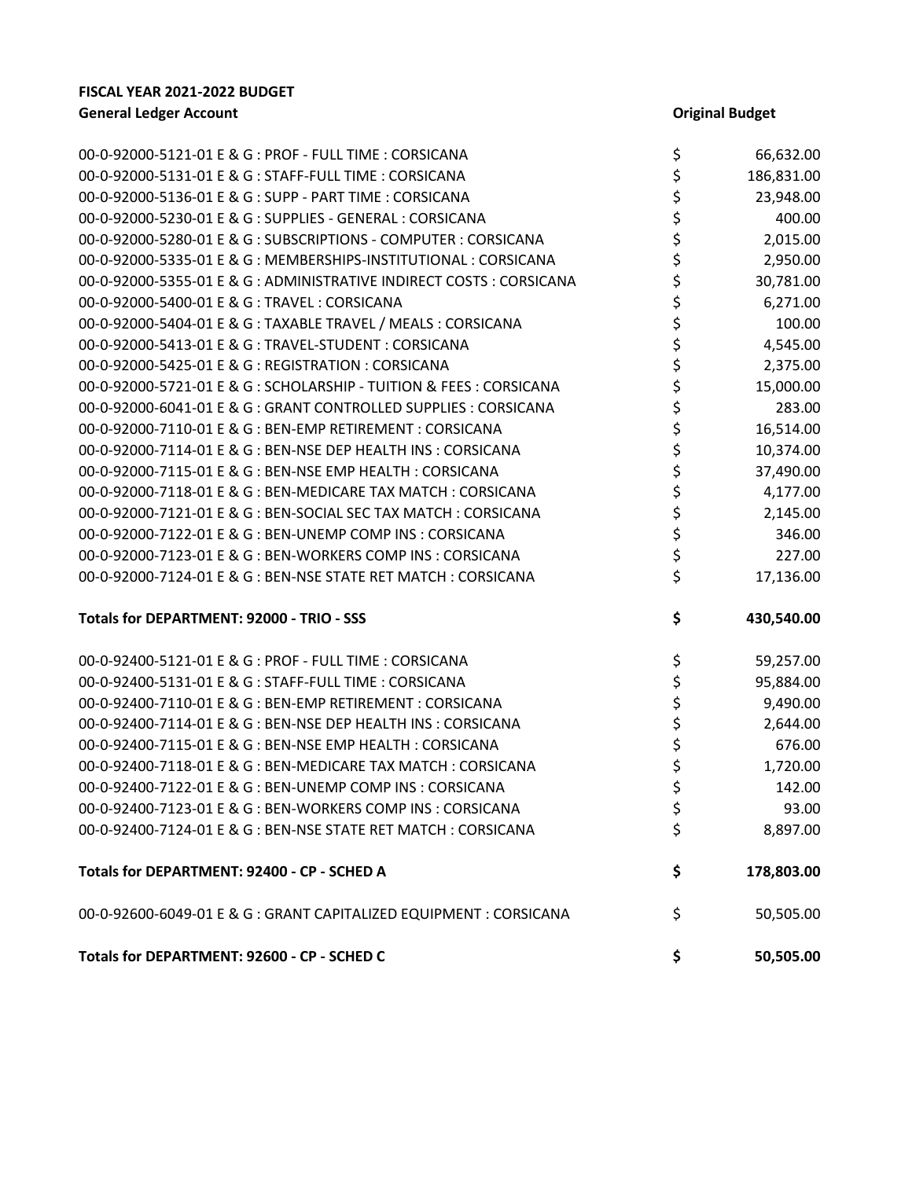**FISCAL YEAR 2021-2022 BUDGET**

| General Ledger Account | Original Budget |
|---|---|
| 00-0-92000-5121-01 E & G : PROF - FULL TIME : CORSICANA | $ 66,632.00 |
| 00-0-92000-5131-01 E & G : STAFF-FULL TIME : CORSICANA | $ 186,831.00 |
| 00-0-92000-5136-01 E & G : SUPP - PART TIME : CORSICANA | $ 23,948.00 |
| 00-0-92000-5230-01 E & G : SUPPLIES - GENERAL : CORSICANA | $ 400.00 |
| 00-0-92000-5280-01 E & G : SUBSCRIPTIONS - COMPUTER : CORSICANA | $ 2,015.00 |
| 00-0-92000-5335-01 E & G : MEMBERSHIPS-INSTITUTIONAL : CORSICANA | $ 2,950.00 |
| 00-0-92000-5355-01 E & G : ADMINISTRATIVE INDIRECT COSTS : CORSICANA | $ 30,781.00 |
| 00-0-92000-5400-01 E & G : TRAVEL : CORSICANA | $ 6,271.00 |
| 00-0-92000-5404-01 E & G : TAXABLE TRAVEL / MEALS : CORSICANA | $ 100.00 |
| 00-0-92000-5413-01 E & G : TRAVEL-STUDENT : CORSICANA | $ 4,545.00 |
| 00-0-92000-5425-01 E & G : REGISTRATION : CORSICANA | $ 2,375.00 |
| 00-0-92000-5721-01 E & G : SCHOLARSHIP - TUITION & FEES : CORSICANA | $ 15,000.00 |
| 00-0-92000-6041-01 E & G : GRANT CONTROLLED SUPPLIES : CORSICANA | $ 283.00 |
| 00-0-92000-7110-01 E & G : BEN-EMP RETIREMENT : CORSICANA | $ 16,514.00 |
| 00-0-92000-7114-01 E & G : BEN-NSE DEP HEALTH INS : CORSICANA | $ 10,374.00 |
| 00-0-92000-7115-01 E & G : BEN-NSE EMP HEALTH : CORSICANA | $ 37,490.00 |
| 00-0-92000-7118-01 E & G : BEN-MEDICARE TAX MATCH : CORSICANA | $ 4,177.00 |
| 00-0-92000-7121-01 E & G : BEN-SOCIAL SEC TAX MATCH : CORSICANA | $ 2,145.00 |
| 00-0-92000-7122-01 E & G : BEN-UNEMP COMP INS : CORSICANA | $ 346.00 |
| 00-0-92000-7123-01 E & G : BEN-WORKERS COMP INS : CORSICANA | $ 227.00 |
| 00-0-92000-7124-01 E & G : BEN-NSE STATE RET MATCH : CORSICANA | $ 17,136.00 |
| **Totals for DEPARTMENT: 92000 - TRIO - SSS** | **$ 430,540.00** |
| 00-0-92400-5121-01 E & G : PROF - FULL TIME : CORSICANA | $ 59,257.00 |
| 00-0-92400-5131-01 E & G : STAFF-FULL TIME : CORSICANA | $ 95,884.00 |
| 00-0-92400-7110-01 E & G : BEN-EMP RETIREMENT : CORSICANA | $ 9,490.00 |
| 00-0-92400-7114-01 E & G : BEN-NSE DEP HEALTH INS : CORSICANA | $ 2,644.00 |
| 00-0-92400-7115-01 E & G : BEN-NSE EMP HEALTH : CORSICANA | $ 676.00 |
| 00-0-92400-7118-01 E & G : BEN-MEDICARE TAX MATCH : CORSICANA | $ 1,720.00 |
| 00-0-92400-7122-01 E & G : BEN-UNEMP COMP INS : CORSICANA | $ 142.00 |
| 00-0-92400-7123-01 E & G : BEN-WORKERS COMP INS : CORSICANA | $ 93.00 |
| 00-0-92400-7124-01 E & G : BEN-NSE STATE RET MATCH : CORSICANA | $ 8,897.00 |
| **Totals for DEPARTMENT: 92400 - CP - SCHED A** | **$ 178,803.00** |
| 00-0-92600-6049-01 E & G : GRANT CAPITALIZED EQUIPMENT : CORSICANA | $ 50,505.00 |
| **Totals for DEPARTMENT: 92600 - CP - SCHED C** | **$ 50,505.00** |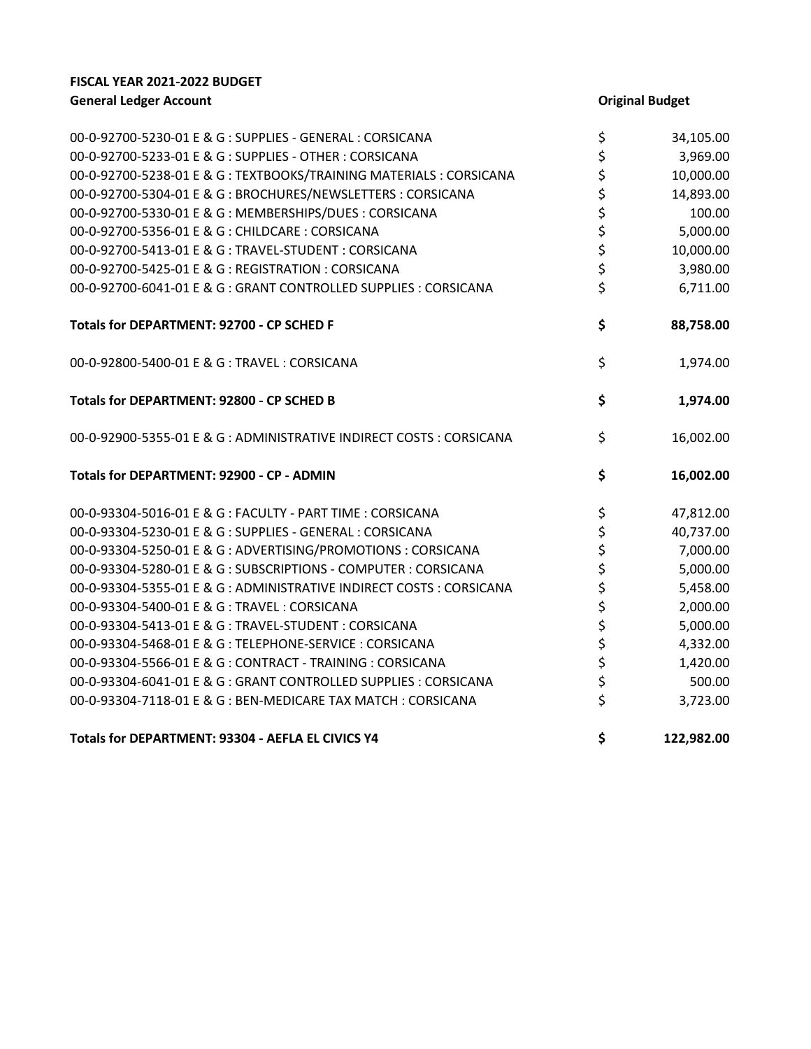**FISCAL YEAR 2021-2022 BUDGET**

| General Ledger Account | | Original Budget |
|---|---|---|
| 00-0-92700-5230-01 E & G : SUPPLIES - GENERAL : CORSICANA | $ | 34,105.00 |
| 00-0-92700-5233-01 E & G : SUPPLIES - OTHER : CORSICANA | $ | 3,969.00 |
| 00-0-92700-5238-01 E & G : TEXTBOOKS/TRAINING MATERIALS : CORSICANA | $ | 10,000.00 |
| 00-0-92700-5304-01 E & G : BROCHURES/NEWSLETTERS : CORSICANA | $ | 14,893.00 |
| 00-0-92700-5330-01 E & G : MEMBERSHIPS/DUES : CORSICANA | $ | 100.00 |
| 00-0-92700-5356-01 E & G : CHILDCARE : CORSICANA | $ | 5,000.00 |
| 00-0-92700-5413-01 E & G : TRAVEL-STUDENT : CORSICANA | $ | 10,000.00 |
| 00-0-92700-5425-01 E & G : REGISTRATION : CORSICANA | $ | 3,980.00 |
| 00-0-92700-6041-01 E & G : GRANT CONTROLLED SUPPLIES : CORSICANA | $ | 6,711.00 |
| **Totals for DEPARTMENT: 92700 - CP SCHED F** | **$** | **88,758.00** |
| 00-0-92800-5400-01 E & G : TRAVEL : CORSICANA | $ | 1,974.00 |
| **Totals for DEPARTMENT: 92800 - CP SCHED B** | **$** | **1,974.00** |
| 00-0-92900-5355-01 E & G : ADMINISTRATIVE INDIRECT COSTS : CORSICANA | $ | 16,002.00 |
| **Totals for DEPARTMENT: 92900 - CP - ADMIN** | **$** | **16,002.00** |
| 00-0-93304-5016-01 E & G : FACULTY - PART TIME : CORSICANA | $ | 47,812.00 |
| 00-0-93304-5230-01 E & G : SUPPLIES - GENERAL : CORSICANA | $ | 40,737.00 |
| 00-0-93304-5250-01 E & G : ADVERTISING/PROMOTIONS : CORSICANA | $ | 7,000.00 |
| 00-0-93304-5280-01 E & G : SUBSCRIPTIONS - COMPUTER : CORSICANA | $ | 5,000.00 |
| 00-0-93304-5355-01 E & G : ADMINISTRATIVE INDIRECT COSTS : CORSICANA | $ | 5,458.00 |
| 00-0-93304-5400-01 E & G : TRAVEL : CORSICANA | $ | 2,000.00 |
| 00-0-93304-5413-01 E & G : TRAVEL-STUDENT : CORSICANA | $ | 5,000.00 |
| 00-0-93304-5468-01 E & G : TELEPHONE-SERVICE : CORSICANA | $ | 4,332.00 |
| 00-0-93304-5566-01 E & G : CONTRACT - TRAINING : CORSICANA | $ | 1,420.00 |
| 00-0-93304-6041-01 E & G : GRANT CONTROLLED SUPPLIES : CORSICANA | $ | 500.00 |
| 00-0-93304-7118-01 E & G : BEN-MEDICARE TAX MATCH : CORSICANA | $ | 3,723.00 |
| **Totals for DEPARTMENT: 93304 - AEFLA EL CIVICS Y4** | **$** | **122,982.00** |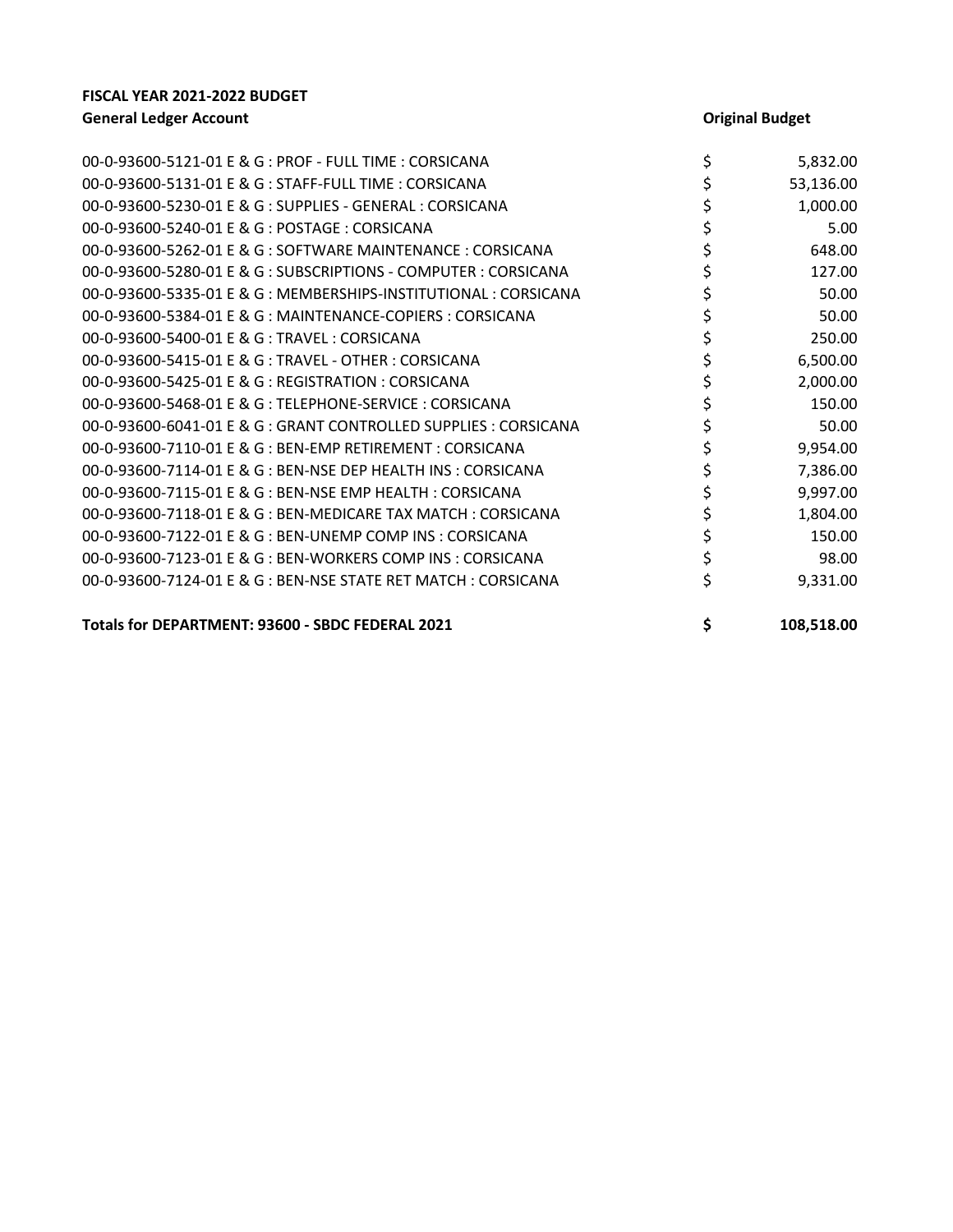**FISCAL YEAR 2021-2022 BUDGET**

| General Ledger Account | Original Budget |
|---|---|
| 00-0-93600-5121-01 E & G : PROF - FULL TIME : CORSICANA | $ 5,832.00 |
| 00-0-93600-5131-01 E & G : STAFF-FULL TIME : CORSICANA | $ 53,136.00 |
| 00-0-93600-5230-01 E & G : SUPPLIES - GENERAL : CORSICANA | $ 1,000.00 |
| 00-0-93600-5240-01 E & G : POSTAGE : CORSICANA | $ 5.00 |
| 00-0-93600-5262-01 E & G : SOFTWARE MAINTENANCE : CORSICANA | $ 648.00 |
| 00-0-93600-5280-01 E & G : SUBSCRIPTIONS - COMPUTER : CORSICANA | $ 127.00 |
| 00-0-93600-5335-01 E & G : MEMBERSHIPS-INSTITUTIONAL : CORSICANA | $ 50.00 |
| 00-0-93600-5384-01 E & G : MAINTENANCE-COPIERS : CORSICANA | $ 50.00 |
| 00-0-93600-5400-01 E & G : TRAVEL : CORSICANA | $ 250.00 |
| 00-0-93600-5415-01 E & G : TRAVEL - OTHER : CORSICANA | $ 6,500.00 |
| 00-0-93600-5425-01 E & G : REGISTRATION : CORSICANA | $ 2,000.00 |
| 00-0-93600-5468-01 E & G : TELEPHONE-SERVICE : CORSICANA | $ 150.00 |
| 00-0-93600-6041-01 E & G : GRANT CONTROLLED SUPPLIES : CORSICANA | $ 50.00 |
| 00-0-93600-7110-01 E & G : BEN-EMP RETIREMENT : CORSICANA | $ 9,954.00 |
| 00-0-93600-7114-01 E & G : BEN-NSE DEP HEALTH INS : CORSICANA | $ 7,386.00 |
| 00-0-93600-7115-01 E & G : BEN-NSE EMP HEALTH : CORSICANA | $ 9,997.00 |
| 00-0-93600-7118-01 E & G : BEN-MEDICARE TAX MATCH : CORSICANA | $ 1,804.00 |
| 00-0-93600-7122-01 E & G : BEN-UNEMP COMP INS : CORSICANA | $ 150.00 |
| 00-0-93600-7123-01 E & G : BEN-WORKERS COMP INS : CORSICANA | $ 98.00 |
| 00-0-93600-7124-01 E & G : BEN-NSE STATE RET MATCH : CORSICANA | $ 9,331.00 |
| **Totals for DEPARTMENT: 93600 - SBDC FEDERAL 2021** | **$ 108,518.00** |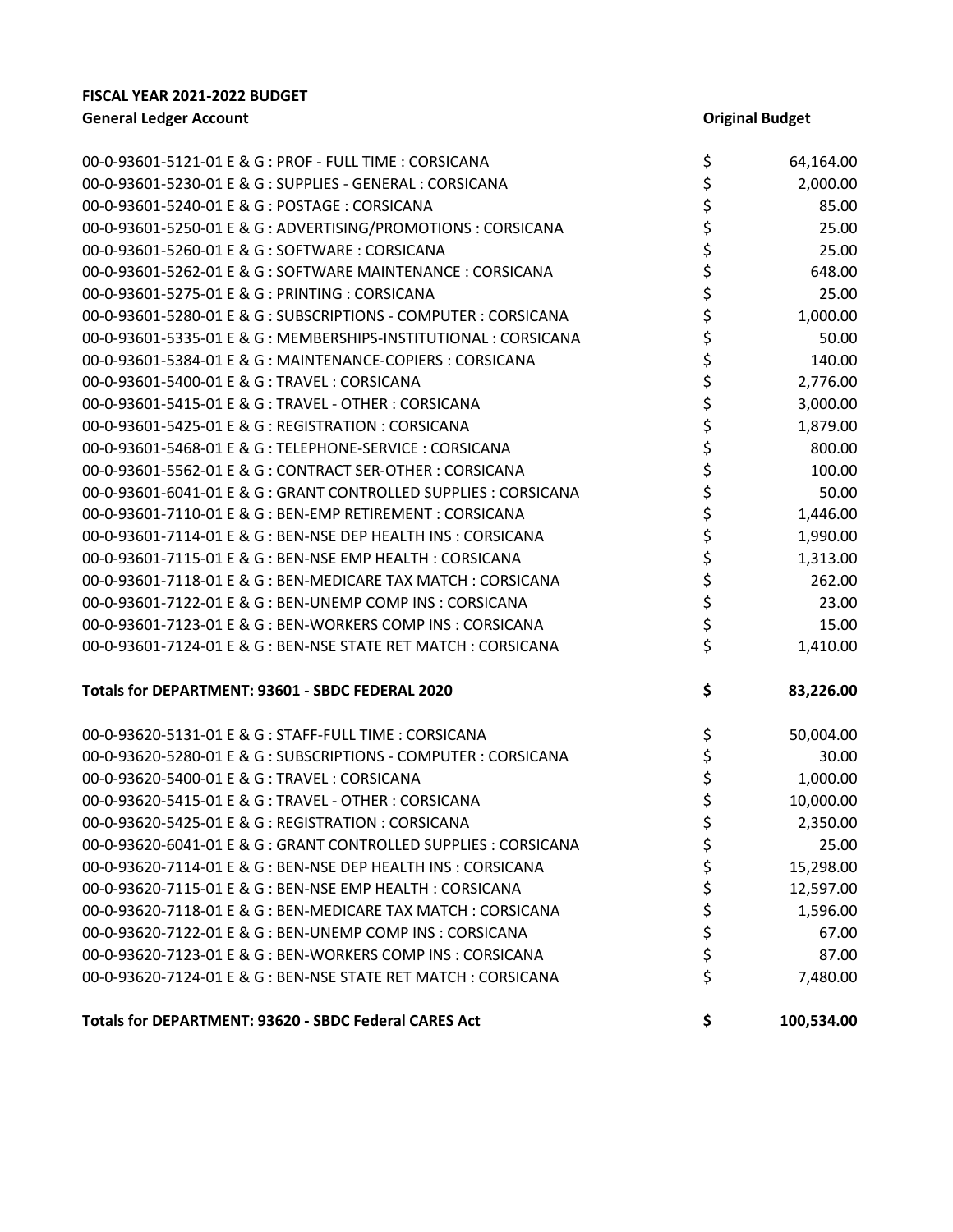**FISCAL YEAR 2021-2022 BUDGET**

| General Ledger Account | Original Budget |
|---|---|
| 00-0-93601-5121-01 E & G : PROF - FULL TIME : CORSICANA | $ 64,164.00 |
| 00-0-93601-5230-01 E & G : SUPPLIES - GENERAL : CORSICANA | $ 2,000.00 |
| 00-0-93601-5240-01 E & G : POSTAGE : CORSICANA | $ 85.00 |
| 00-0-93601-5250-01 E & G : ADVERTISING/PROMOTIONS : CORSICANA | $ 25.00 |
| 00-0-93601-5260-01 E & G : SOFTWARE : CORSICANA | $ 25.00 |
| 00-0-93601-5262-01 E & G : SOFTWARE MAINTENANCE : CORSICANA | $ 648.00 |
| 00-0-93601-5275-01 E & G : PRINTING : CORSICANA | $ 25.00 |
| 00-0-93601-5280-01 E & G : SUBSCRIPTIONS - COMPUTER : CORSICANA | $ 1,000.00 |
| 00-0-93601-5335-01 E & G : MEMBERSHIPS-INSTITUTIONAL : CORSICANA | $ 50.00 |
| 00-0-93601-5384-01 E & G : MAINTENANCE-COPIERS : CORSICANA | $ 140.00 |
| 00-0-93601-5400-01 E & G : TRAVEL : CORSICANA | $ 2,776.00 |
| 00-0-93601-5415-01 E & G : TRAVEL - OTHER : CORSICANA | $ 3,000.00 |
| 00-0-93601-5425-01 E & G : REGISTRATION : CORSICANA | $ 1,879.00 |
| 00-0-93601-5468-01 E & G : TELEPHONE-SERVICE : CORSICANA | $ 800.00 |
| 00-0-93601-5562-01 E & G : CONTRACT SER-OTHER : CORSICANA | $ 100.00 |
| 00-0-93601-6041-01 E & G : GRANT CONTROLLED SUPPLIES : CORSICANA | $ 50.00 |
| 00-0-93601-7110-01 E & G : BEN-EMP RETIREMENT : CORSICANA | $ 1,446.00 |
| 00-0-93601-7114-01 E & G : BEN-NSE DEP HEALTH INS : CORSICANA | $ 1,990.00 |
| 00-0-93601-7115-01 E & G : BEN-NSE EMP HEALTH : CORSICANA | $ 1,313.00 |
| 00-0-93601-7118-01 E & G : BEN-MEDICARE TAX MATCH : CORSICANA | $ 262.00 |
| 00-0-93601-7122-01 E & G : BEN-UNEMP COMP INS : CORSICANA | $ 23.00 |
| 00-0-93601-7123-01 E & G : BEN-WORKERS COMP INS : CORSICANA | $ 15.00 |
| 00-0-93601-7124-01 E & G : BEN-NSE STATE RET MATCH : CORSICANA | $ 1,410.00 |
| **Totals for DEPARTMENT: 93601 - SBDC FEDERAL 2020** | **$ 83,226.00** |
| 00-0-93620-5131-01 E & G : STAFF-FULL TIME : CORSICANA | $ 50,004.00 |
| 00-0-93620-5280-01 E & G : SUBSCRIPTIONS - COMPUTER : CORSICANA | $ 30.00 |
| 00-0-93620-5400-01 E & G : TRAVEL : CORSICANA | $ 1,000.00 |
| 00-0-93620-5415-01 E & G : TRAVEL - OTHER : CORSICANA | $ 10,000.00 |
| 00-0-93620-5425-01 E & G : REGISTRATION : CORSICANA | $ 2,350.00 |
| 00-0-93620-6041-01 E & G : GRANT CONTROLLED SUPPLIES : CORSICANA | $ 25.00 |
| 00-0-93620-7114-01 E & G : BEN-NSE DEP HEALTH INS : CORSICANA | $ 15,298.00 |
| 00-0-93620-7115-01 E & G : BEN-NSE EMP HEALTH : CORSICANA | $ 12,597.00 |
| 00-0-93620-7118-01 E & G : BEN-MEDICARE TAX MATCH : CORSICANA | $ 1,596.00 |
| 00-0-93620-7122-01 E & G : BEN-UNEMP COMP INS : CORSICANA | $ 67.00 |
| 00-0-93620-7123-01 E & G : BEN-WORKERS COMP INS : CORSICANA | $ 87.00 |
| 00-0-93620-7124-01 E & G : BEN-NSE STATE RET MATCH : CORSICANA | $ 7,480.00 |
| **Totals for DEPARTMENT: 93620 - SBDC Federal CARES Act** | **$ 100,534.00** |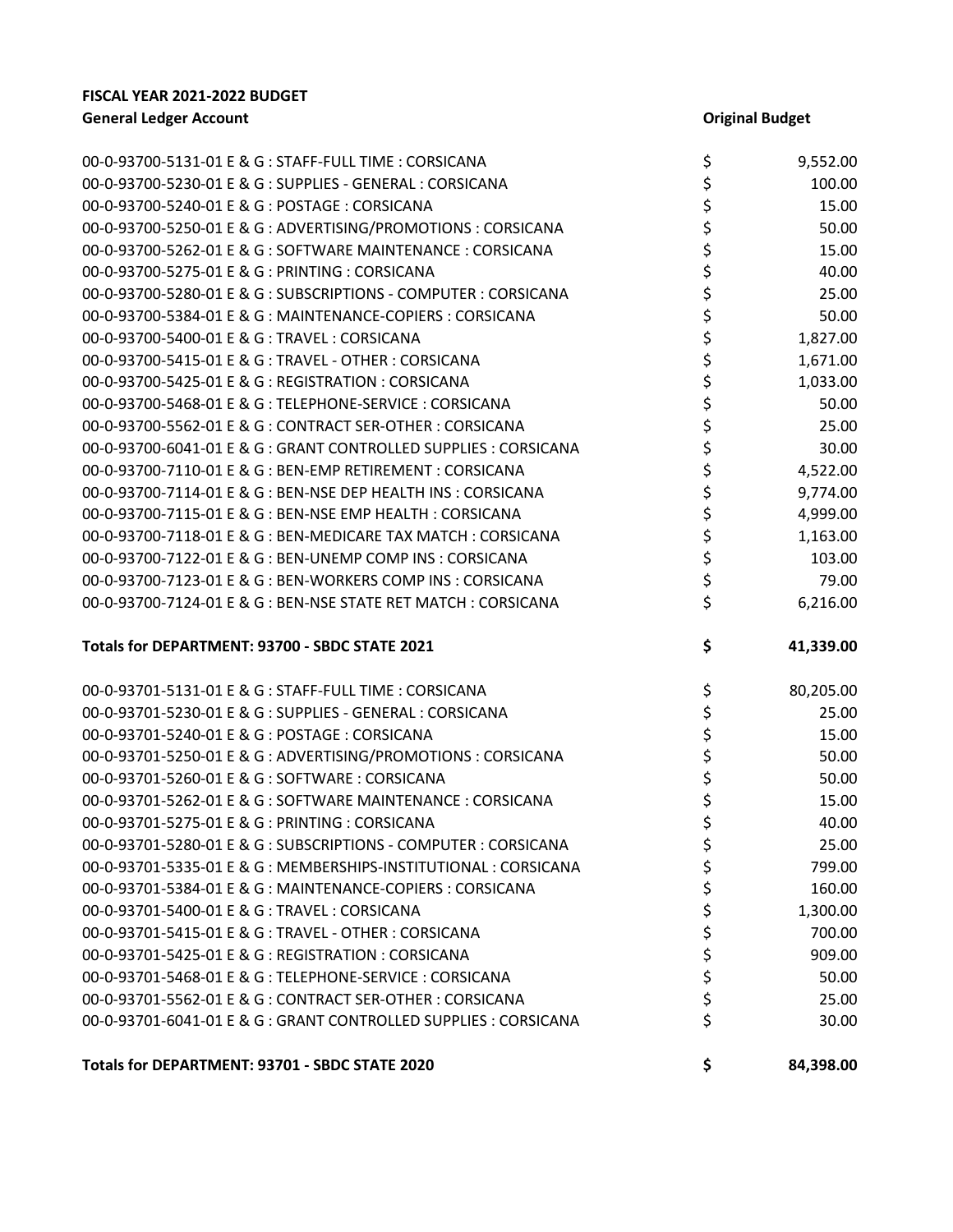**FISCAL YEAR 2021-2022 BUDGET**

| General Ledger Account | | Original Budget |
|---|---|---|
| 00-0-93700-5131-01 E & G : STAFF-FULL TIME : CORSICANA | $ | 9,552.00 |
| 00-0-93700-5230-01 E & G : SUPPLIES - GENERAL : CORSICANA | $ | 100.00 |
| 00-0-93700-5240-01 E & G : POSTAGE : CORSICANA | $ | 15.00 |
| 00-0-93700-5250-01 E & G : ADVERTISING/PROMOTIONS : CORSICANA | $ | 50.00 |
| 00-0-93700-5262-01 E & G : SOFTWARE MAINTENANCE : CORSICANA | $ | 15.00 |
| 00-0-93700-5275-01 E & G : PRINTING : CORSICANA | $ | 40.00 |
| 00-0-93700-5280-01 E & G : SUBSCRIPTIONS - COMPUTER : CORSICANA | $ | 25.00 |
| 00-0-93700-5384-01 E & G : MAINTENANCE-COPIERS : CORSICANA | $ | 50.00 |
| 00-0-93700-5400-01 E & G : TRAVEL : CORSICANA | $ | 1,827.00 |
| 00-0-93700-5415-01 E & G : TRAVEL - OTHER : CORSICANA | $ | 1,671.00 |
| 00-0-93700-5425-01 E & G : REGISTRATION : CORSICANA | $ | 1,033.00 |
| 00-0-93700-5468-01 E & G : TELEPHONE-SERVICE : CORSICANA | $ | 50.00 |
| 00-0-93700-5562-01 E & G : CONTRACT SER-OTHER : CORSICANA | $ | 25.00 |
| 00-0-93700-6041-01 E & G : GRANT CONTROLLED SUPPLIES : CORSICANA | $ | 30.00 |
| 00-0-93700-7110-01 E & G : BEN-EMP RETIREMENT : CORSICANA | $ | 4,522.00 |
| 00-0-93700-7114-01 E & G : BEN-NSE DEP HEALTH INS : CORSICANA | $ | 9,774.00 |
| 00-0-93700-7115-01 E & G : BEN-NSE EMP HEALTH : CORSICANA | $ | 4,999.00 |
| 00-0-93700-7118-01 E & G : BEN-MEDICARE TAX MATCH : CORSICANA | $ | 1,163.00 |
| 00-0-93700-7122-01 E & G : BEN-UNEMP COMP INS : CORSICANA | $ | 103.00 |
| 00-0-93700-7123-01 E & G : BEN-WORKERS COMP INS : CORSICANA | $ | 79.00 |
| 00-0-93700-7124-01 E & G : BEN-NSE STATE RET MATCH : CORSICANA | $ | 6,216.00 |
| **Totals for DEPARTMENT: 93700 - SBDC STATE 2021** | **$** | **41,339.00** |
| 00-0-93701-5131-01 E & G : STAFF-FULL TIME : CORSICANA | $ | 80,205.00 |
| 00-0-93701-5230-01 E & G : SUPPLIES - GENERAL : CORSICANA | $ | 25.00 |
| 00-0-93701-5240-01 E & G : POSTAGE : CORSICANA | $ | 15.00 |
| 00-0-93701-5250-01 E & G : ADVERTISING/PROMOTIONS : CORSICANA | $ | 50.00 |
| 00-0-93701-5260-01 E & G : SOFTWARE : CORSICANA | $ | 50.00 |
| 00-0-93701-5262-01 E & G : SOFTWARE MAINTENANCE : CORSICANA | $ | 15.00 |
| 00-0-93701-5275-01 E & G : PRINTING : CORSICANA | $ | 40.00 |
| 00-0-93701-5280-01 E & G : SUBSCRIPTIONS - COMPUTER : CORSICANA | $ | 25.00 |
| 00-0-93701-5335-01 E & G : MEMBERSHIPS-INSTITUTIONAL : CORSICANA | $ | 799.00 |
| 00-0-93701-5384-01 E & G : MAINTENANCE-COPIERS : CORSICANA | $ | 160.00 |
| 00-0-93701-5400-01 E & G : TRAVEL : CORSICANA | $ | 1,300.00 |
| 00-0-93701-5415-01 E & G : TRAVEL - OTHER : CORSICANA | $ | 700.00 |
| 00-0-93701-5425-01 E & G : REGISTRATION : CORSICANA | $ | 909.00 |
| 00-0-93701-5468-01 E & G : TELEPHONE-SERVICE : CORSICANA | $ | 50.00 |
| 00-0-93701-5562-01 E & G : CONTRACT SER-OTHER : CORSICANA | $ | 25.00 |
| 00-0-93701-6041-01 E & G : GRANT CONTROLLED SUPPLIES : CORSICANA | $ | 30.00 |
| **Totals for DEPARTMENT: 93701 - SBDC STATE 2020** | **$** | **84,398.00** |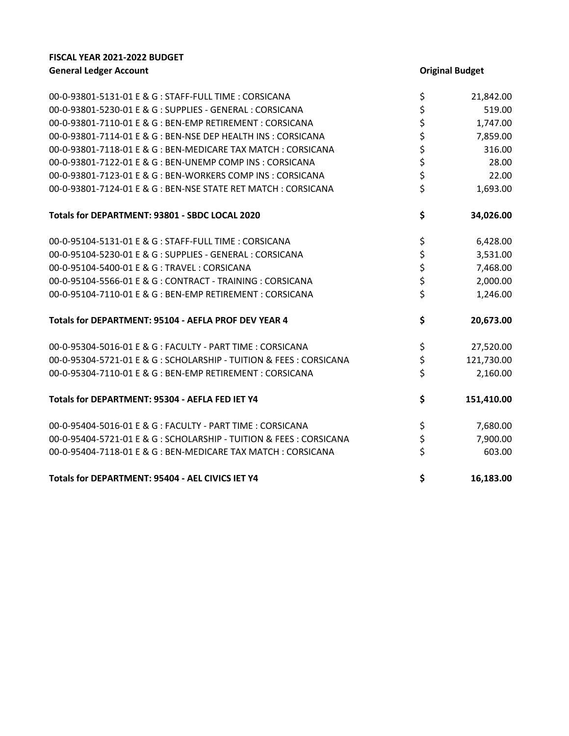**FISCAL YEAR 2021-2022 BUDGET**

| General Ledger Account | Original Budget |
|---|---|
| 00-0-93801-5131-01 E & G : STAFF-FULL TIME : CORSICANA | $ 21,842.00 |
| 00-0-93801-5230-01 E & G : SUPPLIES - GENERAL : CORSICANA | $ 519.00 |
| 00-0-93801-7110-01 E & G : BEN-EMP RETIREMENT : CORSICANA | $ 1,747.00 |
| 00-0-93801-7114-01 E & G : BEN-NSE DEP HEALTH INS : CORSICANA | $ 7,859.00 |
| 00-0-93801-7118-01 E & G : BEN-MEDICARE TAX MATCH : CORSICANA | $ 316.00 |
| 00-0-93801-7122-01 E & G : BEN-UNEMP COMP INS : CORSICANA | $ 28.00 |
| 00-0-93801-7123-01 E & G : BEN-WORKERS COMP INS : CORSICANA | $ 22.00 |
| 00-0-93801-7124-01 E & G : BEN-NSE STATE RET MATCH : CORSICANA | $ 1,693.00 |
| **Totals for DEPARTMENT: 93801 - SBDC LOCAL 2020** | **$ 34,026.00** |
| 00-0-95104-5131-01 E & G : STAFF-FULL TIME : CORSICANA | $ 6,428.00 |
| 00-0-95104-5230-01 E & G : SUPPLIES - GENERAL : CORSICANA | $ 3,531.00 |
| 00-0-95104-5400-01 E & G : TRAVEL : CORSICANA | $ 7,468.00 |
| 00-0-95104-5566-01 E & G : CONTRACT - TRAINING : CORSICANA | $ 2,000.00 |
| 00-0-95104-7110-01 E & G : BEN-EMP RETIREMENT : CORSICANA | $ 1,246.00 |
| **Totals for DEPARTMENT: 95104 - AEFLA PROF DEV YEAR 4** | **$ 20,673.00** |
| 00-0-95304-5016-01 E & G : FACULTY - PART TIME : CORSICANA | $ 27,520.00 |
| 00-0-95304-5721-01 E & G : SCHOLARSHIP - TUITION & FEES : CORSICANA | $ 121,730.00 |
| 00-0-95304-7110-01 E & G : BEN-EMP RETIREMENT : CORSICANA | $ 2,160.00 |
| **Totals for DEPARTMENT: 95304 - AEFLA FED IET Y4** | **$ 151,410.00** |
| 00-0-95404-5016-01 E & G : FACULTY - PART TIME : CORSICANA | $ 7,680.00 |
| 00-0-95404-5721-01 E & G : SCHOLARSHIP - TUITION & FEES : CORSICANA | $ 7,900.00 |
| 00-0-95404-7118-01 E & G : BEN-MEDICARE TAX MATCH : CORSICANA | $ 603.00 |
| **Totals for DEPARTMENT: 95404 - AEL CIVICS IET Y4** | **$ 16,183.00** |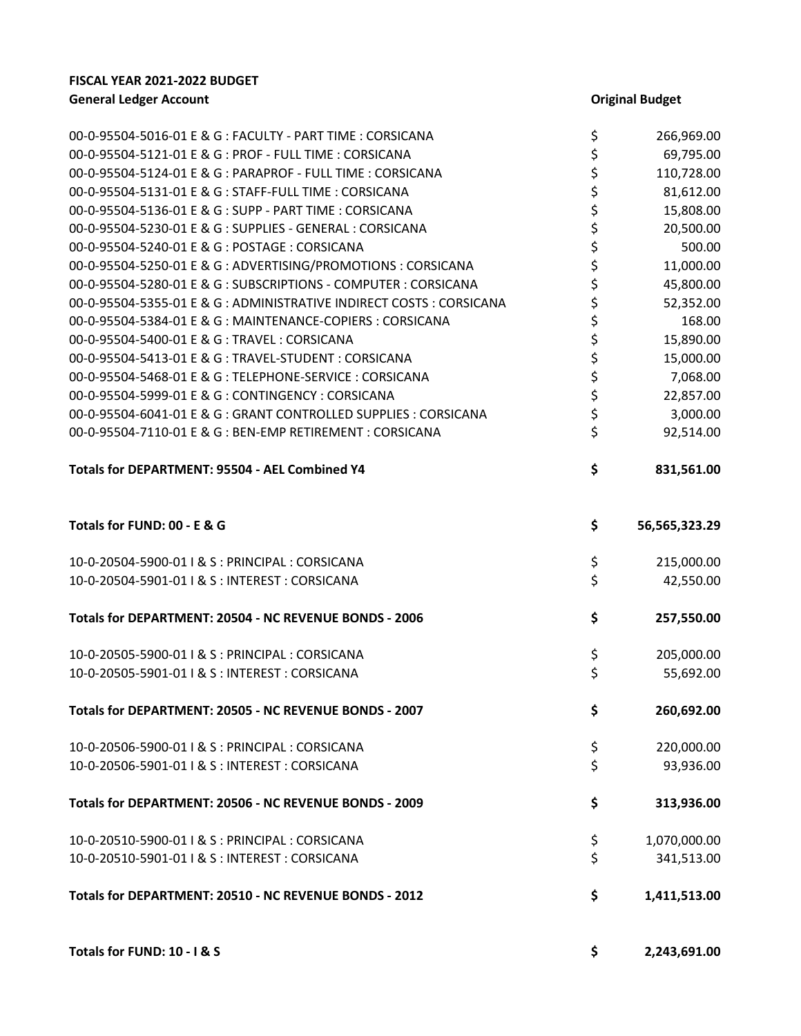**FISCAL YEAR 2021-2022 BUDGET**

| General Ledger Account | Original Budget |
|---|---|
| 00-0-95504-5016-01 E & G : FACULTY - PART TIME : CORSICANA | $ 266,969.00 |
| 00-0-95504-5121-01 E & G : PROF - FULL TIME : CORSICANA | $ 69,795.00 |
| 00-0-95504-5124-01 E & G : PARAPROF - FULL TIME : CORSICANA | $ 110,728.00 |
| 00-0-95504-5131-01 E & G : STAFF-FULL TIME : CORSICANA | $ 81,612.00 |
| 00-0-95504-5136-01 E & G : SUPP - PART TIME : CORSICANA | $ 15,808.00 |
| 00-0-95504-5230-01 E & G : SUPPLIES - GENERAL : CORSICANA | $ 20,500.00 |
| 00-0-95504-5240-01 E & G : POSTAGE : CORSICANA | $ 500.00 |
| 00-0-95504-5250-01 E & G : ADVERTISING/PROMOTIONS : CORSICANA | $ 11,000.00 |
| 00-0-95504-5280-01 E & G : SUBSCRIPTIONS - COMPUTER : CORSICANA | $ 45,800.00 |
| 00-0-95504-5355-01 E & G : ADMINISTRATIVE INDIRECT COSTS : CORSICANA | $ 52,352.00 |
| 00-0-95504-5384-01 E & G : MAINTENANCE-COPIERS : CORSICANA | $ 168.00 |
| 00-0-95504-5400-01 E & G : TRAVEL : CORSICANA | $ 15,890.00 |
| 00-0-95504-5413-01 E & G : TRAVEL-STUDENT : CORSICANA | $ 15,000.00 |
| 00-0-95504-5468-01 E & G : TELEPHONE-SERVICE : CORSICANA | $ 7,068.00 |
| 00-0-95504-5999-01 E & G : CONTINGENCY : CORSICANA | $ 22,857.00 |
| 00-0-95504-6041-01 E & G : GRANT CONTROLLED SUPPLIES : CORSICANA | $ 3,000.00 |
| 00-0-95504-7110-01 E & G : BEN-EMP RETIREMENT : CORSICANA | $ 92,514.00 |
| **Totals for DEPARTMENT: 95504 - AEL Combined Y4** | **$ 831,561.00** |
| **Totals for FUND: 00 - E & G** | **$ 56,565,323.29** |
| 10-0-20504-5900-01 I & S : PRINCIPAL : CORSICANA | $ 215,000.00 |
| 10-0-20504-5901-01 I & S : INTEREST : CORSICANA | $ 42,550.00 |
| **Totals for DEPARTMENT: 20504 - NC REVENUE BONDS - 2006** | **$ 257,550.00** |
| 10-0-20505-5900-01 I & S : PRINCIPAL : CORSICANA | $ 205,000.00 |
| 10-0-20505-5901-01 I & S : INTEREST : CORSICANA | $ 55,692.00 |
| **Totals for DEPARTMENT: 20505 - NC REVENUE BONDS - 2007** | **$ 260,692.00** |
| 10-0-20506-5900-01 I & S : PRINCIPAL : CORSICANA | $ 220,000.00 |
| 10-0-20506-5901-01 I & S : INTEREST : CORSICANA | $ 93,936.00 |
| **Totals for DEPARTMENT: 20506 - NC REVENUE BONDS - 2009** | **$ 313,936.00** |
| 10-0-20510-5900-01 I & S : PRINCIPAL : CORSICANA | $ 1,070,000.00 |
| 10-0-20510-5901-01 I & S : INTEREST : CORSICANA | $ 341,513.00 |
| **Totals for DEPARTMENT: 20510 - NC REVENUE BONDS - 2012** | **$ 1,411,513.00** |
| **Totals for FUND: 10 - I & S** | **$ 2,243,691.00** |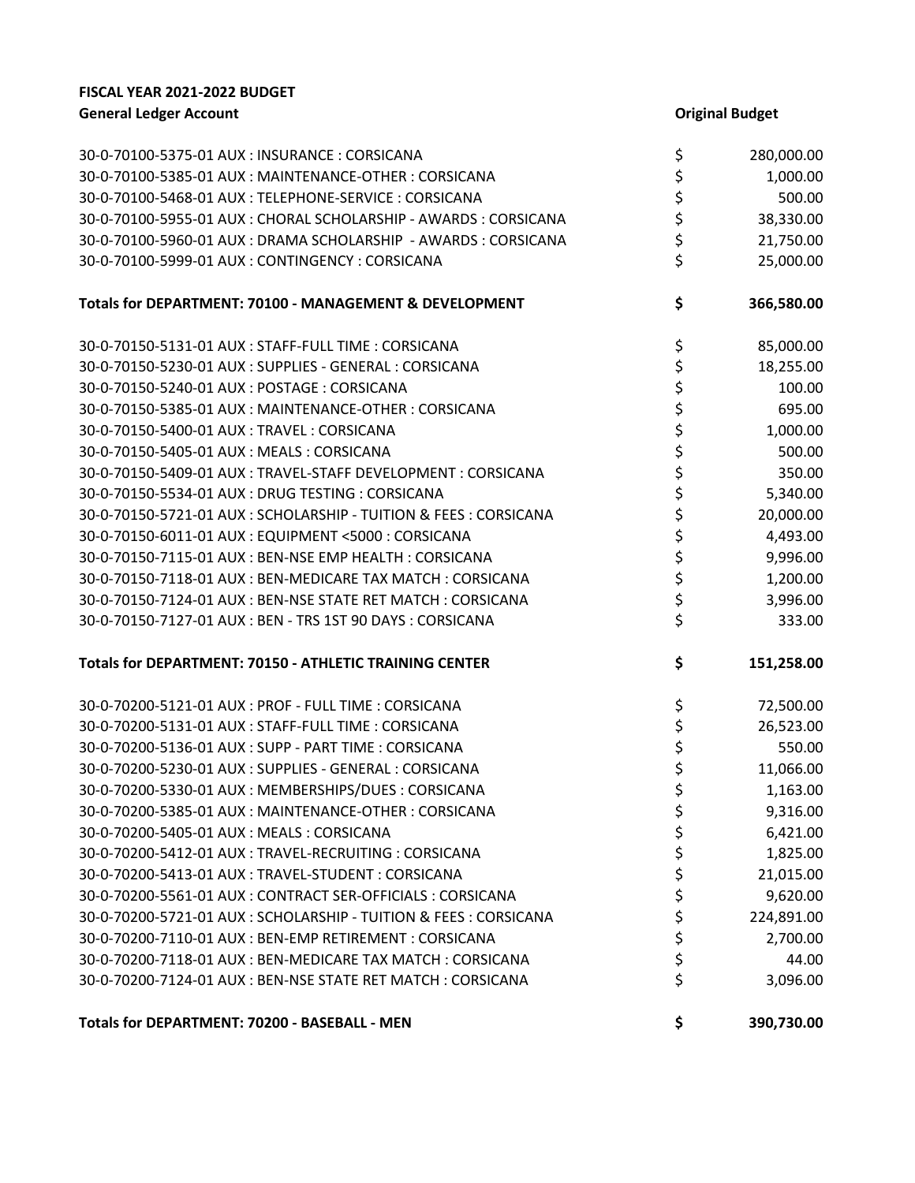**FISCAL YEAR 2021-2022 BUDGET**

| General Ledger Account | Original Budget |
|---|---|
| 30-0-70100-5375-01 AUX : INSURANCE : CORSICANA | $ 280,000.00 |
| 30-0-70100-5385-01 AUX : MAINTENANCE-OTHER : CORSICANA | $ 1,000.00 |
| 30-0-70100-5468-01 AUX : TELEPHONE-SERVICE : CORSICANA | $ 500.00 |
| 30-0-70100-5955-01 AUX : CHORAL SCHOLARSHIP - AWARDS : CORSICANA | $ 38,330.00 |
| 30-0-70100-5960-01 AUX : DRAMA SCHOLARSHIP - AWARDS : CORSICANA | $ 21,750.00 |
| 30-0-70100-5999-01 AUX : CONTINGENCY : CORSICANA | $ 25,000.00 |
| **Totals for DEPARTMENT: 70100 - MANAGEMENT & DEVELOPMENT** | **$ 366,580.00** |
| 30-0-70150-5131-01 AUX : STAFF-FULL TIME : CORSICANA | $ 85,000.00 |
| 30-0-70150-5230-01 AUX : SUPPLIES - GENERAL : CORSICANA | $ 18,255.00 |
| 30-0-70150-5240-01 AUX : POSTAGE : CORSICANA | $ 100.00 |
| 30-0-70150-5385-01 AUX : MAINTENANCE-OTHER : CORSICANA | $ 695.00 |
| 30-0-70150-5400-01 AUX : TRAVEL : CORSICANA | $ 1,000.00 |
| 30-0-70150-5405-01 AUX : MEALS : CORSICANA | $ 500.00 |
| 30-0-70150-5409-01 AUX : TRAVEL-STAFF DEVELOPMENT : CORSICANA | $ 350.00 |
| 30-0-70150-5534-01 AUX : DRUG TESTING : CORSICANA | $ 5,340.00 |
| 30-0-70150-5721-01 AUX : SCHOLARSHIP - TUITION & FEES : CORSICANA | $ 20,000.00 |
| 30-0-70150-6011-01 AUX : EQUIPMENT <5000 : CORSICANA | $ 4,493.00 |
| 30-0-70150-7115-01 AUX : BEN-NSE EMP HEALTH : CORSICANA | $ 9,996.00 |
| 30-0-70150-7118-01 AUX : BEN-MEDICARE TAX MATCH : CORSICANA | $ 1,200.00 |
| 30-0-70150-7124-01 AUX : BEN-NSE STATE RET MATCH : CORSICANA | $ 3,996.00 |
| 30-0-70150-7127-01 AUX : BEN - TRS 1ST 90 DAYS : CORSICANA | $ 333.00 |
| **Totals for DEPARTMENT: 70150 - ATHLETIC TRAINING CENTER** | **$ 151,258.00** |
| 30-0-70200-5121-01 AUX : PROF - FULL TIME : CORSICANA | $ 72,500.00 |
| 30-0-70200-5131-01 AUX : STAFF-FULL TIME : CORSICANA | $ 26,523.00 |
| 30-0-70200-5136-01 AUX : SUPP - PART TIME : CORSICANA | $ 550.00 |
| 30-0-70200-5230-01 AUX : SUPPLIES - GENERAL : CORSICANA | $ 11,066.00 |
| 30-0-70200-5330-01 AUX : MEMBERSHIPS/DUES : CORSICANA | $ 1,163.00 |
| 30-0-70200-5385-01 AUX : MAINTENANCE-OTHER : CORSICANA | $ 9,316.00 |
| 30-0-70200-5405-01 AUX : MEALS : CORSICANA | $ 6,421.00 |
| 30-0-70200-5412-01 AUX : TRAVEL-RECRUITING : CORSICANA | $ 1,825.00 |
| 30-0-70200-5413-01 AUX : TRAVEL-STUDENT : CORSICANA | $ 21,015.00 |
| 30-0-70200-5561-01 AUX : CONTRACT SER-OFFICIALS : CORSICANA | $ 9,620.00 |
| 30-0-70200-5721-01 AUX : SCHOLARSHIP - TUITION & FEES : CORSICANA | $ 224,891.00 |
| 30-0-70200-7110-01 AUX : BEN-EMP RETIREMENT : CORSICANA | $ 2,700.00 |
| 30-0-70200-7118-01 AUX : BEN-MEDICARE TAX MATCH : CORSICANA | $ 44.00 |
| 30-0-70200-7124-01 AUX : BEN-NSE STATE RET MATCH : CORSICANA | $ 3,096.00 |
| **Totals for DEPARTMENT: 70200 - BASEBALL - MEN** | **$ 390,730.00** |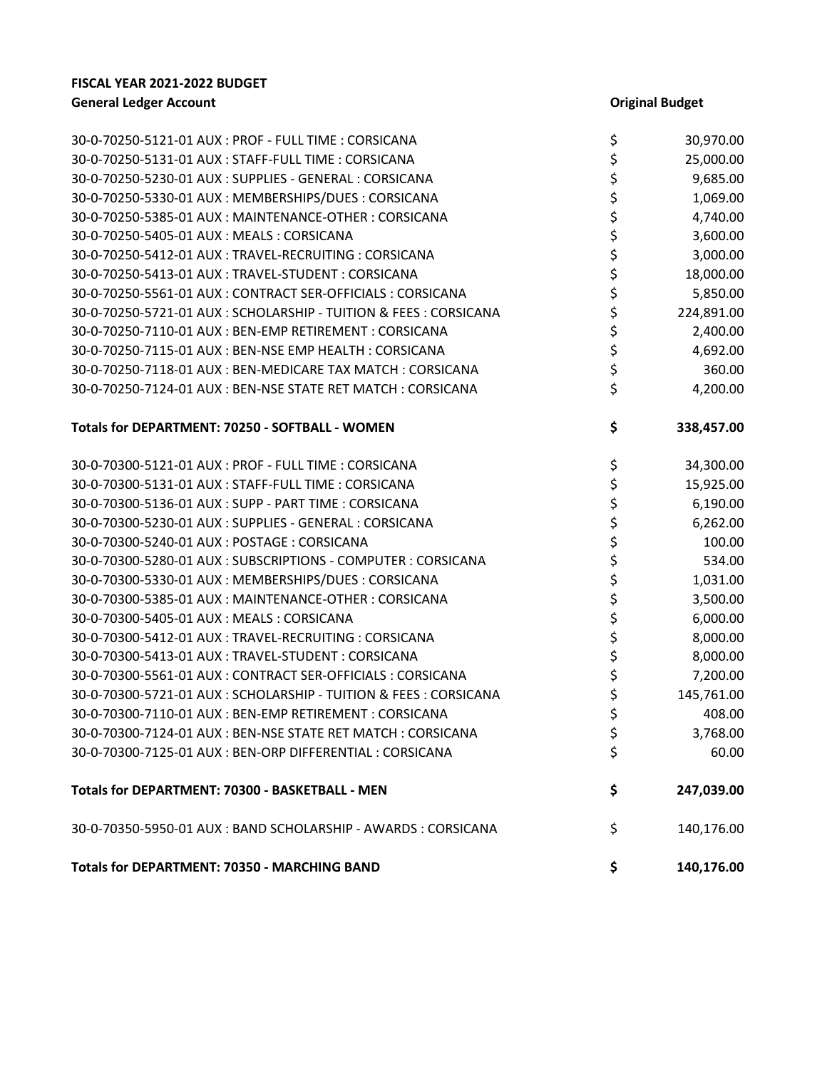**FISCAL YEAR 2021-2022 BUDGET**

| General Ledger Account | Original Budget |
|---|---|
| 30-0-70250-5121-01 AUX : PROF - FULL TIME : CORSICANA | $ 30,970.00 |
| 30-0-70250-5131-01 AUX : STAFF-FULL TIME : CORSICANA | $ 25,000.00 |
| 30-0-70250-5230-01 AUX : SUPPLIES - GENERAL : CORSICANA | $ 9,685.00 |
| 30-0-70250-5330-01 AUX : MEMBERSHIPS/DUES : CORSICANA | $ 1,069.00 |
| 30-0-70250-5385-01 AUX : MAINTENANCE-OTHER : CORSICANA | $ 4,740.00 |
| 30-0-70250-5405-01 AUX : MEALS : CORSICANA | $ 3,600.00 |
| 30-0-70250-5412-01 AUX : TRAVEL-RECRUITING : CORSICANA | $ 3,000.00 |
| 30-0-70250-5413-01 AUX : TRAVEL-STUDENT : CORSICANA | $ 18,000.00 |
| 30-0-70250-5561-01 AUX : CONTRACT SER-OFFICIALS : CORSICANA | $ 5,850.00 |
| 30-0-70250-5721-01 AUX : SCHOLARSHIP - TUITION & FEES : CORSICANA | $ 224,891.00 |
| 30-0-70250-7110-01 AUX : BEN-EMP RETIREMENT : CORSICANA | $ 2,400.00 |
| 30-0-70250-7115-01 AUX : BEN-NSE EMP HEALTH : CORSICANA | $ 4,692.00 |
| 30-0-70250-7118-01 AUX : BEN-MEDICARE TAX MATCH : CORSICANA | $ 360.00 |
| 30-0-70250-7124-01 AUX : BEN-NSE STATE RET MATCH : CORSICANA | $ 4,200.00 |
| **Totals for DEPARTMENT: 70250 - SOFTBALL - WOMEN** | **$ 338,457.00** |
| 30-0-70300-5121-01 AUX : PROF - FULL TIME : CORSICANA | $ 34,300.00 |
| 30-0-70300-5131-01 AUX : STAFF-FULL TIME : CORSICANA | $ 15,925.00 |
| 30-0-70300-5136-01 AUX : SUPP - PART TIME : CORSICANA | $ 6,190.00 |
| 30-0-70300-5230-01 AUX : SUPPLIES - GENERAL : CORSICANA | $ 6,262.00 |
| 30-0-70300-5240-01 AUX : POSTAGE : CORSICANA | $ 100.00 |
| 30-0-70300-5280-01 AUX : SUBSCRIPTIONS - COMPUTER : CORSICANA | $ 534.00 |
| 30-0-70300-5330-01 AUX : MEMBERSHIPS/DUES : CORSICANA | $ 1,031.00 |
| 30-0-70300-5385-01 AUX : MAINTENANCE-OTHER : CORSICANA | $ 3,500.00 |
| 30-0-70300-5405-01 AUX : MEALS : CORSICANA | $ 6,000.00 |
| 30-0-70300-5412-01 AUX : TRAVEL-RECRUITING : CORSICANA | $ 8,000.00 |
| 30-0-70300-5413-01 AUX : TRAVEL-STUDENT : CORSICANA | $ 8,000.00 |
| 30-0-70300-5561-01 AUX : CONTRACT SER-OFFICIALS : CORSICANA | $ 7,200.00 |
| 30-0-70300-5721-01 AUX : SCHOLARSHIP - TUITION & FEES : CORSICANA | $ 145,761.00 |
| 30-0-70300-7110-01 AUX : BEN-EMP RETIREMENT : CORSICANA | $ 408.00 |
| 30-0-70300-7124-01 AUX : BEN-NSE STATE RET MATCH : CORSICANA | $ 3,768.00 |
| 30-0-70300-7125-01 AUX : BEN-ORP DIFFERENTIAL : CORSICANA | $ 60.00 |
| **Totals for DEPARTMENT: 70300 - BASKETBALL - MEN** | **$ 247,039.00** |
| 30-0-70350-5950-01 AUX : BAND SCHOLARSHIP - AWARDS : CORSICANA | $ 140,176.00 |
| **Totals for DEPARTMENT: 70350 - MARCHING BAND** | **$ 140,176.00** |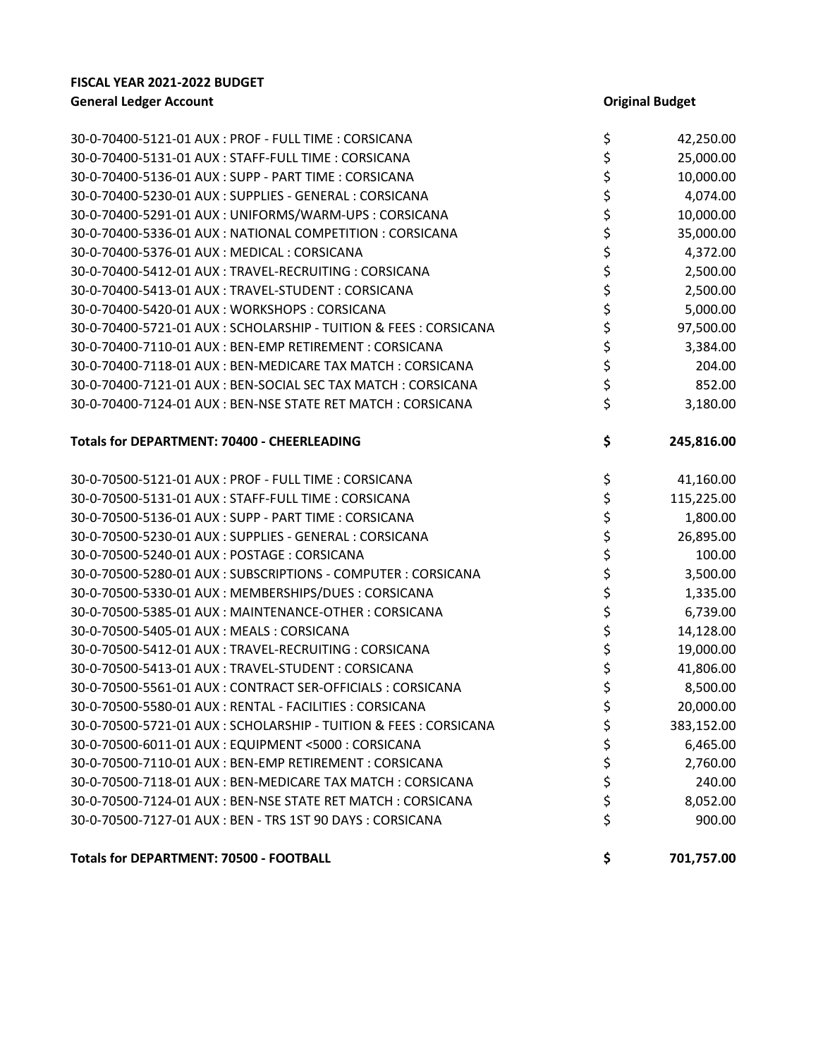**FISCAL YEAR 2021-2022 BUDGET**

| General Ledger Account | Original Budget |
|---|---|
| 30-0-70400-5121-01 AUX : PROF - FULL TIME : CORSICANA | $ 42,250.00 |
| 30-0-70400-5131-01 AUX : STAFF-FULL TIME : CORSICANA | $ 25,000.00 |
| 30-0-70400-5136-01 AUX : SUPP - PART TIME : CORSICANA | $ 10,000.00 |
| 30-0-70400-5230-01 AUX : SUPPLIES - GENERAL : CORSICANA | $ 4,074.00 |
| 30-0-70400-5291-01 AUX : UNIFORMS/WARM-UPS : CORSICANA | $ 10,000.00 |
| 30-0-70400-5336-01 AUX : NATIONAL COMPETITION : CORSICANA | $ 35,000.00 |
| 30-0-70400-5376-01 AUX : MEDICAL : CORSICANA | $ 4,372.00 |
| 30-0-70400-5412-01 AUX : TRAVEL-RECRUITING : CORSICANA | $ 2,500.00 |
| 30-0-70400-5413-01 AUX : TRAVEL-STUDENT : CORSICANA | $ 2,500.00 |
| 30-0-70400-5420-01 AUX : WORKSHOPS : CORSICANA | $ 5,000.00 |
| 30-0-70400-5721-01 AUX : SCHOLARSHIP - TUITION & FEES : CORSICANA | $ 97,500.00 |
| 30-0-70400-7110-01 AUX : BEN-EMP RETIREMENT : CORSICANA | $ 3,384.00 |
| 30-0-70400-7118-01 AUX : BEN-MEDICARE TAX MATCH : CORSICANA | $ 204.00 |
| 30-0-70400-7121-01 AUX : BEN-SOCIAL SEC TAX MATCH : CORSICANA | $ 852.00 |
| 30-0-70400-7124-01 AUX : BEN-NSE STATE RET MATCH : CORSICANA | $ 3,180.00 |
| **Totals for DEPARTMENT: 70400 - CHEERLEADING** | **$ 245,816.00** |
| 30-0-70500-5121-01 AUX : PROF - FULL TIME : CORSICANA | $ 41,160.00 |
| 30-0-70500-5131-01 AUX : STAFF-FULL TIME : CORSICANA | $ 115,225.00 |
| 30-0-70500-5136-01 AUX : SUPP - PART TIME : CORSICANA | $ 1,800.00 |
| 30-0-70500-5230-01 AUX : SUPPLIES - GENERAL : CORSICANA | $ 26,895.00 |
| 30-0-70500-5240-01 AUX : POSTAGE : CORSICANA | $ 100.00 |
| 30-0-70500-5280-01 AUX : SUBSCRIPTIONS - COMPUTER : CORSICANA | $ 3,500.00 |
| 30-0-70500-5330-01 AUX : MEMBERSHIPS/DUES : CORSICANA | $ 1,335.00 |
| 30-0-70500-5385-01 AUX : MAINTENANCE-OTHER : CORSICANA | $ 6,739.00 |
| 30-0-70500-5405-01 AUX : MEALS : CORSICANA | $ 14,128.00 |
| 30-0-70500-5412-01 AUX : TRAVEL-RECRUITING : CORSICANA | $ 19,000.00 |
| 30-0-70500-5413-01 AUX : TRAVEL-STUDENT : CORSICANA | $ 41,806.00 |
| 30-0-70500-5561-01 AUX : CONTRACT SER-OFFICIALS : CORSICANA | $ 8,500.00 |
| 30-0-70500-5580-01 AUX : RENTAL - FACILITIES : CORSICANA | $ 20,000.00 |
| 30-0-70500-5721-01 AUX : SCHOLARSHIP - TUITION & FEES : CORSICANA | $ 383,152.00 |
| 30-0-70500-6011-01 AUX : EQUIPMENT <5000 : CORSICANA | $ 6,465.00 |
| 30-0-70500-7110-01 AUX : BEN-EMP RETIREMENT : CORSICANA | $ 2,760.00 |
| 30-0-70500-7118-01 AUX : BEN-MEDICARE TAX MATCH : CORSICANA | $ 240.00 |
| 30-0-70500-7124-01 AUX : BEN-NSE STATE RET MATCH : CORSICANA | $ 8,052.00 |
| 30-0-70500-7127-01 AUX : BEN - TRS 1ST 90 DAYS : CORSICANA | $ 900.00 |
| **Totals for DEPARTMENT: 70500 - FOOTBALL** | **$ 701,757.00** |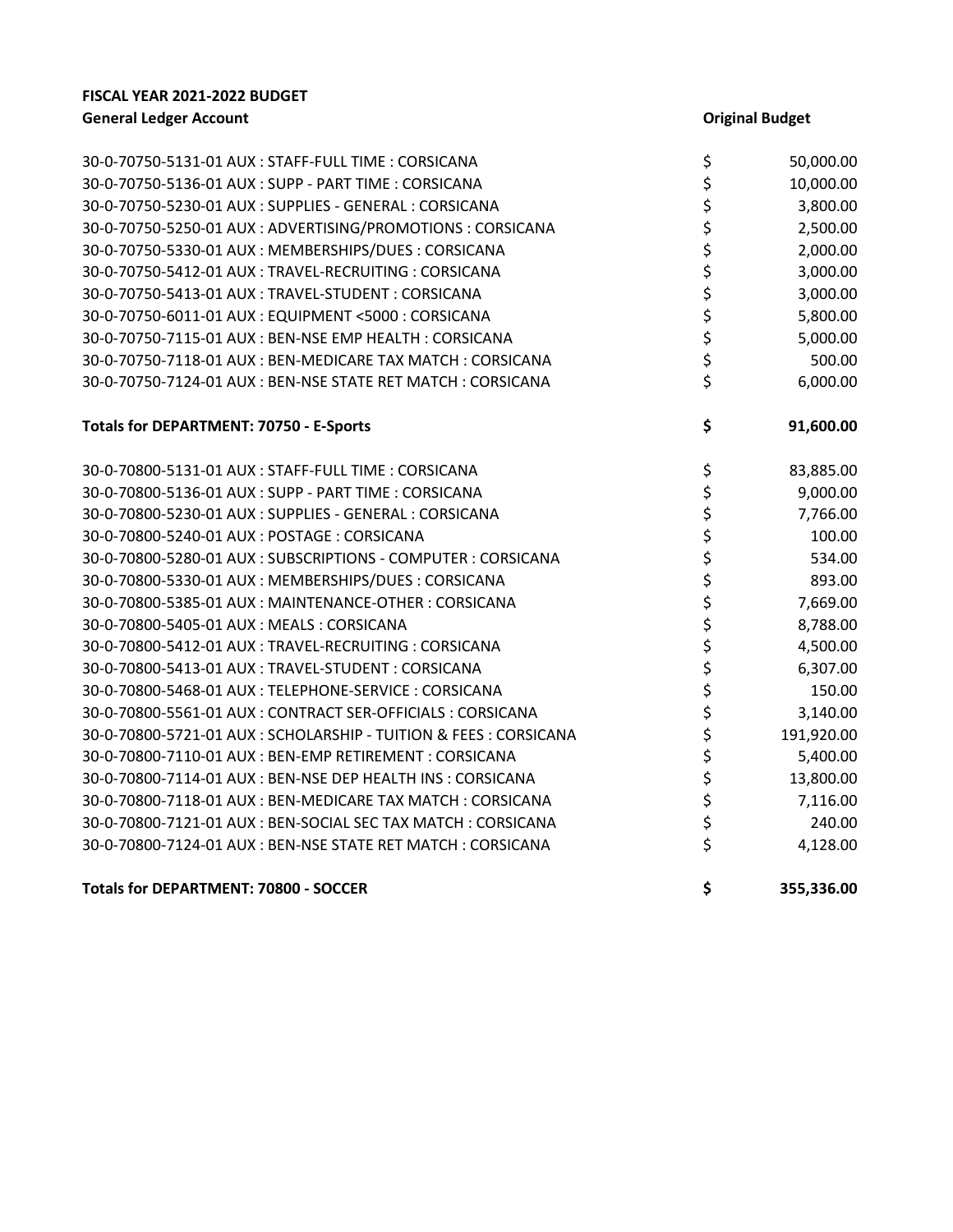**FISCAL YEAR 2021-2022 BUDGET**

| General Ledger Account | Original Budget |
|---|---|
| 30-0-70750-5131-01 AUX : STAFF-FULL TIME : CORSICANA | $ 50,000.00 |
| 30-0-70750-5136-01 AUX : SUPP - PART TIME : CORSICANA | $ 10,000.00 |
| 30-0-70750-5230-01 AUX : SUPPLIES - GENERAL : CORSICANA | $ 3,800.00 |
| 30-0-70750-5250-01 AUX : ADVERTISING/PROMOTIONS : CORSICANA | $ 2,500.00 |
| 30-0-70750-5330-01 AUX : MEMBERSHIPS/DUES : CORSICANA | $ 2,000.00 |
| 30-0-70750-5412-01 AUX : TRAVEL-RECRUITING : CORSICANA | $ 3,000.00 |
| 30-0-70750-5413-01 AUX : TRAVEL-STUDENT : CORSICANA | $ 3,000.00 |
| 30-0-70750-6011-01 AUX : EQUIPMENT <5000 : CORSICANA | $ 5,800.00 |
| 30-0-70750-7115-01 AUX : BEN-NSE EMP HEALTH : CORSICANA | $ 5,000.00 |
| 30-0-70750-7118-01 AUX : BEN-MEDICARE TAX MATCH : CORSICANA | $ 500.00 |
| 30-0-70750-7124-01 AUX : BEN-NSE STATE RET MATCH : CORSICANA | $ 6,000.00 |
| **Totals for DEPARTMENT: 70750 - E-Sports** | **$ 91,600.00** |
| 30-0-70800-5131-01 AUX : STAFF-FULL TIME : CORSICANA | $ 83,885.00 |
| 30-0-70800-5136-01 AUX : SUPP - PART TIME : CORSICANA | $ 9,000.00 |
| 30-0-70800-5230-01 AUX : SUPPLIES - GENERAL : CORSICANA | $ 7,766.00 |
| 30-0-70800-5240-01 AUX : POSTAGE : CORSICANA | $ 100.00 |
| 30-0-70800-5280-01 AUX : SUBSCRIPTIONS - COMPUTER : CORSICANA | $ 534.00 |
| 30-0-70800-5330-01 AUX : MEMBERSHIPS/DUES : CORSICANA | $ 893.00 |
| 30-0-70800-5385-01 AUX : MAINTENANCE-OTHER : CORSICANA | $ 7,669.00 |
| 30-0-70800-5405-01 AUX : MEALS : CORSICANA | $ 8,788.00 |
| 30-0-70800-5412-01 AUX : TRAVEL-RECRUITING : CORSICANA | $ 4,500.00 |
| 30-0-70800-5413-01 AUX : TRAVEL-STUDENT : CORSICANA | $ 6,307.00 |
| 30-0-70800-5468-01 AUX : TELEPHONE-SERVICE : CORSICANA | $ 150.00 |
| 30-0-70800-5561-01 AUX : CONTRACT SER-OFFICIALS : CORSICANA | $ 3,140.00 |
| 30-0-70800-5721-01 AUX : SCHOLARSHIP - TUITION & FEES : CORSICANA | $ 191,920.00 |
| 30-0-70800-7110-01 AUX : BEN-EMP RETIREMENT : CORSICANA | $ 5,400.00 |
| 30-0-70800-7114-01 AUX : BEN-NSE DEP HEALTH INS : CORSICANA | $ 13,800.00 |
| 30-0-70800-7118-01 AUX : BEN-MEDICARE TAX MATCH : CORSICANA | $ 7,116.00 |
| 30-0-70800-7121-01 AUX : BEN-SOCIAL SEC TAX MATCH : CORSICANA | $ 240.00 |
| 30-0-70800-7124-01 AUX : BEN-NSE STATE RET MATCH : CORSICANA | $ 4,128.00 |
| **Totals for DEPARTMENT: 70800 - SOCCER** | **$ 355,336.00** |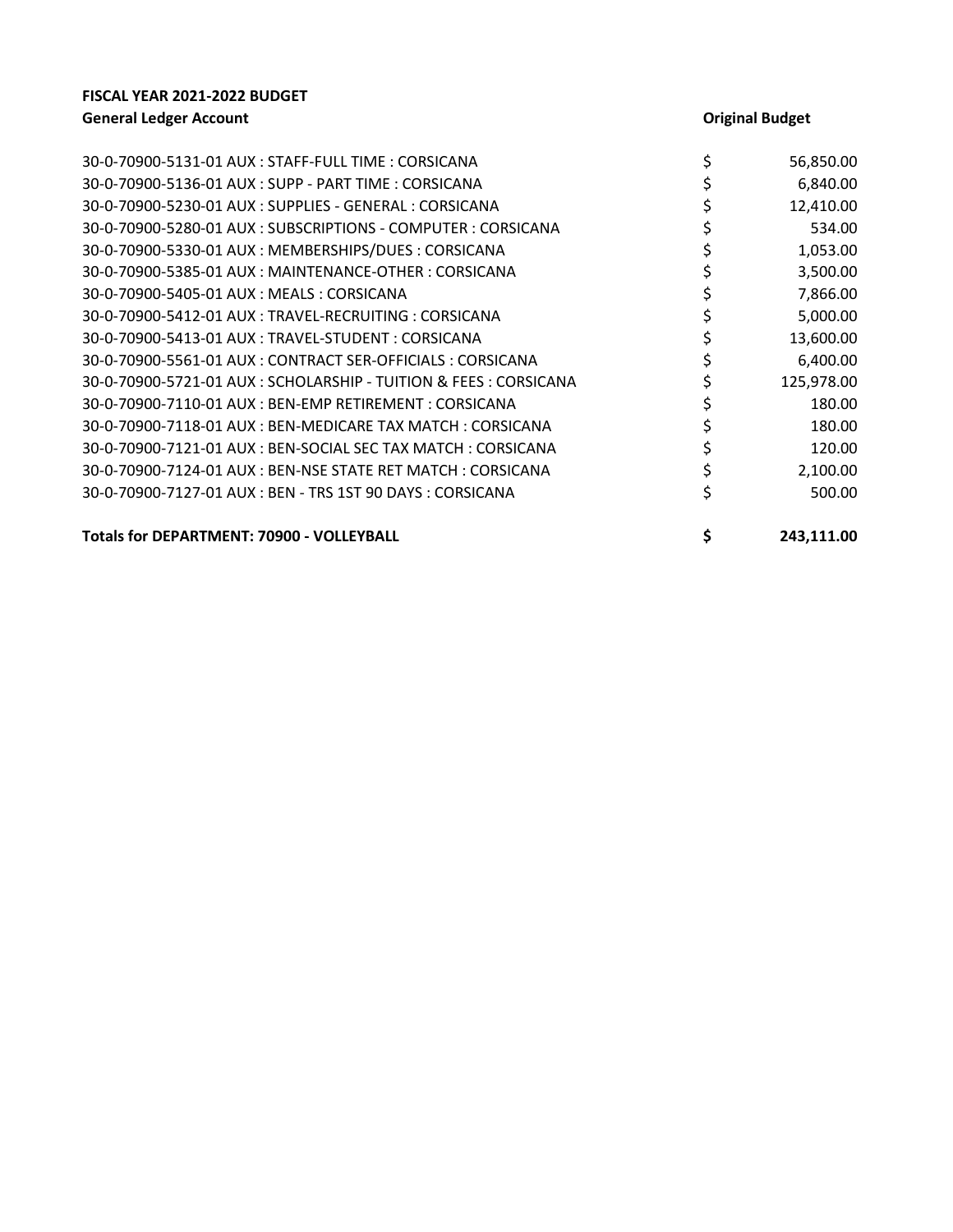**FISCAL YEAR 2021-2022 BUDGET**

| General Ledger Account | Original Budget |
|---|---|
| 30-0-70900-5131-01 AUX : STAFF-FULL TIME : CORSICANA | $ 56,850.00 |
| 30-0-70900-5136-01 AUX : SUPP - PART TIME : CORSICANA | $ 6,840.00 |
| 30-0-70900-5230-01 AUX : SUPPLIES - GENERAL : CORSICANA | $ 12,410.00 |
| 30-0-70900-5280-01 AUX : SUBSCRIPTIONS - COMPUTER : CORSICANA | $ 534.00 |
| 30-0-70900-5330-01 AUX : MEMBERSHIPS/DUES : CORSICANA | $ 1,053.00 |
| 30-0-70900-5385-01 AUX : MAINTENANCE-OTHER : CORSICANA | $ 3,500.00 |
| 30-0-70900-5405-01 AUX : MEALS : CORSICANA | $ 7,866.00 |
| 30-0-70900-5412-01 AUX : TRAVEL-RECRUITING : CORSICANA | $ 5,000.00 |
| 30-0-70900-5413-01 AUX : TRAVEL-STUDENT : CORSICANA | $ 13,600.00 |
| 30-0-70900-5561-01 AUX : CONTRACT SER-OFFICIALS : CORSICANA | $ 6,400.00 |
| 30-0-70900-5721-01 AUX : SCHOLARSHIP - TUITION & FEES : CORSICANA | $ 125,978.00 |
| 30-0-70900-7110-01 AUX : BEN-EMP RETIREMENT : CORSICANA | $ 180.00 |
| 30-0-70900-7118-01 AUX : BEN-MEDICARE TAX MATCH : CORSICANA | $ 180.00 |
| 30-0-70900-7121-01 AUX : BEN-SOCIAL SEC TAX MATCH : CORSICANA | $ 120.00 |
| 30-0-70900-7124-01 AUX : BEN-NSE STATE RET MATCH : CORSICANA | $ 2,100.00 |
| 30-0-70900-7127-01 AUX : BEN - TRS 1ST 90 DAYS : CORSICANA | $ 500.00 |
| **Totals for DEPARTMENT: 70900 - VOLLEYBALL** | **$ 243,111.00** |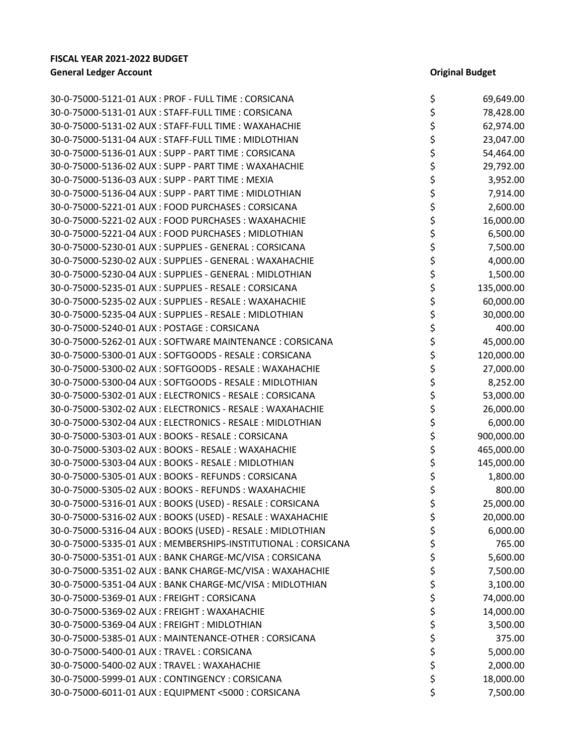**FISCAL YEAR 2021-2022 BUDGET**

| General Ledger Account | Original Budget |
|---|---|
| 30-0-75000-5121-01 AUX : PROF - FULL TIME : CORSICANA | $ 69,649.00 |
| 30-0-75000-5131-01 AUX : STAFF-FULL TIME : CORSICANA | $ 78,428.00 |
| 30-0-75000-5131-02 AUX : STAFF-FULL TIME : WAXAHACHIE | $ 62,974.00 |
| 30-0-75000-5131-04 AUX : STAFF-FULL TIME : MIDLOTHIAN | $ 23,047.00 |
| 30-0-75000-5136-01 AUX : SUPP - PART TIME : CORSICANA | $ 54,464.00 |
| 30-0-75000-5136-02 AUX : SUPP - PART TIME : WAXAHACHIE | $ 29,792.00 |
| 30-0-75000-5136-03 AUX : SUPP - PART TIME : MEXIA | $ 3,952.00 |
| 30-0-75000-5136-04 AUX : SUPP - PART TIME : MIDLOTHIAN | $ 7,914.00 |
| 30-0-75000-5221-01 AUX : FOOD PURCHASES : CORSICANA | $ 2,600.00 |
| 30-0-75000-5221-02 AUX : FOOD PURCHASES : WAXAHACHIE | $ 16,000.00 |
| 30-0-75000-5221-04 AUX : FOOD PURCHASES : MIDLOTHIAN | $ 6,500.00 |
| 30-0-75000-5230-01 AUX : SUPPLIES - GENERAL : CORSICANA | $ 7,500.00 |
| 30-0-75000-5230-02 AUX : SUPPLIES - GENERAL : WAXAHACHIE | $ 4,000.00 |
| 30-0-75000-5230-04 AUX : SUPPLIES - GENERAL : MIDLOTHIAN | $ 1,500.00 |
| 30-0-75000-5235-01 AUX : SUPPLIES - RESALE : CORSICANA | $ 135,000.00 |
| 30-0-75000-5235-02 AUX : SUPPLIES - RESALE : WAXAHACHIE | $ 60,000.00 |
| 30-0-75000-5235-04 AUX : SUPPLIES - RESALE : MIDLOTHIAN | $ 30,000.00 |
| 30-0-75000-5240-01 AUX : POSTAGE : CORSICANA | $ 400.00 |
| 30-0-75000-5262-01 AUX : SOFTWARE MAINTENANCE : CORSICANA | $ 45,000.00 |
| 30-0-75000-5300-01 AUX : SOFTGOODS - RESALE : CORSICANA | $ 120,000.00 |
| 30-0-75000-5300-02 AUX : SOFTGOODS - RESALE : WAXAHACHIE | $ 27,000.00 |
| 30-0-75000-5300-04 AUX : SOFTGOODS - RESALE : MIDLOTHIAN | $ 8,252.00 |
| 30-0-75000-5302-01 AUX : ELECTRONICS - RESALE : CORSICANA | $ 53,000.00 |
| 30-0-75000-5302-02 AUX : ELECTRONICS - RESALE : WAXAHACHIE | $ 26,000.00 |
| 30-0-75000-5302-04 AUX : ELECTRONICS - RESALE : MIDLOTHIAN | $ 6,000.00 |
| 30-0-75000-5303-01 AUX : BOOKS - RESALE : CORSICANA | $ 900,000.00 |
| 30-0-75000-5303-02 AUX : BOOKS - RESALE : WAXAHACHIE | $ 465,000.00 |
| 30-0-75000-5303-04 AUX : BOOKS - RESALE : MIDLOTHIAN | $ 145,000.00 |
| 30-0-75000-5305-01 AUX : BOOKS - REFUNDS : CORSICANA | $ 1,800.00 |
| 30-0-75000-5305-02 AUX : BOOKS - REFUNDS : WAXAHACHIE | $ 800.00 |
| 30-0-75000-5316-01 AUX : BOOKS (USED) - RESALE : CORSICANA | $ 25,000.00 |
| 30-0-75000-5316-02 AUX : BOOKS (USED) - RESALE : WAXAHACHIE | $ 20,000.00 |
| 30-0-75000-5316-04 AUX : BOOKS (USED) - RESALE : MIDLOTHIAN | $ 6,000.00 |
| 30-0-75000-5335-01 AUX : MEMBERSHIPS-INSTITUTIONAL : CORSICANA | $ 765.00 |
| 30-0-75000-5351-01 AUX : BANK CHARGE-MC/VISA : CORSICANA | $ 5,600.00 |
| 30-0-75000-5351-02 AUX : BANK CHARGE-MC/VISA : WAXAHACHIE | $ 7,500.00 |
| 30-0-75000-5351-04 AUX : BANK CHARGE-MC/VISA : MIDLOTHIAN | $ 3,100.00 |
| 30-0-75000-5369-01 AUX : FREIGHT : CORSICANA | $ 74,000.00 |
| 30-0-75000-5369-02 AUX : FREIGHT : WAXAHACHIE | $ 14,000.00 |
| 30-0-75000-5369-04 AUX : FREIGHT : MIDLOTHIAN | $ 3,500.00 |
| 30-0-75000-5385-01 AUX : MAINTENANCE-OTHER : CORSICANA | $ 375.00 |
| 30-0-75000-5400-01 AUX : TRAVEL : CORSICANA | $ 5,000.00 |
| 30-0-75000-5400-02 AUX : TRAVEL : WAXAHACHIE | $ 2,000.00 |
| 30-0-75000-5999-01 AUX : CONTINGENCY : CORSICANA | $ 18,000.00 |
| 30-0-75000-6011-01 AUX : EQUIPMENT <5000 : CORSICANA | $ 7,500.00 |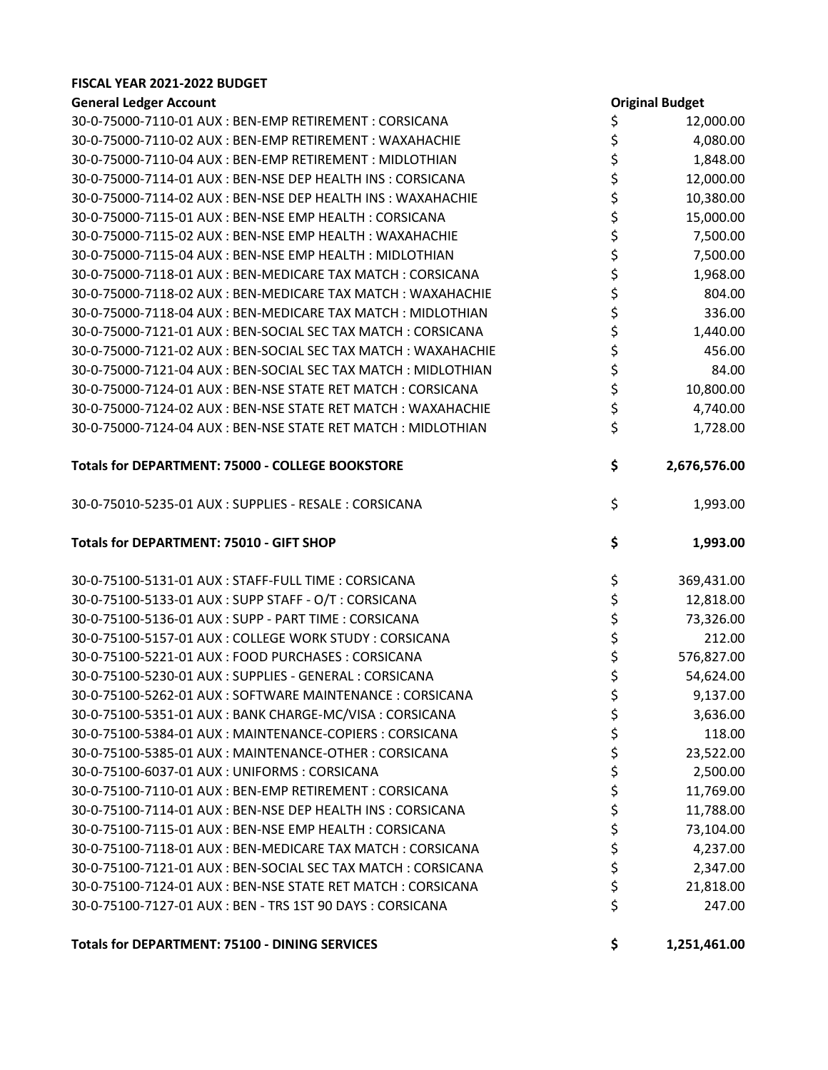**FISCAL YEAR 2021-2022 BUDGET**

| General Ledger Account | Original Budget |
| --- | --- |
| 30-0-75000-7110-01 AUX : BEN-EMP RETIREMENT : CORSICANA | $ 12,000.00 |
| 30-0-75000-7110-02 AUX : BEN-EMP RETIREMENT : WAXAHACHIE | $ 4,080.00 |
| 30-0-75000-7110-04 AUX : BEN-EMP RETIREMENT : MIDLOTHIAN | $ 1,848.00 |
| 30-0-75000-7114-01 AUX : BEN-NSE DEP HEALTH INS : CORSICANA | $ 12,000.00 |
| 30-0-75000-7114-02 AUX : BEN-NSE DEP HEALTH INS : WAXAHACHIE | $ 10,380.00 |
| 30-0-75000-7115-01 AUX : BEN-NSE EMP HEALTH : CORSICANA | $ 15,000.00 |
| 30-0-75000-7115-02 AUX : BEN-NSE EMP HEALTH : WAXAHACHIE | $ 7,500.00 |
| 30-0-75000-7115-04 AUX : BEN-NSE EMP HEALTH : MIDLOTHIAN | $ 7,500.00 |
| 30-0-75000-7118-01 AUX : BEN-MEDICARE TAX MATCH : CORSICANA | $ 1,968.00 |
| 30-0-75000-7118-02 AUX : BEN-MEDICARE TAX MATCH : WAXAHACHIE | $ 804.00 |
| 30-0-75000-7118-04 AUX : BEN-MEDICARE TAX MATCH : MIDLOTHIAN | $ 336.00 |
| 30-0-75000-7121-01 AUX : BEN-SOCIAL SEC TAX MATCH : CORSICANA | $ 1,440.00 |
| 30-0-75000-7121-02 AUX : BEN-SOCIAL SEC TAX MATCH : WAXAHACHIE | $ 456.00 |
| 30-0-75000-7121-04 AUX : BEN-SOCIAL SEC TAX MATCH : MIDLOTHIAN | $ 84.00 |
| 30-0-75000-7124-01 AUX : BEN-NSE STATE RET MATCH : CORSICANA | $ 10,800.00 |
| 30-0-75000-7124-02 AUX : BEN-NSE STATE RET MATCH : WAXAHACHIE | $ 4,740.00 |
| 30-0-75000-7124-04 AUX : BEN-NSE STATE RET MATCH : MIDLOTHIAN | $ 1,728.00 |
| **Totals for DEPARTMENT: 75000 - COLLEGE BOOKSTORE** | **$ 2,676,576.00** |
| 30-0-75010-5235-01 AUX : SUPPLIES - RESALE : CORSICANA | $ 1,993.00 |
| **Totals for DEPARTMENT: 75010 - GIFT SHOP** | **$ 1,993.00** |
| 30-0-75100-5131-01 AUX : STAFF-FULL TIME : CORSICANA | $ 369,431.00 |
| 30-0-75100-5133-01 AUX : SUPP STAFF - O/T : CORSICANA | $ 12,818.00 |
| 30-0-75100-5136-01 AUX : SUPP - PART TIME : CORSICANA | $ 73,326.00 |
| 30-0-75100-5157-01 AUX : COLLEGE WORK STUDY : CORSICANA | $ 212.00 |
| 30-0-75100-5221-01 AUX : FOOD PURCHASES : CORSICANA | $ 576,827.00 |
| 30-0-75100-5230-01 AUX : SUPPLIES - GENERAL : CORSICANA | $ 54,624.00 |
| 30-0-75100-5262-01 AUX : SOFTWARE MAINTENANCE : CORSICANA | $ 9,137.00 |
| 30-0-75100-5351-01 AUX : BANK CHARGE-MC/VISA : CORSICANA | $ 3,636.00 |
| 30-0-75100-5384-01 AUX : MAINTENANCE-COPIERS : CORSICANA | $ 118.00 |
| 30-0-75100-5385-01 AUX : MAINTENANCE-OTHER : CORSICANA | $ 23,522.00 |
| 30-0-75100-6037-01 AUX : UNIFORMS : CORSICANA | $ 2,500.00 |
| 30-0-75100-7110-01 AUX : BEN-EMP RETIREMENT : CORSICANA | $ 11,769.00 |
| 30-0-75100-7114-01 AUX : BEN-NSE DEP HEALTH INS : CORSICANA | $ 11,788.00 |
| 30-0-75100-7115-01 AUX : BEN-NSE EMP HEALTH : CORSICANA | $ 73,104.00 |
| 30-0-75100-7118-01 AUX : BEN-MEDICARE TAX MATCH : CORSICANA | $ 4,237.00 |
| 30-0-75100-7121-01 AUX : BEN-SOCIAL SEC TAX MATCH : CORSICANA | $ 2,347.00 |
| 30-0-75100-7124-01 AUX : BEN-NSE STATE RET MATCH : CORSICANA | $ 21,818.00 |
| 30-0-75100-7127-01 AUX : BEN - TRS 1ST 90 DAYS : CORSICANA | $ 247.00 |
| **Totals for DEPARTMENT: 75100 - DINING SERVICES** | **$ 1,251,461.00** |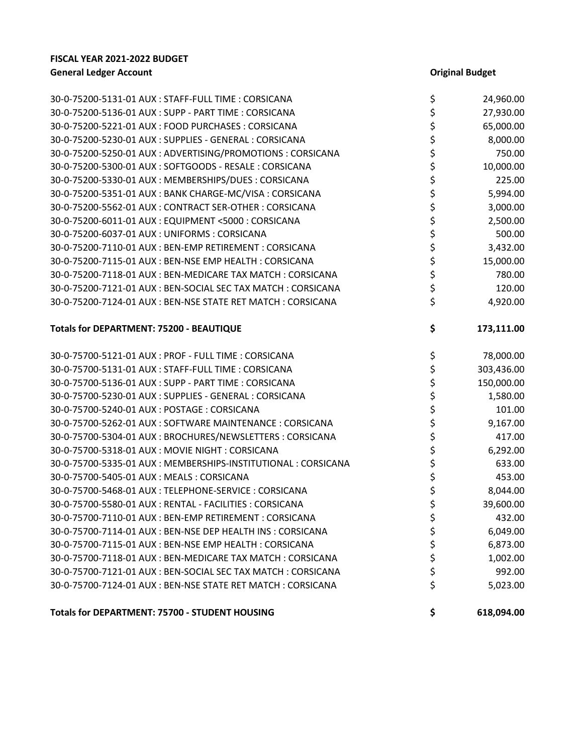**FISCAL YEAR 2021-2022 BUDGET**

| General Ledger Account | Original Budget |
|---|---|
| 30-0-75200-5131-01 AUX : STAFF-FULL TIME : CORSICANA | $ 24,960.00 |
| 30-0-75200-5136-01 AUX : SUPP - PART TIME : CORSICANA | $ 27,930.00 |
| 30-0-75200-5221-01 AUX : FOOD PURCHASES : CORSICANA | $ 65,000.00 |
| 30-0-75200-5230-01 AUX : SUPPLIES - GENERAL : CORSICANA | $ 8,000.00 |
| 30-0-75200-5250-01 AUX : ADVERTISING/PROMOTIONS : CORSICANA | $ 750.00 |
| 30-0-75200-5300-01 AUX : SOFTGOODS - RESALE : CORSICANA | $ 10,000.00 |
| 30-0-75200-5330-01 AUX : MEMBERSHIPS/DUES : CORSICANA | $ 225.00 |
| 30-0-75200-5351-01 AUX : BANK CHARGE-MC/VISA : CORSICANA | $ 5,994.00 |
| 30-0-75200-5562-01 AUX : CONTRACT SER-OTHER : CORSICANA | $ 3,000.00 |
| 30-0-75200-6011-01 AUX : EQUIPMENT <5000 : CORSICANA | $ 2,500.00 |
| 30-0-75200-6037-01 AUX : UNIFORMS : CORSICANA | $ 500.00 |
| 30-0-75200-7110-01 AUX : BEN-EMP RETIREMENT : CORSICANA | $ 3,432.00 |
| 30-0-75200-7115-01 AUX : BEN-NSE EMP HEALTH : CORSICANA | $ 15,000.00 |
| 30-0-75200-7118-01 AUX : BEN-MEDICARE TAX MATCH : CORSICANA | $ 780.00 |
| 30-0-75200-7121-01 AUX : BEN-SOCIAL SEC TAX MATCH : CORSICANA | $ 120.00 |
| 30-0-75200-7124-01 AUX : BEN-NSE STATE RET MATCH : CORSICANA | $ 4,920.00 |
| **Totals for DEPARTMENT: 75200 - BEAUTIQUE** | **$ 173,111.00** |
| 30-0-75700-5121-01 AUX : PROF - FULL TIME : CORSICANA | $ 78,000.00 |
| 30-0-75700-5131-01 AUX : STAFF-FULL TIME : CORSICANA | $ 303,436.00 |
| 30-0-75700-5136-01 AUX : SUPP - PART TIME : CORSICANA | $ 150,000.00 |
| 30-0-75700-5230-01 AUX : SUPPLIES - GENERAL : CORSICANA | $ 1,580.00 |
| 30-0-75700-5240-01 AUX : POSTAGE : CORSICANA | $ 101.00 |
| 30-0-75700-5262-01 AUX : SOFTWARE MAINTENANCE : CORSICANA | $ 9,167.00 |
| 30-0-75700-5304-01 AUX : BROCHURES/NEWSLETTERS : CORSICANA | $ 417.00 |
| 30-0-75700-5318-01 AUX : MOVIE NIGHT : CORSICANA | $ 6,292.00 |
| 30-0-75700-5335-01 AUX : MEMBERSHIPS-INSTITUTIONAL : CORSICANA | $ 633.00 |
| 30-0-75700-5405-01 AUX : MEALS : CORSICANA | $ 453.00 |
| 30-0-75700-5468-01 AUX : TELEPHONE-SERVICE : CORSICANA | $ 8,044.00 |
| 30-0-75700-5580-01 AUX : RENTAL - FACILITIES : CORSICANA | $ 39,600.00 |
| 30-0-75700-7110-01 AUX : BEN-EMP RETIREMENT : CORSICANA | $ 432.00 |
| 30-0-75700-7114-01 AUX : BEN-NSE DEP HEALTH INS : CORSICANA | $ 6,049.00 |
| 30-0-75700-7115-01 AUX : BEN-NSE EMP HEALTH : CORSICANA | $ 6,873.00 |
| 30-0-75700-7118-01 AUX : BEN-MEDICARE TAX MATCH : CORSICANA | $ 1,002.00 |
| 30-0-75700-7121-01 AUX : BEN-SOCIAL SEC TAX MATCH : CORSICANA | $ 992.00 |
| 30-0-75700-7124-01 AUX : BEN-NSE STATE RET MATCH : CORSICANA | $ 5,023.00 |
| **Totals for DEPARTMENT: 75700 - STUDENT HOUSING** | **$ 618,094.00** |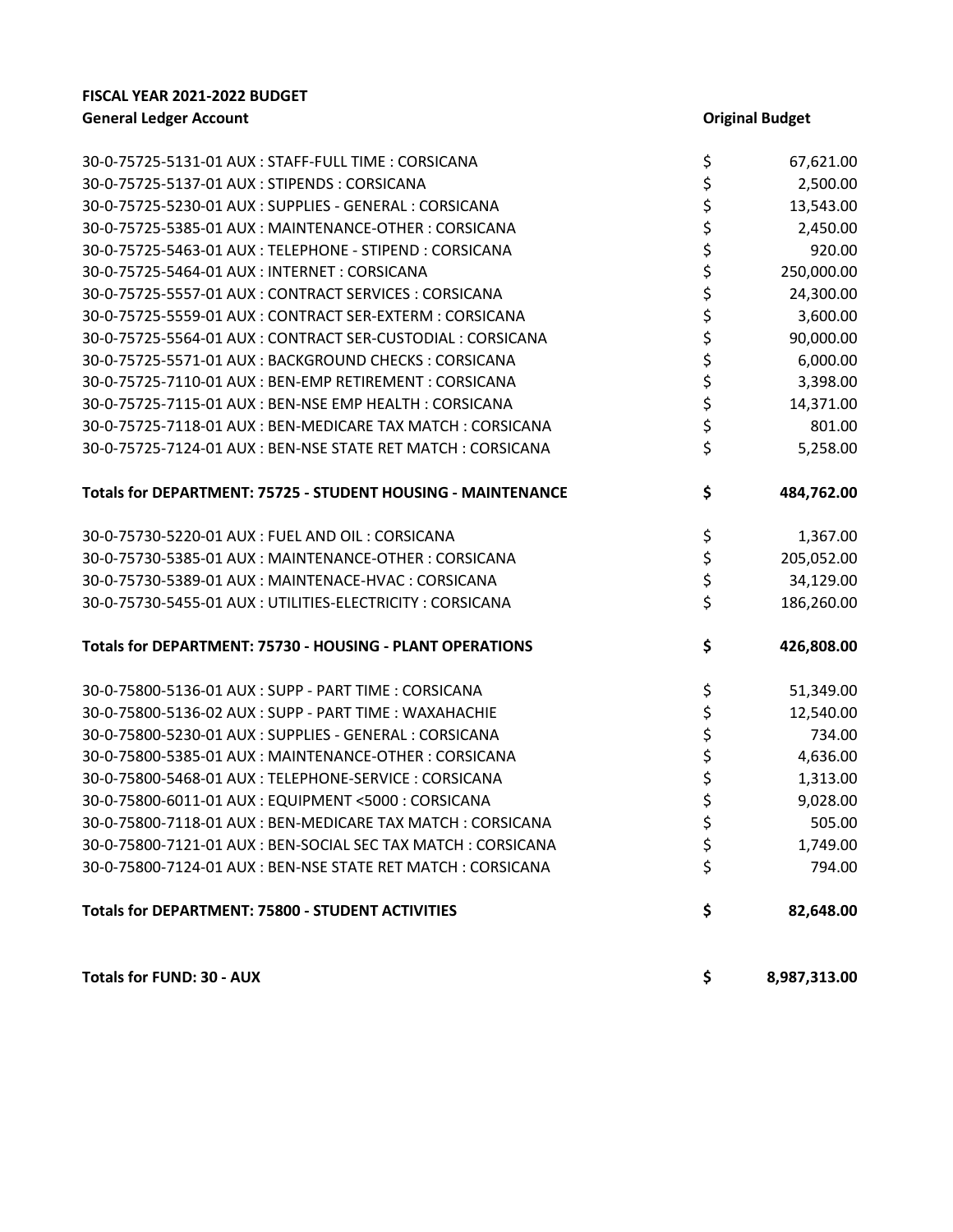**FISCAL YEAR 2021-2022 BUDGET**

| General Ledger Account | | Original Budget |
|---|---|---|
| 30-0-75725-5131-01 AUX : STAFF-FULL TIME : CORSICANA | $ | 67,621.00 |
| 30-0-75725-5137-01 AUX : STIPENDS : CORSICANA | $ | 2,500.00 |
| 30-0-75725-5230-01 AUX : SUPPLIES - GENERAL : CORSICANA | $ | 13,543.00 |
| 30-0-75725-5385-01 AUX : MAINTENANCE-OTHER : CORSICANA | $ | 2,450.00 |
| 30-0-75725-5463-01 AUX : TELEPHONE - STIPEND : CORSICANA | $ | 920.00 |
| 30-0-75725-5464-01 AUX : INTERNET : CORSICANA | $ | 250,000.00 |
| 30-0-75725-5557-01 AUX : CONTRACT SERVICES : CORSICANA | $ | 24,300.00 |
| 30-0-75725-5559-01 AUX : CONTRACT SER-EXTERM : CORSICANA | $ | 3,600.00 |
| 30-0-75725-5564-01 AUX : CONTRACT SER-CUSTODIAL : CORSICANA | $ | 90,000.00 |
| 30-0-75725-5571-01 AUX : BACKGROUND CHECKS : CORSICANA | $ | 6,000.00 |
| 30-0-75725-7110-01 AUX : BEN-EMP RETIREMENT : CORSICANA | $ | 3,398.00 |
| 30-0-75725-7115-01 AUX : BEN-NSE EMP HEALTH : CORSICANA | $ | 14,371.00 |
| 30-0-75725-7118-01 AUX : BEN-MEDICARE TAX MATCH : CORSICANA | $ | 801.00 |
| 30-0-75725-7124-01 AUX : BEN-NSE STATE RET MATCH : CORSICANA | $ | 5,258.00 |
| **Totals for DEPARTMENT: 75725 - STUDENT HOUSING - MAINTENANCE** | **$** | **484,762.00** |
| 30-0-75730-5220-01 AUX : FUEL AND OIL : CORSICANA | $ | 1,367.00 |
| 30-0-75730-5385-01 AUX : MAINTENANCE-OTHER : CORSICANA | $ | 205,052.00 |
| 30-0-75730-5389-01 AUX : MAINTENACE-HVAC : CORSICANA | $ | 34,129.00 |
| 30-0-75730-5455-01 AUX : UTILITIES-ELECTRICITY : CORSICANA | $ | 186,260.00 |
| **Totals for DEPARTMENT: 75730 - HOUSING - PLANT OPERATIONS** | **$** | **426,808.00** |
| 30-0-75800-5136-01 AUX : SUPP - PART TIME : CORSICANA | $ | 51,349.00 |
| 30-0-75800-5136-02 AUX : SUPP - PART TIME : WAXAHACHIE | $ | 12,540.00 |
| 30-0-75800-5230-01 AUX : SUPPLIES - GENERAL : CORSICANA | $ | 734.00 |
| 30-0-75800-5385-01 AUX : MAINTENANCE-OTHER : CORSICANA | $ | 4,636.00 |
| 30-0-75800-5468-01 AUX : TELEPHONE-SERVICE : CORSICANA | $ | 1,313.00 |
| 30-0-75800-6011-01 AUX : EQUIPMENT <5000 : CORSICANA | $ | 9,028.00 |
| 30-0-75800-7118-01 AUX : BEN-MEDICARE TAX MATCH : CORSICANA | $ | 505.00 |
| 30-0-75800-7121-01 AUX : BEN-SOCIAL SEC TAX MATCH : CORSICANA | $ | 1,749.00 |
| 30-0-75800-7124-01 AUX : BEN-NSE STATE RET MATCH : CORSICANA | $ | 794.00 |
| **Totals for DEPARTMENT: 75800 - STUDENT ACTIVITIES** | **$** | **82,648.00** |
| **Totals for FUND: 30 - AUX** | **$** | **8,987,313.00** |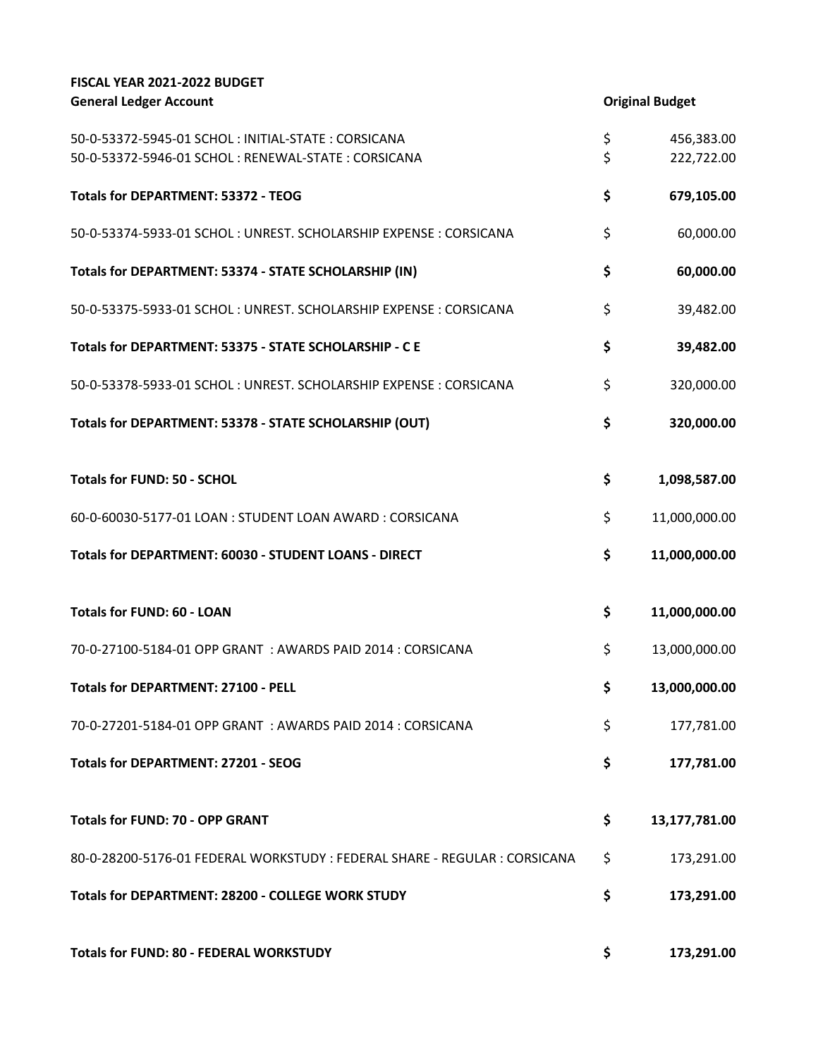**FISCAL YEAR 2021-2022 BUDGET**

| General Ledger Account | Original Budget |
|---|---|
| 50-0-53372-5945-01 SCHOL : INITIAL-STATE : CORSICANA | $ 456,383.00 |
| 50-0-53372-5946-01 SCHOL : RENEWAL-STATE : CORSICANA | $ 222,722.00 |
| **Totals for DEPARTMENT: 53372 - TEOG** | **$ 679,105.00** |
| 50-0-53374-5933-01 SCHOL : UNREST. SCHOLARSHIP EXPENSE : CORSICANA | $ 60,000.00 |
| **Totals for DEPARTMENT: 53374 - STATE SCHOLARSHIP (IN)** | **$ 60,000.00** |
| 50-0-53375-5933-01 SCHOL : UNREST. SCHOLARSHIP EXPENSE : CORSICANA | $ 39,482.00 |
| **Totals for DEPARTMENT: 53375 - STATE SCHOLARSHIP - C E** | **$ 39,482.00** |
| 50-0-53378-5933-01 SCHOL : UNREST. SCHOLARSHIP EXPENSE : CORSICANA | $ 320,000.00 |
| **Totals for DEPARTMENT: 53378 - STATE SCHOLARSHIP (OUT)** | **$ 320,000.00** |
| **Totals for FUND: 50 - SCHOL** | **$ 1,098,587.00** |
| 60-0-60030-5177-01 LOAN : STUDENT LOAN AWARD : CORSICANA | $ 11,000,000.00 |
| **Totals for DEPARTMENT: 60030 - STUDENT LOANS - DIRECT** | **$ 11,000,000.00** |
| **Totals for FUND: 60 - LOAN** | **$ 11,000,000.00** |
| 70-0-27100-5184-01 OPP GRANT : AWARDS PAID 2014 : CORSICANA | $ 13,000,000.00 |
| **Totals for DEPARTMENT: 27100 - PELL** | **$ 13,000,000.00** |
| 70-0-27201-5184-01 OPP GRANT : AWARDS PAID 2014 : CORSICANA | $ 177,781.00 |
| **Totals for DEPARTMENT: 27201 - SEOG** | **$ 177,781.00** |
| **Totals for FUND: 70 - OPP GRANT** | **$ 13,177,781.00** |
| 80-0-28200-5176-01 FEDERAL WORKSTUDY : FEDERAL SHARE - REGULAR : CORSICANA | $ 173,291.00 |
| **Totals for DEPARTMENT: 28200 - COLLEGE WORK STUDY** | **$ 173,291.00** |
| **Totals for FUND: 80 - FEDERAL WORKSTUDY** | **$ 173,291.00** |